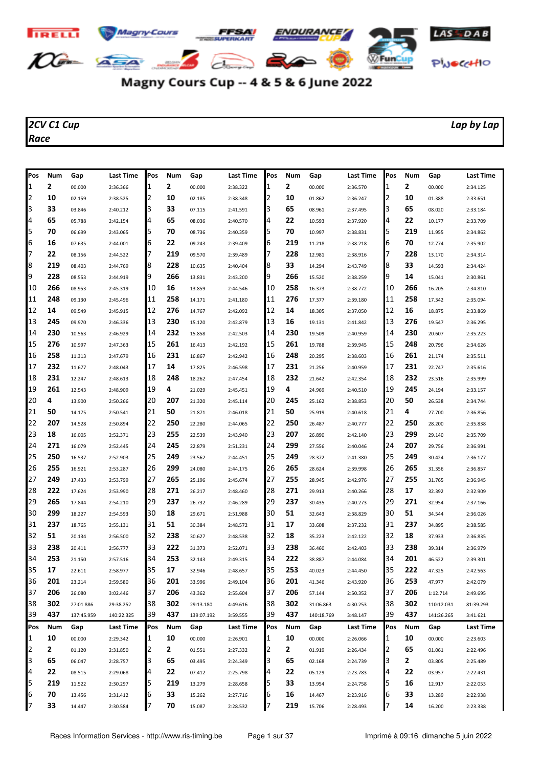# Magny Cours Cup -- 4 & 5 & 6 June 2022

**2CV C1 Cup** — **Lap by Lap**

**Race**

| Pos | Num | Gap | Last Time | Pos | Num | Gap | Last Time | Pos | Num | Gap | Last Time | Pos | Num | Gap | Last Time |
|---|---|---|---|---|---|---|---|---|---|---|---|---|---|---|---|
| 1 | 2 | 00.000 | 2:36.366 | 1 | 2 | 00.000 | 2:38.322 | 1 | 2 | 00.000 | 2:36.570 | 1 | 2 | 00.000 | 2:34.125 |
| 2 | 10 | 02.159 | 2:38.525 | 2 | 10 | 02.185 | 2:38.348 | 2 | 10 | 01.862 | 2:36.247 | 2 | 10 | 01.388 | 2:33.651 |
| 3 | 33 | 03.846 | 2:40.212 | 3 | 33 | 07.115 | 2:41.591 | 3 | 65 | 08.961 | 2:37.495 | 3 | 65 | 08.020 | 2:33.184 |
| 4 | 65 | 05.788 | 2:42.154 | 4 | 65 | 08.036 | 2:40.570 | 4 | 22 | 10.593 | 2:37.920 | 4 | 22 | 10.177 | 2:33.709 |
| 5 | 70 | 06.699 | 2:43.065 | 5 | 70 | 08.736 | 2:40.359 | 5 | 70 | 10.997 | 2:38.831 | 5 | 219 | 11.955 | 2:34.862 |
| 6 | 16 | 07.635 | 2:44.001 | 6 | 22 | 09.243 | 2:39.409 | 6 | 219 | 11.218 | 2:38.218 | 6 | 70 | 12.774 | 2:35.902 |
| 7 | 22 | 08.156 | 2:44.522 | 7 | 219 | 09.570 | 2:39.489 | 7 | 228 | 12.981 | 2:38.916 | 7 | 228 | 13.170 | 2:34.314 |
| 8 | 219 | 08.403 | 2:44.769 | 8 | 228 | 10.635 | 2:40.404 | 8 | 33 | 14.294 | 2:43.749 | 8 | 33 | 14.593 | 2:34.424 |
| 9 | 228 | 08.553 | 2:44.919 | 9 | 266 | 13.831 | 2:43.200 | 9 | 266 | 15.520 | 2:38.259 | 9 | 14 | 15.041 | 2:30.861 |
| 10 | 266 | 08.953 | 2:45.319 | 10 | 16 | 13.859 | 2:44.546 | 10 | 258 | 16.373 | 2:38.772 | 10 | 266 | 16.205 | 2:34.810 |
| 11 | 248 | 09.130 | 2:45.496 | 11 | 258 | 14.171 | 2:41.180 | 11 | 276 | 17.377 | 2:39.180 | 11 | 258 | 17.342 | 2:35.094 |
| 12 | 14 | 09.549 | 2:45.915 | 12 | 276 | 14.767 | 2:42.092 | 12 | 14 | 18.305 | 2:37.050 | 12 | 16 | 18.875 | 2:33.869 |
| 13 | 245 | 09.970 | 2:46.336 | 13 | 230 | 15.120 | 2:42.879 | 13 | 16 | 19.131 | 2:41.842 | 13 | 276 | 19.547 | 2:36.295 |
| 14 | 230 | 10.563 | 2:46.929 | 14 | 232 | 15.858 | 2:42.503 | 14 | 230 | 19.509 | 2:40.959 | 14 | 230 | 20.607 | 2:35.223 |
| 15 | 276 | 10.997 | 2:47.363 | 15 | 261 | 16.413 | 2:42.192 | 15 | 261 | 19.788 | 2:39.945 | 15 | 248 | 20.796 | 2:34.626 |
| 16 | 258 | 11.313 | 2:47.679 | 16 | 231 | 16.867 | 2:42.942 | 16 | 248 | 20.295 | 2:38.603 | 16 | 261 | 21.174 | 2:35.511 |
| 17 | 232 | 11.677 | 2:48.043 | 17 | 14 | 17.825 | 2:46.598 | 17 | 231 | 21.256 | 2:40.959 | 17 | 231 | 22.747 | 2:35.616 |
| 18 | 231 | 12.247 | 2:48.613 | 18 | 248 | 18.262 | 2:47.454 | 18 | 232 | 21.642 | 2:42.354 | 18 | 232 | 23.516 | 2:35.999 |
| 19 | 261 | 12.543 | 2:48.909 | 19 | 4 | 21.029 | 2:45.451 | 19 | 4 | 24.969 | 2:40.510 | 19 | 245 | 24.194 | 2:33.157 |
| 20 | 4 | 13.900 | 2:50.266 | 20 | 207 | 21.320 | 2:45.114 | 20 | 245 | 25.162 | 2:38.853 | 20 | 50 | 26.538 | 2:34.744 |
| 21 | 50 | 14.175 | 2:50.541 | 21 | 50 | 21.871 | 2:46.018 | 21 | 50 | 25.919 | 2:40.618 | 21 | 4 | 27.700 | 2:36.856 |
| 22 | 207 | 14.528 | 2:50.894 | 22 | 250 | 22.280 | 2:44.065 | 22 | 250 | 26.487 | 2:40.777 | 22 | 250 | 28.200 | 2:35.838 |
| 23 | 18 | 16.005 | 2:52.371 | 23 | 255 | 22.539 | 2:43.940 | 23 | 207 | 26.890 | 2:42.140 | 23 | 299 | 29.140 | 2:35.709 |
| 24 | 271 | 16.079 | 2:52.445 | 24 | 245 | 22.879 | 2:51.231 | 24 | 299 | 27.556 | 2:40.046 | 24 | 207 | 29.756 | 2:36.991 |
| 25 | 250 | 16.537 | 2:52.903 | 25 | 249 | 23.562 | 2:44.451 | 25 | 249 | 28.372 | 2:41.380 | 25 | 249 | 30.424 | 2:36.177 |
| 26 | 255 | 16.921 | 2:53.287 | 26 | 299 | 24.080 | 2:44.175 | 26 | 265 | 28.624 | 2:39.998 | 26 | 265 | 31.356 | 2:36.857 |
| 27 | 249 | 17.433 | 2:53.799 | 27 | 265 | 25.196 | 2:45.674 | 27 | 255 | 28.945 | 2:42.976 | 27 | 255 | 31.765 | 2:36.945 |
| 28 | 222 | 17.624 | 2:53.990 | 28 | 271 | 26.217 | 2:48.460 | 28 | 271 | 29.913 | 2:40.266 | 28 | 17 | 32.392 | 2:32.909 |
| 29 | 265 | 17.844 | 2:54.210 | 29 | 237 | 26.732 | 2:46.289 | 29 | 237 | 30.435 | 2:40.273 | 29 | 271 | 32.954 | 2:37.166 |
| 30 | 299 | 18.227 | 2:54.593 | 30 | 18 | 29.671 | 2:51.988 | 30 | 51 | 32.643 | 2:38.829 | 30 | 51 | 34.544 | 2:36.026 |
| 31 | 237 | 18.765 | 2:55.131 | 31 | 51 | 30.384 | 2:48.572 | 31 | 17 | 33.608 | 2:37.232 | 31 | 237 | 34.895 | 2:38.585 |
| 32 | 51 | 20.134 | 2:56.500 | 32 | 238 | 30.627 | 2:48.538 | 32 | 18 | 35.223 | 2:42.122 | 32 | 18 | 37.933 | 2:36.835 |
| 33 | 238 | 20.411 | 2:56.777 | 33 | 222 | 31.373 | 2:52.071 | 33 | 238 | 36.460 | 2:42.403 | 33 | 238 | 39.314 | 2:36.979 |
| 34 | 253 | 21.150 | 2:57.516 | 34 | 253 | 32.143 | 2:49.315 | 34 | 222 | 38.887 | 2:44.084 | 34 | 201 | 46.522 | 2:39.301 |
| 35 | 17 | 22.611 | 2:58.977 | 35 | 17 | 32.946 | 2:48.657 | 35 | 253 | 40.023 | 2:44.450 | 35 | 222 | 47.325 | 2:42.563 |
| 36 | 201 | 23.214 | 2:59.580 | 36 | 201 | 33.996 | 2:49.104 | 36 | 201 | 41.346 | 2:43.920 | 36 | 253 | 47.977 | 2:42.079 |
| 37 | 206 | 26.080 | 3:02.446 | 37 | 206 | 43.362 | 2:55.604 | 37 | 206 | 57.144 | 2:50.352 | 37 | 206 | 1:12.714 | 2:49.695 |
| 38 | 302 | 27:01.886 | 29:38.252 | 38 | 302 | 29:13.180 | 4:49.616 | 38 | 302 | 31:06.863 | 4:30.253 | 38 | 302 | 110:12.031 | 81:39.293 |
| 39 | 437 | 137:45.959 | 140:22.325 | 39 | 437 | 139:07.192 | 3:59.555 | 39 | 437 | 140:18.769 | 3:48.147 | 39 | 437 | 141:26.265 | 3:41.621 |

| Pos | Num | Gap | Last Time | Pos | Num | Gap | Last Time | Pos | Num | Gap | Last Time | Pos | Num | Gap | Last Time |
|---|---|---|---|---|---|---|---|---|---|---|---|---|---|---|---|
| 1 | 10 | 00.000 | 2:29.342 | 1 | 10 | 00.000 | 2:26.901 | 1 | 10 | 00.000 | 2:26.066 | 1 | 10 | 00.000 | 2:23.603 |
| 2 | 2 | 01.120 | 2:31.850 | 2 | 2 | 01.551 | 2:27.332 | 2 | 2 | 01.919 | 2:26.434 | 2 | 65 | 01.061 | 2:22.496 |
| 3 | 65 | 06.047 | 2:28.757 | 3 | 65 | 03.495 | 2:24.349 | 3 | 65 | 02.168 | 2:24.739 | 3 | 2 | 03.805 | 2:25.489 |
| 4 | 22 | 08.515 | 2:29.068 | 4 | 22 | 07.412 | 2:25.798 | 4 | 22 | 05.129 | 2:23.783 | 4 | 22 | 03.957 | 2:22.431 |
| 5 | 219 | 11.522 | 2:30.297 | 5 | 219 | 13.279 | 2:28.658 | 5 | 33 | 13.954 | 2:24.758 | 5 | 16 | 12.917 | 2:22.053 |
| 6 | 70 | 13.456 | 2:31.412 | 6 | 33 | 15.262 | 2:27.716 | 6 | 16 | 14.467 | 2:23.916 | 6 | 33 | 13.289 | 2:22.938 |
| 7 | 33 | 14.447 | 2:30.584 | 7 | 70 | 15.087 | 2:28.532 | 7 | 219 | 15.706 | 2:28.493 | 7 | 14 | 16.200 | 2:23.338 |

Races Information Services - http://www.ris-timing.be — Imprimé à 09:16 dimanche 5 juin 2022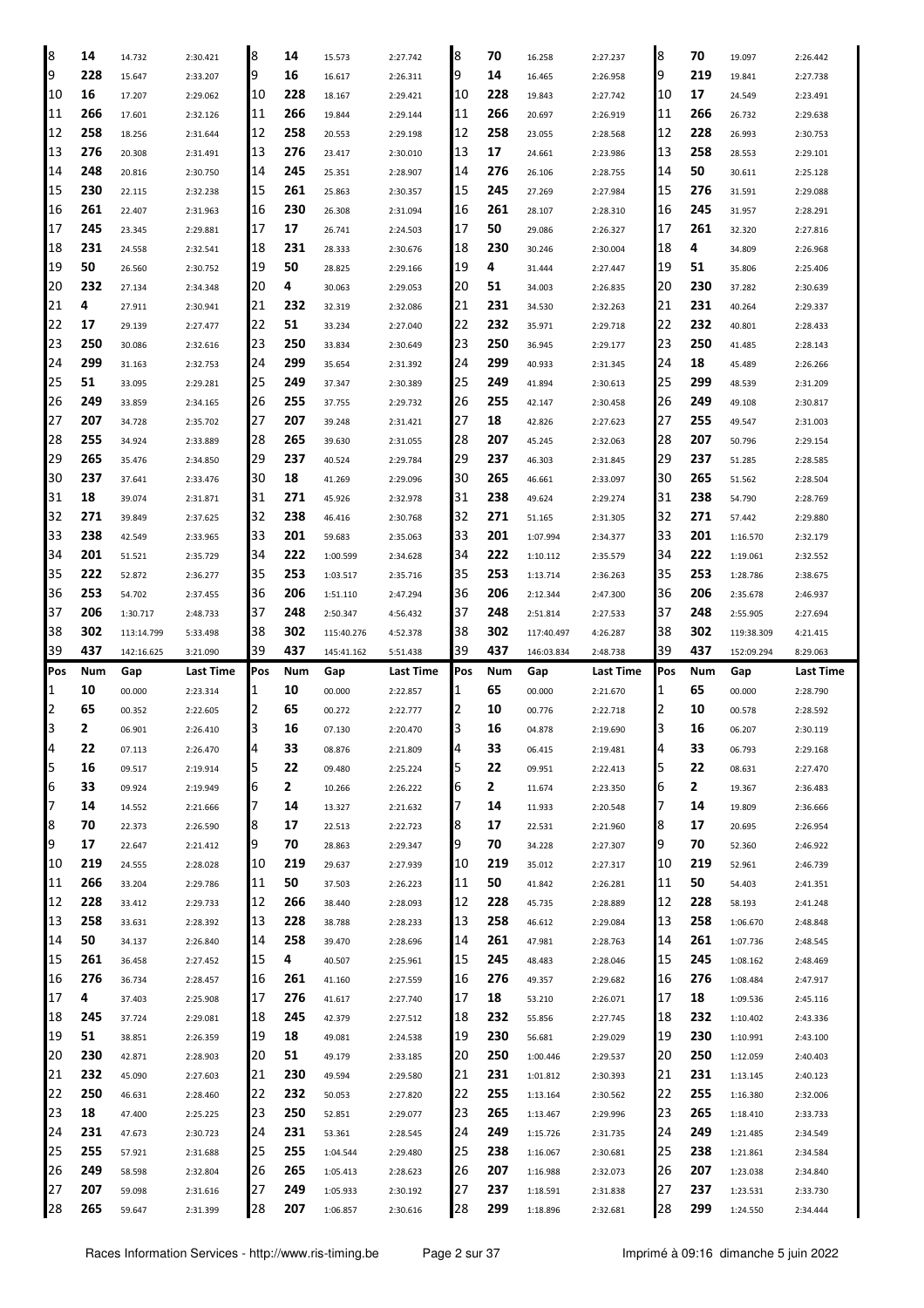| Pos | Num | Gap | Last Time | Pos | Num | Gap | Last Time | Pos | Num | Gap | Last Time | Pos | Num | Gap | Last Time |
|---|---|---|---|---|---|---|---|---|---|---|---|---|---|---|---|
| 8 | 14 | 14.732 | 2:30.421 | 8 | 14 | 15.573 | 2:27.742 | 8 | 70 | 16.258 | 2:27.237 | 8 | 70 | 19.097 | 2:26.442 |
| 9 | 228 | 15.647 | 2:33.207 | 9 | 16 | 16.617 | 2:26.311 | 9 | 14 | 16.465 | 2:26.958 | 9 | 219 | 19.841 | 2:27.738 |
| 10 | 16 | 17.207 | 2:29.062 | 10 | 228 | 18.167 | 2:29.421 | 10 | 228 | 19.843 | 2:27.742 | 10 | 17 | 24.549 | 2:23.491 |
| 11 | 266 | 17.601 | 2:32.126 | 11 | 266 | 19.844 | 2:29.144 | 11 | 266 | 20.697 | 2:26.919 | 11 | 266 | 26.732 | 2:29.638 |
| 12 | 258 | 18.256 | 2:31.644 | 12 | 258 | 20.553 | 2:29.198 | 12 | 258 | 23.055 | 2:28.568 | 12 | 228 | 26.993 | 2:30.753 |
| 13 | 276 | 20.308 | 2:31.491 | 13 | 276 | 23.417 | 2:30.010 | 13 | 17 | 24.661 | 2:23.986 | 13 | 258 | 28.553 | 2:29.101 |
| 14 | 248 | 20.816 | 2:30.750 | 14 | 245 | 25.351 | 2:28.907 | 14 | 276 | 26.106 | 2:28.755 | 14 | 50 | 30.611 | 2:25.128 |
| 15 | 230 | 22.115 | 2:32.238 | 15 | 261 | 25.863 | 2:30.357 | 15 | 245 | 27.269 | 2:27.984 | 15 | 276 | 31.591 | 2:29.088 |
| 16 | 261 | 22.407 | 2:31.963 | 16 | 230 | 26.308 | 2:31.094 | 16 | 261 | 28.107 | 2:28.310 | 16 | 245 | 31.957 | 2:28.291 |
| 17 | 245 | 23.345 | 2:29.881 | 17 | 17 | 26.741 | 2:24.503 | 17 | 50 | 29.086 | 2:26.327 | 17 | 261 | 32.320 | 2:27.816 |
| 18 | 231 | 24.558 | 2:32.541 | 18 | 231 | 28.333 | 2:30.676 | 18 | 230 | 30.246 | 2:30.004 | 18 | 4 | 34.809 | 2:26.968 |
| 19 | 50 | 26.560 | 2:30.752 | 19 | 50 | 28.825 | 2:29.166 | 19 | 4 | 31.444 | 2:27.447 | 19 | 51 | 35.806 | 2:25.406 |
| 20 | 232 | 27.134 | 2:34.348 | 20 | 4 | 30.063 | 2:29.053 | 20 | 51 | 34.003 | 2:26.835 | 20 | 230 | 37.282 | 2:30.639 |
| 21 | 4 | 27.911 | 2:30.941 | 21 | 232 | 32.319 | 2:32.086 | 21 | 231 | 34.530 | 2:32.263 | 21 | 231 | 40.264 | 2:29.337 |
| 22 | 17 | 29.139 | 2:27.477 | 22 | 51 | 33.234 | 2:27.040 | 22 | 232 | 35.971 | 2:29.718 | 22 | 232 | 40.801 | 2:28.433 |
| 23 | 250 | 30.086 | 2:32.616 | 23 | 250 | 33.834 | 2:30.649 | 23 | 250 | 36.945 | 2:29.177 | 23 | 250 | 41.485 | 2:28.143 |
| 24 | 299 | 31.163 | 2:32.753 | 24 | 299 | 35.654 | 2:31.392 | 24 | 299 | 40.933 | 2:31.345 | 24 | 18 | 45.489 | 2:26.266 |
| 25 | 51 | 33.095 | 2:29.281 | 25 | 249 | 37.347 | 2:30.389 | 25 | 249 | 41.894 | 2:30.613 | 25 | 299 | 48.539 | 2:31.209 |
| 26 | 249 | 33.859 | 2:34.165 | 26 | 255 | 37.755 | 2:29.732 | 26 | 255 | 42.147 | 2:30.458 | 26 | 249 | 49.108 | 2:30.817 |
| 27 | 207 | 34.728 | 2:35.702 | 27 | 207 | 39.248 | 2:31.421 | 27 | 18 | 42.826 | 2:27.623 | 27 | 255 | 49.547 | 2:31.003 |
| 28 | 255 | 34.924 | 2:33.889 | 28 | 265 | 39.630 | 2:31.055 | 28 | 207 | 45.245 | 2:32.063 | 28 | 207 | 50.796 | 2:29.154 |
| 29 | 265 | 35.476 | 2:34.850 | 29 | 237 | 40.524 | 2:29.784 | 29 | 237 | 46.303 | 2:31.845 | 29 | 237 | 51.285 | 2:28.585 |
| 30 | 237 | 37.641 | 2:33.476 | 30 | 18 | 41.269 | 2:29.096 | 30 | 265 | 46.661 | 2:33.097 | 30 | 265 | 51.562 | 2:28.504 |
| 31 | 18 | 39.074 | 2:31.871 | 31 | 271 | 45.926 | 2:32.978 | 31 | 238 | 49.624 | 2:29.274 | 31 | 238 | 54.790 | 2:28.769 |
| 32 | 271 | 39.849 | 2:37.625 | 32 | 238 | 46.416 | 2:30.768 | 32 | 271 | 51.165 | 2:31.305 | 32 | 271 | 57.442 | 2:29.880 |
| 33 | 238 | 42.549 | 2:33.965 | 33 | 201 | 59.683 | 2:35.063 | 33 | 201 | 1:07.994 | 2:34.377 | 33 | 201 | 1:16.570 | 2:32.179 |
| 34 | 201 | 51.521 | 2:35.729 | 34 | 222 | 1:00.599 | 2:34.628 | 34 | 222 | 1:10.112 | 2:35.579 | 34 | 222 | 1:19.061 | 2:32.552 |
| 35 | 222 | 52.872 | 2:36.277 | 35 | 253 | 1:03.517 | 2:35.716 | 35 | 253 | 1:13.714 | 2:36.263 | 35 | 253 | 1:28.786 | 2:38.675 |
| 36 | 253 | 54.702 | 2:37.455 | 36 | 206 | 1:51.110 | 2:47.294 | 36 | 206 | 2:12.344 | 2:47.300 | 36 | 206 | 2:35.678 | 2:46.937 |
| 37 | 206 | 1:30.717 | 2:48.733 | 37 | 248 | 2:50.347 | 4:56.432 | 37 | 248 | 2:51.814 | 2:27.533 | 37 | 248 | 2:55.905 | 2:27.694 |
| 38 | 302 | 113:14.799 | 5:33.498 | 38 | 302 | 115:40.276 | 4:52.378 | 38 | 302 | 117:40.497 | 4:26.287 | 38 | 302 | 119:38.309 | 4:21.415 |
| 39 | 437 | 142:16.625 | 3:21.090 | 39 | 437 | 145:41.162 | 5:51.438 | 39 | 437 | 146:03.834 | 2:48.738 | 39 | 437 | 152:09.294 | 8:29.063 |

| Pos | Num | Gap | Last Time | Pos | Num | Gap | Last Time | Pos | Num | Gap | Last Time | Pos | Num | Gap | Last Time |
|---|---|---|---|---|---|---|---|---|---|---|---|---|---|---|---|
| 1 | 10 | 00.000 | 2:23.314 | 1 | 10 | 00.000 | 2:22.857 | 1 | 65 | 00.000 | 2:21.670 | 1 | 65 | 00.000 | 2:28.790 |
| 2 | 65 | 00.352 | 2:22.605 | 2 | 65 | 00.272 | 2:22.777 | 2 | 10 | 00.776 | 2:22.718 | 2 | 10 | 00.578 | 2:28.592 |
| 3 | 2 | 06.901 | 2:26.410 | 3 | 16 | 07.130 | 2:20.470 | 3 | 16 | 04.878 | 2:19.690 | 3 | 16 | 06.207 | 2:30.119 |
| 4 | 22 | 07.113 | 2:26.470 | 4 | 33 | 08.876 | 2:21.809 | 4 | 33 | 06.415 | 2:19.481 | 4 | 33 | 06.793 | 2:29.168 |
| 5 | 16 | 09.517 | 2:19.914 | 5 | 22 | 09.480 | 2:25.224 | 5 | 22 | 09.951 | 2:22.413 | 5 | 22 | 08.631 | 2:27.470 |
| 6 | 33 | 09.924 | 2:19.949 | 6 | 2 | 10.266 | 2:26.222 | 6 | 2 | 11.674 | 2:23.350 | 6 | 2 | 19.367 | 2:36.483 |
| 7 | 14 | 14.552 | 2:21.666 | 7 | 14 | 13.327 | 2:21.632 | 7 | 14 | 11.933 | 2:20.548 | 7 | 14 | 19.809 | 2:36.666 |
| 8 | 70 | 22.373 | 2:26.590 | 8 | 17 | 22.513 | 2:22.723 | 8 | 17 | 22.531 | 2:21.960 | 8 | 17 | 20.695 | 2:26.954 |
| 9 | 17 | 22.647 | 2:21.412 | 9 | 70 | 28.863 | 2:29.347 | 9 | 70 | 34.228 | 2:27.307 | 9 | 70 | 52.360 | 2:46.922 |
| 10 | 219 | 24.555 | 2:28.028 | 10 | 219 | 29.637 | 2:27.939 | 10 | 219 | 35.012 | 2:27.317 | 10 | 219 | 52.961 | 2:46.739 |
| 11 | 266 | 33.204 | 2:29.786 | 11 | 50 | 37.503 | 2:26.223 | 11 | 50 | 41.842 | 2:26.281 | 11 | 50 | 54.403 | 2:41.351 |
| 12 | 228 | 33.412 | 2:29.733 | 12 | 266 | 38.440 | 2:28.093 | 12 | 228 | 45.735 | 2:28.889 | 12 | 228 | 58.193 | 2:41.248 |
| 13 | 258 | 33.631 | 2:28.392 | 13 | 228 | 38.788 | 2:28.233 | 13 | 258 | 46.612 | 2:29.084 | 13 | 258 | 1:06.670 | 2:48.848 |
| 14 | 50 | 34.137 | 2:26.840 | 14 | 258 | 39.470 | 2:28.696 | 14 | 261 | 47.981 | 2:28.763 | 14 | 261 | 1:07.736 | 2:48.545 |
| 15 | 261 | 36.458 | 2:27.452 | 15 | 4 | 40.507 | 2:25.961 | 15 | 245 | 48.483 | 2:28.046 | 15 | 245 | 1:08.162 | 2:48.469 |
| 16 | 276 | 36.734 | 2:28.457 | 16 | 261 | 41.160 | 2:27.559 | 16 | 276 | 49.357 | 2:29.682 | 16 | 276 | 1:08.484 | 2:47.917 |
| 17 | 4 | 37.403 | 2:25.908 | 17 | 276 | 41.617 | 2:27.740 | 17 | 18 | 53.210 | 2:26.071 | 17 | 18 | 1:09.536 | 2:45.116 |
| 18 | 245 | 37.724 | 2:29.081 | 18 | 245 | 42.379 | 2:27.512 | 18 | 232 | 55.856 | 2:27.745 | 18 | 232 | 1:10.402 | 2:43.336 |
| 19 | 51 | 38.851 | 2:26.359 | 19 | 18 | 49.081 | 2:24.538 | 19 | 230 | 56.681 | 2:29.029 | 19 | 230 | 1:10.991 | 2:43.100 |
| 20 | 230 | 42.871 | 2:28.903 | 20 | 51 | 49.179 | 2:33.185 | 20 | 250 | 1:00.446 | 2:29.537 | 20 | 250 | 1:12.059 | 2:40.403 |
| 21 | 232 | 45.090 | 2:27.603 | 21 | 230 | 49.594 | 2:29.580 | 21 | 231 | 1:01.812 | 2:30.393 | 21 | 231 | 1:13.145 | 2:40.123 |
| 22 | 250 | 46.631 | 2:28.460 | 22 | 232 | 50.053 | 2:27.820 | 22 | 255 | 1:13.164 | 2:30.562 | 22 | 255 | 1:16.380 | 2:32.006 |
| 23 | 18 | 47.400 | 2:25.225 | 23 | 250 | 52.851 | 2:29.077 | 23 | 265 | 1:13.467 | 2:29.996 | 23 | 265 | 1:18.410 | 2:33.733 |
| 24 | 231 | 47.673 | 2:30.723 | 24 | 231 | 53.361 | 2:28.545 | 24 | 249 | 1:15.726 | 2:31.735 | 24 | 249 | 1:21.485 | 2:34.549 |
| 25 | 255 | 57.921 | 2:31.688 | 25 | 255 | 1:04.544 | 2:29.480 | 25 | 238 | 1:16.067 | 2:30.681 | 25 | 238 | 1:21.861 | 2:34.584 |
| 26 | 249 | 58.598 | 2:32.804 | 26 | 265 | 1:05.413 | 2:28.623 | 26 | 207 | 1:16.988 | 2:32.073 | 26 | 207 | 1:23.038 | 2:34.840 |
| 27 | 207 | 59.098 | 2:31.616 | 27 | 249 | 1:05.933 | 2:30.192 | 27 | 237 | 1:18.591 | 2:31.838 | 27 | 237 | 1:23.531 | 2:33.730 |
| 28 | 265 | 59.647 | 2:31.399 | 28 | 207 | 1:06.857 | 2:30.616 | 28 | 299 | 1:18.896 | 2:32.681 | 28 | 299 | 1:24.550 | 2:34.444 |

Races Information Services - http://www.ris-timing.be

Imprimé à 09:16 dimanche 5 juin 2022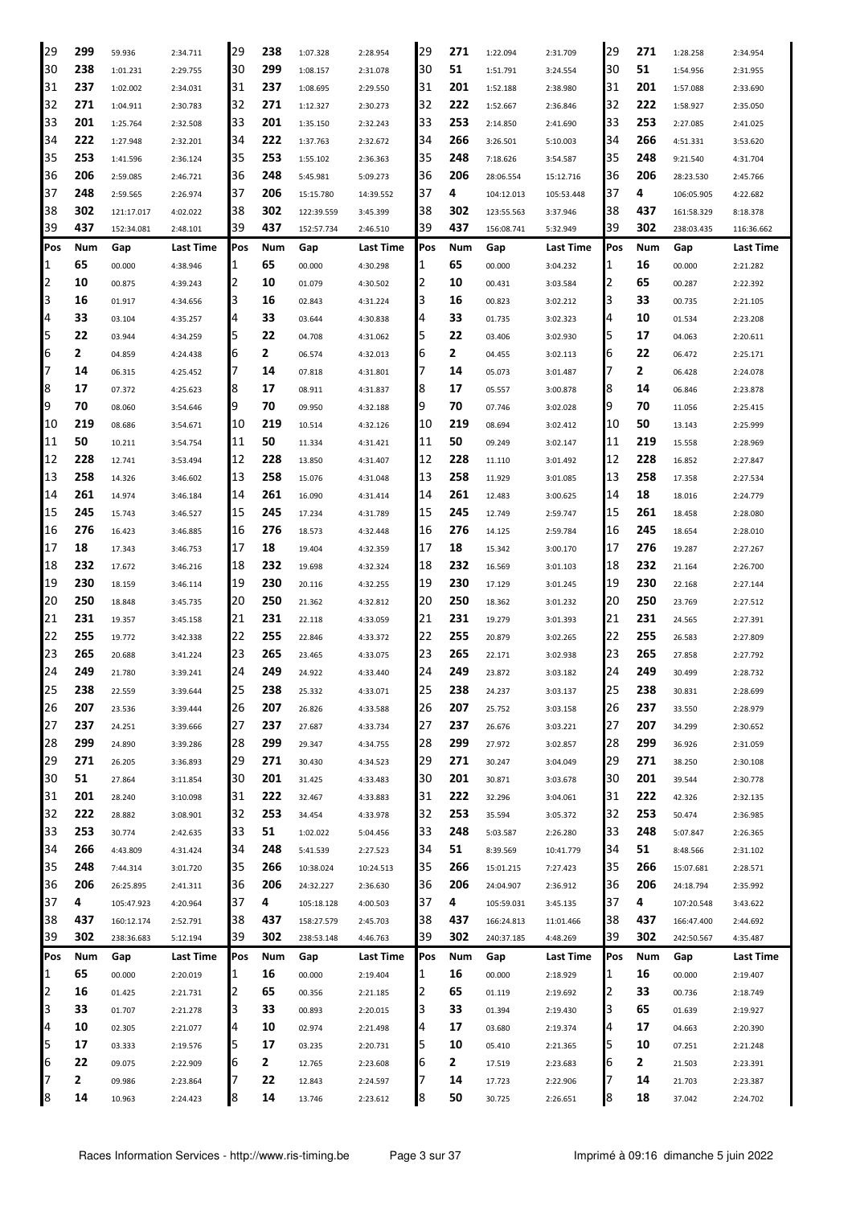| Pos | Num | Gap | Last Time | Pos | Num | Gap | Last Time | Pos | Num | Gap | Last Time | Pos | Num | Gap | Last Time |
|---|---|---|---|---|---|---|---|---|---|---|---|---|---|---|---|
| 29 | 299 | 59.936 | 2:34.711 | 29 | 238 | 1:07.328 | 2:28.954 | 29 | 271 | 1:22.094 | 2:31.709 | 29 | 271 | 1:28.258 | 2:34.954 |
| 30 | 238 | 1:01.231 | 2:29.755 | 30 | 299 | 1:08.157 | 2:31.078 | 30 | 51 | 1:51.791 | 3:24.554 | 30 | 51 | 1:54.956 | 2:31.955 |
| 31 | 237 | 1:02.002 | 2:34.031 | 31 | 237 | 1:08.695 | 2:29.550 | 31 | 201 | 1:52.188 | 2:38.980 | 31 | 201 | 1:57.088 | 2:33.690 |
| 32 | 271 | 1:04.911 | 2:30.783 | 32 | 271 | 1:12.327 | 2:30.273 | 32 | 222 | 1:52.667 | 2:36.846 | 32 | 222 | 1:58.927 | 2:35.050 |
| 33 | 201 | 1:25.764 | 2:32.508 | 33 | 201 | 1:35.150 | 2:32.243 | 33 | 253 | 2:14.850 | 2:41.690 | 33 | 253 | 2:27.085 | 2:41.025 |
| 34 | 222 | 1:27.948 | 2:32.201 | 34 | 222 | 1:37.763 | 2:32.672 | 34 | 266 | 3:26.501 | 5:10.003 | 34 | 266 | 4:51.331 | 3:53.620 |
| 35 | 253 | 1:41.596 | 2:36.124 | 35 | 253 | 1:55.102 | 2:36.363 | 35 | 248 | 7:18.626 | 3:54.587 | 35 | 248 | 9:21.540 | 4:31.704 |
| 36 | 206 | 2:59.085 | 2:46.721 | 36 | 248 | 5:45.981 | 5:09.273 | 36 | 206 | 28:06.554 | 15:12.716 | 36 | 206 | 28:23.530 | 2:45.766 |
| 37 | 248 | 2:59.565 | 2:26.974 | 37 | 206 | 15:15.780 | 14:39.552 | 37 | 4 | 104:12.013 | 105:53.448 | 37 | 4 | 106:05.905 | 4:22.682 |
| 38 | 302 | 121:17.017 | 4:02.022 | 38 | 302 | 122:39.559 | 3:45.399 | 38 | 302 | 123:55.563 | 3:37.946 | 38 | 437 | 161:58.329 | 8:18.378 |
| 39 | 437 | 152:34.081 | 2:48.101 | 39 | 437 | 152:57.734 | 2:46.510 | 39 | 437 | 156:08.741 | 5:32.949 | 39 | 302 | 238:03.435 | 116:36.662 |

| Pos | Num | Gap | Last Time | Pos | Num | Gap | Last Time | Pos | Num | Gap | Last Time | Pos | Num | Gap | Last Time |
|---|---|---|---|---|---|---|---|---|---|---|---|---|---|---|---|
| 1 | 65 | 00.000 | 4:38.946 | 1 | 65 | 00.000 | 4:30.298 | 1 | 65 | 00.000 | 3:04.232 | 1 | 16 | 00.000 | 2:21.282 |
| 2 | 10 | 00.875 | 4:39.243 | 2 | 10 | 01.079 | 4:30.502 | 2 | 10 | 00.431 | 3:03.584 | 2 | 65 | 00.287 | 2:22.392 |
| 3 | 16 | 01.917 | 4:34.656 | 3 | 16 | 02.843 | 4:31.224 | 3 | 16 | 00.823 | 3:02.212 | 3 | 33 | 00.735 | 2:21.105 |
| 4 | 33 | 03.104 | 4:35.257 | 4 | 33 | 03.644 | 4:30.838 | 4 | 33 | 01.735 | 3:02.323 | 4 | 10 | 01.534 | 2:23.208 |
| 5 | 22 | 03.944 | 4:34.259 | 5 | 22 | 04.708 | 4:31.062 | 5 | 22 | 03.406 | 3:02.930 | 5 | 17 | 04.063 | 2:20.611 |
| 6 | 2 | 04.859 | 4:24.438 | 6 | 2 | 06.574 | 4:32.013 | 6 | 2 | 04.455 | 3:02.113 | 6 | 22 | 06.472 | 2:25.171 |
| 7 | 14 | 06.315 | 4:25.452 | 7 | 14 | 07.818 | 4:31.801 | 7 | 14 | 05.073 | 3:01.487 | 7 | 2 | 06.428 | 2:24.078 |
| 8 | 17 | 07.372 | 4:25.623 | 8 | 17 | 08.911 | 4:31.837 | 8 | 17 | 05.557 | 3:00.878 | 8 | 14 | 06.846 | 2:23.878 |
| 9 | 70 | 08.060 | 3:54.646 | 9 | 70 | 09.950 | 4:32.188 | 9 | 70 | 07.746 | 3:02.028 | 9 | 70 | 11.056 | 2:25.415 |
| 10 | 219 | 08.686 | 3:54.671 | 10 | 219 | 10.514 | 4:32.126 | 10 | 219 | 08.694 | 3:02.412 | 10 | 50 | 13.143 | 2:25.999 |
| 11 | 50 | 10.211 | 3:54.754 | 11 | 50 | 11.334 | 4:31.421 | 11 | 50 | 09.249 | 3:02.147 | 11 | 219 | 15.558 | 2:28.969 |
| 12 | 228 | 12.741 | 3:53.494 | 12 | 228 | 13.850 | 4:31.407 | 12 | 228 | 11.110 | 3:01.492 | 12 | 228 | 16.852 | 2:27.847 |
| 13 | 258 | 14.326 | 3:46.602 | 13 | 258 | 15.076 | 4:31.048 | 13 | 258 | 11.929 | 3:01.085 | 13 | 258 | 17.358 | 2:27.534 |
| 14 | 261 | 14.974 | 3:46.184 | 14 | 261 | 16.090 | 4:31.414 | 14 | 261 | 12.483 | 3:00.625 | 14 | 18 | 18.016 | 2:24.779 |
| 15 | 245 | 15.743 | 3:46.527 | 15 | 245 | 17.234 | 4:31.789 | 15 | 245 | 12.749 | 2:59.747 | 15 | 261 | 18.458 | 2:28.080 |
| 16 | 276 | 16.423 | 3:46.885 | 16 | 276 | 18.573 | 4:32.448 | 16 | 276 | 14.125 | 2:59.784 | 16 | 245 | 18.654 | 2:28.010 |
| 17 | 18 | 17.343 | 3:46.753 | 17 | 18 | 19.404 | 4:32.359 | 17 | 18 | 15.342 | 3:00.170 | 17 | 276 | 19.287 | 2:27.267 |
| 18 | 232 | 17.672 | 3:46.216 | 18 | 232 | 19.698 | 4:32.324 | 18 | 232 | 16.569 | 3:01.103 | 18 | 232 | 21.164 | 2:26.700 |
| 19 | 230 | 18.159 | 3:46.114 | 19 | 230 | 20.116 | 4:32.255 | 19 | 230 | 17.129 | 3:01.245 | 19 | 230 | 22.168 | 2:27.144 |
| 20 | 250 | 18.848 | 3:45.735 | 20 | 250 | 21.362 | 4:32.812 | 20 | 250 | 18.362 | 3:01.232 | 20 | 250 | 23.769 | 2:27.512 |
| 21 | 231 | 19.357 | 3:45.158 | 21 | 231 | 22.118 | 4:33.059 | 21 | 231 | 19.279 | 3:01.393 | 21 | 231 | 24.565 | 2:27.391 |
| 22 | 255 | 19.772 | 3:42.338 | 22 | 255 | 22.846 | 4:33.372 | 22 | 255 | 20.879 | 3:02.265 | 22 | 255 | 26.583 | 2:27.809 |
| 23 | 265 | 20.688 | 3:41.224 | 23 | 265 | 23.465 | 4:33.075 | 23 | 265 | 22.171 | 3:02.938 | 23 | 265 | 27.858 | 2:27.792 |
| 24 | 249 | 21.780 | 3:39.241 | 24 | 249 | 24.922 | 4:33.440 | 24 | 249 | 23.872 | 3:03.182 | 24 | 249 | 30.499 | 2:28.732 |
| 25 | 238 | 22.559 | 3:39.644 | 25 | 238 | 25.332 | 4:33.071 | 25 | 238 | 24.237 | 3:03.137 | 25 | 238 | 30.831 | 2:28.699 |
| 26 | 207 | 23.536 | 3:39.444 | 26 | 207 | 26.826 | 4:33.588 | 26 | 207 | 25.752 | 3:03.158 | 26 | 237 | 33.550 | 2:28.979 |
| 27 | 237 | 24.251 | 3:39.666 | 27 | 237 | 27.687 | 4:33.734 | 27 | 237 | 26.676 | 3:03.221 | 27 | 207 | 34.299 | 2:30.652 |
| 28 | 299 | 24.890 | 3:39.286 | 28 | 299 | 29.347 | 4:34.755 | 28 | 299 | 27.972 | 3:02.857 | 28 | 299 | 36.926 | 2:31.059 |
| 29 | 271 | 26.205 | 3:36.893 | 29 | 271 | 30.430 | 4:34.523 | 29 | 271 | 30.247 | 3:04.049 | 29 | 271 | 38.250 | 2:30.108 |
| 30 | 51 | 27.864 | 3:11.854 | 30 | 201 | 31.425 | 4:33.483 | 30 | 201 | 30.871 | 3:03.678 | 30 | 201 | 39.544 | 2:30.778 |
| 31 | 201 | 28.240 | 3:10.098 | 31 | 222 | 32.467 | 4:33.883 | 31 | 222 | 32.296 | 3:04.061 | 31 | 222 | 42.326 | 2:32.135 |
| 32 | 222 | 28.882 | 3:08.901 | 32 | 253 | 34.454 | 4:33.978 | 32 | 253 | 35.594 | 3:05.372 | 32 | 253 | 50.474 | 2:36.985 |
| 33 | 253 | 30.774 | 2:42.635 | 33 | 51 | 1:02.022 | 5:04.456 | 33 | 248 | 5:03.587 | 2:26.280 | 33 | 248 | 5:07.847 | 2:26.365 |
| 34 | 266 | 4:43.809 | 4:31.424 | 34 | 248 | 5:41.539 | 2:27.523 | 34 | 51 | 8:39.569 | 10:41.779 | 34 | 51 | 8:48.566 | 2:31.102 |
| 35 | 248 | 7:44.314 | 3:01.720 | 35 | 266 | 10:38.024 | 10:24.513 | 35 | 266 | 15:01.215 | 7:27.423 | 35 | 266 | 15:07.681 | 2:28.571 |
| 36 | 206 | 26:25.895 | 2:41.311 | 36 | 206 | 24:32.227 | 2:36.630 | 36 | 206 | 24:04.907 | 2:36.912 | 36 | 206 | 24:18.794 | 2:35.992 |
| 37 | 4 | 105:47.923 | 4:20.964 | 37 | 4 | 105:18.128 | 4:00.503 | 37 | 4 | 105:59.031 | 3:45.135 | 37 | 4 | 107:20.548 | 3:43.622 |
| 38 | 437 | 160:12.174 | 2:52.791 | 38 | 437 | 158:27.579 | 2:45.703 | 38 | 437 | 166:24.813 | 11:01.466 | 38 | 437 | 166:47.400 | 2:44.692 |
| 39 | 302 | 238:36.683 | 5:12.194 | 39 | 302 | 238:53.148 | 4:46.763 | 39 | 302 | 240:37.185 | 4:48.269 | 39 | 302 | 242:50.567 | 4:35.487 |

| Pos | Num | Gap | Last Time | Pos | Num | Gap | Last Time | Pos | Num | Gap | Last Time | Pos | Num | Gap | Last Time |
|---|---|---|---|---|---|---|---|---|---|---|---|---|---|---|---|
| 1 | 65 | 00.000 | 2:20.019 | 1 | 16 | 00.000 | 2:19.404 | 1 | 16 | 00.000 | 2:18.929 | 1 | 16 | 00.000 | 2:19.407 |
| 2 | 16 | 01.425 | 2:21.731 | 2 | 65 | 00.356 | 2:21.185 | 2 | 65 | 01.119 | 2:19.692 | 2 | 33 | 00.736 | 2:18.749 |
| 3 | 33 | 01.707 | 2:21.278 | 3 | 33 | 00.893 | 2:20.015 | 3 | 33 | 01.394 | 2:19.430 | 3 | 65 | 01.639 | 2:19.927 |
| 4 | 10 | 02.305 | 2:21.077 | 4 | 10 | 02.974 | 2:21.498 | 4 | 17 | 03.680 | 2:19.374 | 4 | 17 | 04.663 | 2:20.390 |
| 5 | 17 | 03.333 | 2:19.576 | 5 | 17 | 03.235 | 2:20.731 | 5 | 10 | 05.410 | 2:21.365 | 5 | 10 | 07.251 | 2:21.248 |
| 6 | 22 | 09.075 | 2:22.909 | 6 | 2 | 12.765 | 2:23.608 | 6 | 2 | 17.519 | 2:23.683 | 6 | 2 | 21.503 | 2:23.391 |
| 7 | 2 | 09.986 | 2:23.864 | 7 | 22 | 12.843 | 2:24.597 | 7 | 14 | 17.723 | 2:22.906 | 7 | 14 | 21.703 | 2:23.387 |
| 8 | 14 | 10.963 | 2:24.423 | 8 | 14 | 13.746 | 2:23.612 | 8 | 50 | 30.725 | 2:26.651 | 8 | 18 | 37.042 | 2:24.702 |

Races Information Services - http://www.ris-timing.be Imprimé à 09:16 dimanche 5 juin 2022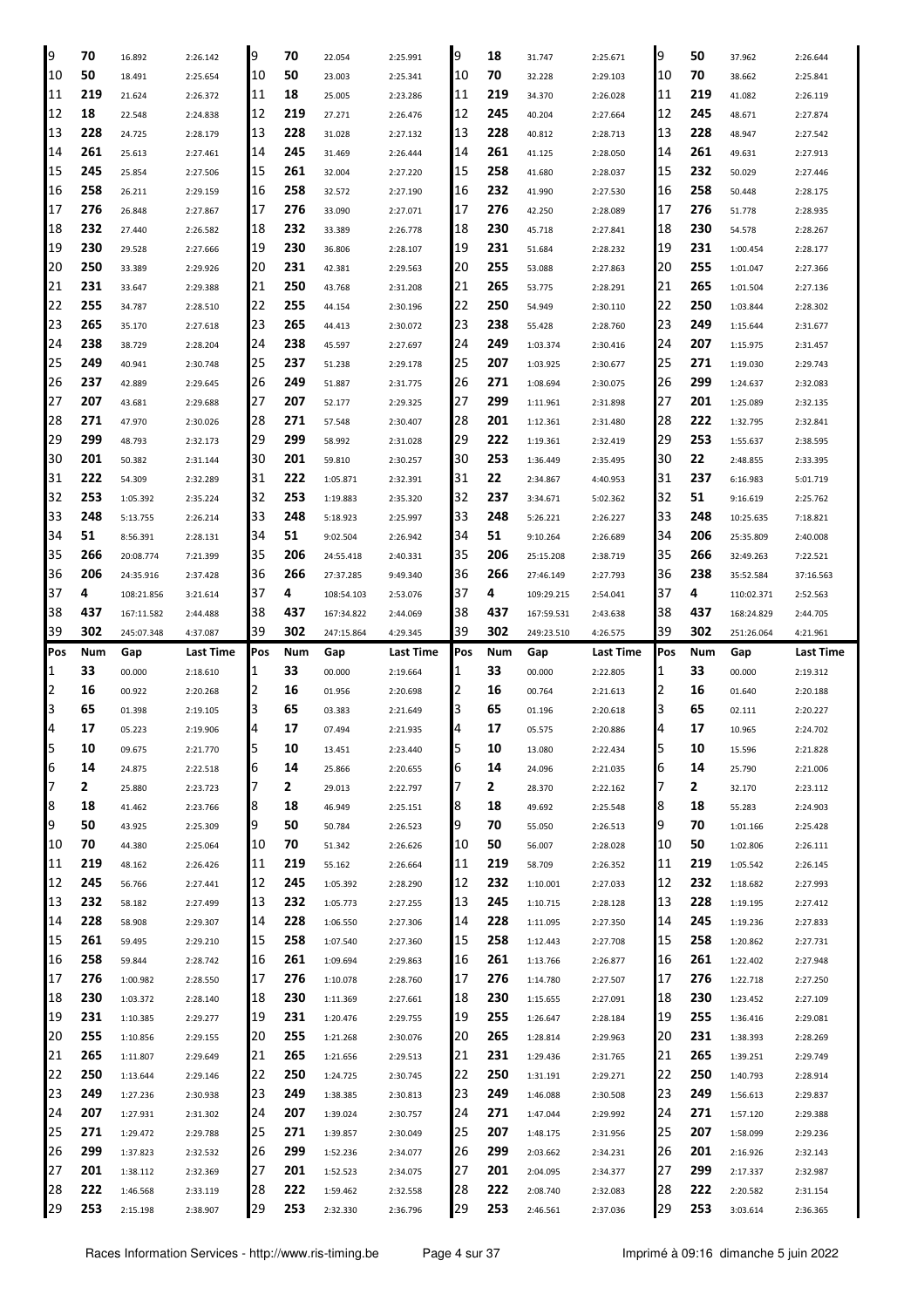| Pos | Num | Gap | Last Time | Pos | Num | Gap | Last Time | Pos | Num | Gap | Last Time | Pos | Num | Gap | Last Time |
|---|---|---|---|---|---|---|---|---|---|---|---|---|---|---|---|
| 9 | 70 | 16.892 | 2:26.142 | 9 | 70 | 22.054 | 2:25.991 | 9 | 18 | 31.747 | 2:25.671 | 9 | 50 | 37.962 | 2:26.644 |
| 10 | 50 | 18.491 | 2:25.654 | 10 | 50 | 23.003 | 2:25.341 | 10 | 70 | 32.228 | 2:29.103 | 10 | 70 | 38.662 | 2:25.841 |
| 11 | 219 | 21.624 | 2:26.372 | 11 | 18 | 25.005 | 2:23.286 | 11 | 219 | 34.370 | 2:26.028 | 11 | 219 | 41.082 | 2:26.119 |
| 12 | 18 | 22.548 | 2:24.838 | 12 | 219 | 27.271 | 2:26.476 | 12 | 245 | 40.204 | 2:27.664 | 12 | 245 | 48.671 | 2:27.874 |
| 13 | 228 | 24.725 | 2:28.179 | 13 | 228 | 31.028 | 2:27.132 | 13 | 228 | 40.812 | 2:28.713 | 13 | 228 | 48.947 | 2:27.542 |
| 14 | 261 | 25.613 | 2:27.461 | 14 | 245 | 31.469 | 2:26.444 | 14 | 261 | 41.125 | 2:28.050 | 14 | 261 | 49.631 | 2:27.913 |
| 15 | 245 | 25.854 | 2:27.506 | 15 | 261 | 32.004 | 2:27.220 | 15 | 258 | 41.680 | 2:28.037 | 15 | 232 | 50.029 | 2:27.446 |
| 16 | 258 | 26.211 | 2:29.159 | 16 | 258 | 32.572 | 2:27.190 | 16 | 232 | 41.990 | 2:27.530 | 16 | 258 | 50.448 | 2:28.175 |
| 17 | 276 | 26.848 | 2:27.867 | 17 | 276 | 33.090 | 2:27.071 | 17 | 276 | 42.250 | 2:28.089 | 17 | 276 | 51.778 | 2:28.935 |
| 18 | 232 | 27.440 | 2:26.582 | 18 | 232 | 33.389 | 2:26.778 | 18 | 230 | 45.718 | 2:27.841 | 18 | 230 | 54.578 | 2:28.267 |
| 19 | 230 | 29.528 | 2:27.666 | 19 | 230 | 36.806 | 2:28.107 | 19 | 231 | 51.684 | 2:28.232 | 19 | 231 | 1:00.454 | 2:28.177 |
| 20 | 250 | 33.389 | 2:29.926 | 20 | 231 | 42.381 | 2:29.563 | 20 | 255 | 53.088 | 2:27.863 | 20 | 255 | 1:01.047 | 2:27.366 |
| 21 | 231 | 33.647 | 2:29.388 | 21 | 250 | 43.768 | 2:31.208 | 21 | 265 | 53.775 | 2:28.291 | 21 | 265 | 1:01.504 | 2:27.136 |
| 22 | 255 | 34.787 | 2:28.510 | 22 | 255 | 44.154 | 2:30.196 | 22 | 250 | 54.949 | 2:30.110 | 22 | 250 | 1:03.844 | 2:28.302 |
| 23 | 265 | 35.170 | 2:27.618 | 23 | 265 | 44.413 | 2:30.072 | 23 | 238 | 55.428 | 2:28.760 | 23 | 249 | 1:15.644 | 2:31.677 |
| 24 | 238 | 38.729 | 2:28.204 | 24 | 238 | 45.597 | 2:27.697 | 24 | 249 | 1:03.374 | 2:30.416 | 24 | 207 | 1:15.975 | 2:31.457 |
| 25 | 249 | 40.941 | 2:30.748 | 25 | 237 | 51.238 | 2:29.178 | 25 | 207 | 1:03.925 | 2:30.677 | 25 | 271 | 1:19.030 | 2:29.743 |
| 26 | 237 | 42.889 | 2:29.645 | 26 | 249 | 51.887 | 2:31.775 | 26 | 271 | 1:08.694 | 2:30.075 | 26 | 299 | 1:24.637 | 2:32.083 |
| 27 | 207 | 43.681 | 2:29.688 | 27 | 207 | 52.177 | 2:29.325 | 27 | 299 | 1:11.961 | 2:31.898 | 27 | 201 | 1:25.089 | 2:32.135 |
| 28 | 271 | 47.970 | 2:30.026 | 28 | 271 | 57.548 | 2:30.407 | 28 | 201 | 1:12.361 | 2:31.480 | 28 | 222 | 1:32.795 | 2:32.841 |
| 29 | 299 | 48.793 | 2:32.173 | 29 | 299 | 58.992 | 2:31.028 | 29 | 222 | 1:19.361 | 2:32.419 | 29 | 253 | 1:55.637 | 2:38.595 |
| 30 | 201 | 50.382 | 2:31.144 | 30 | 201 | 59.810 | 2:30.257 | 30 | 253 | 1:36.449 | 2:35.495 | 30 | 22 | 2:48.855 | 2:33.395 |
| 31 | 222 | 54.309 | 2:32.289 | 31 | 222 | 1:05.871 | 2:32.391 | 31 | 22 | 2:34.867 | 4:40.953 | 31 | 237 | 6:16.983 | 5:01.719 |
| 32 | 253 | 1:05.392 | 2:35.224 | 32 | 253 | 1:19.883 | 2:35.320 | 32 | 237 | 3:34.671 | 5:02.362 | 32 | 51 | 9:16.619 | 2:25.762 |
| 33 | 248 | 5:13.755 | 2:26.214 | 33 | 248 | 5:18.923 | 2:25.997 | 33 | 248 | 5:26.221 | 2:26.227 | 33 | 248 | 10:25.635 | 7:18.821 |
| 34 | 51 | 8:56.391 | 2:28.131 | 34 | 51 | 9:02.504 | 2:26.942 | 34 | 51 | 9:10.264 | 2:26.689 | 34 | 206 | 25:35.809 | 2:40.008 |
| 35 | 266 | 20:08.774 | 7:21.399 | 35 | 206 | 24:55.418 | 2:40.331 | 35 | 206 | 25:15.208 | 2:38.719 | 35 | 266 | 32:49.263 | 7:22.521 |
| 36 | 206 | 24:35.916 | 2:37.428 | 36 | 266 | 27:37.285 | 9:49.340 | 36 | 266 | 27:46.149 | 2:27.793 | 36 | 238 | 35:52.584 | 37:16.563 |
| 37 | 4 | 108:21.856 | 3:21.614 | 37 | 4 | 108:54.103 | 2:53.076 | 37 | 4 | 109:29.215 | 2:54.041 | 37 | 4 | 110:02.371 | 2:52.563 |
| 38 | 437 | 167:11.582 | 2:44.488 | 38 | 437 | 167:34.822 | 2:44.069 | 38 | 437 | 167:59.531 | 2:43.638 | 38 | 437 | 168:24.829 | 2:44.705 |
| 39 | 302 | 245:07.348 | 4:37.087 | 39 | 302 | 247:15.864 | 4:29.345 | 39 | 302 | 249:23.510 | 4:26.575 | 39 | 302 | 251:26.064 | 4:21.961 |

| Pos | Num | Gap | Last Time | Pos | Num | Gap | Last Time | Pos | Num | Gap | Last Time | Pos | Num | Gap | Last Time |
|---|---|---|---|---|---|---|---|---|---|---|---|---|---|---|---|
| 1 | 33 | 00.000 | 2:18.610 | 1 | 33 | 00.000 | 2:19.664 | 1 | 33 | 00.000 | 2:22.805 | 1 | 33 | 00.000 | 2:19.312 |
| 2 | 16 | 00.922 | 2:20.268 | 2 | 16 | 01.956 | 2:20.698 | 2 | 16 | 00.764 | 2:21.613 | 2 | 16 | 01.640 | 2:20.188 |
| 3 | 65 | 01.398 | 2:19.105 | 3 | 65 | 03.383 | 2:21.649 | 3 | 65 | 01.196 | 2:20.618 | 3 | 65 | 02.111 | 2:20.227 |
| 4 | 17 | 05.223 | 2:19.906 | 4 | 17 | 07.494 | 2:21.935 | 4 | 17 | 05.575 | 2:20.886 | 4 | 17 | 10.965 | 2:24.702 |
| 5 | 10 | 09.675 | 2:21.770 | 5 | 10 | 13.451 | 2:23.440 | 5 | 10 | 13.080 | 2:22.434 | 5 | 10 | 15.596 | 2:21.828 |
| 6 | 14 | 24.875 | 2:22.518 | 6 | 14 | 25.866 | 2:20.655 | 6 | 14 | 24.096 | 2:21.035 | 6 | 14 | 25.790 | 2:21.006 |
| 7 | 2 | 25.880 | 2:23.723 | 7 | 2 | 29.013 | 2:22.797 | 7 | 2 | 28.370 | 2:22.162 | 7 | 2 | 32.170 | 2:23.112 |
| 8 | 18 | 41.462 | 2:23.766 | 8 | 18 | 46.949 | 2:25.151 | 8 | 18 | 49.692 | 2:25.548 | 8 | 18 | 55.283 | 2:24.903 |
| 9 | 50 | 43.925 | 2:25.309 | 9 | 50 | 50.784 | 2:26.523 | 9 | 70 | 55.050 | 2:26.513 | 9 | 70 | 1:01.166 | 2:25.428 |
| 10 | 70 | 44.380 | 2:25.064 | 10 | 70 | 51.342 | 2:26.626 | 10 | 50 | 56.007 | 2:28.028 | 10 | 50 | 1:02.806 | 2:26.111 |
| 11 | 219 | 48.162 | 2:26.426 | 11 | 219 | 55.162 | 2:26.664 | 11 | 219 | 58.709 | 2:26.352 | 11 | 219 | 1:05.542 | 2:26.145 |
| 12 | 245 | 56.766 | 2:27.441 | 12 | 245 | 1:05.392 | 2:28.290 | 12 | 232 | 1:10.001 | 2:27.033 | 12 | 232 | 1:18.682 | 2:27.993 |
| 13 | 232 | 58.182 | 2:27.499 | 13 | 232 | 1:05.773 | 2:27.255 | 13 | 245 | 1:10.715 | 2:28.128 | 13 | 228 | 1:19.195 | 2:27.412 |
| 14 | 228 | 58.908 | 2:29.307 | 14 | 228 | 1:06.550 | 2:27.306 | 14 | 228 | 1:11.095 | 2:27.350 | 14 | 245 | 1:19.236 | 2:27.833 |
| 15 | 261 | 59.495 | 2:29.210 | 15 | 258 | 1:07.540 | 2:27.360 | 15 | 258 | 1:12.443 | 2:27.708 | 15 | 258 | 1:20.862 | 2:27.731 |
| 16 | 258 | 59.844 | 2:28.742 | 16 | 261 | 1:09.694 | 2:29.863 | 16 | 261 | 1:13.766 | 2:26.877 | 16 | 261 | 1:22.402 | 2:27.948 |
| 17 | 276 | 1:00.982 | 2:28.550 | 17 | 276 | 1:10.078 | 2:28.760 | 17 | 276 | 1:14.780 | 2:27.507 | 17 | 276 | 1:22.718 | 2:27.250 |
| 18 | 230 | 1:03.372 | 2:28.140 | 18 | 230 | 1:11.369 | 2:27.661 | 18 | 230 | 1:15.655 | 2:27.091 | 18 | 230 | 1:23.452 | 2:27.109 |
| 19 | 231 | 1:10.385 | 2:29.277 | 19 | 231 | 1:20.476 | 2:29.755 | 19 | 255 | 1:26.647 | 2:28.184 | 19 | 255 | 1:36.416 | 2:29.081 |
| 20 | 255 | 1:10.856 | 2:29.155 | 20 | 255 | 1:21.268 | 2:30.076 | 20 | 265 | 1:28.814 | 2:29.963 | 20 | 231 | 1:38.393 | 2:28.269 |
| 21 | 265 | 1:11.807 | 2:29.649 | 21 | 265 | 1:21.656 | 2:29.513 | 21 | 231 | 1:29.436 | 2:31.765 | 21 | 265 | 1:39.251 | 2:29.749 |
| 22 | 250 | 1:13.644 | 2:29.146 | 22 | 250 | 1:24.725 | 2:30.745 | 22 | 250 | 1:31.191 | 2:29.271 | 22 | 250 | 1:40.793 | 2:28.914 |
| 23 | 249 | 1:27.236 | 2:30.938 | 23 | 249 | 1:38.385 | 2:30.813 | 23 | 249 | 1:46.088 | 2:30.508 | 23 | 249 | 1:56.613 | 2:29.837 |
| 24 | 207 | 1:27.931 | 2:31.302 | 24 | 207 | 1:39.024 | 2:30.757 | 24 | 271 | 1:47.044 | 2:29.992 | 24 | 271 | 1:57.120 | 2:29.388 |
| 25 | 271 | 1:29.472 | 2:29.788 | 25 | 271 | 1:39.857 | 2:30.049 | 25 | 207 | 1:48.175 | 2:31.956 | 25 | 207 | 1:58.099 | 2:29.236 |
| 26 | 299 | 1:37.823 | 2:32.532 | 26 | 299 | 1:52.236 | 2:34.077 | 26 | 299 | 2:03.662 | 2:34.231 | 26 | 201 | 2:16.926 | 2:32.143 |
| 27 | 201 | 1:38.112 | 2:32.369 | 27 | 201 | 1:52.523 | 2:34.075 | 27 | 201 | 2:04.095 | 2:34.377 | 27 | 299 | 2:17.337 | 2:32.987 |
| 28 | 222 | 1:46.568 | 2:33.119 | 28 | 222 | 1:59.462 | 2:32.558 | 28 | 222 | 2:08.740 | 2:32.083 | 28 | 222 | 2:20.582 | 2:31.154 |
| 29 | 253 | 2:15.198 | 2:38.907 | 29 | 253 | 2:32.330 | 2:36.796 | 29 | 253 | 2:46.561 | 2:37.036 | 29 | 253 | 3:03.614 | 2:36.365 |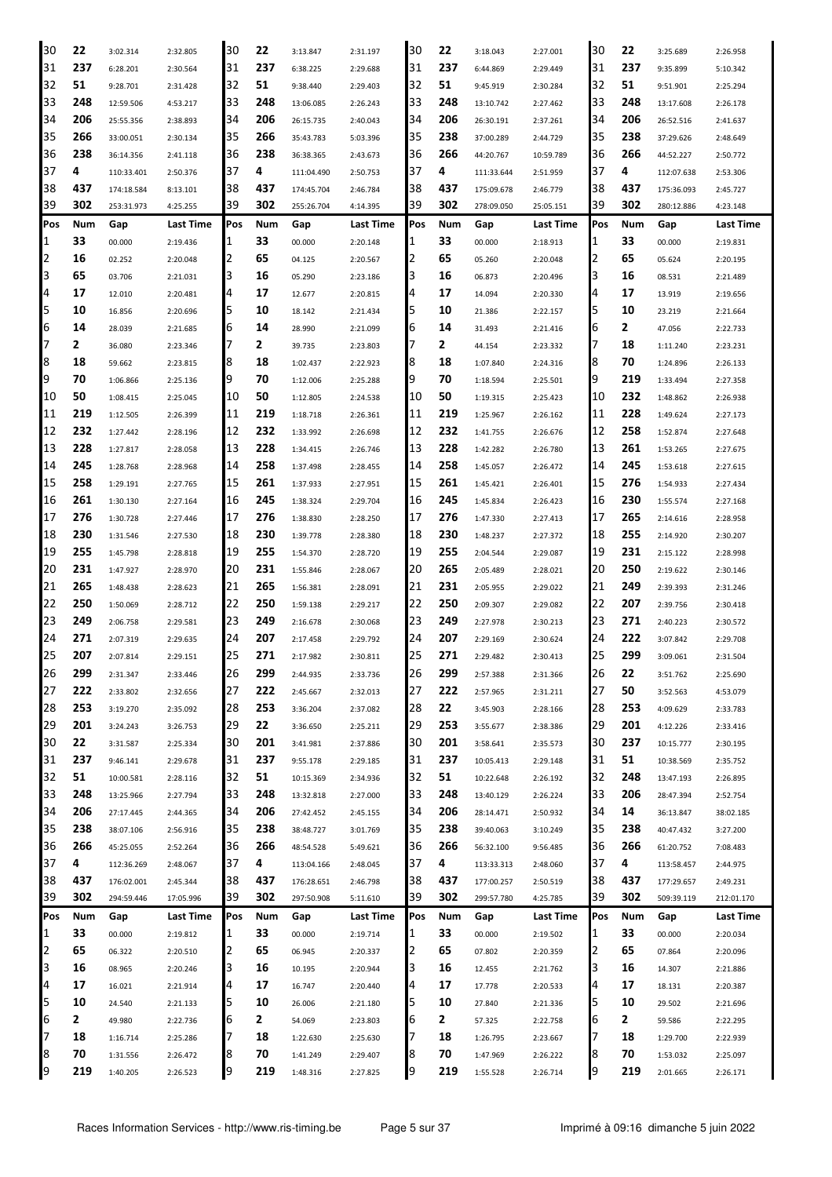| Pos | Num | Gap | Last Time | Pos | Num | Gap | Last Time | Pos | Num | Gap | Last Time | Pos | Num | Gap | Last Time |
|---|---|---|---|---|---|---|---|---|---|---|---|---|---|---|---|
| 30 | 22 | 3:02.314 | 2:32.805 | 30 | 22 | 3:13.847 | 2:31.197 | 30 | 22 | 3:18.043 | 2:27.001 | 30 | 22 | 3:25.689 | 2:26.958 |
| 31 | 237 | 6:28.201 | 2:30.564 | 31 | 237 | 6:38.225 | 2:29.688 | 31 | 237 | 6:44.869 | 2:29.449 | 31 | 237 | 9:35.899 | 5:10.342 |
| 32 | 51 | 9:28.701 | 2:31.428 | 32 | 51 | 9:38.440 | 2:29.403 | 32 | 51 | 9:45.919 | 2:30.284 | 32 | 51 | 9:51.901 | 2:25.294 |
| 33 | 248 | 12:59.506 | 4:53.217 | 33 | 248 | 13:06.085 | 2:26.243 | 33 | 248 | 13:10.742 | 2:27.462 | 33 | 248 | 13:17.608 | 2:26.178 |
| 34 | 206 | 25:55.356 | 2:38.893 | 34 | 206 | 26:15.735 | 2:40.043 | 34 | 206 | 26:30.191 | 2:37.261 | 34 | 206 | 26:52.516 | 2:41.637 |
| 35 | 266 | 33:00.051 | 2:30.134 | 35 | 266 | 35:43.783 | 5:03.396 | 35 | 238 | 37:00.289 | 2:44.729 | 35 | 238 | 37:29.626 | 2:48.649 |
| 36 | 238 | 36:14.356 | 2:41.118 | 36 | 238 | 36:38.365 | 2:43.673 | 36 | 266 | 44:20.767 | 10:59.789 | 36 | 266 | 44:52.227 | 2:50.772 |
| 37 | 4 | 110:33.401 | 2:50.376 | 37 | 4 | 111:04.490 | 2:50.753 | 37 | 4 | 111:33.644 | 2:51.959 | 37 | 4 | 112:07.638 | 2:53.306 |
| 38 | 437 | 174:18.584 | 8:13.101 | 38 | 437 | 174:45.704 | 2:46.784 | 38 | 437 | 175:09.678 | 2:46.779 | 38 | 437 | 175:36.093 | 2:45.727 |
| 39 | 302 | 253:31.973 | 4:25.255 | 39 | 302 | 255:26.704 | 4:14.395 | 39 | 302 | 278:09.050 | 25:05.151 | 39 | 302 | 280:12.886 | 4:23.148 |

| Pos | Num | Gap | Last Time | Pos | Num | Gap | Last Time | Pos | Num | Gap | Last Time | Pos | Num | Gap | Last Time |
|---|---|---|---|---|---|---|---|---|---|---|---|---|---|---|---|
| 1 | 33 | 00.000 | 2:19.436 | 1 | 33 | 00.000 | 2:20.148 | 1 | 33 | 00.000 | 2:18.913 | 1 | 33 | 00.000 | 2:19.831 |
| 2 | 16 | 02.252 | 2:20.048 | 2 | 65 | 04.125 | 2:20.567 | 2 | 65 | 05.260 | 2:20.048 | 2 | 65 | 05.624 | 2:20.195 |
| 3 | 65 | 03.706 | 2:21.031 | 3 | 16 | 05.290 | 2:23.186 | 3 | 16 | 06.873 | 2:20.496 | 3 | 16 | 08.531 | 2:21.489 |
| 4 | 17 | 12.010 | 2:20.481 | 4 | 17 | 12.677 | 2:20.815 | 4 | 17 | 14.094 | 2:20.330 | 4 | 17 | 13.919 | 2:19.656 |
| 5 | 10 | 16.856 | 2:20.696 | 5 | 10 | 18.142 | 2:21.434 | 5 | 10 | 21.386 | 2:22.157 | 5 | 10 | 23.219 | 2:21.664 |
| 6 | 14 | 28.039 | 2:21.685 | 6 | 14 | 28.990 | 2:21.099 | 6 | 14 | 31.493 | 2:21.416 | 6 | 2 | 47.056 | 2:22.733 |
| 7 | 2 | 36.080 | 2:23.346 | 7 | 2 | 39.735 | 2:23.803 | 7 | 2 | 44.154 | 2:23.332 | 7 | 18 | 1:11.240 | 2:23.231 |
| 8 | 18 | 59.662 | 2:23.815 | 8 | 18 | 1:02.437 | 2:22.923 | 8 | 18 | 1:07.840 | 2:24.316 | 8 | 70 | 1:24.896 | 2:26.133 |
| 9 | 70 | 1:06.866 | 2:25.136 | 9 | 70 | 1:12.006 | 2:25.288 | 9 | 70 | 1:18.594 | 2:25.501 | 9 | 219 | 1:33.494 | 2:27.358 |
| 10 | 50 | 1:08.415 | 2:25.045 | 10 | 50 | 1:12.805 | 2:24.538 | 10 | 50 | 1:19.315 | 2:25.423 | 10 | 232 | 1:48.862 | 2:26.938 |
| 11 | 219 | 1:12.505 | 2:26.399 | 11 | 219 | 1:18.718 | 2:26.361 | 11 | 219 | 1:25.967 | 2:26.162 | 11 | 228 | 1:49.624 | 2:27.173 |
| 12 | 232 | 1:27.442 | 2:28.196 | 12 | 232 | 1:33.992 | 2:26.698 | 12 | 232 | 1:41.755 | 2:26.676 | 12 | 258 | 1:52.874 | 2:27.648 |
| 13 | 228 | 1:27.817 | 2:28.058 | 13 | 228 | 1:34.415 | 2:26.746 | 13 | 228 | 1:42.282 | 2:26.780 | 13 | 261 | 1:53.265 | 2:27.675 |
| 14 | 245 | 1:28.768 | 2:28.968 | 14 | 258 | 1:37.498 | 2:28.455 | 14 | 258 | 1:45.057 | 2:26.472 | 14 | 245 | 1:53.618 | 2:27.615 |
| 15 | 258 | 1:29.191 | 2:27.765 | 15 | 261 | 1:37.933 | 2:27.951 | 15 | 261 | 1:45.421 | 2:26.401 | 15 | 276 | 1:54.933 | 2:27.434 |
| 16 | 261 | 1:30.130 | 2:27.164 | 16 | 245 | 1:38.324 | 2:29.704 | 16 | 245 | 1:45.834 | 2:26.423 | 16 | 230 | 1:55.574 | 2:27.168 |
| 17 | 276 | 1:30.728 | 2:27.446 | 17 | 276 | 1:38.830 | 2:28.250 | 17 | 276 | 1:47.330 | 2:27.413 | 17 | 265 | 2:14.616 | 2:28.958 |
| 18 | 230 | 1:31.546 | 2:27.530 | 18 | 230 | 1:39.778 | 2:28.380 | 18 | 230 | 1:48.237 | 2:27.372 | 18 | 255 | 2:14.920 | 2:30.207 |
| 19 | 255 | 1:45.798 | 2:28.818 | 19 | 255 | 1:54.370 | 2:28.720 | 19 | 255 | 2:04.544 | 2:29.087 | 19 | 231 | 2:15.122 | 2:28.998 |
| 20 | 231 | 1:47.927 | 2:28.970 | 20 | 231 | 1:55.846 | 2:28.067 | 20 | 265 | 2:05.489 | 2:28.021 | 20 | 250 | 2:19.622 | 2:30.146 |
| 21 | 265 | 1:48.438 | 2:28.623 | 21 | 265 | 1:56.381 | 2:28.091 | 21 | 231 | 2:05.955 | 2:29.022 | 21 | 249 | 2:39.393 | 2:31.246 |
| 22 | 250 | 1:50.069 | 2:28.712 | 22 | 250 | 1:59.138 | 2:29.217 | 22 | 250 | 2:09.307 | 2:29.082 | 22 | 207 | 2:39.756 | 2:30.418 |
| 23 | 249 | 2:06.758 | 2:29.581 | 23 | 249 | 2:16.678 | 2:30.068 | 23 | 249 | 2:27.978 | 2:30.213 | 23 | 271 | 2:40.223 | 2:30.572 |
| 24 | 271 | 2:07.319 | 2:29.635 | 24 | 207 | 2:17.458 | 2:29.792 | 24 | 207 | 2:29.169 | 2:30.624 | 24 | 222 | 3:07.842 | 2:29.708 |
| 25 | 207 | 2:07.814 | 2:29.151 | 25 | 271 | 2:17.982 | 2:30.811 | 25 | 271 | 2:29.482 | 2:30.413 | 25 | 299 | 3:09.061 | 2:31.504 |
| 26 | 299 | 2:31.347 | 2:33.446 | 26 | 299 | 2:44.935 | 2:33.736 | 26 | 299 | 2:57.388 | 2:31.366 | 26 | 22 | 3:51.762 | 2:25.690 |
| 27 | 222 | 2:33.802 | 2:32.656 | 27 | 222 | 2:45.667 | 2:32.013 | 27 | 222 | 2:57.965 | 2:31.211 | 27 | 50 | 3:52.563 | 4:53.079 |
| 28 | 253 | 3:19.270 | 2:35.092 | 28 | 253 | 3:36.204 | 2:37.082 | 28 | 22 | 3:45.903 | 2:28.166 | 28 | 253 | 4:09.629 | 2:33.783 |
| 29 | 201 | 3:24.243 | 3:26.753 | 29 | 22 | 3:36.650 | 2:25.211 | 29 | 253 | 3:55.677 | 2:38.386 | 29 | 201 | 4:12.226 | 2:33.416 |
| 30 | 22 | 3:31.587 | 2:25.334 | 30 | 201 | 3:41.981 | 2:37.886 | 30 | 201 | 3:58.641 | 2:35.573 | 30 | 237 | 10:15.777 | 2:30.195 |
| 31 | 237 | 9:46.141 | 2:29.678 | 31 | 237 | 9:55.178 | 2:29.185 | 31 | 237 | 10:05.413 | 2:29.148 | 31 | 51 | 10:38.569 | 2:35.752 |
| 32 | 51 | 10:00.581 | 2:28.116 | 32 | 51 | 10:15.369 | 2:34.936 | 32 | 51 | 10:22.648 | 2:26.192 | 32 | 248 | 13:47.193 | 2:26.895 |
| 33 | 248 | 13:25.966 | 2:27.794 | 33 | 248 | 13:32.818 | 2:27.000 | 33 | 248 | 13:40.129 | 2:26.224 | 33 | 206 | 28:47.394 | 2:52.754 |
| 34 | 206 | 27:17.445 | 2:44.365 | 34 | 206 | 27:42.452 | 2:45.155 | 34 | 206 | 28:14.471 | 2:50.932 | 34 | 14 | 36:13.847 | 38:02.185 |
| 35 | 238 | 38:07.106 | 2:56.916 | 35 | 238 | 38:48.727 | 3:01.769 | 35 | 238 | 39:40.063 | 3:10.249 | 35 | 238 | 40:47.432 | 3:27.200 |
| 36 | 266 | 45:25.055 | 2:52.264 | 36 | 266 | 48:54.528 | 5:49.621 | 36 | 266 | 56:32.100 | 9:56.485 | 36 | 266 | 61:20.752 | 7:08.483 |
| 37 | 4 | 112:36.269 | 2:48.067 | 37 | 4 | 113:04.166 | 2:48.045 | 37 | 4 | 113:33.313 | 2:48.060 | 37 | 4 | 113:58.457 | 2:44.975 |
| 38 | 437 | 176:02.001 | 2:45.344 | 38 | 437 | 176:28.651 | 2:46.798 | 38 | 437 | 177:00.257 | 2:50.519 | 38 | 437 | 177:29.657 | 2:49.231 |
| 39 | 302 | 294:59.446 | 17:05.996 | 39 | 302 | 297:50.908 | 5:11.610 | 39 | 302 | 299:57.780 | 4:25.785 | 39 | 302 | 509:39.119 | 212:01.170 |

| Pos | Num | Gap | Last Time | Pos | Num | Gap | Last Time | Pos | Num | Gap | Last Time | Pos | Num | Gap | Last Time |
|---|---|---|---|---|---|---|---|---|---|---|---|---|---|---|---|
| 1 | 33 | 00.000 | 2:19.812 | 1 | 33 | 00.000 | 2:19.714 | 1 | 33 | 00.000 | 2:19.502 | 1 | 33 | 00.000 | 2:20.034 |
| 2 | 65 | 06.322 | 2:20.510 | 2 | 65 | 06.945 | 2:20.337 | 2 | 65 | 07.802 | 2:20.359 | 2 | 65 | 07.864 | 2:20.096 |
| 3 | 16 | 08.965 | 2:20.246 | 3 | 16 | 10.195 | 2:20.944 | 3 | 16 | 12.455 | 2:21.762 | 3 | 16 | 14.307 | 2:21.886 |
| 4 | 17 | 16.021 | 2:21.914 | 4 | 17 | 16.747 | 2:20.440 | 4 | 17 | 17.778 | 2:20.533 | 4 | 17 | 18.131 | 2:20.387 |
| 5 | 10 | 24.540 | 2:21.133 | 5 | 10 | 26.006 | 2:21.180 | 5 | 10 | 27.840 | 2:21.336 | 5 | 10 | 29.502 | 2:21.696 |
| 6 | 2 | 49.980 | 2:22.736 | 6 | 2 | 54.069 | 2:23.803 | 6 | 2 | 57.325 | 2:22.758 | 6 | 2 | 59.586 | 2:22.295 |
| 7 | 18 | 1:16.714 | 2:25.286 | 7 | 18 | 1:22.630 | 2:25.630 | 7 | 18 | 1:26.795 | 2:23.667 | 7 | 18 | 1:29.700 | 2:22.939 |
| 8 | 70 | 1:31.556 | 2:26.472 | 8 | 70 | 1:41.249 | 2:29.407 | 8 | 70 | 1:47.969 | 2:26.222 | 8 | 70 | 1:53.032 | 2:25.097 |
| 9 | 219 | 1:40.205 | 2:26.523 | 9 | 219 | 1:48.316 | 2:27.825 | 9 | 219 | 1:55.528 | 2:26.714 | 9 | 219 | 2:01.665 | 2:26.171 |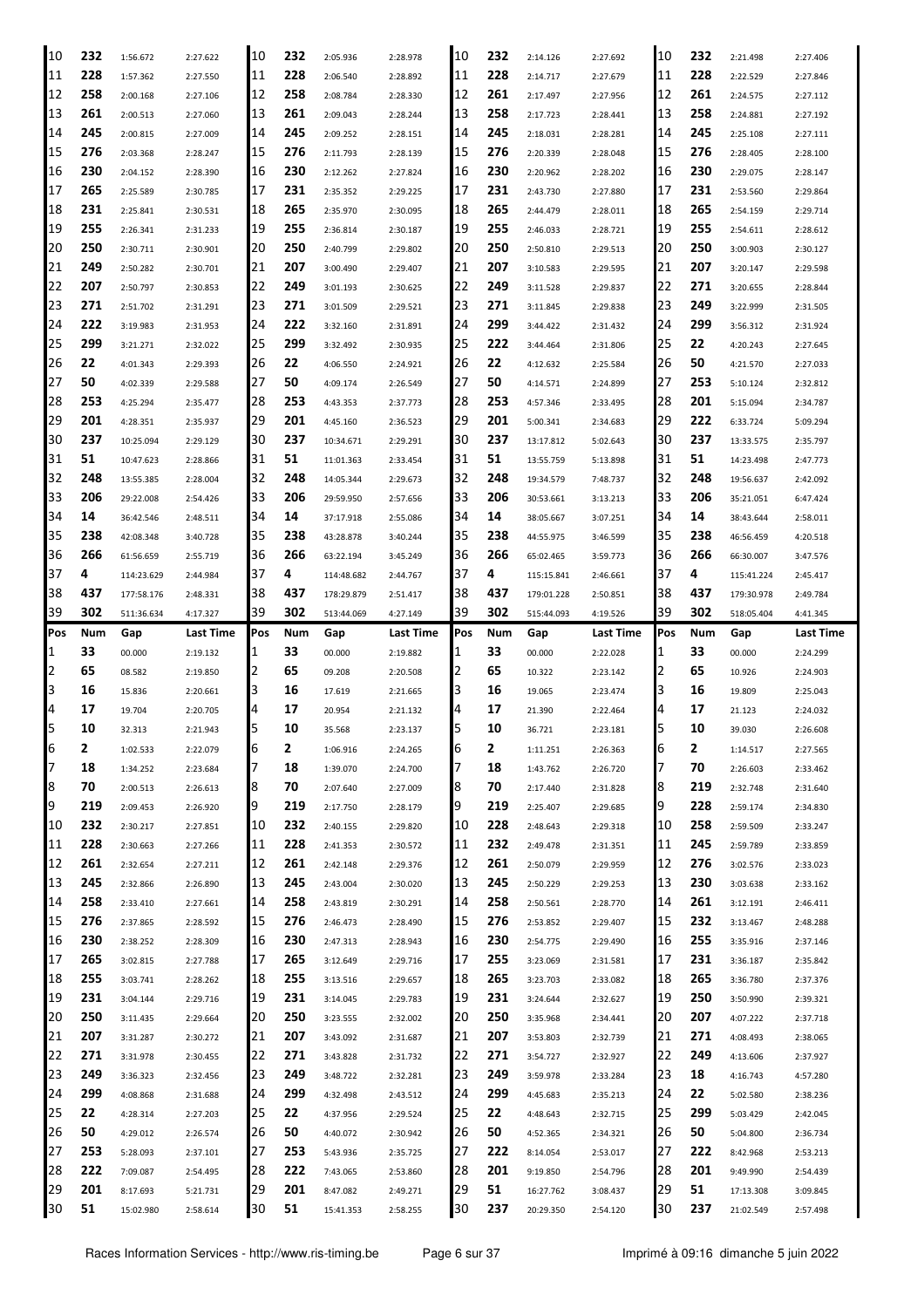| Pos | Num | Gap | Last Time | Pos | Num | Gap | Last Time | Pos | Num | Gap | Last Time | Pos | Num | Gap | Last Time |
|---|---|---|---|---|---|---|---|---|---|---|---|---|---|---|---|
| 10 | 232 | 1:56.672 | 2:27.622 | 10 | 232 | 2:05.936 | 2:28.978 | 10 | 232 | 2:14.126 | 2:27.692 | 10 | 232 | 2:21.498 | 2:27.406 |
| 11 | 228 | 1:57.362 | 2:27.550 | 11 | 228 | 2:06.540 | 2:28.892 | 11 | 228 | 2:14.717 | 2:27.679 | 11 | 228 | 2:22.529 | 2:27.846 |
| 12 | 258 | 2:00.168 | 2:27.106 | 12 | 258 | 2:08.784 | 2:28.330 | 12 | 261 | 2:17.497 | 2:27.956 | 12 | 261 | 2:24.575 | 2:27.112 |
| 13 | 261 | 2:00.513 | 2:27.060 | 13 | 261 | 2:09.043 | 2:28.244 | 13 | 258 | 2:17.723 | 2:28.441 | 13 | 258 | 2:24.881 | 2:27.192 |
| 14 | 245 | 2:00.815 | 2:27.009 | 14 | 245 | 2:09.252 | 2:28.151 | 14 | 245 | 2:18.031 | 2:28.281 | 14 | 245 | 2:25.108 | 2:27.111 |
| 15 | 276 | 2:03.368 | 2:28.247 | 15 | 276 | 2:11.793 | 2:28.139 | 15 | 276 | 2:20.339 | 2:28.048 | 15 | 276 | 2:28.405 | 2:28.100 |
| 16 | 230 | 2:04.152 | 2:28.390 | 16 | 230 | 2:12.262 | 2:27.824 | 16 | 230 | 2:20.962 | 2:28.202 | 16 | 230 | 2:29.075 | 2:28.147 |
| 17 | 265 | 2:25.589 | 2:30.785 | 17 | 231 | 2:35.352 | 2:29.225 | 17 | 231 | 2:43.730 | 2:27.880 | 17 | 231 | 2:53.560 | 2:29.864 |
| 18 | 231 | 2:25.841 | 2:30.531 | 18 | 265 | 2:35.970 | 2:30.095 | 18 | 265 | 2:44.479 | 2:28.011 | 18 | 265 | 2:54.159 | 2:29.714 |
| 19 | 255 | 2:26.341 | 2:31.233 | 19 | 255 | 2:36.814 | 2:30.187 | 19 | 255 | 2:46.033 | 2:28.721 | 19 | 255 | 2:54.611 | 2:28.612 |
| 20 | 250 | 2:30.711 | 2:30.901 | 20 | 250 | 2:40.799 | 2:29.802 | 20 | 250 | 2:50.810 | 2:29.513 | 20 | 250 | 3:00.903 | 2:30.127 |
| 21 | 249 | 2:50.282 | 2:30.701 | 21 | 207 | 3:00.490 | 2:29.407 | 21 | 207 | 3:10.583 | 2:29.595 | 21 | 207 | 3:20.147 | 2:29.598 |
| 22 | 207 | 2:50.797 | 2:30.853 | 22 | 249 | 3:01.193 | 2:30.625 | 22 | 249 | 3:11.528 | 2:29.837 | 22 | 271 | 3:20.655 | 2:28.844 |
| 23 | 271 | 2:51.702 | 2:31.291 | 23 | 271 | 3:01.509 | 2:29.521 | 23 | 271 | 3:11.845 | 2:29.838 | 23 | 249 | 3:22.999 | 2:31.505 |
| 24 | 222 | 3:19.983 | 2:31.953 | 24 | 222 | 3:32.160 | 2:31.891 | 24 | 299 | 3:44.422 | 2:31.432 | 24 | 299 | 3:56.312 | 2:31.924 |
| 25 | 299 | 3:21.271 | 2:32.022 | 25 | 299 | 3:32.492 | 2:30.935 | 25 | 222 | 3:44.464 | 2:31.806 | 25 | 22 | 4:20.243 | 2:27.645 |
| 26 | 22 | 4:01.343 | 2:29.393 | 26 | 22 | 4:06.550 | 2:24.921 | 26 | 22 | 4:12.632 | 2:25.584 | 26 | 50 | 4:21.570 | 2:27.033 |
| 27 | 50 | 4:02.339 | 2:29.588 | 27 | 50 | 4:09.174 | 2:26.549 | 27 | 50 | 4:14.571 | 2:24.899 | 27 | 253 | 5:10.124 | 2:32.812 |
| 28 | 253 | 4:25.294 | 2:35.477 | 28 | 253 | 4:43.353 | 2:37.773 | 28 | 253 | 4:57.346 | 2:33.495 | 28 | 201 | 5:15.094 | 2:34.787 |
| 29 | 201 | 4:28.351 | 2:35.937 | 29 | 201 | 4:45.160 | 2:36.523 | 29 | 201 | 5:00.341 | 2:34.683 | 29 | 222 | 6:33.724 | 5:09.294 |
| 30 | 237 | 10:25.094 | 2:29.129 | 30 | 237 | 10:34.671 | 2:29.291 | 30 | 237 | 13:17.812 | 5:02.643 | 30 | 237 | 13:33.575 | 2:35.797 |
| 31 | 51 | 10:47.623 | 2:28.866 | 31 | 51 | 11:01.363 | 2:33.454 | 31 | 51 | 13:55.759 | 5:13.898 | 31 | 51 | 14:23.498 | 2:47.773 |
| 32 | 248 | 13:55.385 | 2:28.004 | 32 | 248 | 14:05.344 | 2:29.673 | 32 | 248 | 19:34.579 | 7:48.737 | 32 | 248 | 19:56.637 | 2:42.092 |
| 33 | 206 | 29:22.008 | 2:54.426 | 33 | 206 | 29:59.950 | 2:57.656 | 33 | 206 | 30:53.661 | 3:13.213 | 33 | 206 | 35:21.051 | 6:47.424 |
| 34 | 14 | 36:42.546 | 2:48.511 | 34 | 14 | 37:17.918 | 2:55.086 | 34 | 14 | 38:05.667 | 3:07.251 | 34 | 14 | 38:43.644 | 2:58.011 |
| 35 | 238 | 42:08.348 | 3:40.728 | 35 | 238 | 43:28.878 | 3:40.244 | 35 | 238 | 44:55.975 | 3:46.599 | 35 | 238 | 46:56.459 | 4:20.518 |
| 36 | 266 | 61:56.659 | 2:55.719 | 36 | 266 | 63:22.194 | 3:45.249 | 36 | 266 | 65:02.465 | 3:59.773 | 36 | 266 | 66:30.007 | 3:47.576 |
| 37 | 4 | 114:23.629 | 2:44.984 | 37 | 4 | 114:48.682 | 2:44.767 | 37 | 4 | 115:15.841 | 2:46.661 | 37 | 4 | 115:41.224 | 2:45.417 |
| 38 | 437 | 177:58.176 | 2:48.331 | 38 | 437 | 178:29.879 | 2:51.417 | 38 | 437 | 179:01.228 | 2:50.851 | 38 | 437 | 179:30.978 | 2:49.784 |
| 39 | 302 | 511:36.634 | 4:17.327 | 39 | 302 | 513:44.069 | 4:27.149 | 39 | 302 | 515:44.093 | 4:19.526 | 39 | 302 | 518:05.404 | 4:41.345 |

| Pos | Num | Gap | Last Time | Pos | Num | Gap | Last Time | Pos | Num | Gap | Last Time | Pos | Num | Gap | Last Time |
|---|---|---|---|---|---|---|---|---|---|---|---|---|---|---|---|
| 1 | 33 | 00.000 | 2:19.132 | 1 | 33 | 00.000 | 2:19.882 | 1 | 33 | 00.000 | 2:22.028 | 1 | 33 | 00.000 | 2:24.299 |
| 2 | 65 | 08.582 | 2:19.850 | 2 | 65 | 09.208 | 2:20.508 | 2 | 65 | 10.322 | 2:23.142 | 2 | 65 | 10.926 | 2:24.903 |
| 3 | 16 | 15.836 | 2:20.661 | 3 | 16 | 17.619 | 2:21.665 | 3 | 16 | 19.065 | 2:23.474 | 3 | 16 | 19.809 | 2:25.043 |
| 4 | 17 | 19.704 | 2:20.705 | 4 | 17 | 20.954 | 2:21.132 | 4 | 17 | 21.390 | 2:22.464 | 4 | 17 | 21.123 | 2:24.032 |
| 5 | 10 | 32.313 | 2:21.943 | 5 | 10 | 35.568 | 2:23.137 | 5 | 10 | 36.721 | 2:23.181 | 5 | 10 | 39.030 | 2:26.608 |
| 6 | 2 | 1:02.533 | 2:22.079 | 6 | 2 | 1:06.916 | 2:24.265 | 6 | 2 | 1:11.251 | 2:26.363 | 6 | 2 | 1:14.517 | 2:27.565 |
| 7 | 18 | 1:34.252 | 2:23.684 | 7 | 18 | 1:39.070 | 2:24.700 | 7 | 18 | 1:43.762 | 2:26.720 | 7 | 70 | 2:26.603 | 2:33.462 |
| 8 | 70 | 2:00.513 | 2:26.613 | 8 | 70 | 2:07.640 | 2:27.009 | 8 | 70 | 2:17.440 | 2:31.828 | 8 | 219 | 2:32.748 | 2:31.640 |
| 9 | 219 | 2:09.453 | 2:26.920 | 9 | 219 | 2:17.750 | 2:28.179 | 9 | 219 | 2:25.407 | 2:29.685 | 9 | 228 | 2:59.174 | 2:34.830 |
| 10 | 232 | 2:30.217 | 2:27.851 | 10 | 232 | 2:40.155 | 2:29.820 | 10 | 228 | 2:48.643 | 2:29.318 | 10 | 258 | 2:59.509 | 2:33.247 |
| 11 | 228 | 2:30.663 | 2:27.266 | 11 | 228 | 2:41.353 | 2:30.572 | 11 | 232 | 2:49.478 | 2:31.351 | 11 | 245 | 2:59.789 | 2:33.859 |
| 12 | 261 | 2:32.654 | 2:27.211 | 12 | 261 | 2:42.148 | 2:29.376 | 12 | 261 | 2:50.079 | 2:29.959 | 12 | 276 | 3:02.576 | 2:33.023 |
| 13 | 245 | 2:32.866 | 2:26.890 | 13 | 245 | 2:43.004 | 2:30.020 | 13 | 245 | 2:50.229 | 2:29.253 | 13 | 230 | 3:03.638 | 2:33.162 |
| 14 | 258 | 2:33.410 | 2:27.661 | 14 | 258 | 2:43.819 | 2:30.291 | 14 | 258 | 2:50.561 | 2:28.770 | 14 | 261 | 3:12.191 | 2:46.411 |
| 15 | 276 | 2:37.865 | 2:28.592 | 15 | 276 | 2:46.473 | 2:28.490 | 15 | 276 | 2:53.852 | 2:29.407 | 15 | 232 | 3:13.467 | 2:48.288 |
| 16 | 230 | 2:38.252 | 2:28.309 | 16 | 230 | 2:47.313 | 2:28.943 | 16 | 230 | 2:54.775 | 2:29.490 | 16 | 255 | 3:35.916 | 2:37.146 |
| 17 | 265 | 3:02.815 | 2:27.788 | 17 | 265 | 3:12.649 | 2:29.716 | 17 | 255 | 3:23.069 | 2:31.581 | 17 | 231 | 3:36.187 | 2:35.842 |
| 18 | 255 | 3:03.741 | 2:28.262 | 18 | 255 | 3:13.516 | 2:29.657 | 18 | 265 | 3:23.703 | 2:33.082 | 18 | 265 | 3:36.780 | 2:37.376 |
| 19 | 231 | 3:04.144 | 2:29.716 | 19 | 231 | 3:14.045 | 2:29.783 | 19 | 231 | 3:24.644 | 2:32.627 | 19 | 250 | 3:50.990 | 2:39.321 |
| 20 | 250 | 3:11.435 | 2:29.664 | 20 | 250 | 3:23.555 | 2:32.002 | 20 | 250 | 3:35.968 | 2:34.441 | 20 | 207 | 4:07.222 | 2:37.718 |
| 21 | 207 | 3:31.287 | 2:30.272 | 21 | 207 | 3:43.092 | 2:31.687 | 21 | 207 | 3:53.803 | 2:32.739 | 21 | 271 | 4:08.493 | 2:38.065 |
| 22 | 271 | 3:31.978 | 2:30.455 | 22 | 271 | 3:43.828 | 2:31.732 | 22 | 271 | 3:54.727 | 2:32.927 | 22 | 249 | 4:13.606 | 2:37.927 |
| 23 | 249 | 3:36.323 | 2:32.456 | 23 | 249 | 3:48.722 | 2:32.281 | 23 | 249 | 3:59.978 | 2:33.284 | 23 | 18 | 4:16.743 | 4:57.280 |
| 24 | 299 | 4:08.868 | 2:31.688 | 24 | 299 | 4:32.498 | 2:43.512 | 24 | 299 | 4:45.683 | 2:35.213 | 24 | 22 | 5:02.580 | 2:38.236 |
| 25 | 22 | 4:28.314 | 2:27.203 | 25 | 22 | 4:37.956 | 2:29.524 | 25 | 22 | 4:48.643 | 2:32.715 | 25 | 299 | 5:03.429 | 2:42.045 |
| 26 | 50 | 4:29.012 | 2:26.574 | 26 | 50 | 4:40.072 | 2:30.942 | 26 | 50 | 4:52.365 | 2:34.321 | 26 | 50 | 5:04.800 | 2:36.734 |
| 27 | 253 | 5:28.093 | 2:37.101 | 27 | 253 | 5:43.936 | 2:35.725 | 27 | 222 | 8:14.054 | 2:53.017 | 27 | 222 | 8:42.968 | 2:53.213 |
| 28 | 222 | 7:09.087 | 2:54.495 | 28 | 222 | 7:43.065 | 2:53.860 | 28 | 201 | 9:19.850 | 2:54.796 | 28 | 201 | 9:49.990 | 2:54.439 |
| 29 | 201 | 8:17.693 | 5:21.731 | 29 | 201 | 8:47.082 | 2:49.271 | 29 | 51 | 16:27.762 | 3:08.437 | 29 | 51 | 17:13.308 | 3:09.845 |
| 30 | 51 | 15:02.980 | 2:58.614 | 30 | 51 | 15:41.353 | 2:58.255 | 30 | 237 | 20:29.350 | 2:54.120 | 30 | 237 | 21:02.549 | 2:57.498 |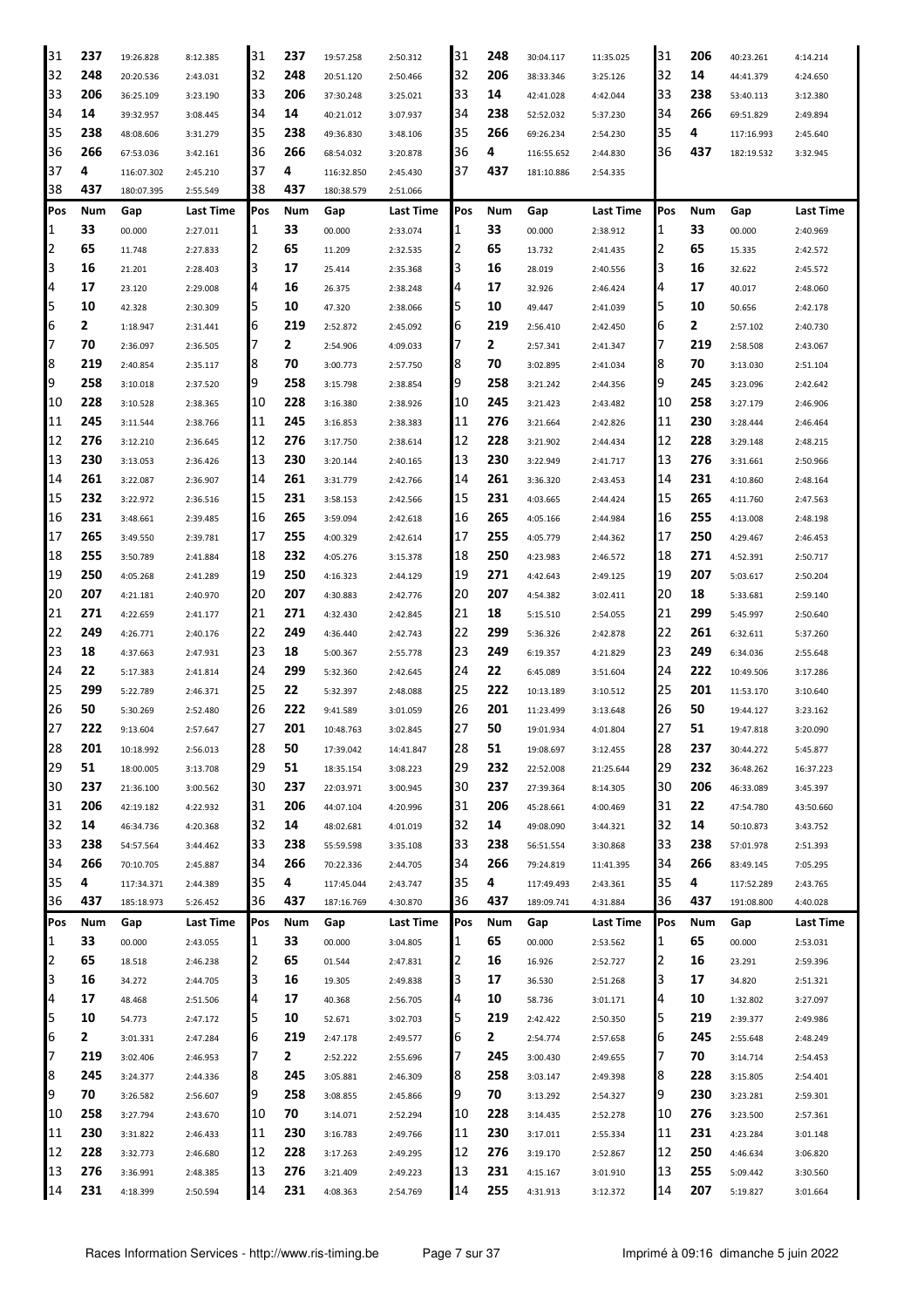| Pos | Num | Gap | Last Time | Pos | Num | Gap | Last Time | Pos | Num | Gap | Last Time | Pos | Num | Gap | Last Time |
|---|---|---|---|---|---|---|---|---|---|---|---|---|---|---|---|
| 31 | 237 | 19:26.828 | 8:12.385 | 31 | 237 | 19:57.258 | 2:50.312 | 31 | 248 | 30:04.117 | 11:35.025 | 31 | 206 | 40:23.261 | 4:14.214 |
| 32 | 248 | 20:20.536 | 2:43.031 | 32 | 248 | 20:51.120 | 2:50.466 | 32 | 206 | 38:33.346 | 3:25.126 | 32 | 14 | 44:41.379 | 4:24.650 |
| 33 | 206 | 36:25.109 | 3:23.190 | 33 | 206 | 37:30.248 | 3:25.021 | 33 | 14 | 42:41.028 | 4:42.044 | 33 | 238 | 53:40.113 | 3:12.380 |
| 34 | 14 | 39:32.957 | 3:08.445 | 34 | 14 | 40:21.012 | 3:07.937 | 34 | 238 | 52:52.032 | 5:37.230 | 34 | 266 | 69:51.829 | 2:49.894 |
| 35 | 238 | 48:08.606 | 3:31.279 | 35 | 238 | 49:36.830 | 3:48.106 | 35 | 266 | 69:26.234 | 2:54.230 | 35 | 4 | 117:16.993 | 2:45.640 |
| 36 | 266 | 67:53.036 | 3:42.161 | 36 | 266 | 68:54.032 | 3:20.878 | 36 | 4 | 116:55.652 | 2:44.830 | 36 | 437 | 182:19.532 | 3:32.945 |
| 37 | 4 | 116:07.302 | 2:45.210 | 37 | 4 | 116:32.850 | 2:45.430 | 37 | 437 | 181:10.886 | 2:54.335 | | | | |
| 38 | 437 | 180:07.395 | 2:55.549 | 38 | 437 | 180:38.579 | 2:51.066 | | | | | | | | |

| Pos | Num | Gap | Last Time | Pos | Num | Gap | Last Time | Pos | Num | Gap | Last Time | Pos | Num | Gap | Last Time |
|---|---|---|---|---|---|---|---|---|---|---|---|---|---|---|---|
| 1 | 33 | 00.000 | 2:27.011 | 1 | 33 | 00.000 | 2:33.074 | 1 | 33 | 00.000 | 2:38.912 | 1 | 33 | 00.000 | 2:40.969 |
| 2 | 65 | 11.748 | 2:27.833 | 2 | 65 | 11.209 | 2:32.535 | 2 | 65 | 13.732 | 2:41.435 | 2 | 65 | 15.335 | 2:42.572 |
| 3 | 16 | 21.201 | 2:28.403 | 3 | 17 | 25.414 | 2:35.368 | 3 | 16 | 28.019 | 2:40.556 | 3 | 16 | 32.622 | 2:45.572 |
| 4 | 17 | 23.120 | 2:29.008 | 4 | 16 | 26.375 | 2:38.248 | 4 | 17 | 32.926 | 2:46.424 | 4 | 17 | 40.017 | 2:48.060 |
| 5 | 10 | 42.328 | 2:30.309 | 5 | 10 | 47.320 | 2:38.066 | 5 | 10 | 49.447 | 2:41.039 | 5 | 10 | 50.656 | 2:42.178 |
| 6 | 2 | 1:18.947 | 2:31.441 | 6 | 219 | 2:52.872 | 2:45.092 | 6 | 219 | 2:56.410 | 2:42.450 | 6 | 2 | 2:57.102 | 2:40.730 |
| 7 | 70 | 2:36.097 | 2:36.505 | 7 | 2 | 2:54.906 | 4:09.033 | 7 | 2 | 2:57.341 | 2:41.347 | 7 | 219 | 2:58.508 | 2:43.067 |
| 8 | 219 | 2:40.854 | 2:35.117 | 8 | 70 | 3:00.773 | 2:57.750 | 8 | 70 | 3:02.895 | 2:41.034 | 8 | 70 | 3:13.030 | 2:51.104 |
| 9 | 258 | 3:10.018 | 2:37.520 | 9 | 258 | 3:15.798 | 2:38.854 | 9 | 258 | 3:21.242 | 2:44.356 | 9 | 245 | 3:23.096 | 2:42.642 |
| 10 | 228 | 3:10.528 | 2:38.365 | 10 | 228 | 3:16.380 | 2:38.926 | 10 | 245 | 3:21.423 | 2:43.482 | 10 | 258 | 3:27.179 | 2:46.906 |
| 11 | 245 | 3:11.544 | 2:38.766 | 11 | 245 | 3:16.853 | 2:38.383 | 11 | 276 | 3:21.664 | 2:42.826 | 11 | 230 | 3:28.444 | 2:46.464 |
| 12 | 276 | 3:12.210 | 2:36.645 | 12 | 276 | 3:17.750 | 2:38.614 | 12 | 228 | 3:21.902 | 2:44.434 | 12 | 228 | 3:29.148 | 2:48.215 |
| 13 | 230 | 3:13.053 | 2:36.426 | 13 | 230 | 3:20.144 | 2:40.165 | 13 | 230 | 3:22.949 | 2:41.717 | 13 | 276 | 3:31.661 | 2:50.966 |
| 14 | 261 | 3:22.087 | 2:36.907 | 14 | 261 | 3:31.779 | 2:42.766 | 14 | 261 | 3:36.320 | 2:43.453 | 14 | 231 | 4:10.860 | 2:48.164 |
| 15 | 232 | 3:22.972 | 2:36.516 | 15 | 231 | 3:58.153 | 2:42.566 | 15 | 231 | 4:03.665 | 2:44.424 | 15 | 265 | 4:11.760 | 2:47.563 |
| 16 | 231 | 3:48.661 | 2:39.485 | 16 | 265 | 3:59.094 | 2:42.618 | 16 | 265 | 4:05.166 | 2:44.984 | 16 | 255 | 4:13.008 | 2:48.198 |
| 17 | 265 | 3:49.550 | 2:39.781 | 17 | 255 | 4:00.329 | 2:42.614 | 17 | 255 | 4:05.779 | 2:44.362 | 17 | 250 | 4:29.467 | 2:46.453 |
| 18 | 255 | 3:50.789 | 2:41.884 | 18 | 232 | 4:05.276 | 3:15.378 | 18 | 250 | 4:23.983 | 2:46.572 | 18 | 271 | 4:52.391 | 2:50.717 |
| 19 | 250 | 4:05.268 | 2:41.289 | 19 | 250 | 4:16.323 | 2:44.129 | 19 | 271 | 4:42.643 | 2:49.125 | 19 | 207 | 5:03.617 | 2:50.204 |
| 20 | 207 | 4:21.181 | 2:40.970 | 20 | 207 | 4:30.883 | 2:42.776 | 20 | 207 | 4:54.382 | 3:02.411 | 20 | 18 | 5:33.681 | 2:59.140 |
| 21 | 271 | 4:22.659 | 2:41.177 | 21 | 271 | 4:32.430 | 2:42.845 | 21 | 18 | 5:15.510 | 2:54.055 | 21 | 299 | 5:45.997 | 2:50.640 |
| 22 | 249 | 4:26.771 | 2:40.176 | 22 | 249 | 4:36.440 | 2:42.743 | 22 | 299 | 5:36.326 | 2:42.878 | 22 | 261 | 6:32.611 | 5:37.260 |
| 23 | 18 | 4:37.663 | 2:47.931 | 23 | 18 | 5:00.367 | 2:55.778 | 23 | 249 | 6:19.357 | 4:21.829 | 23 | 249 | 6:34.036 | 2:55.648 |
| 24 | 22 | 5:17.383 | 2:41.814 | 24 | 299 | 5:32.360 | 2:42.645 | 24 | 22 | 6:45.089 | 3:51.604 | 24 | 222 | 10:49.506 | 3:17.286 |
| 25 | 299 | 5:22.789 | 2:46.371 | 25 | 22 | 5:32.397 | 2:48.088 | 25 | 222 | 10:13.189 | 3:10.512 | 25 | 201 | 11:53.170 | 3:10.640 |
| 26 | 50 | 5:30.269 | 2:52.480 | 26 | 222 | 9:41.589 | 3:01.059 | 26 | 201 | 11:23.499 | 3:13.648 | 26 | 50 | 19:44.127 | 3:23.162 |
| 27 | 222 | 9:13.604 | 2:57.647 | 27 | 201 | 10:48.763 | 3:02.845 | 27 | 50 | 19:01.934 | 4:01.804 | 27 | 51 | 19:47.818 | 3:20.090 |
| 28 | 201 | 10:18.992 | 2:56.013 | 28 | 50 | 17:39.042 | 14:41.847 | 28 | 51 | 19:08.697 | 3:12.455 | 28 | 237 | 30:44.272 | 5:45.877 |
| 29 | 51 | 18:00.005 | 3:13.708 | 29 | 51 | 18:35.154 | 3:08.223 | 29 | 232 | 22:52.008 | 21:25.644 | 29 | 232 | 36:48.262 | 16:37.223 |
| 30 | 237 | 21:36.100 | 3:00.562 | 30 | 237 | 22:03.971 | 3:00.945 | 30 | 237 | 27:39.364 | 8:14.305 | 30 | 206 | 46:33.089 | 3:45.397 |
| 31 | 206 | 42:19.182 | 4:22.932 | 31 | 206 | 44:07.104 | 4:20.996 | 31 | 206 | 45:28.661 | 4:00.469 | 31 | 22 | 47:54.780 | 43:50.660 |
| 32 | 14 | 46:34.736 | 4:20.368 | 32 | 14 | 48:02.681 | 4:01.019 | 32 | 14 | 49:08.090 | 3:44.321 | 32 | 14 | 50:10.873 | 3:43.752 |
| 33 | 238 | 54:57.564 | 3:44.462 | 33 | 238 | 55:59.598 | 3:35.108 | 33 | 238 | 56:51.554 | 3:30.868 | 33 | 238 | 57:01.978 | 2:51.393 |
| 34 | 266 | 70:10.705 | 2:45.887 | 34 | 266 | 70:22.336 | 2:44.705 | 34 | 266 | 79:24.819 | 11:41.395 | 34 | 266 | 83:49.145 | 7:05.295 |
| 35 | 4 | 117:34.371 | 2:44.389 | 35 | 4 | 117:45.044 | 2:43.747 | 35 | 4 | 117:49.493 | 2:43.361 | 35 | 4 | 117:52.289 | 2:43.765 |
| 36 | 437 | 185:18.973 | 5:26.452 | 36 | 437 | 187:16.769 | 4:30.870 | 36 | 437 | 189:09.741 | 4:31.884 | 36 | 437 | 191:08.800 | 4:40.028 |

| Pos | Num | Gap | Last Time | Pos | Num | Gap | Last Time | Pos | Num | Gap | Last Time | Pos | Num | Gap | Last Time |
|---|---|---|---|---|---|---|---|---|---|---|---|---|---|---|---|
| 1 | 33 | 00.000 | 2:43.055 | 1 | 33 | 00.000 | 3:04.805 | 1 | 65 | 00.000 | 2:53.562 | 1 | 65 | 00.000 | 2:53.031 |
| 2 | 65 | 18.518 | 2:46.238 | 2 | 65 | 01.544 | 2:47.831 | 2 | 16 | 16.926 | 2:52.727 | 2 | 16 | 23.291 | 2:59.396 |
| 3 | 16 | 34.272 | 2:44.705 | 3 | 16 | 19.305 | 2:49.838 | 3 | 17 | 36.530 | 2:51.268 | 3 | 17 | 34.820 | 2:51.321 |
| 4 | 17 | 48.468 | 2:51.506 | 4 | 17 | 40.368 | 2:56.705 | 4 | 10 | 58.736 | 3:01.171 | 4 | 10 | 1:32.802 | 3:27.097 |
| 5 | 10 | 54.773 | 2:47.172 | 5 | 10 | 52.671 | 3:02.703 | 5 | 219 | 2:42.422 | 2:50.350 | 5 | 219 | 2:39.377 | 2:49.986 |
| 6 | 2 | 3:01.331 | 2:47.284 | 6 | 219 | 2:47.178 | 2:49.577 | 6 | 2 | 2:54.774 | 2:57.658 | 6 | 245 | 2:55.648 | 2:48.249 |
| 7 | 219 | 3:02.406 | 2:46.953 | 7 | 2 | 2:52.222 | 2:55.696 | 7 | 245 | 3:00.430 | 2:49.655 | 7 | 70 | 3:14.714 | 2:54.453 |
| 8 | 245 | 3:24.377 | 2:44.336 | 8 | 245 | 3:05.881 | 2:46.309 | 8 | 258 | 3:03.147 | 2:49.398 | 8 | 228 | 3:15.805 | 2:54.401 |
| 9 | 70 | 3:26.582 | 2:56.607 | 9 | 258 | 3:08.855 | 2:45.866 | 9 | 70 | 3:13.292 | 2:54.327 | 9 | 230 | 3:23.281 | 2:59.301 |
| 10 | 258 | 3:27.794 | 2:43.670 | 10 | 70 | 3:14.071 | 2:52.294 | 10 | 228 | 3:14.435 | 2:52.278 | 10 | 276 | 3:23.500 | 2:57.361 |
| 11 | 230 | 3:31.822 | 2:46.433 | 11 | 230 | 3:16.783 | 2:49.766 | 11 | 230 | 3:17.011 | 2:55.334 | 11 | 231 | 4:23.284 | 3:01.148 |
| 12 | 228 | 3:32.773 | 2:46.680 | 12 | 228 | 3:17.263 | 2:49.295 | 12 | 276 | 3:19.170 | 2:52.867 | 12 | 250 | 4:46.634 | 3:06.820 |
| 13 | 276 | 3:36.991 | 2:48.385 | 13 | 276 | 3:21.409 | 2:49.223 | 13 | 231 | 4:15.167 | 3:01.910 | 13 | 255 | 5:09.442 | 3:30.560 |
| 14 | 231 | 4:18.399 | 2:50.594 | 14 | 231 | 4:08.363 | 2:54.769 | 14 | 255 | 4:31.913 | 3:12.372 | 14 | 207 | 5:19.827 | 3:01.664 |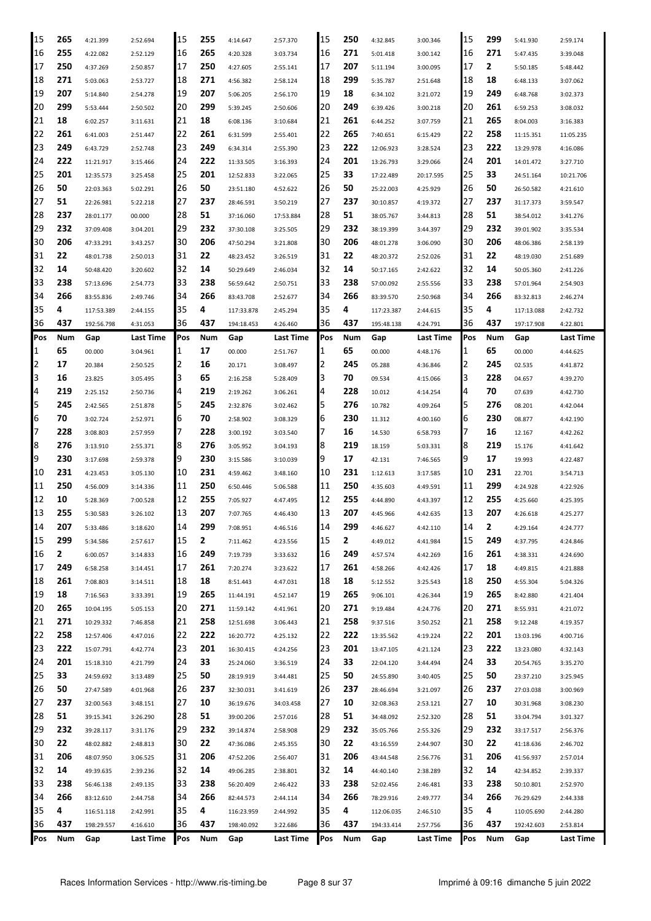| Pos | Num | Gap | Last Time | Pos | Num | Gap | Last Time | Pos | Num | Gap | Last Time | Pos | Num | Gap | Last Time |
|---|---|---|---|---|---|---|---|---|---|---|---|---|---|---|---|
| 15 | 265 | 4:21.399 | 2:52.694 | 15 | 255 | 4:14.647 | 2:57.370 | 15 | 250 | 4:32.845 | 3:00.346 | 15 | 299 | 5:41.930 | 2:59.174 |
| 16 | 255 | 4:22.082 | 2:52.129 | 16 | 265 | 4:20.328 | 3:03.734 | 16 | 271 | 5:01.418 | 3:00.142 | 16 | 271 | 5:47.435 | 3:39.048 |
| 17 | 250 | 4:37.269 | 2:50.857 | 17 | 250 | 4:27.605 | 2:55.141 | 17 | 207 | 5:11.194 | 3:00.095 | 17 | 2 | 5:50.185 | 5:48.442 |
| 18 | 271 | 5:03.063 | 2:53.727 | 18 | 271 | 4:56.382 | 2:58.124 | 18 | 299 | 5:35.787 | 2:51.648 | 18 | 18 | 6:48.133 | 3:07.062 |
| 19 | 207 | 5:14.840 | 2:54.278 | 19 | 207 | 5:06.205 | 2:56.170 | 19 | 18 | 6:34.102 | 3:21.072 | 19 | 249 | 6:48.768 | 3:02.373 |
| 20 | 299 | 5:53.444 | 2:50.502 | 20 | 299 | 5:39.245 | 2:50.606 | 20 | 249 | 6:39.426 | 3:00.218 | 20 | 261 | 6:59.253 | 3:08.032 |
| 21 | 18 | 6:02.257 | 3:11.631 | 21 | 18 | 6:08.136 | 3:10.684 | 21 | 261 | 6:44.252 | 3:07.759 | 21 | 265 | 8:04.003 | 3:16.383 |
| 22 | 261 | 6:41.003 | 2:51.447 | 22 | 261 | 6:31.599 | 2:55.401 | 22 | 265 | 7:40.651 | 6:15.429 | 22 | 258 | 11:15.351 | 11:05.235 |
| 23 | 249 | 6:43.729 | 2:52.748 | 23 | 249 | 6:34.314 | 2:55.390 | 23 | 222 | 12:06.923 | 3:28.524 | 23 | 222 | 13:29.978 | 4:16.086 |
| 24 | 222 | 11:21.917 | 3:15.466 | 24 | 222 | 11:33.505 | 3:16.393 | 24 | 201 | 13:26.793 | 3:29.066 | 24 | 201 | 14:01.472 | 3:27.710 |
| 25 | 201 | 12:35.573 | 3:25.458 | 25 | 201 | 12:52.833 | 3:22.065 | 25 | 33 | 17:22.489 | 20:17.595 | 25 | 33 | 24:51.164 | 10:21.706 |
| 26 | 50 | 22:03.363 | 5:02.291 | 26 | 50 | 23:51.180 | 4:52.622 | 26 | 50 | 25:22.003 | 4:25.929 | 26 | 50 | 26:50.582 | 4:21.610 |
| 27 | 51 | 22:26.981 | 5:22.218 | 27 | 237 | 28:46.591 | 3:50.219 | 27 | 237 | 30:10.857 | 4:19.372 | 27 | 237 | 31:17.373 | 3:59.547 |
| 28 | 237 | 28:01.177 | 00.000 | 28 | 51 | 37:16.060 | 17:53.884 | 28 | 51 | 38:05.767 | 3:44.813 | 28 | 51 | 38:54.012 | 3:41.276 |
| 29 | 232 | 37:09.408 | 3:04.201 | 29 | 232 | 37:30.108 | 3:25.505 | 29 | 232 | 38:19.399 | 3:44.397 | 29 | 232 | 39:01.902 | 3:35.534 |
| 30 | 206 | 47:33.291 | 3:43.257 | 30 | 206 | 47:50.294 | 3:21.808 | 30 | 206 | 48:01.278 | 3:06.090 | 30 | 206 | 48:06.386 | 2:58.139 |
| 31 | 22 | 48:01.738 | 2:50.013 | 31 | 22 | 48:23.452 | 3:26.519 | 31 | 22 | 48:20.372 | 2:52.026 | 31 | 22 | 48:19.030 | 2:51.689 |
| 32 | 14 | 50:48.420 | 3:20.602 | 32 | 14 | 50:29.649 | 2:46.034 | 32 | 14 | 50:17.165 | 2:42.622 | 32 | 14 | 50:05.360 | 2:41.226 |
| 33 | 238 | 57:13.696 | 2:54.773 | 33 | 238 | 56:59.642 | 2:50.751 | 33 | 238 | 57:00.092 | 2:55.556 | 33 | 238 | 57:01.964 | 2:54.903 |
| 34 | 266 | 83:55.836 | 2:49.746 | 34 | 266 | 83:43.708 | 2:52.677 | 34 | 266 | 83:39.570 | 2:50.968 | 34 | 266 | 83:32.813 | 2:46.274 |
| 35 | 4 | 117:53.389 | 2:44.155 | 35 | 4 | 117:33.878 | 2:45.294 | 35 | 4 | 117:23.387 | 2:44.615 | 35 | 4 | 117:13.088 | 2:42.732 |
| 36 | 437 | 192:56.798 | 4:31.053 | 36 | 437 | 194:18.453 | 4:26.460 | 36 | 437 | 195:48.138 | 4:24.791 | 36 | 437 | 197:17.908 | 4:22.801 |

| Pos | Num | Gap | Last Time | Pos | Num | Gap | Last Time | Pos | Num | Gap | Last Time | Pos | Num | Gap | Last Time |
|---|---|---|---|---|---|---|---|---|---|---|---|---|---|---|---|
| 1 | 65 | 00.000 | 3:04.961 | 1 | 17 | 00.000 | 2:51.767 | 1 | 65 | 00.000 | 4:48.176 | 1 | 65 | 00.000 | 4:44.625 |
| 2 | 17 | 20.384 | 2:50.525 | 2 | 16 | 20.171 | 3:08.497 | 2 | 245 | 05.288 | 4:36.846 | 2 | 245 | 02.535 | 4:41.872 |
| 3 | 16 | 23.825 | 3:05.495 | 3 | 65 | 2:16.258 | 5:28.409 | 3 | 70 | 09.534 | 4:15.066 | 3 | 228 | 04.657 | 4:39.270 |
| 4 | 219 | 2:25.152 | 2:50.736 | 4 | 219 | 2:19.262 | 3:06.261 | 4 | 228 | 10.012 | 4:14.254 | 4 | 70 | 07.639 | 4:42.730 |
| 5 | 245 | 2:42.565 | 2:51.878 | 5 | 245 | 2:32.876 | 3:02.462 | 5 | 276 | 10.782 | 4:09.264 | 5 | 276 | 08.201 | 4:42.044 |
| 6 | 70 | 3:02.724 | 2:52.971 | 6 | 70 | 2:58.902 | 3:08.329 | 6 | 230 | 11.312 | 4:00.160 | 6 | 230 | 08.877 | 4:42.190 |
| 7 | 228 | 3:08.803 | 2:57.959 | 7 | 228 | 3:00.192 | 3:03.540 | 7 | 16 | 14.530 | 6:58.793 | 7 | 16 | 12.167 | 4:42.262 |
| 8 | 276 | 3:13.910 | 2:55.371 | 8 | 276 | 3:05.952 | 3:04.193 | 8 | 219 | 18.159 | 5:03.331 | 8 | 219 | 15.176 | 4:41.642 |
| 9 | 230 | 3:17.698 | 2:59.378 | 9 | 230 | 3:15.586 | 3:10.039 | 9 | 17 | 42.131 | 7:46.565 | 9 | 17 | 19.993 | 4:22.487 |
| 10 | 231 | 4:23.453 | 3:05.130 | 10 | 231 | 4:59.462 | 3:48.160 | 10 | 231 | 1:12.613 | 3:17.585 | 10 | 231 | 22.701 | 3:54.713 |
| 11 | 250 | 4:56.009 | 3:14.336 | 11 | 250 | 6:50.446 | 5:06.588 | 11 | 250 | 4:35.603 | 4:49.591 | 11 | 299 | 4:24.928 | 4:22.926 |
| 12 | 10 | 5:28.369 | 7:00.528 | 12 | 255 | 7:05.927 | 4:47.495 | 12 | 255 | 4:44.890 | 4:43.397 | 12 | 255 | 4:25.660 | 4:25.395 |
| 13 | 255 | 5:30.583 | 3:26.102 | 13 | 207 | 7:07.765 | 4:46.430 | 13 | 207 | 4:45.966 | 4:42.635 | 13 | 207 | 4:26.618 | 4:25.277 |
| 14 | 207 | 5:33.486 | 3:18.620 | 14 | 299 | 7:08.951 | 4:46.516 | 14 | 299 | 4:46.627 | 4:42.110 | 14 | 2 | 4:29.164 | 4:24.777 |
| 15 | 299 | 5:34.586 | 2:57.617 | 15 | 2 | 7:11.462 | 4:23.556 | 15 | 2 | 4:49.012 | 4:41.984 | 15 | 249 | 4:37.795 | 4:24.846 |
| 16 | 2 | 6:00.057 | 3:14.833 | 16 | 249 | 7:19.739 | 3:33.632 | 16 | 249 | 4:57.574 | 4:42.269 | 16 | 261 | 4:38.331 | 4:24.690 |
| 17 | 249 | 6:58.258 | 3:14.451 | 17 | 261 | 7:20.274 | 3:23.622 | 17 | 261 | 4:58.266 | 4:42.426 | 17 | 18 | 4:49.815 | 4:21.888 |
| 18 | 261 | 7:08.803 | 3:14.511 | 18 | 18 | 8:51.443 | 4:47.031 | 18 | 18 | 5:12.552 | 3:25.543 | 18 | 250 | 4:55.304 | 5:04.326 |
| 19 | 18 | 7:16.563 | 3:33.391 | 19 | 265 | 11:44.191 | 4:52.147 | 19 | 265 | 9:06.101 | 4:26.344 | 19 | 265 | 8:42.880 | 4:21.404 |
| 20 | 265 | 10:04.195 | 5:05.153 | 20 | 271 | 11:59.142 | 4:41.961 | 20 | 271 | 9:19.484 | 4:24.776 | 20 | 271 | 8:55.931 | 4:21.072 |
| 21 | 271 | 10:29.332 | 7:46.858 | 21 | 258 | 12:51.698 | 3:06.443 | 21 | 258 | 9:37.516 | 3:50.252 | 21 | 258 | 9:12.248 | 4:19.357 |
| 22 | 258 | 12:57.406 | 4:47.016 | 22 | 222 | 16:20.772 | 4:25.132 | 22 | 222 | 13:35.562 | 4:19.224 | 22 | 201 | 13:03.196 | 4:00.716 |
| 23 | 222 | 15:07.791 | 4:42.774 | 23 | 201 | 16:30.415 | 4:24.256 | 23 | 201 | 13:47.105 | 4:21.124 | 23 | 222 | 13:23.080 | 4:32.143 |
| 24 | 201 | 15:18.310 | 4:21.799 | 24 | 33 | 25:24.060 | 3:36.519 | 24 | 33 | 22:04.120 | 3:44.494 | 24 | 33 | 20:54.765 | 3:35.270 |
| 25 | 33 | 24:59.692 | 3:13.489 | 25 | 50 | 28:19.919 | 3:44.481 | 25 | 50 | 24:55.890 | 3:40.405 | 25 | 50 | 23:37.210 | 3:25.945 |
| 26 | 50 | 27:47.589 | 4:01.968 | 26 | 237 | 32:30.031 | 3:41.619 | 26 | 237 | 28:46.694 | 3:21.097 | 26 | 237 | 27:03.038 | 3:00.969 |
| 27 | 237 | 32:00.563 | 3:48.151 | 27 | 10 | 36:19.676 | 34:03.458 | 27 | 10 | 32:08.363 | 2:53.121 | 27 | 10 | 30:31.968 | 3:08.230 |
| 28 | 51 | 39:15.341 | 3:26.290 | 28 | 51 | 39:00.206 | 2:57.016 | 28 | 51 | 34:48.092 | 2:52.320 | 28 | 51 | 33:04.794 | 3:01.327 |
| 29 | 232 | 39:28.117 | 3:31.176 | 29 | 232 | 39:14.874 | 2:58.908 | 29 | 232 | 35:05.766 | 2:55.326 | 29 | 232 | 33:17.517 | 2:56.376 |
| 30 | 22 | 48:02.882 | 2:48.813 | 30 | 22 | 47:36.086 | 2:45.355 | 30 | 22 | 43:16.559 | 2:44.907 | 30 | 22 | 41:18.636 | 2:46.702 |
| 31 | 206 | 48:07.950 | 3:06.525 | 31 | 206 | 47:52.206 | 2:56.407 | 31 | 206 | 43:44.548 | 2:56.776 | 31 | 206 | 41:56.937 | 2:57.014 |
| 32 | 14 | 49:39.635 | 2:39.236 | 32 | 14 | 49:06.285 | 2:38.801 | 32 | 14 | 44:40.140 | 2:38.289 | 32 | 14 | 42:34.852 | 2:39.337 |
| 33 | 238 | 56:46.138 | 2:49.135 | 33 | 238 | 56:20.409 | 2:46.422 | 33 | 238 | 52:02.456 | 2:46.481 | 33 | 238 | 50:10.801 | 2:52.970 |
| 34 | 266 | 83:12.610 | 2:44.758 | 34 | 266 | 82:44.573 | 2:44.114 | 34 | 266 | 78:29.916 | 2:49.777 | 34 | 266 | 76:29.629 | 2:44.338 |
| 35 | 4 | 116:51.118 | 2:42.991 | 35 | 4 | 116:23.959 | 2:44.992 | 35 | 4 | 112:06.035 | 2:46.510 | 35 | 4 | 110:05.690 | 2:44.280 |
| 36 | 437 | 198:29.557 | 4:16.610 | 36 | 437 | 198:40.092 | 3:22.686 | 36 | 437 | 194:33.414 | 2:57.756 | 36 | 437 | 192:42.603 | 2:53.814 |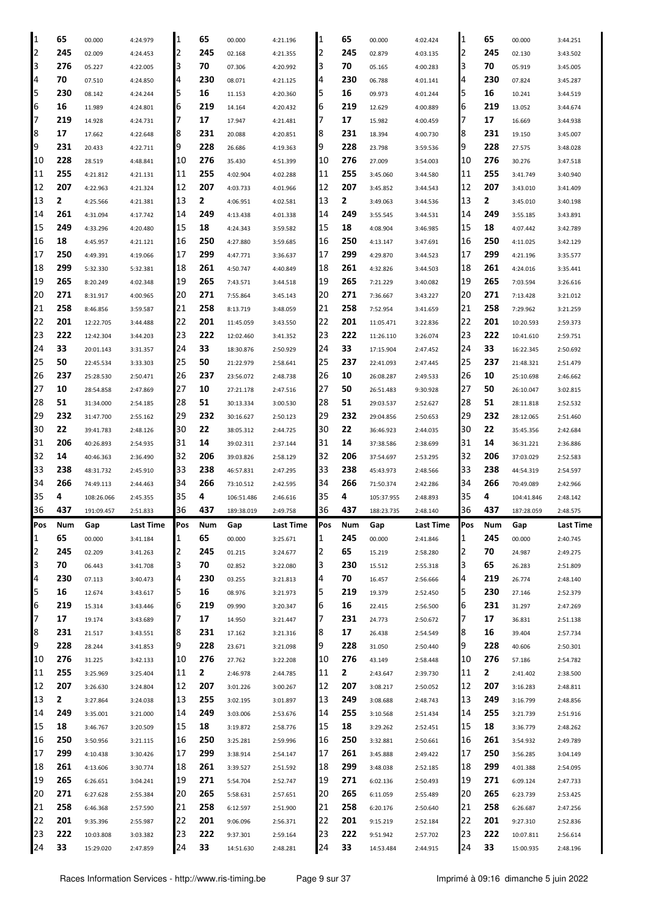| Pos | Num | Gap | Last Time | Pos | Num | Gap | Last Time | Pos | Num | Gap | Last Time | Pos | Num | Gap | Last Time |
|---|---|---|---|---|---|---|---|---|---|---|---|---|---|---|---|
| 1 | 65 | 00.000 | 4:24.979 | 1 | 65 | 00.000 | 4:21.196 | 1 | 65 | 00.000 | 4:02.424 | 1 | 65 | 00.000 | 3:44.251 |
| 2 | 245 | 02.009 | 4:24.453 | 2 | 245 | 02.168 | 4:21.355 | 2 | 245 | 02.879 | 4:03.135 | 2 | 245 | 02.130 | 3:43.502 |
| 3 | 276 | 05.227 | 4:22.005 | 3 | 70 | 07.306 | 4:20.992 | 3 | 70 | 05.165 | 4:00.283 | 3 | 70 | 05.919 | 3:45.005 |
| 4 | 70 | 07.510 | 4:24.850 | 4 | 230 | 08.071 | 4:21.125 | 4 | 230 | 06.788 | 4:01.141 | 4 | 230 | 07.824 | 3:45.287 |
| 5 | 230 | 08.142 | 4:24.244 | 5 | 16 | 11.153 | 4:20.360 | 5 | 16 | 09.973 | 4:01.244 | 5 | 16 | 10.241 | 3:44.519 |
| 6 | 16 | 11.989 | 4:24.801 | 6 | 219 | 14.164 | 4:20.432 | 6 | 219 | 12.629 | 4:00.889 | 6 | 219 | 13.052 | 3:44.674 |
| 7 | 219 | 14.928 | 4:24.731 | 7 | 17 | 17.947 | 4:21.481 | 7 | 17 | 15.982 | 4:00.459 | 7 | 17 | 16.669 | 3:44.938 |
| 8 | 17 | 17.662 | 4:22.648 | 8 | 231 | 20.088 | 4:20.851 | 8 | 231 | 18.394 | 4:00.730 | 8 | 231 | 19.150 | 3:45.007 |
| 9 | 231 | 20.433 | 4:22.711 | 9 | 228 | 26.686 | 4:19.363 | 9 | 228 | 23.798 | 3:59.536 | 9 | 228 | 27.575 | 3:48.028 |
| 10 | 228 | 28.519 | 4:48.841 | 10 | 276 | 35.430 | 4:51.399 | 10 | 276 | 27.009 | 3:54.003 | 10 | 276 | 30.276 | 3:47.518 |
| 11 | 255 | 4:21.812 | 4:21.131 | 11 | 255 | 4:02.904 | 4:02.288 | 11 | 255 | 3:45.060 | 3:44.580 | 11 | 255 | 3:41.749 | 3:40.940 |
| 12 | 207 | 4:22.963 | 4:21.324 | 12 | 207 | 4:03.733 | 4:01.966 | 12 | 207 | 3:45.852 | 3:44.543 | 12 | 207 | 3:43.010 | 3:41.409 |
| 13 | 2 | 4:25.566 | 4:21.381 | 13 | 2 | 4:06.951 | 4:02.581 | 13 | 2 | 3:49.063 | 3:44.536 | 13 | 2 | 3:45.010 | 3:40.198 |
| 14 | 261 | 4:31.094 | 4:17.742 | 14 | 249 | 4:13.438 | 4:01.338 | 14 | 249 | 3:55.545 | 3:44.531 | 14 | 249 | 3:55.185 | 3:43.891 |
| 15 | 249 | 4:33.296 | 4:20.480 | 15 | 18 | 4:24.343 | 3:59.582 | 15 | 18 | 4:08.904 | 3:46.985 | 15 | 18 | 4:07.442 | 3:42.789 |
| 16 | 18 | 4:45.957 | 4:21.121 | 16 | 250 | 4:27.880 | 3:59.685 | 16 | 250 | 4:13.147 | 3:47.691 | 16 | 250 | 4:11.025 | 3:42.129 |
| 17 | 250 | 4:49.391 | 4:19.066 | 17 | 299 | 4:47.771 | 3:36.637 | 17 | 299 | 4:29.870 | 3:44.523 | 17 | 299 | 4:21.196 | 3:35.577 |
| 18 | 299 | 5:32.330 | 5:32.381 | 18 | 261 | 4:50.747 | 4:40.849 | 18 | 261 | 4:32.826 | 3:44.503 | 18 | 261 | 4:24.016 | 3:35.441 |
| 19 | 265 | 8:20.249 | 4:02.348 | 19 | 265 | 7:43.571 | 3:44.518 | 19 | 265 | 7:21.229 | 3:40.082 | 19 | 265 | 7:03.594 | 3:26.616 |
| 20 | 271 | 8:31.917 | 4:00.965 | 20 | 271 | 7:55.864 | 3:45.143 | 20 | 271 | 7:36.667 | 3:43.227 | 20 | 271 | 7:13.428 | 3:21.012 |
| 21 | 258 | 8:46.856 | 3:59.587 | 21 | 258 | 8:13.719 | 3:48.059 | 21 | 258 | 7:52.954 | 3:41.659 | 21 | 258 | 7:29.962 | 3:21.259 |
| 22 | 201 | 12:22.705 | 3:44.488 | 22 | 201 | 11:45.059 | 3:43.550 | 22 | 201 | 11:05.471 | 3:22.836 | 22 | 201 | 10:20.593 | 2:59.373 |
| 23 | 222 | 12:42.304 | 3:44.203 | 23 | 222 | 12:02.460 | 3:41.352 | 23 | 222 | 11:26.110 | 3:26.074 | 23 | 222 | 10:41.610 | 2:59.751 |
| 24 | 33 | 20:01.143 | 3:31.357 | 24 | 33 | 18:30.876 | 2:50.929 | 24 | 33 | 17:15.904 | 2:47.452 | 24 | 33 | 16:22.345 | 2:50.692 |
| 25 | 50 | 22:45.534 | 3:33.303 | 25 | 50 | 21:22.979 | 2:58.641 | 25 | 237 | 22:41.093 | 2:47.445 | 25 | 237 | 21:48.321 | 2:51.479 |
| 26 | 237 | 25:28.530 | 2:50.471 | 26 | 237 | 23:56.072 | 2:48.738 | 26 | 10 | 26:08.287 | 2:49.533 | 26 | 10 | 25:10.698 | 2:46.662 |
| 27 | 10 | 28:54.858 | 2:47.869 | 27 | 10 | 27:21.178 | 2:47.516 | 27 | 50 | 26:51.483 | 9:30.928 | 27 | 50 | 26:10.047 | 3:02.815 |
| 28 | 51 | 31:34.000 | 2:54.185 | 28 | 51 | 30:13.334 | 3:00.530 | 28 | 51 | 29:03.537 | 2:52.627 | 28 | 51 | 28:11.818 | 2:52.532 |
| 29 | 232 | 31:47.700 | 2:55.162 | 29 | 232 | 30:16.627 | 2:50.123 | 29 | 232 | 29:04.856 | 2:50.653 | 29 | 232 | 28:12.065 | 2:51.460 |
| 30 | 22 | 39:41.783 | 2:48.126 | 30 | 22 | 38:05.312 | 2:44.725 | 30 | 22 | 36:46.923 | 2:44.035 | 30 | 22 | 35:45.356 | 2:42.684 |
| 31 | 206 | 40:26.893 | 2:54.935 | 31 | 14 | 39:02.311 | 2:37.144 | 31 | 14 | 37:38.586 | 2:38.699 | 31 | 14 | 36:31.221 | 2:36.886 |
| 32 | 14 | 40:46.363 | 2:36.490 | 32 | 206 | 39:03.826 | 2:58.129 | 32 | 206 | 37:54.697 | 2:53.295 | 32 | 206 | 37:03.029 | 2:52.583 |
| 33 | 238 | 48:31.732 | 2:45.910 | 33 | 238 | 46:57.831 | 2:47.295 | 33 | 238 | 45:43.973 | 2:48.566 | 33 | 238 | 44:54.319 | 2:54.597 |
| 34 | 266 | 74:49.113 | 2:44.463 | 34 | 266 | 73:10.512 | 2:42.595 | 34 | 266 | 71:50.374 | 2:42.286 | 34 | 266 | 70:49.089 | 2:42.966 |
| 35 | 4 | 108:26.066 | 2:45.355 | 35 | 4 | 106:51.486 | 2:46.616 | 35 | 4 | 105:37.955 | 2:48.893 | 35 | 4 | 104:41.846 | 2:48.142 |
| 36 | 437 | 191:09.457 | 2:51.833 | 36 | 437 | 189:38.019 | 2:49.758 | 36 | 437 | 188:23.735 | 2:48.140 | 36 | 437 | 187:28.059 | 2:48.575 |

| Pos | Num | Gap | Last Time | Pos | Num | Gap | Last Time | Pos | Num | Gap | Last Time | Pos | Num | Gap | Last Time |
|---|---|---|---|---|---|---|---|---|---|---|---|---|---|---|---|
| 1 | 65 | 00.000 | 3:41.184 | 1 | 65 | 00.000 | 3:25.671 | 1 | 245 | 00.000 | 2:41.846 | 1 | 245 | 00.000 | 2:40.745 |
| 2 | 245 | 02.209 | 3:41.263 | 2 | 245 | 01.215 | 3:24.677 | 2 | 65 | 15.219 | 2:58.280 | 2 | 70 | 24.987 | 2:49.275 |
| 3 | 70 | 06.443 | 3:41.708 | 3 | 70 | 02.852 | 3:22.080 | 3 | 230 | 15.512 | 2:55.318 | 3 | 65 | 26.283 | 2:51.809 |
| 4 | 230 | 07.113 | 3:40.473 | 4 | 230 | 03.255 | 3:21.813 | 4 | 70 | 16.457 | 2:56.666 | 4 | 219 | 26.774 | 2:48.140 |
| 5 | 16 | 12.674 | 3:43.617 | 5 | 16 | 08.976 | 3:21.973 | 5 | 219 | 19.379 | 2:52.450 | 5 | 230 | 27.146 | 2:52.379 |
| 6 | 219 | 15.314 | 3:43.446 | 6 | 219 | 09.990 | 3:20.347 | 6 | 16 | 22.415 | 2:56.500 | 6 | 231 | 31.297 | 2:47.269 |
| 7 | 17 | 19.174 | 3:43.689 | 7 | 17 | 14.950 | 3:21.447 | 7 | 231 | 24.773 | 2:50.672 | 7 | 17 | 36.831 | 2:51.138 |
| 8 | 231 | 21.517 | 3:43.551 | 8 | 231 | 17.162 | 3:21.316 | 8 | 17 | 26.438 | 2:54.549 | 8 | 16 | 39.404 | 2:57.734 |
| 9 | 228 | 28.244 | 3:41.853 | 9 | 228 | 23.671 | 3:21.098 | 9 | 228 | 31.050 | 2:50.440 | 9 | 228 | 40.606 | 2:50.301 |
| 10 | 276 | 31.225 | 3:42.133 | 10 | 276 | 27.762 | 3:22.208 | 10 | 276 | 43.149 | 2:58.448 | 10 | 276 | 57.186 | 2:54.782 |
| 11 | 255 | 3:25.969 | 3:25.404 | 11 | 2 | 2:46.978 | 2:44.785 | 11 | 2 | 2:43.647 | 2:39.730 | 11 | 2 | 2:41.402 | 2:38.500 |
| 12 | 207 | 3:26.630 | 3:24.804 | 12 | 207 | 3:01.226 | 3:00.267 | 12 | 207 | 3:08.217 | 2:50.052 | 12 | 207 | 3:16.283 | 2:48.811 |
| 13 | 2 | 3:27.864 | 3:24.038 | 13 | 255 | 3:02.195 | 3:01.897 | 13 | 249 | 3:08.688 | 2:48.743 | 13 | 249 | 3:16.799 | 2:48.856 |
| 14 | 249 | 3:35.001 | 3:21.000 | 14 | 249 | 3:03.006 | 2:53.676 | 14 | 255 | 3:10.568 | 2:51.434 | 14 | 255 | 3:21.739 | 2:51.916 |
| 15 | 18 | 3:46.767 | 3:20.509 | 15 | 18 | 3:19.872 | 2:58.776 | 15 | 18 | 3:29.262 | 2:52.451 | 15 | 18 | 3:36.779 | 2:48.262 |
| 16 | 250 | 3:50.956 | 3:21.115 | 16 | 250 | 3:25.281 | 2:59.996 | 16 | 250 | 3:32.881 | 2:50.661 | 16 | 261 | 3:54.932 | 2:49.789 |
| 17 | 299 | 4:10.438 | 3:30.426 | 17 | 299 | 3:38.914 | 2:54.147 | 17 | 261 | 3:45.888 | 2:49.422 | 17 | 250 | 3:56.285 | 3:04.149 |
| 18 | 261 | 4:13.606 | 3:30.774 | 18 | 261 | 3:39.527 | 2:51.592 | 18 | 299 | 3:48.038 | 2:52.185 | 18 | 299 | 4:01.388 | 2:54.095 |
| 19 | 265 | 6:26.651 | 3:04.241 | 19 | 271 | 5:54.704 | 2:52.747 | 19 | 271 | 6:02.136 | 2:50.493 | 19 | 271 | 6:09.124 | 2:47.733 |
| 20 | 271 | 6:27.628 | 2:55.384 | 20 | 265 | 5:58.631 | 2:57.651 | 20 | 265 | 6:11.059 | 2:55.489 | 20 | 265 | 6:23.739 | 2:53.425 |
| 21 | 258 | 6:46.368 | 2:57.590 | 21 | 258 | 6:12.597 | 2:51.900 | 21 | 258 | 6:20.176 | 2:50.640 | 21 | 258 | 6:26.687 | 2:47.256 |
| 22 | 201 | 9:35.396 | 2:55.987 | 22 | 201 | 9:06.096 | 2:56.371 | 22 | 201 | 9:15.219 | 2:52.184 | 22 | 201 | 9:27.310 | 2:52.836 |
| 23 | 222 | 10:03.808 | 3:03.382 | 23 | 222 | 9:37.301 | 2:59.164 | 23 | 222 | 9:51.942 | 2:57.702 | 23 | 222 | 10:07.811 | 2:56.614 |
| 24 | 33 | 15:29.020 | 2:47.859 | 24 | 33 | 14:51.630 | 2:48.281 | 24 | 33 | 14:53.484 | 2:44.915 | 24 | 33 | 15:00.935 | 2:48.196 |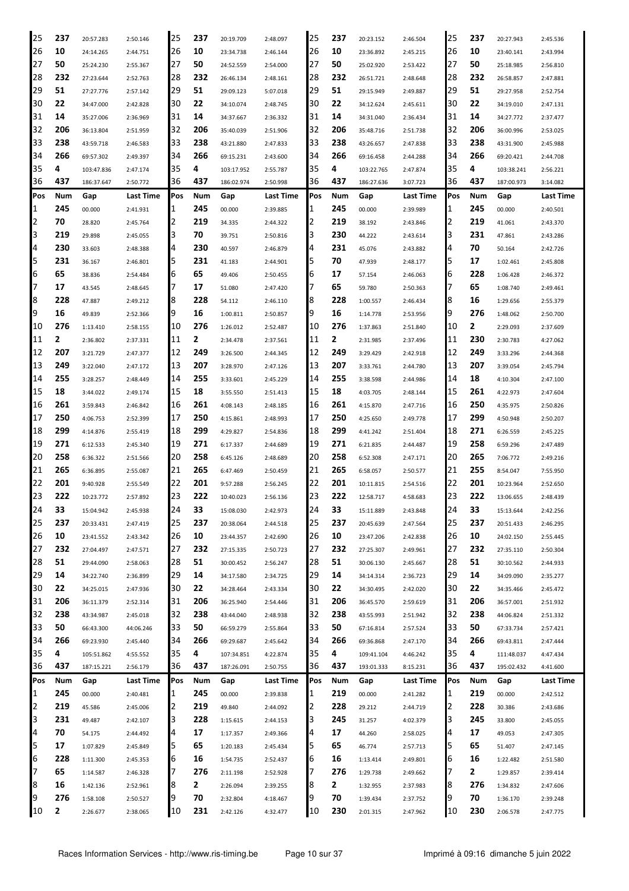| Pos | Num | Gap | Last Time | Pos | Num | Gap | Last Time | Pos | Num | Gap | Last Time | Pos | Num | Gap | Last Time |
|---|---|---|---|---|---|---|---|---|---|---|---|---|---|---|---|
| 25 | 237 | 20:57.283 | 2:50.146 | 25 | 237 | 20:19.709 | 2:48.097 | 25 | 237 | 20:23.152 | 2:46.504 | 25 | 237 | 20:27.943 | 2:45.536 |
| 26 | 10 | 24:14.265 | 2:44.751 | 26 | 10 | 23:34.738 | 2:46.144 | 26 | 10 | 23:36.892 | 2:45.215 | 26 | 10 | 23:40.141 | 2:43.994 |
| 27 | 50 | 25:24.230 | 2:55.367 | 27 | 50 | 24:52.559 | 2:54.000 | 27 | 50 | 25:02.920 | 2:53.422 | 27 | 50 | 25:18.985 | 2:56.810 |
| 28 | 232 | 27:23.644 | 2:52.763 | 28 | 232 | 26:46.134 | 2:48.161 | 28 | 232 | 26:51.721 | 2:48.648 | 28 | 232 | 26:58.857 | 2:47.881 |
| 29 | 51 | 27:27.776 | 2:57.142 | 29 | 51 | 29:09.123 | 5:07.018 | 29 | 51 | 29:15.949 | 2:49.887 | 29 | 51 | 29:27.958 | 2:52.754 |
| 30 | 22 | 34:47.000 | 2:42.828 | 30 | 22 | 34:10.074 | 2:48.745 | 30 | 22 | 34:12.624 | 2:45.611 | 30 | 22 | 34:19.010 | 2:47.131 |
| 31 | 14 | 35:27.006 | 2:36.969 | 31 | 14 | 34:37.667 | 2:36.332 | 31 | 14 | 34:31.040 | 2:36.434 | 31 | 14 | 34:27.772 | 2:37.477 |
| 32 | 206 | 36:13.804 | 2:51.959 | 32 | 206 | 35:40.039 | 2:51.906 | 32 | 206 | 35:48.716 | 2:51.738 | 32 | 206 | 36:00.996 | 2:53.025 |
| 33 | 238 | 43:59.718 | 2:46.583 | 33 | 238 | 43:21.880 | 2:47.833 | 33 | 238 | 43:26.657 | 2:47.838 | 33 | 238 | 43:31.900 | 2:45.988 |
| 34 | 266 | 69:57.302 | 2:49.397 | 34 | 266 | 69:15.231 | 2:43.600 | 34 | 266 | 69:16.458 | 2:44.288 | 34 | 266 | 69:20.421 | 2:44.708 |
| 35 | 4 | 103:47.836 | 2:47.174 | 35 | 4 | 103:17.952 | 2:55.787 | 35 | 4 | 103:22.765 | 2:47.874 | 35 | 4 | 103:38.241 | 2:56.221 |
| 36 | 437 | 186:37.647 | 2:50.772 | 36 | 437 | 186:02.974 | 2:50.998 | 36 | 437 | 186:27.636 | 3:07.723 | 36 | 437 | 187:00.973 | 3:14.082 |
| **Pos** | **Num** | **Gap** | **Last Time** | **Pos** | **Num** | **Gap** | **Last Time** | **Pos** | **Num** | **Gap** | **Last Time** | **Pos** | **Num** | **Gap** | **Last Time** |
| 1 | 245 | 00.000 | 2:41.931 | 1 | 245 | 00.000 | 2:39.885 | 1 | 245 | 00.000 | 2:39.989 | 1 | 245 | 00.000 | 2:40.501 |
| 2 | 70 | 28.820 | 2:45.764 | 2 | 219 | 34.335 | 2:44.322 | 2 | 219 | 38.192 | 2:43.846 | 2 | 219 | 41.061 | 2:43.370 |
| 3 | 219 | 29.898 | 2:45.055 | 3 | 70 | 39.751 | 2:50.816 | 3 | 230 | 44.222 | 2:43.614 | 3 | 231 | 47.861 | 2:43.286 |
| 4 | 230 | 33.603 | 2:48.388 | 4 | 230 | 40.597 | 2:46.879 | 4 | 231 | 45.076 | 2:43.882 | 4 | 70 | 50.164 | 2:42.726 |
| 5 | 231 | 36.167 | 2:46.801 | 5 | 231 | 41.183 | 2:44.901 | 5 | 70 | 47.939 | 2:48.177 | 5 | 17 | 1:02.461 | 2:45.808 |
| 6 | 65 | 38.836 | 2:54.484 | 6 | 65 | 49.406 | 2:50.455 | 6 | 17 | 57.154 | 2:46.063 | 6 | 228 | 1:06.428 | 2:46.372 |
| 7 | 17 | 43.545 | 2:48.645 | 7 | 17 | 51.080 | 2:47.420 | 7 | 65 | 59.780 | 2:50.363 | 7 | 65 | 1:08.740 | 2:49.461 |
| 8 | 228 | 47.887 | 2:49.212 | 8 | 228 | 54.112 | 2:46.110 | 8 | 228 | 1:00.557 | 2:46.434 | 8 | 16 | 1:29.656 | 2:55.379 |
| 9 | 16 | 49.839 | 2:52.366 | 9 | 16 | 1:00.811 | 2:50.857 | 9 | 16 | 1:14.778 | 2:53.956 | 9 | 276 | 1:48.062 | 2:50.700 |
| 10 | 276 | 1:13.410 | 2:58.155 | 10 | 276 | 1:26.012 | 2:52.487 | 10 | 276 | 1:37.863 | 2:51.840 | 10 | 2 | 2:29.093 | 2:37.609 |
| 11 | 2 | 2:36.802 | 2:37.331 | 11 | 2 | 2:34.478 | 2:37.561 | 11 | 2 | 2:31.985 | 2:37.496 | 11 | 230 | 2:30.783 | 4:27.062 |
| 12 | 207 | 3:21.729 | 2:47.377 | 12 | 249 | 3:26.500 | 2:44.345 | 12 | 249 | 3:29.429 | 2:42.918 | 12 | 249 | 3:33.296 | 2:44.368 |
| 13 | 249 | 3:22.040 | 2:47.172 | 13 | 207 | 3:28.970 | 2:47.126 | 13 | 207 | 3:33.761 | 2:44.780 | 13 | 207 | 3:39.054 | 2:45.794 |
| 14 | 255 | 3:28.257 | 2:48.449 | 14 | 255 | 3:33.601 | 2:45.229 | 14 | 255 | 3:38.598 | 2:44.986 | 14 | 18 | 4:10.304 | 2:47.100 |
| 15 | 18 | 3:44.022 | 2:49.174 | 15 | 18 | 3:55.550 | 2:51.413 | 15 | 18 | 4:03.705 | 2:48.144 | 15 | 261 | 4:22.973 | 2:47.604 |
| 16 | 261 | 3:59.843 | 2:46.842 | 16 | 261 | 4:08.143 | 2:48.185 | 16 | 261 | 4:15.870 | 2:47.716 | 16 | 250 | 4:35.975 | 2:50.826 |
| 17 | 250 | 4:06.753 | 2:52.399 | 17 | 250 | 4:15.861 | 2:48.993 | 17 | 250 | 4:25.650 | 2:49.778 | 17 | 299 | 4:50.948 | 2:50.207 |
| 18 | 299 | 4:14.876 | 2:55.419 | 18 | 299 | 4:29.827 | 2:54.836 | 18 | 299 | 4:41.242 | 2:51.404 | 18 | 271 | 6:26.559 | 2:45.225 |
| 19 | 271 | 6:12.533 | 2:45.340 | 19 | 271 | 6:17.337 | 2:44.689 | 19 | 271 | 6:21.835 | 2:44.487 | 19 | 258 | 6:59.296 | 2:47.489 |
| 20 | 258 | 6:36.322 | 2:51.566 | 20 | 258 | 6:45.126 | 2:48.689 | 20 | 258 | 6:52.308 | 2:47.171 | 20 | 265 | 7:06.772 | 2:49.216 |
| 21 | 265 | 6:36.895 | 2:55.087 | 21 | 265 | 6:47.469 | 2:50.459 | 21 | 265 | 6:58.057 | 2:50.577 | 21 | 255 | 8:54.047 | 7:55.950 |
| 22 | 201 | 9:40.928 | 2:55.549 | 22 | 201 | 9:57.288 | 2:56.245 | 22 | 201 | 10:11.815 | 2:54.516 | 22 | 201 | 10:23.964 | 2:52.650 |
| 23 | 222 | 10:23.772 | 2:57.892 | 23 | 222 | 10:40.023 | 2:56.136 | 23 | 222 | 12:58.717 | 4:58.683 | 23 | 222 | 13:06.655 | 2:48.439 |
| 24 | 33 | 15:04.942 | 2:45.938 | 24 | 33 | 15:08.030 | 2:42.973 | 24 | 33 | 15:11.889 | 2:43.848 | 24 | 33 | 15:13.644 | 2:42.256 |
| 25 | 237 | 20:33.431 | 2:47.419 | 25 | 237 | 20:38.064 | 2:44.518 | 25 | 237 | 20:45.639 | 2:47.564 | 25 | 237 | 20:51.433 | 2:46.295 |
| 26 | 10 | 23:41.552 | 2:43.342 | 26 | 10 | 23:44.357 | 2:42.690 | 26 | 10 | 23:47.206 | 2:42.838 | 26 | 10 | 24:02.150 | 2:55.445 |
| 27 | 232 | 27:04.497 | 2:47.571 | 27 | 232 | 27:15.335 | 2:50.723 | 27 | 232 | 27:25.307 | 2:49.961 | 27 | 232 | 27:35.110 | 2:50.304 |
| 28 | 51 | 29:44.090 | 2:58.063 | 28 | 51 | 30:00.452 | 2:56.247 | 28 | 51 | 30:06.130 | 2:45.667 | 28 | 51 | 30:10.562 | 2:44.933 |
| 29 | 14 | 34:22.740 | 2:36.899 | 29 | 14 | 34:17.580 | 2:34.725 | 29 | 14 | 34:14.314 | 2:36.723 | 29 | 14 | 34:09.090 | 2:35.277 |
| 30 | 22 | 34:25.015 | 2:47.936 | 30 | 22 | 34:28.464 | 2:43.334 | 30 | 22 | 34:30.495 | 2:42.020 | 30 | 22 | 34:35.466 | 2:45.472 |
| 31 | 206 | 36:11.379 | 2:52.314 | 31 | 206 | 36:25.940 | 2:54.446 | 31 | 206 | 36:45.570 | 2:59.619 | 31 | 206 | 36:57.001 | 2:51.932 |
| 32 | 238 | 43:34.987 | 2:45.018 | 32 | 238 | 43:44.040 | 2:48.938 | 32 | 238 | 43:55.993 | 2:51.942 | 32 | 238 | 44:06.824 | 2:51.332 |
| 33 | 50 | 66:43.300 | 44:06.246 | 33 | 50 | 66:59.279 | 2:55.864 | 33 | 50 | 67:16.814 | 2:57.524 | 33 | 50 | 67:33.734 | 2:57.421 |
| 34 | 266 | 69:23.930 | 2:45.440 | 34 | 266 | 69:29.687 | 2:45.642 | 34 | 266 | 69:36.868 | 2:47.170 | 34 | 266 | 69:43.811 | 2:47.444 |
| 35 | 4 | 105:51.862 | 4:55.552 | 35 | 4 | 107:34.851 | 4:22.874 | 35 | 4 | 109:41.104 | 4:46.242 | 35 | 4 | 111:48.037 | 4:47.434 |
| 36 | 437 | 187:15.221 | 2:56.179 | 36 | 437 | 187:26.091 | 2:50.755 | 36 | 437 | 193:01.333 | 8:15.231 | 36 | 437 | 195:02.432 | 4:41.600 |
| **Pos** | **Num** | **Gap** | **Last Time** | **Pos** | **Num** | **Gap** | **Last Time** | **Pos** | **Num** | **Gap** | **Last Time** | **Pos** | **Num** | **Gap** | **Last Time** |
| 1 | 245 | 00.000 | 2:40.481 | 1 | 245 | 00.000 | 2:39.838 | 1 | 219 | 00.000 | 2:41.282 | 1 | 219 | 00.000 | 2:42.512 |
| 2 | 219 | 45.586 | 2:45.006 | 2 | 219 | 49.840 | 2:44.092 | 2 | 228 | 29.212 | 2:44.719 | 2 | 228 | 30.386 | 2:43.686 |
| 3 | 231 | 49.487 | 2:42.107 | 3 | 228 | 1:15.615 | 2:44.153 | 3 | 245 | 31.257 | 4:02.379 | 3 | 245 | 33.800 | 2:45.055 |
| 4 | 70 | 54.175 | 2:44.492 | 4 | 17 | 1:17.357 | 2:49.366 | 4 | 17 | 44.260 | 2:58.025 | 4 | 17 | 49.053 | 2:47.305 |
| 5 | 17 | 1:07.829 | 2:45.849 | 5 | 65 | 1:20.183 | 2:45.434 | 5 | 65 | 46.774 | 2:57.713 | 5 | 65 | 51.407 | 2:47.145 |
| 6 | 228 | 1:11.300 | 2:45.353 | 6 | 16 | 1:54.735 | 2:52.437 | 6 | 16 | 1:13.414 | 2:49.801 | 6 | 16 | 1:22.482 | 2:51.580 |
| 7 | 65 | 1:14.587 | 2:46.328 | 7 | 276 | 2:11.198 | 2:52.928 | 7 | 276 | 1:29.738 | 2:49.662 | 7 | 2 | 1:29.857 | 2:39.414 |
| 8 | 16 | 1:42.136 | 2:52.961 | 8 | 2 | 2:26.094 | 2:39.255 | 8 | 2 | 1:32.955 | 2:37.983 | 8 | 276 | 1:34.832 | 2:47.606 |
| 9 | 276 | 1:58.108 | 2:50.527 | 9 | 70 | 2:32.804 | 4:18.467 | 9 | 70 | 1:39.434 | 2:37.752 | 9 | 70 | 1:36.170 | 2:39.248 |
| 10 | 2 | 2:26.677 | 2:38.065 | 10 | 231 | 2:42.126 | 4:32.477 | 10 | 230 | 2:01.315 | 2:47.962 | 10 | 230 | 2:06.578 | 2:47.775 |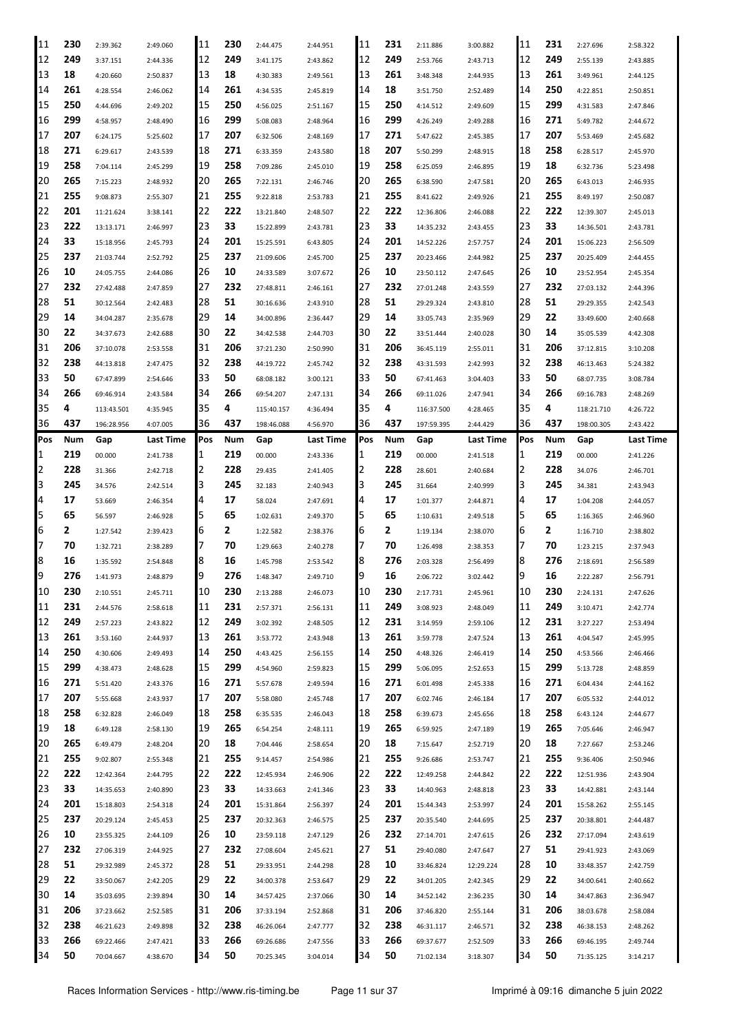| 11 | 230 | 2:39.362 | 2:49.060 | 11 | 230 | 2:44.475 | 2:44.951 | 11 | 231 | 2:11.886 | 3:00.882 | 11 | 231 | 2:27.696 | 2:58.322 |
|---|---|---|---|---|---|---|---|---|---|---|---|---|---|---|---|
| 12 | 249 | 3:37.151 | 2:44.336 | 12 | 249 | 3:41.175 | 2:43.862 | 12 | 249 | 2:53.766 | 2:43.713 | 12 | 249 | 2:55.139 | 2:43.885 |
| 13 | 18 | 4:20.660 | 2:50.837 | 13 | 18 | 4:30.383 | 2:49.561 | 13 | 261 | 3:48.348 | 2:44.935 | 13 | 261 | 3:49.961 | 2:44.125 |
| 14 | 261 | 4:28.554 | 2:46.062 | 14 | 261 | 4:34.535 | 2:45.819 | 14 | 18 | 3:51.750 | 2:52.489 | 14 | 250 | 4:22.851 | 2:50.851 |
| 15 | 250 | 4:44.696 | 2:49.202 | 15 | 250 | 4:56.025 | 2:51.167 | 15 | 250 | 4:14.512 | 2:49.609 | 15 | 299 | 4:31.583 | 2:47.846 |
| 16 | 299 | 4:58.957 | 2:48.490 | 16 | 299 | 5:08.083 | 2:48.964 | 16 | 299 | 4:26.249 | 2:49.288 | 16 | 271 | 5:49.782 | 2:44.672 |
| 17 | 207 | 6:24.175 | 5:25.602 | 17 | 207 | 6:32.506 | 2:48.169 | 17 | 271 | 5:47.622 | 2:45.385 | 17 | 207 | 5:53.469 | 2:45.682 |
| 18 | 271 | 6:29.617 | 2:43.539 | 18 | 271 | 6:33.359 | 2:43.580 | 18 | 207 | 5:50.299 | 2:48.915 | 18 | 258 | 6:28.517 | 2:45.970 |
| 19 | 258 | 7:04.114 | 2:45.299 | 19 | 258 | 7:09.286 | 2:45.010 | 19 | 258 | 6:25.059 | 2:46.895 | 19 | 18 | 6:32.736 | 5:23.498 |
| 20 | 265 | 7:15.223 | 2:48.932 | 20 | 265 | 7:22.131 | 2:46.746 | 20 | 265 | 6:38.590 | 2:47.581 | 20 | 265 | 6:43.013 | 2:46.935 |
| 21 | 255 | 9:08.873 | 2:55.307 | 21 | 255 | 9:22.818 | 2:53.783 | 21 | 255 | 8:41.622 | 2:49.926 | 21 | 255 | 8:49.197 | 2:50.087 |
| 22 | 201 | 11:21.624 | 3:38.141 | 22 | 222 | 13:21.840 | 2:48.507 | 22 | 222 | 12:36.806 | 2:46.088 | 22 | 222 | 12:39.307 | 2:45.013 |
| 23 | 222 | 13:13.171 | 2:46.997 | 23 | 33 | 15:22.899 | 2:43.781 | 23 | 33 | 14:35.232 | 2:43.455 | 23 | 33 | 14:36.501 | 2:43.781 |
| 24 | 33 | 15:18.956 | 2:45.793 | 24 | 201 | 15:25.591 | 6:43.805 | 24 | 201 | 14:52.226 | 2:57.757 | 24 | 201 | 15:06.223 | 2:56.509 |
| 25 | 237 | 21:03.744 | 2:52.792 | 25 | 237 | 21:09.606 | 2:45.700 | 25 | 237 | 20:23.466 | 2:44.982 | 25 | 237 | 20:25.409 | 2:44.455 |
| 26 | 10 | 24:05.755 | 2:44.086 | 26 | 10 | 24:33.589 | 3:07.672 | 26 | 10 | 23:50.112 | 2:47.645 | 26 | 10 | 23:52.954 | 2:45.354 |
| 27 | 232 | 27:42.488 | 2:47.859 | 27 | 232 | 27:48.811 | 2:46.161 | 27 | 232 | 27:01.248 | 2:43.559 | 27 | 232 | 27:03.132 | 2:44.396 |
| 28 | 51 | 30:12.564 | 2:42.483 | 28 | 51 | 30:16.636 | 2:43.910 | 28 | 51 | 29:29.324 | 2:43.810 | 28 | 51 | 29:29.355 | 2:42.543 |
| 29 | 14 | 34:04.287 | 2:35.678 | 29 | 14 | 34:00.896 | 2:36.447 | 29 | 14 | 33:05.743 | 2:35.969 | 29 | 22 | 33:49.600 | 2:40.668 |
| 30 | 22 | 34:37.673 | 2:42.688 | 30 | 22 | 34:42.538 | 2:44.703 | 30 | 22 | 33:51.444 | 2:40.028 | 30 | 14 | 35:05.539 | 4:42.308 |
| 31 | 206 | 37:10.078 | 2:53.558 | 31 | 206 | 37:21.230 | 2:50.990 | 31 | 206 | 36:45.119 | 2:55.011 | 31 | 206 | 37:12.815 | 3:10.208 |
| 32 | 238 | 44:13.818 | 2:47.475 | 32 | 238 | 44:19.722 | 2:45.742 | 32 | 238 | 43:31.593 | 2:42.993 | 32 | 238 | 46:13.463 | 5:24.382 |
| 33 | 50 | 67:47.899 | 2:54.646 | 33 | 50 | 68:08.182 | 3:00.121 | 33 | 50 | 67:41.463 | 3:04.403 | 33 | 50 | 68:07.735 | 3:08.784 |
| 34 | 266 | 69:46.914 | 2:43.584 | 34 | 266 | 69:54.207 | 2:47.131 | 34 | 266 | 69:11.026 | 2:47.941 | 34 | 266 | 69:16.783 | 2:48.269 |
| 35 | 4 | 113:43.501 | 4:35.945 | 35 | 4 | 115:40.157 | 4:36.494 | 35 | 4 | 116:37.500 | 4:28.465 | 35 | 4 | 118:21.710 | 4:26.722 |
| 36 | 437 | 196:28.956 | 4:07.005 | 36 | 437 | 198:46.088 | 4:56.970 | 36 | 437 | 197:59.395 | 2:44.429 | 36 | 437 | 198:00.305 | 2:43.422 |

| Pos | Num | Gap | Last Time | Pos | Num | Gap | Last Time | Pos | Num | Gap | Last Time | Pos | Num | Gap | Last Time |
|---|---|---|---|---|---|---|---|---|---|---|---|---|---|---|---|
| 1 | 219 | 00.000 | 2:41.738 | 1 | 219 | 00.000 | 2:43.336 | 1 | 219 | 00.000 | 2:41.518 | 1 | 219 | 00.000 | 2:41.226 |
| 2 | 228 | 31.366 | 2:42.718 | 2 | 228 | 29.435 | 2:41.405 | 2 | 228 | 28.601 | 2:40.684 | 2 | 228 | 34.076 | 2:46.701 |
| 3 | 245 | 34.576 | 2:42.514 | 3 | 245 | 32.183 | 2:40.943 | 3 | 245 | 31.664 | 2:40.999 | 3 | 245 | 34.381 | 2:43.943 |
| 4 | 17 | 53.669 | 2:46.354 | 4 | 17 | 58.024 | 2:47.691 | 4 | 17 | 1:01.377 | 2:44.871 | 4 | 17 | 1:04.208 | 2:44.057 |
| 5 | 65 | 56.597 | 2:46.928 | 5 | 65 | 1:02.631 | 2:49.370 | 5 | 65 | 1:10.631 | 2:49.518 | 5 | 65 | 1:16.365 | 2:46.960 |
| 6 | 2 | 1:27.542 | 2:39.423 | 6 | 2 | 1:22.582 | 2:38.376 | 6 | 2 | 1:19.134 | 2:38.070 | 6 | 2 | 1:16.710 | 2:38.802 |
| 7 | 70 | 1:32.721 | 2:38.289 | 7 | 70 | 1:29.663 | 2:40.278 | 7 | 70 | 1:26.498 | 2:38.353 | 7 | 70 | 1:23.215 | 2:37.943 |
| 8 | 16 | 1:35.592 | 2:54.848 | 8 | 16 | 1:45.798 | 2:53.542 | 8 | 276 | 2:03.328 | 2:56.499 | 8 | 276 | 2:18.691 | 2:56.589 |
| 9 | 276 | 1:41.973 | 2:48.879 | 9 | 276 | 1:48.347 | 2:49.710 | 9 | 16 | 2:06.722 | 3:02.442 | 9 | 16 | 2:22.287 | 2:56.791 |
| 10 | 230 | 2:10.551 | 2:45.711 | 10 | 230 | 2:13.288 | 2:46.073 | 10 | 230 | 2:17.731 | 2:45.961 | 10 | 230 | 2:24.131 | 2:47.626 |
| 11 | 231 | 2:44.576 | 2:58.618 | 11 | 231 | 2:57.371 | 2:56.131 | 11 | 249 | 3:08.923 | 2:48.049 | 11 | 249 | 3:10.471 | 2:42.774 |
| 12 | 249 | 2:57.223 | 2:43.822 | 12 | 249 | 3:02.392 | 2:48.505 | 12 | 231 | 3:14.959 | 2:59.106 | 12 | 231 | 3:27.227 | 2:53.494 |
| 13 | 261 | 3:53.160 | 2:44.937 | 13 | 261 | 3:53.772 | 2:43.948 | 13 | 261 | 3:59.778 | 2:47.524 | 13 | 261 | 4:04.547 | 2:45.995 |
| 14 | 250 | 4:30.606 | 2:49.493 | 14 | 250 | 4:43.425 | 2:56.155 | 14 | 250 | 4:48.326 | 2:46.419 | 14 | 250 | 4:53.566 | 2:46.466 |
| 15 | 299 | 4:38.473 | 2:48.628 | 15 | 299 | 4:54.960 | 2:59.823 | 15 | 299 | 5:06.095 | 2:52.653 | 15 | 299 | 5:13.728 | 2:48.859 |
| 16 | 271 | 5:51.420 | 2:43.376 | 16 | 271 | 5:57.678 | 2:49.594 | 16 | 271 | 6:01.498 | 2:45.338 | 16 | 271 | 6:04.434 | 2:44.162 |
| 17 | 207 | 5:55.668 | 2:43.937 | 17 | 207 | 5:58.080 | 2:45.748 | 17 | 207 | 6:02.746 | 2:46.184 | 17 | 207 | 6:05.532 | 2:44.012 |
| 18 | 258 | 6:32.828 | 2:46.049 | 18 | 258 | 6:35.535 | 2:46.043 | 18 | 258 | 6:39.673 | 2:45.656 | 18 | 258 | 6:43.124 | 2:44.677 |
| 19 | 18 | 6:49.128 | 2:58.130 | 19 | 265 | 6:54.254 | 2:48.111 | 19 | 265 | 6:59.925 | 2:47.189 | 19 | 265 | 7:05.646 | 2:46.947 |
| 20 | 265 | 6:49.479 | 2:48.204 | 20 | 18 | 7:04.446 | 2:58.654 | 20 | 18 | 7:15.647 | 2:52.719 | 20 | 18 | 7:27.667 | 2:53.246 |
| 21 | 255 | 9:02.807 | 2:55.348 | 21 | 255 | 9:14.457 | 2:54.986 | 21 | 255 | 9:26.686 | 2:53.747 | 21 | 255 | 9:36.406 | 2:50.946 |
| 22 | 222 | 12:42.364 | 2:44.795 | 22 | 222 | 12:45.934 | 2:46.906 | 22 | 222 | 12:49.258 | 2:44.842 | 22 | 222 | 12:51.936 | 2:43.904 |
| 23 | 33 | 14:35.653 | 2:40.890 | 23 | 33 | 14:33.663 | 2:41.346 | 23 | 33 | 14:40.963 | 2:48.818 | 23 | 33 | 14:42.881 | 2:43.144 |
| 24 | 201 | 15:18.803 | 2:54.318 | 24 | 201 | 15:31.864 | 2:56.397 | 24 | 201 | 15:44.343 | 2:53.997 | 24 | 201 | 15:58.262 | 2:55.145 |
| 25 | 237 | 20:29.124 | 2:45.453 | 25 | 237 | 20:32.363 | 2:46.575 | 25 | 237 | 20:35.540 | 2:44.695 | 25 | 237 | 20:38.801 | 2:44.487 |
| 26 | 10 | 23:55.325 | 2:44.109 | 26 | 10 | 23:59.118 | 2:47.129 | 26 | 232 | 27:14.701 | 2:47.615 | 26 | 232 | 27:17.094 | 2:43.619 |
| 27 | 232 | 27:06.319 | 2:44.925 | 27 | 232 | 27:08.604 | 2:45.621 | 27 | 51 | 29:40.080 | 2:47.647 | 27 | 51 | 29:41.923 | 2:43.069 |
| 28 | 51 | 29:32.989 | 2:45.372 | 28 | 51 | 29:33.951 | 2:44.298 | 28 | 10 | 33:46.824 | 12:29.224 | 28 | 10 | 33:48.357 | 2:42.759 |
| 29 | 22 | 33:50.067 | 2:42.205 | 29 | 22 | 34:00.378 | 2:53.647 | 29 | 22 | 34:01.205 | 2:42.345 | 29 | 22 | 34:00.641 | 2:40.662 |
| 30 | 14 | 35:03.695 | 2:39.894 | 30 | 14 | 34:57.425 | 2:37.066 | 30 | 14 | 34:52.142 | 2:36.235 | 30 | 14 | 34:47.863 | 2:36.947 |
| 31 | 206 | 37:23.662 | 2:52.585 | 31 | 206 | 37:33.194 | 2:52.868 | 31 | 206 | 37:46.820 | 2:55.144 | 31 | 206 | 38:03.678 | 2:58.084 |
| 32 | 238 | 46:21.623 | 2:49.898 | 32 | 238 | 46:26.064 | 2:47.777 | 32 | 238 | 46:31.117 | 2:46.571 | 32 | 238 | 46:38.153 | 2:48.262 |
| 33 | 266 | 69:22.466 | 2:47.421 | 33 | 266 | 69:26.686 | 2:47.556 | 33 | 266 | 69:37.677 | 2:52.509 | 33 | 266 | 69:46.195 | 2:49.744 |
| 34 | 50 | 70:04.667 | 4:38.670 | 34 | 50 | 70:25.345 | 3:04.014 | 34 | 50 | 71:02.134 | 3:18.307 | 34 | 50 | 71:35.125 | 3:14.217 |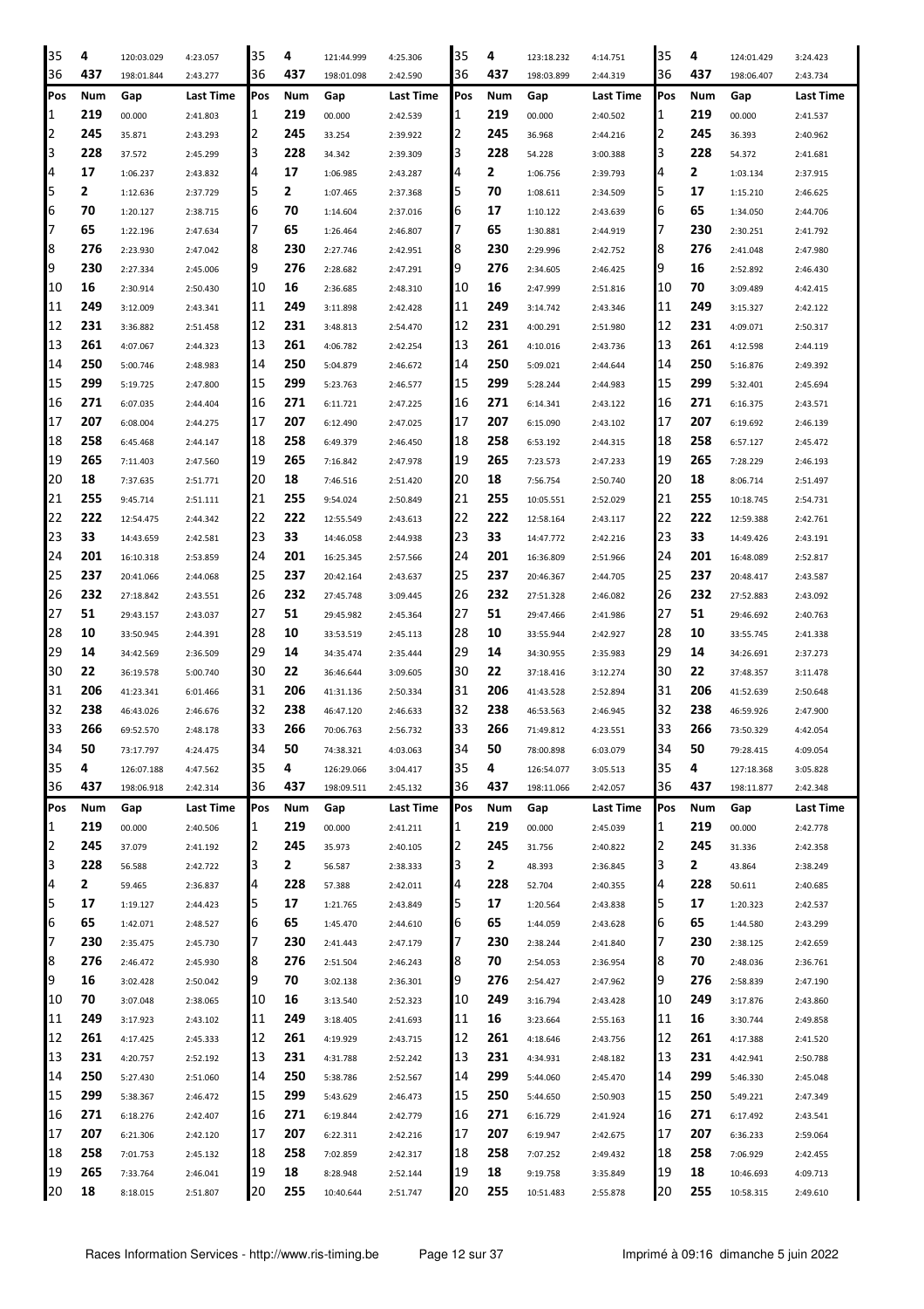| Pos | Num | Gap | Last Time | Pos | Num | Gap | Last Time | Pos | Num | Gap | Last Time | Pos | Num | Gap | Last Time |
|---|---|---|---|---|---|---|---|---|---|---|---|---|---|---|---|
| 35 | 4 | 120:03.029 | 4:23.057 | 35 | 4 | 121:44.999 | 4:25.306 | 35 | 4 | 123:18.232 | 4:14.751 | 35 | 4 | 124:01.429 | 3:24.423 |
| 36 | 437 | 198:01.844 | 2:43.277 | 36 | 437 | 198:01.098 | 2:42.590 | 36 | 437 | 198:03.899 | 2:44.319 | 36 | 437 | 198:06.407 | 2:43.734 |

| Pos | Num | Gap | Last Time | Pos | Num | Gap | Last Time | Pos | Num | Gap | Last Time | Pos | Num | Gap | Last Time |
|---|---|---|---|---|---|---|---|---|---|---|---|---|---|---|---|
| 1 | 219 | 00.000 | 2:41.803 | 1 | 219 | 00.000 | 2:42.539 | 1 | 219 | 00.000 | 2:40.502 | 1 | 219 | 00.000 | 2:41.537 |
| 2 | 245 | 35.871 | 2:43.293 | 2 | 245 | 33.254 | 2:39.922 | 2 | 245 | 36.968 | 2:44.216 | 2 | 245 | 36.393 | 2:40.962 |
| 3 | 228 | 37.572 | 2:45.299 | 3 | 228 | 34.342 | 2:39.309 | 3 | 228 | 54.228 | 3:00.388 | 3 | 228 | 54.372 | 2:41.681 |
| 4 | 17 | 1:06.237 | 2:43.832 | 4 | 17 | 1:06.985 | 2:43.287 | 4 | 2 | 1:06.756 | 2:39.793 | 4 | 2 | 1:03.134 | 2:37.915 |
| 5 | 2 | 1:12.636 | 2:37.729 | 5 | 2 | 1:07.465 | 2:37.368 | 5 | 70 | 1:08.611 | 2:34.509 | 5 | 17 | 1:15.210 | 2:46.625 |
| 6 | 70 | 1:20.127 | 2:38.715 | 6 | 70 | 1:14.604 | 2:37.016 | 6 | 17 | 1:10.122 | 2:43.639 | 6 | 65 | 1:34.050 | 2:44.706 |
| 7 | 65 | 1:22.196 | 2:47.634 | 7 | 65 | 1:26.464 | 2:46.807 | 7 | 65 | 1:30.881 | 2:44.919 | 7 | 230 | 2:30.251 | 2:41.792 |
| 8 | 276 | 2:23.930 | 2:47.042 | 8 | 230 | 2:27.746 | 2:42.951 | 8 | 230 | 2:29.996 | 2:42.752 | 8 | 276 | 2:41.048 | 2:47.980 |
| 9 | 230 | 2:27.334 | 2:45.006 | 9 | 276 | 2:28.682 | 2:47.291 | 9 | 276 | 2:34.605 | 2:46.425 | 9 | 16 | 2:52.892 | 2:46.430 |
| 10 | 16 | 2:30.914 | 2:50.430 | 10 | 16 | 2:36.685 | 2:48.310 | 10 | 16 | 2:47.999 | 2:51.816 | 10 | 70 | 3:09.489 | 4:42.415 |
| 11 | 249 | 3:12.009 | 2:43.341 | 11 | 249 | 3:11.898 | 2:42.428 | 11 | 249 | 3:14.742 | 2:43.346 | 11 | 249 | 3:15.327 | 2:42.122 |
| 12 | 231 | 3:36.882 | 2:51.458 | 12 | 231 | 3:48.813 | 2:54.470 | 12 | 231 | 4:00.291 | 2:51.980 | 12 | 231 | 4:09.071 | 2:50.317 |
| 13 | 261 | 4:07.067 | 2:44.323 | 13 | 261 | 4:06.782 | 2:42.254 | 13 | 261 | 4:10.016 | 2:43.736 | 13 | 261 | 4:12.598 | 2:44.119 |
| 14 | 250 | 5:00.746 | 2:48.983 | 14 | 250 | 5:04.879 | 2:46.672 | 14 | 250 | 5:09.021 | 2:44.644 | 14 | 250 | 5:16.876 | 2:49.392 |
| 15 | 299 | 5:19.725 | 2:47.800 | 15 | 299 | 5:23.763 | 2:46.577 | 15 | 299 | 5:28.244 | 2:44.983 | 15 | 299 | 5:32.401 | 2:45.694 |
| 16 | 271 | 6:07.035 | 2:44.404 | 16 | 271 | 6:11.721 | 2:47.225 | 16 | 271 | 6:14.341 | 2:43.122 | 16 | 271 | 6:16.375 | 2:43.571 |
| 17 | 207 | 6:08.004 | 2:44.275 | 17 | 207 | 6:12.490 | 2:47.025 | 17 | 207 | 6:15.090 | 2:43.102 | 17 | 207 | 6:19.692 | 2:46.139 |
| 18 | 258 | 6:45.468 | 2:44.147 | 18 | 258 | 6:49.379 | 2:46.450 | 18 | 258 | 6:53.192 | 2:44.315 | 18 | 258 | 6:57.127 | 2:45.472 |
| 19 | 265 | 7:11.403 | 2:47.560 | 19 | 265 | 7:16.842 | 2:47.978 | 19 | 265 | 7:23.573 | 2:47.233 | 19 | 265 | 7:28.229 | 2:46.193 |
| 20 | 18 | 7:37.635 | 2:51.771 | 20 | 18 | 7:46.516 | 2:51.420 | 20 | 18 | 7:56.754 | 2:50.740 | 20 | 18 | 8:06.714 | 2:51.497 |
| 21 | 255 | 9:45.714 | 2:51.111 | 21 | 255 | 9:54.024 | 2:50.849 | 21 | 255 | 10:05.551 | 2:52.029 | 21 | 255 | 10:18.745 | 2:54.731 |
| 22 | 222 | 12:54.475 | 2:44.342 | 22 | 222 | 12:55.549 | 2:43.613 | 22 | 222 | 12:58.164 | 2:43.117 | 22 | 222 | 12:59.388 | 2:42.761 |
| 23 | 33 | 14:43.659 | 2:42.581 | 23 | 33 | 14:46.058 | 2:44.938 | 23 | 33 | 14:47.772 | 2:42.216 | 23 | 33 | 14:49.426 | 2:43.191 |
| 24 | 201 | 16:10.318 | 2:53.859 | 24 | 201 | 16:25.345 | 2:57.566 | 24 | 201 | 16:36.809 | 2:51.966 | 24 | 201 | 16:48.089 | 2:52.817 |
| 25 | 237 | 20:41.066 | 2:44.068 | 25 | 237 | 20:42.164 | 2:43.637 | 25 | 237 | 20:46.367 | 2:44.705 | 25 | 237 | 20:48.417 | 2:43.587 |
| 26 | 232 | 27:18.842 | 2:43.551 | 26 | 232 | 27:45.748 | 3:09.445 | 26 | 232 | 27:51.328 | 2:46.082 | 26 | 232 | 27:52.883 | 2:43.092 |
| 27 | 51 | 29:43.157 | 2:43.037 | 27 | 51 | 29:45.982 | 2:45.364 | 27 | 51 | 29:47.466 | 2:41.986 | 27 | 51 | 29:46.692 | 2:40.763 |
| 28 | 10 | 33:50.945 | 2:44.391 | 28 | 10 | 33:53.519 | 2:45.113 | 28 | 10 | 33:55.944 | 2:42.927 | 28 | 10 | 33:55.745 | 2:41.338 |
| 29 | 14 | 34:42.569 | 2:36.509 | 29 | 14 | 34:35.474 | 2:35.444 | 29 | 14 | 34:30.955 | 2:35.983 | 29 | 14 | 34:26.691 | 2:37.273 |
| 30 | 22 | 36:19.578 | 5:00.740 | 30 | 22 | 36:46.644 | 3:09.605 | 30 | 22 | 37:18.416 | 3:12.274 | 30 | 22 | 37:48.357 | 3:11.478 |
| 31 | 206 | 41:23.341 | 6:01.466 | 31 | 206 | 41:31.136 | 2:50.334 | 31 | 206 | 41:43.528 | 2:52.894 | 31 | 206 | 41:52.639 | 2:50.648 |
| 32 | 238 | 46:43.026 | 2:46.676 | 32 | 238 | 46:47.120 | 2:46.633 | 32 | 238 | 46:53.563 | 2:46.945 | 32 | 238 | 46:59.926 | 2:47.900 |
| 33 | 266 | 69:52.570 | 2:48.178 | 33 | 266 | 70:06.763 | 2:56.732 | 33 | 266 | 71:49.812 | 4:23.551 | 33 | 266 | 73:50.329 | 4:42.054 |
| 34 | 50 | 73:17.797 | 4:24.475 | 34 | 50 | 74:38.321 | 4:03.063 | 34 | 50 | 78:00.898 | 6:03.079 | 34 | 50 | 79:28.415 | 4:09.054 |
| 35 | 4 | 126:07.188 | 4:47.562 | 35 | 4 | 126:29.066 | 3:04.417 | 35 | 4 | 126:54.077 | 3:05.513 | 35 | 4 | 127:18.368 | 3:05.828 |
| 36 | 437 | 198:06.918 | 2:42.314 | 36 | 437 | 198:09.511 | 2:45.132 | 36 | 437 | 198:11.066 | 2:42.057 | 36 | 437 | 198:11.877 | 2:42.348 |

| Pos | Num | Gap | Last Time | Pos | Num | Gap | Last Time | Pos | Num | Gap | Last Time | Pos | Num | Gap | Last Time |
|---|---|---|---|---|---|---|---|---|---|---|---|---|---|---|---|
| 1 | 219 | 00.000 | 2:40.506 | 1 | 219 | 00.000 | 2:41.211 | 1 | 219 | 00.000 | 2:45.039 | 1 | 219 | 00.000 | 2:42.778 |
| 2 | 245 | 37.079 | 2:41.192 | 2 | 245 | 35.973 | 2:40.105 | 2 | 245 | 31.756 | 2:40.822 | 2 | 245 | 31.336 | 2:42.358 |
| 3 | 228 | 56.588 | 2:42.722 | 3 | 2 | 56.587 | 2:38.333 | 3 | 2 | 48.393 | 2:36.845 | 3 | 2 | 43.864 | 2:38.249 |
| 4 | 2 | 59.465 | 2:36.837 | 4 | 228 | 57.388 | 2:42.011 | 4 | 228 | 52.704 | 2:40.355 | 4 | 228 | 50.611 | 2:40.685 |
| 5 | 17 | 1:19.127 | 2:44.423 | 5 | 17 | 1:21.765 | 2:43.849 | 5 | 17 | 1:20.564 | 2:43.838 | 5 | 17 | 1:20.323 | 2:42.537 |
| 6 | 65 | 1:42.071 | 2:48.527 | 6 | 65 | 1:45.470 | 2:44.610 | 6 | 65 | 1:44.059 | 2:43.628 | 6 | 65 | 1:44.580 | 2:43.299 |
| 7 | 230 | 2:35.475 | 2:45.730 | 7 | 230 | 2:41.443 | 2:47.179 | 7 | 230 | 2:38.244 | 2:41.840 | 7 | 230 | 2:38.125 | 2:42.659 |
| 8 | 276 | 2:46.472 | 2:45.930 | 8 | 276 | 2:51.504 | 2:46.243 | 8 | 70 | 2:54.053 | 2:36.954 | 8 | 70 | 2:48.036 | 2:36.761 |
| 9 | 16 | 3:02.428 | 2:50.042 | 9 | 70 | 3:02.138 | 2:36.301 | 9 | 276 | 2:54.427 | 2:47.962 | 9 | 276 | 2:58.839 | 2:47.190 |
| 10 | 70 | 3:07.048 | 2:38.065 | 10 | 16 | 3:13.540 | 2:52.323 | 10 | 249 | 3:16.794 | 2:43.428 | 10 | 249 | 3:17.876 | 2:43.860 |
| 11 | 249 | 3:17.923 | 2:43.102 | 11 | 249 | 3:18.405 | 2:41.693 | 11 | 16 | 3:23.664 | 2:55.163 | 11 | 16 | 3:30.744 | 2:49.858 |
| 12 | 261 | 4:17.425 | 2:45.333 | 12 | 261 | 4:19.929 | 2:43.715 | 12 | 261 | 4:18.646 | 2:43.756 | 12 | 261 | 4:17.388 | 2:41.520 |
| 13 | 231 | 4:20.757 | 2:52.192 | 13 | 231 | 4:31.788 | 2:52.242 | 13 | 231 | 4:34.931 | 2:48.182 | 13 | 231 | 4:42.941 | 2:50.788 |
| 14 | 250 | 5:27.430 | 2:51.060 | 14 | 250 | 5:38.786 | 2:52.567 | 14 | 299 | 5:44.060 | 2:45.470 | 14 | 299 | 5:46.330 | 2:45.048 |
| 15 | 299 | 5:38.367 | 2:46.472 | 15 | 299 | 5:43.629 | 2:46.473 | 15 | 250 | 5:44.650 | 2:50.903 | 15 | 250 | 5:49.221 | 2:47.349 |
| 16 | 271 | 6:18.276 | 2:42.407 | 16 | 271 | 6:19.844 | 2:42.779 | 16 | 271 | 6:16.729 | 2:41.924 | 16 | 271 | 6:17.492 | 2:43.541 |
| 17 | 207 | 6:21.306 | 2:42.120 | 17 | 207 | 6:22.311 | 2:42.216 | 17 | 207 | 6:19.947 | 2:42.675 | 17 | 207 | 6:36.233 | 2:59.064 |
| 18 | 258 | 7:01.753 | 2:45.132 | 18 | 258 | 7:02.859 | 2:42.317 | 18 | 258 | 7:07.252 | 2:49.432 | 18 | 258 | 7:06.929 | 2:42.455 |
| 19 | 265 | 7:33.764 | 2:46.041 | 19 | 18 | 8:28.948 | 2:52.144 | 19 | 18 | 9:19.758 | 3:35.849 | 19 | 18 | 10:46.693 | 4:09.713 |
| 20 | 18 | 8:18.015 | 2:51.807 | 20 | 255 | 10:40.644 | 2:51.747 | 20 | 255 | 10:51.483 | 2:55.878 | 20 | 255 | 10:58.315 | 2:49.610 |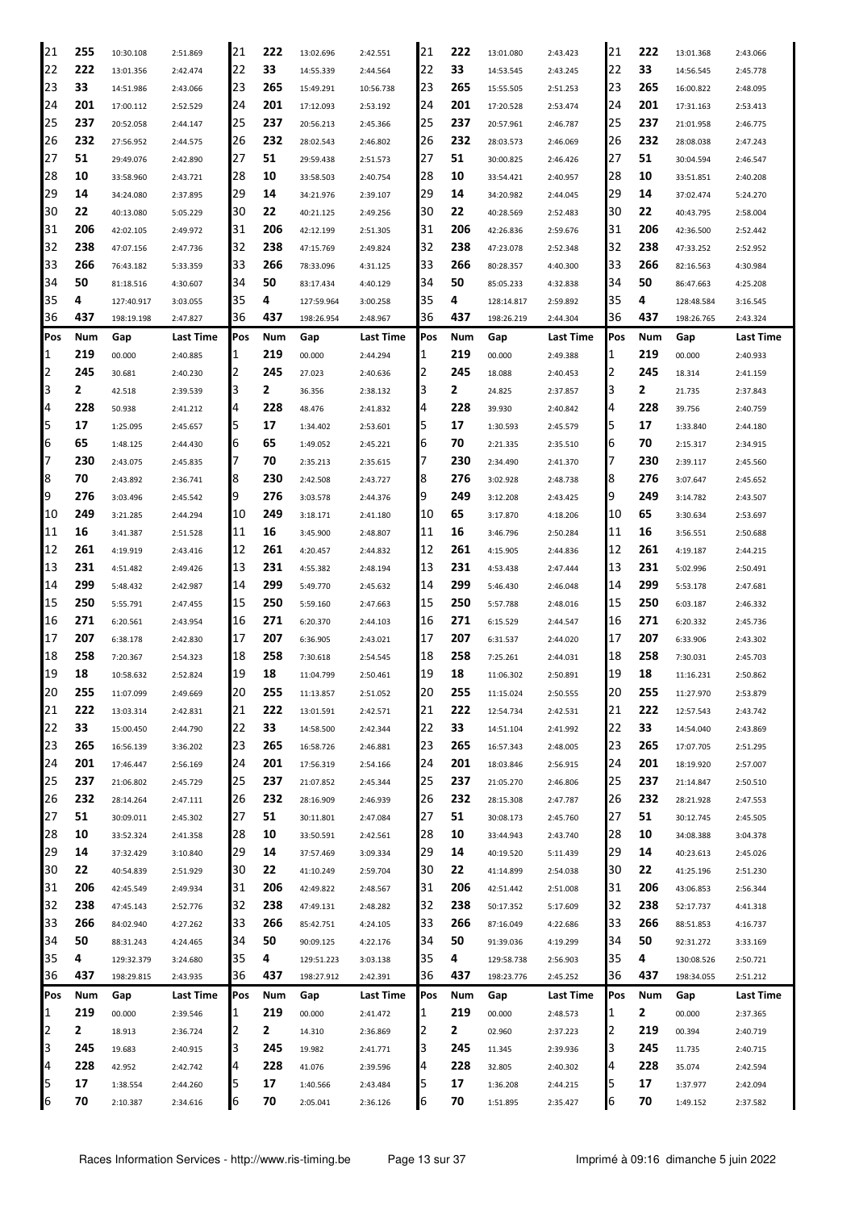| Pos | Num | Gap | Last Time | Pos | Num | Gap | Last Time | Pos | Num | Gap | Last Time | Pos | Num | Gap | Last Time |
|---|---|---|---|---|---|---|---|---|---|---|---|---|---|---|---|
| 21 | 255 | 10:30.108 | 2:51.869 | 21 | 222 | 13:02.696 | 2:42.551 | 21 | 222 | 13:01.080 | 2:43.423 | 21 | 222 | 13:01.368 | 2:43.066 |
| 22 | 222 | 13:01.356 | 2:42.474 | 22 | 33 | 14:55.339 | 2:44.564 | 22 | 33 | 14:53.545 | 2:43.245 | 22 | 33 | 14:56.545 | 2:45.778 |
| 23 | 33 | 14:51.986 | 2:43.066 | 23 | 265 | 15:49.291 | 10:56.738 | 23 | 265 | 15:55.505 | 2:51.253 | 23 | 265 | 16:00.822 | 2:48.095 |
| 24 | 201 | 17:00.112 | 2:52.529 | 24 | 201 | 17:12.093 | 2:53.192 | 24 | 201 | 17:20.528 | 2:53.474 | 24 | 201 | 17:31.163 | 2:53.413 |
| 25 | 237 | 20:52.058 | 2:44.147 | 25 | 237 | 20:56.213 | 2:45.366 | 25 | 237 | 20:57.961 | 2:46.787 | 25 | 237 | 21:01.958 | 2:46.775 |
| 26 | 232 | 27:56.952 | 2:44.575 | 26 | 232 | 28:02.543 | 2:46.802 | 26 | 232 | 28:03.573 | 2:46.069 | 26 | 232 | 28:08.038 | 2:47.243 |
| 27 | 51 | 29:49.076 | 2:42.890 | 27 | 51 | 29:59.438 | 2:51.573 | 27 | 51 | 30:00.825 | 2:46.426 | 27 | 51 | 30:04.594 | 2:46.547 |
| 28 | 10 | 33:58.960 | 2:43.721 | 28 | 10 | 33:58.503 | 2:40.754 | 28 | 10 | 33:54.421 | 2:40.957 | 28 | 10 | 33:51.851 | 2:40.208 |
| 29 | 14 | 34:24.080 | 2:37.895 | 29 | 14 | 34:21.976 | 2:39.107 | 29 | 14 | 34:20.982 | 2:44.045 | 29 | 14 | 37:02.474 | 5:24.270 |
| 30 | 22 | 40:13.080 | 5:05.229 | 30 | 22 | 40:21.125 | 2:49.256 | 30 | 22 | 40:28.569 | 2:52.483 | 30 | 22 | 40:43.795 | 2:58.004 |
| 31 | 206 | 42:02.105 | 2:49.972 | 31 | 206 | 42:12.199 | 2:51.305 | 31 | 206 | 42:26.836 | 2:59.676 | 31 | 206 | 42:36.500 | 2:52.442 |
| 32 | 238 | 47:07.156 | 2:47.736 | 32 | 238 | 47:15.769 | 2:49.824 | 32 | 238 | 47:23.078 | 2:52.348 | 32 | 238 | 47:33.252 | 2:52.952 |
| 33 | 266 | 76:43.182 | 5:33.359 | 33 | 266 | 78:33.096 | 4:31.125 | 33 | 266 | 80:28.357 | 4:40.300 | 33 | 266 | 82:16.563 | 4:30.984 |
| 34 | 50 | 81:18.516 | 4:30.607 | 34 | 50 | 83:17.434 | 4:40.129 | 34 | 50 | 85:05.233 | 4:32.838 | 34 | 50 | 86:47.663 | 4:25.208 |
| 35 | 4 | 127:40.917 | 3:03.055 | 35 | 4 | 127:59.964 | 3:00.258 | 35 | 4 | 128:14.817 | 2:59.892 | 35 | 4 | 128:48.584 | 3:16.545 |
| 36 | 437 | 198:19.198 | 2:47.827 | 36 | 437 | 198:26.954 | 2:48.967 | 36 | 437 | 198:26.219 | 2:44.304 | 36 | 437 | 198:26.765 | 2:43.324 |

| Pos | Num | Gap | Last Time | Pos | Num | Gap | Last Time | Pos | Num | Gap | Last Time | Pos | Num | Gap | Last Time |
|---|---|---|---|---|---|---|---|---|---|---|---|---|---|---|---|
| 1 | 219 | 00.000 | 2:40.885 | 1 | 219 | 00.000 | 2:44.294 | 1 | 219 | 00.000 | 2:49.388 | 1 | 219 | 00.000 | 2:40.933 |
| 2 | 245 | 30.681 | 2:40.230 | 2 | 245 | 27.023 | 2:40.636 | 2 | 245 | 18.088 | 2:40.453 | 2 | 245 | 18.314 | 2:41.159 |
| 3 | 2 | 42.518 | 2:39.539 | 3 | 2 | 36.356 | 2:38.132 | 3 | 2 | 24.825 | 2:37.857 | 3 | 2 | 21.735 | 2:37.843 |
| 4 | 228 | 50.938 | 2:41.212 | 4 | 228 | 48.476 | 2:41.832 | 4 | 228 | 39.930 | 2:40.842 | 4 | 228 | 39.756 | 2:40.759 |
| 5 | 17 | 1:25.095 | 2:45.657 | 5 | 17 | 1:34.402 | 2:53.601 | 5 | 17 | 1:30.593 | 2:45.579 | 5 | 17 | 1:33.840 | 2:44.180 |
| 6 | 65 | 1:48.125 | 2:44.430 | 6 | 65 | 1:49.052 | 2:45.221 | 6 | 70 | 2:21.335 | 2:35.510 | 6 | 70 | 2:15.317 | 2:34.915 |
| 7 | 230 | 2:43.075 | 2:45.835 | 7 | 70 | 2:35.213 | 2:35.615 | 7 | 230 | 2:34.490 | 2:41.370 | 7 | 230 | 2:39.117 | 2:45.560 |
| 8 | 70 | 2:43.892 | 2:36.741 | 8 | 230 | 2:42.508 | 2:43.727 | 8 | 276 | 3:02.928 | 2:48.738 | 8 | 276 | 3:07.647 | 2:45.652 |
| 9 | 276 | 3:03.496 | 2:45.542 | 9 | 276 | 3:03.578 | 2:44.376 | 9 | 249 | 3:12.208 | 2:43.425 | 9 | 249 | 3:14.782 | 2:43.507 |
| 10 | 249 | 3:21.285 | 2:44.294 | 10 | 249 | 3:18.171 | 2:41.180 | 10 | 65 | 3:17.870 | 4:18.206 | 10 | 65 | 3:30.634 | 2:53.697 |
| 11 | 16 | 3:41.387 | 2:51.528 | 11 | 16 | 3:45.900 | 2:48.807 | 11 | 16 | 3:46.796 | 2:50.284 | 11 | 16 | 3:56.551 | 2:50.688 |
| 12 | 261 | 4:19.919 | 2:43.416 | 12 | 261 | 4:20.457 | 2:44.832 | 12 | 261 | 4:15.905 | 2:44.836 | 12 | 261 | 4:19.187 | 2:44.215 |
| 13 | 231 | 4:51.482 | 2:49.426 | 13 | 231 | 4:55.382 | 2:48.194 | 13 | 231 | 4:53.438 | 2:47.444 | 13 | 231 | 5:02.996 | 2:50.491 |
| 14 | 299 | 5:48.432 | 2:42.987 | 14 | 299 | 5:49.770 | 2:45.632 | 14 | 299 | 5:46.430 | 2:46.048 | 14 | 299 | 5:53.178 | 2:47.681 |
| 15 | 250 | 5:55.791 | 2:47.455 | 15 | 250 | 5:59.160 | 2:47.663 | 15 | 250 | 5:57.788 | 2:48.016 | 15 | 250 | 6:03.187 | 2:46.332 |
| 16 | 271 | 6:20.561 | 2:43.954 | 16 | 271 | 6:20.370 | 2:44.103 | 16 | 271 | 6:15.529 | 2:44.547 | 16 | 271 | 6:20.332 | 2:45.736 |
| 17 | 207 | 6:38.178 | 2:42.830 | 17 | 207 | 6:36.905 | 2:43.021 | 17 | 207 | 6:31.537 | 2:44.020 | 17 | 207 | 6:33.906 | 2:43.302 |
| 18 | 258 | 7:20.367 | 2:54.323 | 18 | 258 | 7:30.618 | 2:54.545 | 18 | 258 | 7:25.261 | 2:44.031 | 18 | 258 | 7:30.031 | 2:45.703 |
| 19 | 18 | 10:58.632 | 2:52.824 | 19 | 18 | 11:04.799 | 2:50.461 | 19 | 18 | 11:06.302 | 2:50.891 | 19 | 18 | 11:16.231 | 2:50.862 |
| 20 | 255 | 11:07.099 | 2:49.669 | 20 | 255 | 11:13.857 | 2:51.052 | 20 | 255 | 11:15.024 | 2:50.555 | 20 | 255 | 11:27.970 | 2:53.879 |
| 21 | 222 | 13:03.314 | 2:42.831 | 21 | 222 | 13:01.591 | 2:42.571 | 21 | 222 | 12:54.734 | 2:42.531 | 21 | 222 | 12:57.543 | 2:43.742 |
| 22 | 33 | 15:00.450 | 2:44.790 | 22 | 33 | 14:58.500 | 2:42.344 | 22 | 33 | 14:51.104 | 2:41.992 | 22 | 33 | 14:54.040 | 2:43.869 |
| 23 | 265 | 16:56.139 | 3:36.202 | 23 | 265 | 16:58.726 | 2:46.881 | 23 | 265 | 16:57.343 | 2:48.005 | 23 | 265 | 17:07.705 | 2:51.295 |
| 24 | 201 | 17:46.447 | 2:56.169 | 24 | 201 | 17:56.319 | 2:54.166 | 24 | 201 | 18:03.846 | 2:56.915 | 24 | 201 | 18:19.920 | 2:57.007 |
| 25 | 237 | 21:06.802 | 2:45.729 | 25 | 237 | 21:07.852 | 2:45.344 | 25 | 237 | 21:05.270 | 2:46.806 | 25 | 237 | 21:14.847 | 2:50.510 |
| 26 | 232 | 28:14.264 | 2:47.111 | 26 | 232 | 28:16.909 | 2:46.939 | 26 | 232 | 28:15.308 | 2:47.787 | 26 | 232 | 28:21.928 | 2:47.553 |
| 27 | 51 | 30:09.011 | 2:45.302 | 27 | 51 | 30:11.801 | 2:47.084 | 27 | 51 | 30:08.173 | 2:45.760 | 27 | 51 | 30:12.745 | 2:45.505 |
| 28 | 10 | 33:52.324 | 2:41.358 | 28 | 10 | 33:50.591 | 2:42.561 | 28 | 10 | 33:44.943 | 2:43.740 | 28 | 10 | 34:08.388 | 3:04.378 |
| 29 | 14 | 37:32.429 | 3:10.840 | 29 | 14 | 37:57.469 | 3:09.334 | 29 | 14 | 40:19.520 | 5:11.439 | 29 | 14 | 40:23.613 | 2:45.026 |
| 30 | 22 | 40:54.839 | 2:51.929 | 30 | 22 | 41:10.249 | 2:59.704 | 30 | 22 | 41:14.899 | 2:54.038 | 30 | 22 | 41:25.196 | 2:51.230 |
| 31 | 206 | 42:45.549 | 2:49.934 | 31 | 206 | 42:49.822 | 2:48.567 | 31 | 206 | 42:51.442 | 2:51.008 | 31 | 206 | 43:06.853 | 2:56.344 |
| 32 | 238 | 47:45.143 | 2:52.776 | 32 | 238 | 47:49.131 | 2:48.282 | 32 | 238 | 50:17.352 | 5:17.609 | 32 | 238 | 52:17.737 | 4:41.318 |
| 33 | 266 | 84:02.940 | 4:27.262 | 33 | 266 | 85:42.751 | 4:24.105 | 33 | 266 | 87:16.049 | 4:22.686 | 33 | 266 | 88:51.853 | 4:16.737 |
| 34 | 50 | 88:31.243 | 4:24.465 | 34 | 50 | 90:09.125 | 4:22.176 | 34 | 50 | 91:39.036 | 4:19.299 | 34 | 50 | 92:31.272 | 3:33.169 |
| 35 | 4 | 129:32.379 | 3:24.680 | 35 | 4 | 129:51.223 | 3:03.138 | 35 | 4 | 129:58.738 | 2:56.903 | 35 | 4 | 130:08.526 | 2:50.721 |
| 36 | 437 | 198:29.815 | 2:43.935 | 36 | 437 | 198:27.912 | 2:42.391 | 36 | 437 | 198:23.776 | 2:45.252 | 36 | 437 | 198:34.055 | 2:51.212 |

| Pos | Num | Gap | Last Time | Pos | Num | Gap | Last Time | Pos | Num | Gap | Last Time | Pos | Num | Gap | Last Time |
|---|---|---|---|---|---|---|---|---|---|---|---|---|---|---|---|
| 1 | 219 | 00.000 | 2:39.546 | 1 | 219 | 00.000 | 2:41.472 | 1 | 219 | 00.000 | 2:48.573 | 1 | 2 | 00.000 | 2:37.365 |
| 2 | 2 | 18.913 | 2:36.724 | 2 | 2 | 14.310 | 2:36.869 | 2 | 2 | 02.960 | 2:37.223 | 2 | 219 | 00.394 | 2:40.719 |
| 3 | 245 | 19.683 | 2:40.915 | 3 | 245 | 19.982 | 2:41.771 | 3 | 245 | 11.345 | 2:39.936 | 3 | 245 | 11.735 | 2:40.715 |
| 4 | 228 | 42.952 | 2:42.742 | 4 | 228 | 41.076 | 2:39.596 | 4 | 228 | 32.805 | 2:40.302 | 4 | 228 | 35.074 | 2:42.594 |
| 5 | 17 | 1:38.554 | 2:44.260 | 5 | 17 | 1:40.566 | 2:43.484 | 5 | 17 | 1:36.208 | 2:44.215 | 5 | 17 | 1:37.977 | 2:42.094 |
| 6 | 70 | 2:10.387 | 2:34.616 | 6 | 70 | 2:05.041 | 2:36.126 | 6 | 70 | 1:51.895 | 2:35.427 | 6 | 70 | 1:49.152 | 2:37.582 |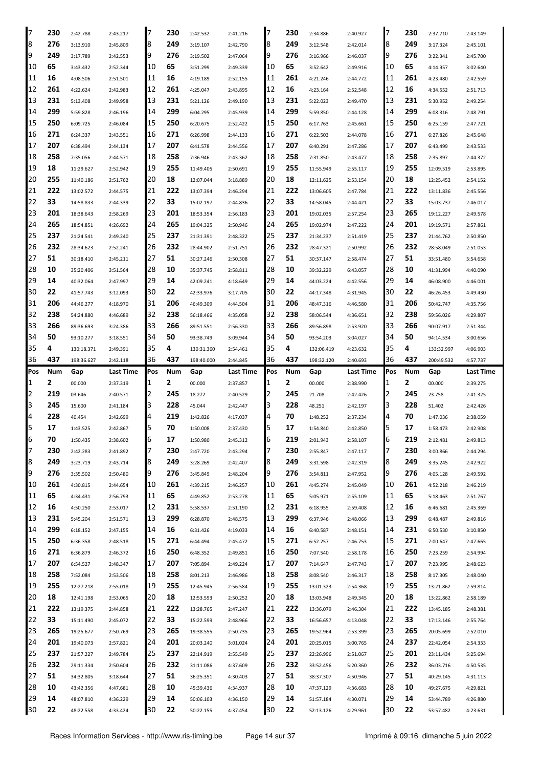| Pos | Num | Gap | Last Time | Pos | Num | Gap | Last Time | Pos | Num | Gap | Last Time | Pos | Num | Gap | Last Time |
|---|---|---|---|---|---|---|---|---|---|---|---|---|---|---|---|
| 7 | 230 | 2:42.788 | 2:43.217 | 7 | 230 | 2:42.532 | 2:41.216 | 7 | 230 | 2:34.886 | 2:40.927 | 7 | 230 | 2:37.710 | 2:43.149 |
| 8 | 276 | 3:13.910 | 2:45.809 | 8 | 249 | 3:19.107 | 2:42.790 | 8 | 249 | 3:12.548 | 2:42.014 | 8 | 249 | 3:17.324 | 2:45.101 |
| 9 | 249 | 3:17.789 | 2:42.553 | 9 | 276 | 3:19.502 | 2:47.064 | 9 | 276 | 3:16.966 | 2:46.037 | 9 | 276 | 3:22.341 | 2:45.700 |
| 10 | 65 | 3:43.432 | 2:52.344 | 10 | 65 | 3:51.299 | 2:49.339 | 10 | 65 | 3:52.642 | 2:49.916 | 10 | 65 | 4:14.957 | 3:02.640 |
| 11 | 16 | 4:08.506 | 2:51.501 | 11 | 16 | 4:19.189 | 2:52.155 | 11 | 261 | 4:21.246 | 2:44.772 | 11 | 261 | 4:23.480 | 2:42.559 |
| 12 | 261 | 4:22.624 | 2:42.983 | 12 | 261 | 4:25.047 | 2:43.895 | 12 | 16 | 4:23.164 | 2:52.548 | 12 | 16 | 4:34.552 | 2:51.713 |
| 13 | 231 | 5:13.408 | 2:49.958 | 13 | 231 | 5:21.126 | 2:49.190 | 13 | 231 | 5:22.023 | 2:49.470 | 13 | 231 | 5:30.952 | 2:49.254 |
| 14 | 299 | 5:59.828 | 2:46.196 | 14 | 299 | 6:04.295 | 2:45.939 | 14 | 299 | 5:59.850 | 2:44.128 | 14 | 299 | 6:08.316 | 2:48.791 |
| 15 | 250 | 6:09.725 | 2:46.084 | 15 | 250 | 6:20.675 | 2:52.422 | 15 | 250 | 6:17.763 | 2:45.661 | 15 | 250 | 6:25.159 | 2:47.721 |
| 16 | 271 | 6:24.337 | 2:43.551 | 16 | 271 | 6:26.998 | 2:44.133 | 16 | 271 | 6:22.503 | 2:44.078 | 16 | 271 | 6:27.826 | 2:45.648 |
| 17 | 207 | 6:38.494 | 2:44.134 | 17 | 207 | 6:41.578 | 2:44.556 | 17 | 207 | 6:40.291 | 2:47.286 | 17 | 207 | 6:43.499 | 2:43.533 |
| 18 | 258 | 7:35.056 | 2:44.571 | 18 | 258 | 7:36.946 | 2:43.362 | 18 | 258 | 7:31.850 | 2:43.477 | 18 | 258 | 7:35.897 | 2:44.372 |
| 19 | 18 | 11:29.627 | 2:52.942 | 19 | 255 | 11:49.405 | 2:50.691 | 19 | 255 | 11:55.949 | 2:55.117 | 19 | 255 | 12:09.519 | 2:53.895 |
| 20 | 255 | 11:40.186 | 2:51.762 | 20 | 18 | 12:07.044 | 3:18.889 | 20 | 18 | 12:11.625 | 2:53.154 | 20 | 18 | 12:25.452 | 2:54.152 |
| 21 | 222 | 13:02.572 | 2:44.575 | 21 | 222 | 13:07.394 | 2:46.294 | 21 | 222 | 13:06.605 | 2:47.784 | 21 | 222 | 13:11.836 | 2:45.556 |
| 22 | 33 | 14:58.833 | 2:44.339 | 22 | 33 | 15:02.197 | 2:44.836 | 22 | 33 | 14:58.045 | 2:44.421 | 22 | 33 | 15:03.737 | 2:46.017 |
| 23 | 201 | 18:38.643 | 2:58.269 | 23 | 201 | 18:53.354 | 2:56.183 | 23 | 201 | 19:02.035 | 2:57.254 | 23 | 265 | 19:12.227 | 2:49.578 |
| 24 | 265 | 18:54.851 | 4:26.692 | 24 | 265 | 19:04.325 | 2:50.946 | 24 | 265 | 19:02.974 | 2:47.222 | 24 | 201 | 19:19.571 | 2:57.861 |
| 25 | 237 | 21:24.541 | 2:49.240 | 25 | 237 | 21:31.391 | 2:48.322 | 25 | 237 | 21:34.237 | 2:51.419 | 25 | 237 | 21:44.762 | 2:50.850 |
| 26 | 232 | 28:34.623 | 2:52.241 | 26 | 232 | 28:44.902 | 2:51.751 | 26 | 232 | 28:47.321 | 2:50.992 | 26 | 232 | 28:58.049 | 2:51.053 |
| 27 | 51 | 30:18.410 | 2:45.211 | 27 | 51 | 30:27.246 | 2:50.308 | 27 | 51 | 30:37.147 | 2:58.474 | 27 | 51 | 33:51.480 | 5:54.658 |
| 28 | 10 | 35:20.406 | 3:51.564 | 28 | 10 | 35:37.745 | 2:58.811 | 28 | 10 | 39:32.229 | 6:43.057 | 28 | 10 | 41:31.994 | 4:40.090 |
| 29 | 14 | 40:32.064 | 2:47.997 | 29 | 14 | 42:09.241 | 4:18.649 | 29 | 14 | 44:03.224 | 4:42.556 | 29 | 14 | 46:08.900 | 4:46.001 |
| 30 | 22 | 41:57.743 | 3:12.093 | 30 | 22 | 42:33.976 | 3:17.705 | 30 | 22 | 44:17.348 | 4:31.945 | 30 | 22 | 46:26.453 | 4:49.430 |
| 31 | 206 | 44:46.277 | 4:18.970 | 31 | 206 | 46:49.309 | 4:44.504 | 31 | 206 | 48:47.316 | 4:46.580 | 31 | 206 | 50:42.747 | 4:35.756 |
| 32 | 238 | 54:24.880 | 4:46.689 | 32 | 238 | 56:18.466 | 4:35.058 | 32 | 238 | 58:06.544 | 4:36.651 | 32 | 238 | 59:56.026 | 4:29.807 |
| 33 | 266 | 89:36.693 | 3:24.386 | 33 | 266 | 89:51.551 | 2:56.330 | 33 | 266 | 89:56.898 | 2:53.920 | 33 | 266 | 90:07.917 | 2:51.344 |
| 34 | 50 | 93:10.277 | 3:18.551 | 34 | 50 | 93:38.749 | 3:09.944 | 34 | 50 | 93:54.203 | 3:04.027 | 34 | 50 | 94:14.534 | 3:00.656 |
| 35 | 4 | 130:18.371 | 2:49.391 | 35 | 4 | 130:31.360 | 2:54.461 | 35 | 4 | 132:06.419 | 4:23.632 | 35 | 4 | 133:32.997 | 4:06.903 |
| 36 | 437 | 198:36.627 | 2:42.118 | 36 | 437 | 198:40.000 | 2:44.845 | 36 | 437 | 198:32.120 | 2:40.693 | 36 | 437 | 200:49.532 | 4:57.737 |

| Pos | Num | Gap | Last Time | Pos | Num | Gap | Last Time | Pos | Num | Gap | Last Time | Pos | Num | Gap | Last Time |
|---|---|---|---|---|---|---|---|---|---|---|---|---|---|---|---|
| 1 | 2 | 00.000 | 2:37.319 | 1 | 2 | 00.000 | 2:37.857 | 1 | 2 | 00.000 | 2:38.990 | 1 | 2 | 00.000 | 2:39.275 |
| 2 | 219 | 03.646 | 2:40.571 | 2 | 245 | 18.272 | 2:40.529 | 2 | 245 | 21.708 | 2:42.426 | 2 | 245 | 23.758 | 2:41.325 |
| 3 | 245 | 15.600 | 2:41.184 | 3 | 228 | 45.044 | 2:42.447 | 3 | 228 | 48.251 | 2:42.197 | 3 | 228 | 51.402 | 2:42.426 |
| 4 | 228 | 40.454 | 2:42.699 | 4 | 219 | 1:42.826 | 4:17.037 | 4 | 70 | 1:48.252 | 2:37.234 | 4 | 70 | 1:47.036 | 2:38.059 |
| 5 | 17 | 1:43.525 | 2:42.867 | 5 | 70 | 1:50.008 | 2:37.430 | 5 | 17 | 1:54.840 | 2:42.850 | 5 | 17 | 1:58.473 | 2:42.908 |
| 6 | 70 | 1:50.435 | 2:38.602 | 6 | 17 | 1:50.980 | 2:45.312 | 6 | 219 | 2:01.943 | 2:58.107 | 6 | 219 | 2:12.481 | 2:49.813 |
| 7 | 230 | 2:42.283 | 2:41.892 | 7 | 230 | 2:47.720 | 2:43.294 | 7 | 230 | 2:55.847 | 2:47.117 | 7 | 230 | 3:00.866 | 2:44.294 |
| 8 | 249 | 3:23.719 | 2:43.714 | 8 | 249 | 3:28.269 | 2:42.407 | 8 | 249 | 3:31.598 | 2:42.319 | 8 | 249 | 3:35.245 | 2:42.922 |
| 9 | 276 | 3:35.502 | 2:50.480 | 9 | 276 | 3:45.849 | 2:48.204 | 9 | 276 | 3:54.811 | 2:47.952 | 9 | 276 | 4:05.128 | 2:49.592 |
| 10 | 261 | 4:30.815 | 2:44.654 | 10 | 261 | 4:39.215 | 2:46.257 | 10 | 261 | 4:45.274 | 2:45.049 | 10 | 261 | 4:52.218 | 2:46.219 |
| 11 | 65 | 4:34.431 | 2:56.793 | 11 | 65 | 4:49.852 | 2:53.278 | 11 | 65 | 5:05.971 | 2:55.109 | 11 | 65 | 5:18.463 | 2:51.767 |
| 12 | 16 | 4:50.250 | 2:53.017 | 12 | 231 | 5:58.537 | 2:51.190 | 12 | 231 | 6:18.955 | 2:59.408 | 12 | 16 | 6:46.681 | 2:45.369 |
| 13 | 231 | 5:45.204 | 2:51.571 | 13 | 299 | 6:28.870 | 2:48.575 | 13 | 299 | 6:37.946 | 2:48.066 | 13 | 299 | 6:48.487 | 2:49.816 |
| 14 | 299 | 6:18.152 | 2:47.155 | 14 | 16 | 6:31.426 | 4:19.033 | 14 | 16 | 6:40.587 | 2:48.151 | 14 | 231 | 6:50.530 | 3:10.850 |
| 15 | 250 | 6:36.358 | 2:48.518 | 15 | 271 | 6:44.494 | 2:45.472 | 15 | 271 | 6:52.257 | 2:46.753 | 15 | 271 | 7:00.647 | 2:47.665 |
| 16 | 271 | 6:36.879 | 2:46.372 | 16 | 250 | 6:48.352 | 2:49.851 | 16 | 250 | 7:07.540 | 2:58.178 | 16 | 250 | 7:23.259 | 2:54.994 |
| 17 | 207 | 6:54.527 | 2:48.347 | 17 | 207 | 7:05.894 | 2:49.224 | 17 | 207 | 7:14.647 | 2:47.743 | 17 | 207 | 7:23.995 | 2:48.623 |
| 18 | 258 | 7:52.084 | 2:53.506 | 18 | 258 | 8:01.213 | 2:46.986 | 18 | 258 | 8:08.540 | 2:46.317 | 18 | 258 | 8:17.305 | 2:48.040 |
| 19 | 255 | 12:27.218 | 2:55.018 | 19 | 255 | 12:45.945 | 2:56.584 | 19 | 255 | 13:01.323 | 2:54.368 | 19 | 255 | 13:21.862 | 2:59.814 |
| 20 | 18 | 12:41.198 | 2:53.065 | 20 | 18 | 12:53.593 | 2:50.252 | 20 | 18 | 13:03.948 | 2:49.345 | 20 | 18 | 13:22.862 | 2:58.189 |
| 21 | 222 | 13:19.375 | 2:44.858 | 21 | 222 | 13:28.765 | 2:47.247 | 21 | 222 | 13:36.079 | 2:46.304 | 21 | 222 | 13:45.185 | 2:48.381 |
| 22 | 33 | 15:11.490 | 2:45.072 | 22 | 33 | 15:22.599 | 2:48.966 | 22 | 33 | 16:56.657 | 4:13.048 | 22 | 33 | 17:13.146 | 2:55.764 |
| 23 | 265 | 19:25.677 | 2:50.769 | 23 | 265 | 19:38.555 | 2:50.735 | 23 | 265 | 19:52.964 | 2:53.399 | 23 | 265 | 20:05.699 | 2:52.010 |
| 24 | 201 | 19:40.073 | 2:57.821 | 24 | 201 | 20:03.240 | 3:01.024 | 24 | 201 | 20:25.015 | 3:00.765 | 24 | 237 | 22:42.054 | 2:54.333 |
| 25 | 237 | 21:57.227 | 2:49.784 | 25 | 237 | 22:14.919 | 2:55.549 | 25 | 237 | 22:26.996 | 2:51.067 | 25 | 201 | 23:11.434 | 5:25.694 |
| 26 | 232 | 29:11.334 | 2:50.604 | 26 | 232 | 31:11.086 | 4:37.609 | 26 | 232 | 33:52.456 | 5:20.360 | 26 | 232 | 36:03.716 | 4:50.535 |
| 27 | 51 | 34:32.805 | 3:18.644 | 27 | 51 | 36:25.351 | 4:30.403 | 27 | 51 | 38:37.307 | 4:50.946 | 27 | 51 | 40:29.145 | 4:31.113 |
| 28 | 10 | 43:42.356 | 4:47.681 | 28 | 10 | 45:39.436 | 4:34.937 | 28 | 10 | 47:37.129 | 4:36.683 | 28 | 10 | 49:27.675 | 4:29.821 |
| 29 | 14 | 48:07.810 | 4:36.229 | 29 | 14 | 50:06.103 | 4:36.150 | 29 | 14 | 51:57.184 | 4:30.071 | 29 | 14 | 53:44.789 | 4:26.880 |
| 30 | 22 | 48:22.558 | 4:33.424 | 30 | 22 | 50:22.155 | 4:37.454 | 30 | 22 | 52:13.126 | 4:29.961 | 30 | 22 | 53:57.482 | 4:23.631 |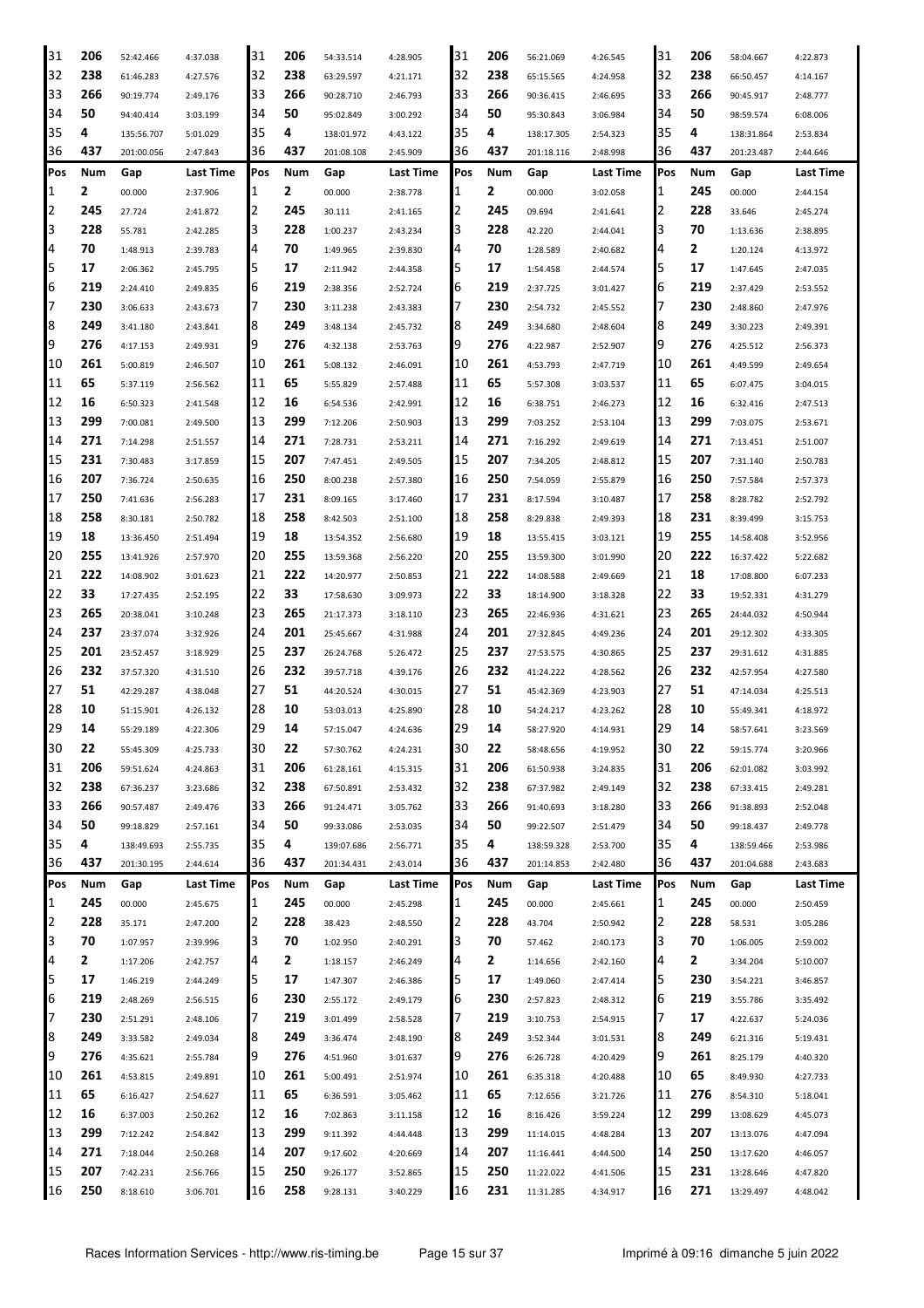| Pos | Num | Gap | Last Time | Pos | Num | Gap | Last Time | Pos | Num | Gap | Last Time | Pos | Num | Gap | Last Time |
|---|---|---|---|---|---|---|---|---|---|---|---|---|---|---|---|
| 31 | 206 | 52:42.466 | 4:37.038 | 31 | 206 | 54:33.514 | 4:28.905 | 31 | 206 | 56:21.069 | 4:26.545 | 31 | 206 | 58:04.667 | 4:22.873 |
| 32 | 238 | 61:46.283 | 4:27.576 | 32 | 238 | 63:29.597 | 4:21.171 | 32 | 238 | 65:15.565 | 4:24.958 | 32 | 238 | 66:50.457 | 4:14.167 |
| 33 | 266 | 90:19.774 | 2:49.176 | 33 | 266 | 90:28.710 | 2:46.793 | 33 | 266 | 90:36.415 | 2:46.695 | 33 | 266 | 90:45.917 | 2:48.777 |
| 34 | 50 | 94:40.414 | 3:03.199 | 34 | 50 | 95:02.849 | 3:00.292 | 34 | 50 | 95:30.843 | 3:06.984 | 34 | 50 | 98:59.574 | 6:08.006 |
| 35 | 4 | 135:56.707 | 5:01.029 | 35 | 4 | 138:01.972 | 4:43.122 | 35 | 4 | 138:17.305 | 2:54.323 | 35 | 4 | 138:31.864 | 2:53.834 |
| 36 | 437 | 201:00.056 | 2:47.843 | 36 | 437 | 201:08.108 | 2:45.909 | 36 | 437 | 201:18.116 | 2:48.998 | 36 | 437 | 201:23.487 | 2:44.646 |

| Pos | Num | Gap | Last Time | Pos | Num | Gap | Last Time | Pos | Num | Gap | Last Time | Pos | Num | Gap | Last Time |
|---|---|---|---|---|---|---|---|---|---|---|---|---|---|---|---|
| 1 | 2 | 00.000 | 2:37.906 | 1 | 2 | 00.000 | 2:38.778 | 1 | 2 | 00.000 | 3:02.058 | 1 | 245 | 00.000 | 2:44.154 |
| 2 | 245 | 27.724 | 2:41.872 | 2 | 245 | 30.111 | 2:41.165 | 2 | 245 | 09.694 | 2:41.641 | 2 | 228 | 33.646 | 2:45.274 |
| 3 | 228 | 55.781 | 2:42.285 | 3 | 228 | 1:00.237 | 2:43.234 | 3 | 228 | 42.220 | 2:44.041 | 3 | 70 | 1:13.636 | 2:38.895 |
| 4 | 70 | 1:48.913 | 2:39.783 | 4 | 70 | 1:49.965 | 2:39.830 | 4 | 70 | 1:28.589 | 2:40.682 | 4 | 2 | 1:20.124 | 4:13.972 |
| 5 | 17 | 2:06.362 | 2:45.795 | 5 | 17 | 2:11.942 | 2:44.358 | 5 | 17 | 1:54.458 | 2:44.574 | 5 | 17 | 1:47.645 | 2:47.035 |
| 6 | 219 | 2:24.410 | 2:49.835 | 6 | 219 | 2:38.356 | 2:52.724 | 6 | 219 | 2:37.725 | 3:01.427 | 6 | 219 | 2:37.429 | 2:53.552 |
| 7 | 230 | 3:06.633 | 2:43.673 | 7 | 230 | 3:11.238 | 2:43.383 | 7 | 230 | 2:54.732 | 2:45.552 | 7 | 230 | 2:48.860 | 2:47.976 |
| 8 | 249 | 3:41.180 | 2:43.841 | 8 | 249 | 3:48.134 | 2:45.732 | 8 | 249 | 3:34.680 | 2:48.604 | 8 | 249 | 3:30.223 | 2:49.391 |
| 9 | 276 | 4:17.153 | 2:49.931 | 9 | 276 | 4:32.138 | 2:53.763 | 9 | 276 | 4:22.987 | 2:52.907 | 9 | 276 | 4:25.512 | 2:56.373 |
| 10 | 261 | 5:00.819 | 2:46.507 | 10 | 261 | 5:08.132 | 2:46.091 | 10 | 261 | 4:53.793 | 2:47.719 | 10 | 261 | 4:49.599 | 2:49.654 |
| 11 | 65 | 5:37.119 | 2:56.562 | 11 | 65 | 5:55.829 | 2:57.488 | 11 | 65 | 5:57.308 | 3:03.537 | 11 | 65 | 6:07.475 | 3:04.015 |
| 12 | 16 | 6:50.323 | 2:41.548 | 12 | 16 | 6:54.536 | 2:42.991 | 12 | 16 | 6:38.751 | 2:46.273 | 12 | 16 | 6:32.416 | 2:47.513 |
| 13 | 299 | 7:00.081 | 2:49.500 | 13 | 299 | 7:12.206 | 2:50.903 | 13 | 299 | 7:03.252 | 2:53.104 | 13 | 299 | 7:03.075 | 2:53.671 |
| 14 | 271 | 7:14.298 | 2:51.557 | 14 | 271 | 7:28.731 | 2:53.211 | 14 | 271 | 7:16.292 | 2:49.619 | 14 | 271 | 7:13.451 | 2:51.007 |
| 15 | 231 | 7:30.483 | 3:17.859 | 15 | 207 | 7:47.451 | 2:49.505 | 15 | 207 | 7:34.205 | 2:48.812 | 15 | 207 | 7:31.140 | 2:50.783 |
| 16 | 207 | 7:36.724 | 2:50.635 | 16 | 250 | 8:00.238 | 2:57.380 | 16 | 250 | 7:54.059 | 2:55.879 | 16 | 250 | 7:57.584 | 2:57.373 |
| 17 | 250 | 7:41.636 | 2:56.283 | 17 | 231 | 8:09.165 | 3:17.460 | 17 | 231 | 8:17.594 | 3:10.487 | 17 | 258 | 8:28.782 | 2:52.792 |
| 18 | 258 | 8:30.181 | 2:50.782 | 18 | 258 | 8:42.503 | 2:51.100 | 18 | 258 | 8:29.838 | 2:49.393 | 18 | 231 | 8:39.499 | 3:15.753 |
| 19 | 18 | 13:36.450 | 2:51.494 | 19 | 18 | 13:54.352 | 2:56.680 | 19 | 18 | 13:55.415 | 3:03.121 | 19 | 255 | 14:58.408 | 3:52.956 |
| 20 | 255 | 13:41.926 | 2:57.970 | 20 | 255 | 13:59.368 | 2:56.220 | 20 | 255 | 13:59.300 | 3:01.990 | 20 | 222 | 16:37.422 | 5:22.682 |
| 21 | 222 | 14:08.902 | 3:01.623 | 21 | 222 | 14:20.977 | 2:50.853 | 21 | 222 | 14:08.588 | 2:49.669 | 21 | 18 | 17:08.800 | 6:07.233 |
| 22 | 33 | 17:27.435 | 2:52.195 | 22 | 33 | 17:58.630 | 3:09.973 | 22 | 33 | 18:14.900 | 3:18.328 | 22 | 33 | 19:52.331 | 4:31.279 |
| 23 | 265 | 20:38.041 | 3:10.248 | 23 | 265 | 21:17.373 | 3:18.110 | 23 | 265 | 22:46.936 | 4:31.621 | 23 | 265 | 24:44.032 | 4:50.944 |
| 24 | 237 | 23:37.074 | 3:32.926 | 24 | 201 | 25:45.667 | 4:31.988 | 24 | 201 | 27:32.845 | 4:49.236 | 24 | 201 | 29:12.302 | 4:33.305 |
| 25 | 201 | 23:52.457 | 3:18.929 | 25 | 237 | 26:24.768 | 5:26.472 | 25 | 237 | 27:53.575 | 4:30.865 | 25 | 237 | 29:31.612 | 4:31.885 |
| 26 | 232 | 37:57.320 | 4:31.510 | 26 | 232 | 39:57.718 | 4:39.176 | 26 | 232 | 41:24.222 | 4:28.562 | 26 | 232 | 42:57.954 | 4:27.580 |
| 27 | 51 | 42:29.287 | 4:38.048 | 27 | 51 | 44:20.524 | 4:30.015 | 27 | 51 | 45:42.369 | 4:23.903 | 27 | 51 | 47:14.034 | 4:25.513 |
| 28 | 10 | 51:15.901 | 4:26.132 | 28 | 10 | 53:03.013 | 4:25.890 | 28 | 10 | 54:24.217 | 4:23.262 | 28 | 10 | 55:49.341 | 4:18.972 |
| 29 | 14 | 55:29.189 | 4:22.306 | 29 | 14 | 57:15.047 | 4:24.636 | 29 | 14 | 58:27.920 | 4:14.931 | 29 | 14 | 58:57.641 | 3:23.569 |
| 30 | 22 | 55:45.309 | 4:25.733 | 30 | 22 | 57:30.762 | 4:24.231 | 30 | 22 | 58:48.656 | 4:19.952 | 30 | 22 | 59:15.774 | 3:20.966 |
| 31 | 206 | 59:51.624 | 4:24.863 | 31 | 206 | 61:28.161 | 4:15.315 | 31 | 206 | 61:50.938 | 3:24.835 | 31 | 206 | 62:01.082 | 3:03.992 |
| 32 | 238 | 67:36.237 | 3:23.686 | 32 | 238 | 67:50.891 | 2:53.432 | 32 | 238 | 67:37.982 | 2:49.149 | 32 | 238 | 67:33.415 | 2:49.281 |
| 33 | 266 | 90:57.487 | 2:49.476 | 33 | 266 | 91:24.471 | 3:05.762 | 33 | 266 | 91:40.693 | 3:18.280 | 33 | 266 | 91:38.893 | 2:52.048 |
| 34 | 50 | 99:18.829 | 2:57.161 | 34 | 50 | 99:33.086 | 2:53.035 | 34 | 50 | 99:22.507 | 2:51.479 | 34 | 50 | 99:18.437 | 2:49.778 |
| 35 | 4 | 138:49.693 | 2:55.735 | 35 | 4 | 139:07.686 | 2:56.771 | 35 | 4 | 138:59.328 | 2:53.700 | 35 | 4 | 138:59.466 | 2:53.986 |
| 36 | 437 | 201:30.195 | 2:44.614 | 36 | 437 | 201:34.431 | 2:43.014 | 36 | 437 | 201:14.853 | 2:42.480 | 36 | 437 | 201:04.688 | 2:43.683 |

| Pos | Num | Gap | Last Time | Pos | Num | Gap | Last Time | Pos | Num | Gap | Last Time | Pos | Num | Gap | Last Time |
|---|---|---|---|---|---|---|---|---|---|---|---|---|---|---|---|
| 1 | 245 | 00.000 | 2:45.675 | 1 | 245 | 00.000 | 2:45.298 | 1 | 245 | 00.000 | 2:45.661 | 1 | 245 | 00.000 | 2:50.459 |
| 2 | 228 | 35.171 | 2:47.200 | 2 | 228 | 38.423 | 2:48.550 | 2 | 228 | 43.704 | 2:50.942 | 2 | 228 | 58.531 | 3:05.286 |
| 3 | 70 | 1:07.957 | 2:39.996 | 3 | 70 | 1:02.950 | 2:40.291 | 3 | 70 | 57.462 | 2:40.173 | 3 | 70 | 1:06.005 | 2:59.002 |
| 4 | 2 | 1:17.206 | 2:42.757 | 4 | 2 | 1:18.157 | 2:46.249 | 4 | 2 | 1:14.656 | 2:42.160 | 4 | 2 | 3:34.204 | 5:10.007 |
| 5 | 17 | 1:46.219 | 2:44.249 | 5 | 17 | 1:47.307 | 2:46.386 | 5 | 17 | 1:49.060 | 2:47.414 | 5 | 230 | 3:54.221 | 3:46.857 |
| 6 | 219 | 2:48.269 | 2:56.515 | 6 | 230 | 2:55.172 | 2:49.179 | 6 | 230 | 2:57.823 | 2:48.312 | 6 | 219 | 3:55.786 | 3:35.492 |
| 7 | 230 | 2:51.291 | 2:48.106 | 7 | 219 | 3:01.499 | 2:58.528 | 7 | 219 | 3:10.753 | 2:54.915 | 7 | 17 | 4:22.637 | 5:24.036 |
| 8 | 249 | 3:33.582 | 2:49.034 | 8 | 249 | 3:36.474 | 2:48.190 | 8 | 249 | 3:52.344 | 3:01.531 | 8 | 249 | 6:21.316 | 5:19.431 |
| 9 | 276 | 4:35.621 | 2:55.784 | 9 | 276 | 4:51.960 | 3:01.637 | 9 | 276 | 6:26.728 | 4:20.429 | 9 | 261 | 8:25.179 | 4:40.320 |
| 10 | 261 | 4:53.815 | 2:49.891 | 10 | 261 | 5:00.491 | 2:51.974 | 10 | 261 | 6:35.318 | 4:20.488 | 10 | 65 | 8:49.930 | 4:27.733 |
| 11 | 65 | 6:16.427 | 2:54.627 | 11 | 65 | 6:36.591 | 3:05.462 | 11 | 65 | 7:12.656 | 3:21.726 | 11 | 276 | 8:54.310 | 5:18.041 |
| 12 | 16 | 6:37.003 | 2:50.262 | 12 | 16 | 7:02.863 | 3:11.158 | 12 | 16 | 8:16.426 | 3:59.224 | 12 | 299 | 13:08.629 | 4:45.073 |
| 13 | 299 | 7:12.242 | 2:54.842 | 13 | 299 | 9:11.392 | 4:44.448 | 13 | 299 | 11:14.015 | 4:48.284 | 13 | 207 | 13:13.076 | 4:47.094 |
| 14 | 271 | 7:18.044 | 2:50.268 | 14 | 207 | 9:17.602 | 4:20.669 | 14 | 207 | 11:16.441 | 4:44.500 | 14 | 250 | 13:17.620 | 4:46.057 |
| 15 | 207 | 7:42.231 | 2:56.766 | 15 | 250 | 9:26.177 | 3:52.865 | 15 | 250 | 11:22.022 | 4:41.506 | 15 | 231 | 13:28.646 | 4:47.820 |
| 16 | 250 | 8:18.610 | 3:06.701 | 16 | 258 | 9:28.131 | 3:40.229 | 16 | 231 | 11:31.285 | 4:34.917 | 16 | 271 | 13:29.497 | 4:48.042 |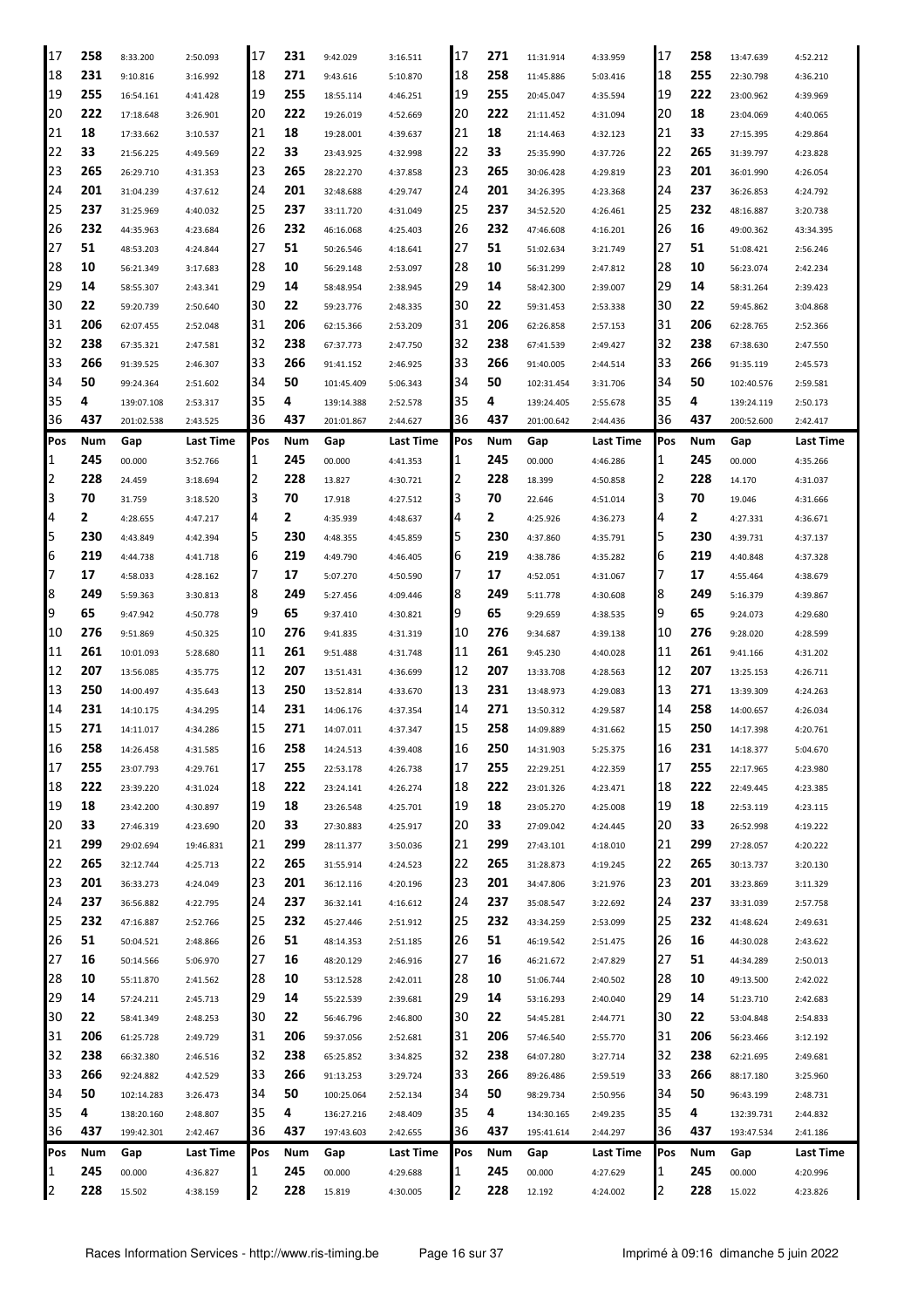| Pos | Num | Gap | Last Time | Pos | Num | Gap | Last Time | Pos | Num | Gap | Last Time | Pos | Num | Gap | Last Time |
|---|---|---|---|---|---|---|---|---|---|---|---|---|---|---|---|
| 17 | 258 | 8:33.200 | 2:50.093 | 17 | 231 | 9:42.029 | 3:16.511 | 17 | 271 | 11:31.914 | 4:33.959 | 17 | 258 | 13:47.639 | 4:52.212 |
| 18 | 231 | 9:10.816 | 3:16.992 | 18 | 271 | 9:43.616 | 5:10.870 | 18 | 258 | 11:45.886 | 5:03.416 | 18 | 255 | 22:30.798 | 4:36.210 |
| 19 | 255 | 16:54.161 | 4:41.428 | 19 | 255 | 18:55.114 | 4:46.251 | 19 | 255 | 20:45.047 | 4:35.594 | 19 | 222 | 23:00.962 | 4:39.969 |
| 20 | 222 | 17:18.648 | 3:26.901 | 20 | 222 | 19:26.019 | 4:52.669 | 20 | 222 | 21:11.452 | 4:31.094 | 20 | 18 | 23:04.069 | 4:40.065 |
| 21 | 18 | 17:33.662 | 3:10.537 | 21 | 18 | 19:28.001 | 4:39.637 | 21 | 18 | 21:14.463 | 4:32.123 | 21 | 33 | 27:15.395 | 4:29.864 |
| 22 | 33 | 21:56.225 | 4:49.569 | 22 | 33 | 23:43.925 | 4:32.998 | 22 | 33 | 25:35.990 | 4:37.726 | 22 | 265 | 31:39.797 | 4:23.828 |
| 23 | 265 | 26:29.710 | 4:31.353 | 23 | 265 | 28:22.270 | 4:37.858 | 23 | 265 | 30:06.428 | 4:29.819 | 23 | 201 | 36:01.990 | 4:26.054 |
| 24 | 201 | 31:04.239 | 4:37.612 | 24 | 201 | 32:48.688 | 4:29.747 | 24 | 201 | 34:26.395 | 4:23.368 | 24 | 237 | 36:26.853 | 4:24.792 |
| 25 | 237 | 31:25.969 | 4:40.032 | 25 | 237 | 33:11.720 | 4:31.049 | 25 | 237 | 34:52.520 | 4:26.461 | 25 | 232 | 48:16.887 | 3:20.738 |
| 26 | 232 | 44:35.963 | 4:23.684 | 26 | 232 | 46:16.068 | 4:25.403 | 26 | 232 | 47:46.608 | 4:16.201 | 26 | 16 | 49:00.362 | 43:34.395 |
| 27 | 51 | 48:53.203 | 4:24.844 | 27 | 51 | 50:26.546 | 4:18.641 | 27 | 51 | 51:02.634 | 3:21.749 | 27 | 51 | 51:08.421 | 2:56.246 |
| 28 | 10 | 56:21.349 | 3:17.683 | 28 | 10 | 56:29.148 | 2:53.097 | 28 | 10 | 56:31.299 | 2:47.812 | 28 | 10 | 56:23.074 | 2:42.234 |
| 29 | 14 | 58:55.307 | 2:43.341 | 29 | 14 | 58:48.954 | 2:38.945 | 29 | 14 | 58:42.300 | 2:39.007 | 29 | 14 | 58:31.264 | 2:39.423 |
| 30 | 22 | 59:20.739 | 2:50.640 | 30 | 22 | 59:23.776 | 2:48.335 | 30 | 22 | 59:31.453 | 2:53.338 | 30 | 22 | 59:45.862 | 3:04.868 |
| 31 | 206 | 62:07.455 | 2:52.048 | 31 | 206 | 62:15.366 | 2:53.209 | 31 | 206 | 62:26.858 | 2:57.153 | 31 | 206 | 62:28.765 | 2:52.366 |
| 32 | 238 | 67:35.321 | 2:47.581 | 32 | 238 | 67:37.773 | 2:47.750 | 32 | 238 | 67:41.539 | 2:49.427 | 32 | 238 | 67:38.630 | 2:47.550 |
| 33 | 266 | 91:39.525 | 2:46.307 | 33 | 266 | 91:41.152 | 2:46.925 | 33 | 266 | 91:40.005 | 2:44.514 | 33 | 266 | 91:35.119 | 2:45.573 |
| 34 | 50 | 99:24.364 | 2:51.602 | 34 | 50 | 101:45.409 | 5:06.343 | 34 | 50 | 102:31.454 | 3:31.706 | 34 | 50 | 102:40.576 | 2:59.581 |
| 35 | 4 | 139:07.108 | 2:53.317 | 35 | 4 | 139:14.388 | 2:52.578 | 35 | 4 | 139:24.405 | 2:55.678 | 35 | 4 | 139:24.119 | 2:50.173 |
| 36 | 437 | 201:02.538 | 2:43.525 | 36 | 437 | 201:01.867 | 2:44.627 | 36 | 437 | 201:00.642 | 2:44.436 | 36 | 437 | 200:52.600 | 2:42.417 |

| Pos | Num | Gap | Last Time | Pos | Num | Gap | Last Time | Pos | Num | Gap | Last Time | Pos | Num | Gap | Last Time |
|---|---|---|---|---|---|---|---|---|---|---|---|---|---|---|---|
| 1 | 245 | 00.000 | 3:52.766 | 1 | 245 | 00.000 | 4:41.353 | 1 | 245 | 00.000 | 4:46.286 | 1 | 245 | 00.000 | 4:35.266 |
| 2 | 228 | 24.459 | 3:18.694 | 2 | 228 | 13.827 | 4:30.721 | 2 | 228 | 18.399 | 4:50.858 | 2 | 228 | 14.170 | 4:31.037 |
| 3 | 70 | 31.759 | 3:18.520 | 3 | 70 | 17.918 | 4:27.512 | 3 | 70 | 22.646 | 4:51.014 | 3 | 70 | 19.046 | 4:31.666 |
| 4 | 2 | 4:28.655 | 4:47.217 | 4 | 2 | 4:35.939 | 4:48.637 | 4 | 2 | 4:25.926 | 4:36.273 | 4 | 2 | 4:27.331 | 4:36.671 |
| 5 | 230 | 4:43.849 | 4:42.394 | 5 | 230 | 4:48.355 | 4:45.859 | 5 | 230 | 4:37.860 | 4:35.791 | 5 | 230 | 4:39.731 | 4:37.137 |
| 6 | 219 | 4:44.738 | 4:41.718 | 6 | 219 | 4:49.790 | 4:46.405 | 6 | 219 | 4:38.786 | 4:35.282 | 6 | 219 | 4:40.848 | 4:37.328 |
| 7 | 17 | 4:58.033 | 4:28.162 | 7 | 17 | 5:07.270 | 4:50.590 | 7 | 17 | 4:52.051 | 4:31.067 | 7 | 17 | 4:55.464 | 4:38.679 |
| 8 | 249 | 5:59.363 | 3:30.813 | 8 | 249 | 5:27.456 | 4:09.446 | 8 | 249 | 5:11.778 | 4:30.608 | 8 | 249 | 5:16.379 | 4:39.867 |
| 9 | 65 | 9:47.942 | 4:50.778 | 9 | 65 | 9:37.410 | 4:30.821 | 9 | 65 | 9:29.659 | 4:38.535 | 9 | 65 | 9:24.073 | 4:29.680 |
| 10 | 276 | 9:51.869 | 4:50.325 | 10 | 276 | 9:41.835 | 4:31.319 | 10 | 276 | 9:34.687 | 4:39.138 | 10 | 276 | 9:28.020 | 4:28.599 |
| 11 | 261 | 10:01.093 | 5:28.680 | 11 | 261 | 9:51.488 | 4:31.748 | 11 | 261 | 9:45.230 | 4:40.028 | 11 | 261 | 9:41.166 | 4:31.202 |
| 12 | 207 | 13:56.085 | 4:35.775 | 12 | 207 | 13:51.431 | 4:36.699 | 12 | 207 | 13:33.708 | 4:28.563 | 12 | 207 | 13:25.153 | 4:26.711 |
| 13 | 250 | 14:00.497 | 4:35.643 | 13 | 250 | 13:52.814 | 4:33.670 | 13 | 231 | 13:48.973 | 4:29.083 | 13 | 271 | 13:39.309 | 4:24.263 |
| 14 | 231 | 14:10.175 | 4:34.295 | 14 | 231 | 14:06.176 | 4:37.354 | 14 | 271 | 13:50.312 | 4:29.587 | 14 | 258 | 14:00.657 | 4:26.034 |
| 15 | 271 | 14:11.017 | 4:34.286 | 15 | 271 | 14:07.011 | 4:37.347 | 15 | 258 | 14:09.889 | 4:31.662 | 15 | 250 | 14:17.398 | 4:20.761 |
| 16 | 258 | 14:26.458 | 4:31.585 | 16 | 258 | 14:24.513 | 4:39.408 | 16 | 250 | 14:31.903 | 5:25.375 | 16 | 231 | 14:18.377 | 5:04.670 |
| 17 | 255 | 23:07.793 | 4:29.761 | 17 | 255 | 22:53.178 | 4:26.738 | 17 | 255 | 22:29.251 | 4:22.359 | 17 | 255 | 22:17.965 | 4:23.980 |
| 18 | 222 | 23:39.220 | 4:31.024 | 18 | 222 | 23:24.141 | 4:26.274 | 18 | 222 | 23:01.326 | 4:23.471 | 18 | 222 | 22:49.445 | 4:23.385 |
| 19 | 18 | 23:42.200 | 4:30.897 | 19 | 18 | 23:26.548 | 4:25.701 | 19 | 18 | 23:05.270 | 4:25.008 | 19 | 18 | 22:53.119 | 4:23.115 |
| 20 | 33 | 27:46.319 | 4:23.690 | 20 | 33 | 27:30.883 | 4:25.917 | 20 | 33 | 27:09.042 | 4:24.445 | 20 | 33 | 26:52.998 | 4:19.222 |
| 21 | 299 | 29:02.694 | 19:46.831 | 21 | 299 | 28:11.377 | 3:50.036 | 21 | 299 | 27:43.101 | 4:18.010 | 21 | 299 | 27:28.057 | 4:20.222 |
| 22 | 265 | 32:12.744 | 4:25.713 | 22 | 265 | 31:55.914 | 4:24.523 | 22 | 265 | 31:28.873 | 4:19.245 | 22 | 265 | 30:13.737 | 3:20.130 |
| 23 | 201 | 36:33.273 | 4:24.049 | 23 | 201 | 36:12.116 | 4:20.196 | 23 | 201 | 34:47.806 | 3:21.976 | 23 | 201 | 33:23.869 | 3:11.329 |
| 24 | 237 | 36:56.882 | 4:22.795 | 24 | 237 | 36:32.141 | 4:16.612 | 24 | 237 | 35:08.547 | 3:22.692 | 24 | 237 | 33:31.039 | 2:57.758 |
| 25 | 232 | 47:16.887 | 2:52.766 | 25 | 232 | 45:27.446 | 2:51.912 | 25 | 232 | 43:34.259 | 2:53.099 | 25 | 232 | 41:48.624 | 2:49.631 |
| 26 | 51 | 50:04.521 | 2:48.866 | 26 | 51 | 48:14.353 | 2:51.185 | 26 | 51 | 46:19.542 | 2:51.475 | 26 | 16 | 44:30.028 | 2:43.622 |
| 27 | 16 | 50:14.566 | 5:06.970 | 27 | 16 | 48:20.129 | 2:46.916 | 27 | 16 | 46:21.672 | 2:47.829 | 27 | 51 | 44:34.289 | 2:50.013 |
| 28 | 10 | 55:11.870 | 2:41.562 | 28 | 10 | 53:12.528 | 2:42.011 | 28 | 10 | 51:06.744 | 2:40.502 | 28 | 10 | 49:13.500 | 2:42.022 |
| 29 | 14 | 57:24.211 | 2:45.713 | 29 | 14 | 55:22.539 | 2:39.681 | 29 | 14 | 53:16.293 | 2:40.040 | 29 | 14 | 51:23.710 | 2:42.683 |
| 30 | 22 | 58:41.349 | 2:48.253 | 30 | 22 | 56:46.796 | 2:46.800 | 30 | 22 | 54:45.281 | 2:44.771 | 30 | 22 | 53:04.848 | 2:54.833 |
| 31 | 206 | 61:25.728 | 2:49.729 | 31 | 206 | 59:37.056 | 2:52.681 | 31 | 206 | 57:46.540 | 2:55.770 | 31 | 206 | 56:23.466 | 3:12.192 |
| 32 | 238 | 66:32.380 | 2:46.516 | 32 | 238 | 65:25.852 | 3:34.825 | 32 | 238 | 64:07.280 | 3:27.714 | 32 | 238 | 62:21.695 | 2:49.681 |
| 33 | 266 | 92:24.882 | 4:42.529 | 33 | 266 | 91:13.253 | 3:29.724 | 33 | 266 | 89:26.486 | 2:59.519 | 33 | 266 | 88:17.180 | 3:25.960 |
| 34 | 50 | 102:14.283 | 3:26.473 | 34 | 50 | 100:25.064 | 2:52.134 | 34 | 50 | 98:29.734 | 2:50.956 | 34 | 50 | 96:43.199 | 2:48.731 |
| 35 | 4 | 138:20.160 | 2:48.807 | 35 | 4 | 136:27.216 | 2:48.409 | 35 | 4 | 134:30.165 | 2:49.235 | 35 | 4 | 132:39.731 | 2:44.832 |
| 36 | 437 | 199:42.301 | 2:42.467 | 36 | 437 | 197:43.603 | 2:42.655 | 36 | 437 | 195:41.614 | 2:44.297 | 36 | 437 | 193:47.534 | 2:41.186 |

| Pos | Num | Gap | Last Time | Pos | Num | Gap | Last Time | Pos | Num | Gap | Last Time | Pos | Num | Gap | Last Time |
|---|---|---|---|---|---|---|---|---|---|---|---|---|---|---|---|
| 1 | 245 | 00.000 | 4:36.827 | 1 | 245 | 00.000 | 4:29.688 | 1 | 245 | 00.000 | 4:27.629 | 1 | 245 | 00.000 | 4:20.996 |
| 2 | 228 | 15.502 | 4:38.159 | 2 | 228 | 15.819 | 4:30.005 | 2 | 228 | 12.192 | 4:24.002 | 2 | 228 | 15.022 | 4:23.826 |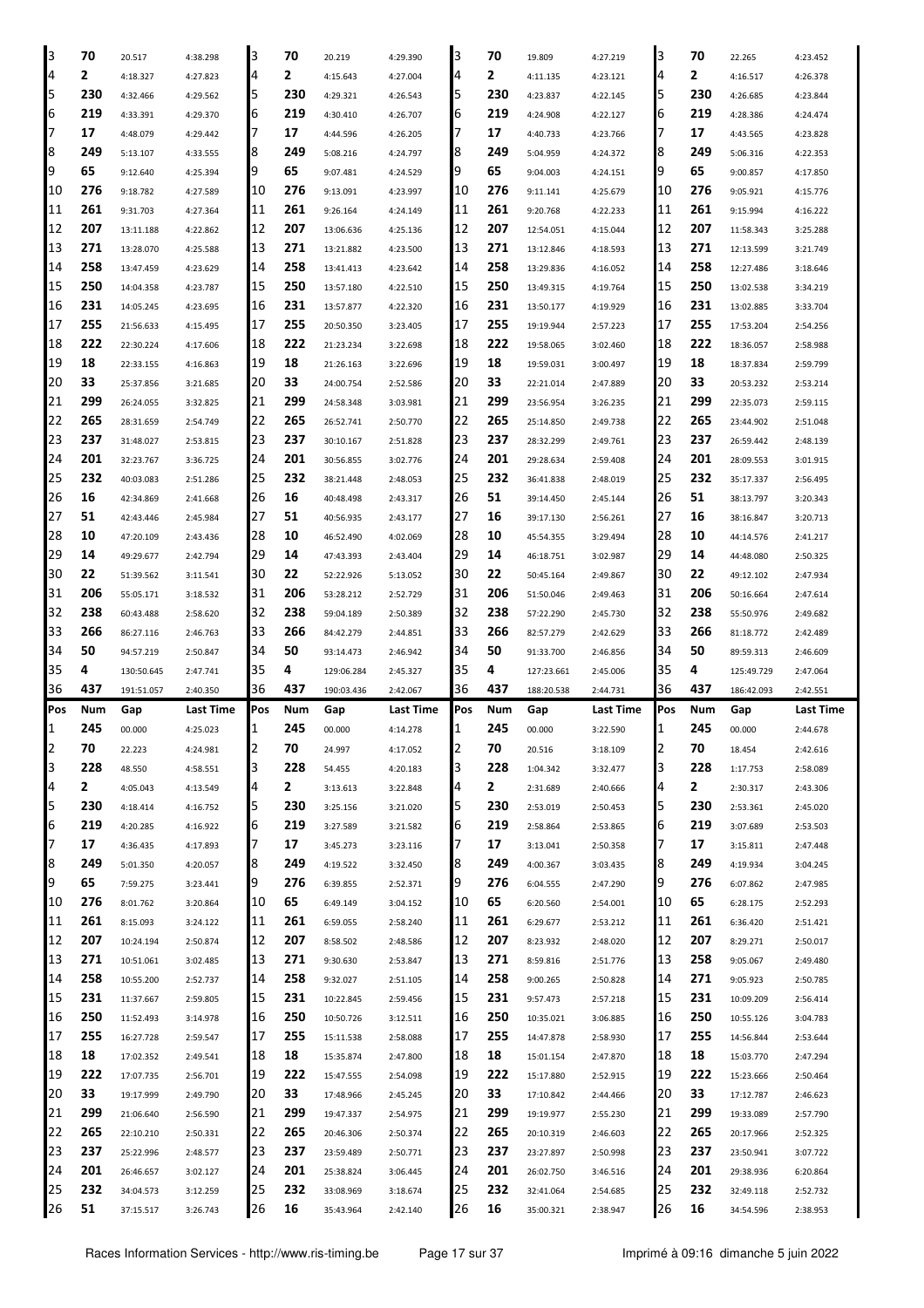| 3 | 70 | 20.517 | 4:38.298 | 3 | 70 | 20.219 | 4:29.390 | 3 | 70 | 19.809 | 4:27.219 | 3 | 70 | 22.265 | 4:23.452 |
|---|---|---|---|---|---|---|---|---|---|---|---|---|---|---|---|
| 4 | 2 | 4:18.327 | 4:27.823 | 4 | 2 | 4:15.643 | 4:27.004 | 4 | 2 | 4:11.135 | 4:23.121 | 4 | 2 | 4:16.517 | 4:26.378 |
| 5 | 230 | 4:32.466 | 4:29.562 | 5 | 230 | 4:29.321 | 4:26.543 | 5 | 230 | 4:23.837 | 4:22.145 | 5 | 230 | 4:26.685 | 4:23.844 |
| 6 | 219 | 4:33.391 | 4:29.370 | 6 | 219 | 4:30.410 | 4:26.707 | 6 | 219 | 4:24.908 | 4:22.127 | 6 | 219 | 4:28.386 | 4:24.474 |
| 7 | 17 | 4:48.079 | 4:29.442 | 7 | 17 | 4:44.596 | 4:26.205 | 7 | 17 | 4:40.733 | 4:23.766 | 7 | 17 | 4:43.565 | 4:23.828 |
| 8 | 249 | 5:13.107 | 4:33.555 | 8 | 249 | 5:08.216 | 4:24.797 | 8 | 249 | 5:04.959 | 4:24.372 | 8 | 249 | 5:06.316 | 4:22.353 |
| 9 | 65 | 9:12.640 | 4:25.394 | 9 | 65 | 9:07.481 | 4:24.529 | 9 | 65 | 9:04.003 | 4:24.151 | 9 | 65 | 9:00.857 | 4:17.850 |
| 10 | 276 | 9:18.782 | 4:27.589 | 10 | 276 | 9:13.091 | 4:23.997 | 10 | 276 | 9:11.141 | 4:25.679 | 10 | 276 | 9:05.921 | 4:15.776 |
| 11 | 261 | 9:31.703 | 4:27.364 | 11 | 261 | 9:26.164 | 4:24.149 | 11 | 261 | 9:20.768 | 4:22.233 | 11 | 261 | 9:15.994 | 4:16.222 |
| 12 | 207 | 13:11.188 | 4:22.862 | 12 | 207 | 13:06.636 | 4:25.136 | 12 | 207 | 12:54.051 | 4:15.044 | 12 | 207 | 11:58.343 | 3:25.288 |
| 13 | 271 | 13:28.070 | 4:25.588 | 13 | 271 | 13:21.882 | 4:23.500 | 13 | 271 | 13:12.846 | 4:18.593 | 13 | 271 | 12:13.599 | 3:21.749 |
| 14 | 258 | 13:47.459 | 4:23.629 | 14 | 258 | 13:41.413 | 4:23.642 | 14 | 258 | 13:29.836 | 4:16.052 | 14 | 258 | 12:27.486 | 3:18.646 |
| 15 | 250 | 14:04.358 | 4:23.787 | 15 | 250 | 13:57.180 | 4:22.510 | 15 | 250 | 13:49.315 | 4:19.764 | 15 | 250 | 13:02.538 | 3:34.219 |
| 16 | 231 | 14:05.245 | 4:23.695 | 16 | 231 | 13:57.877 | 4:22.320 | 16 | 231 | 13:50.177 | 4:19.929 | 16 | 231 | 13:02.885 | 3:33.704 |
| 17 | 255 | 21:56.633 | 4:15.495 | 17 | 255 | 20:50.350 | 3:23.405 | 17 | 255 | 19:19.944 | 2:57.223 | 17 | 255 | 17:53.204 | 2:54.256 |
| 18 | 222 | 22:30.224 | 4:17.606 | 18 | 222 | 21:23.234 | 3:22.698 | 18 | 222 | 19:58.065 | 3:02.460 | 18 | 222 | 18:36.057 | 2:58.988 |
| 19 | 18 | 22:33.155 | 4:16.863 | 19 | 18 | 21:26.163 | 3:22.696 | 19 | 18 | 19:59.031 | 3:00.497 | 19 | 18 | 18:37.834 | 2:59.799 |
| 20 | 33 | 25:37.856 | 3:21.685 | 20 | 33 | 24:00.754 | 2:52.586 | 20 | 33 | 22:21.014 | 2:47.889 | 20 | 33 | 20:53.232 | 2:53.214 |
| 21 | 299 | 26:24.055 | 3:32.825 | 21 | 299 | 24:58.348 | 3:03.981 | 21 | 299 | 23:56.954 | 3:26.235 | 21 | 299 | 22:35.073 | 2:59.115 |
| 22 | 265 | 28:31.659 | 2:54.749 | 22 | 265 | 26:52.741 | 2:50.770 | 22 | 265 | 25:14.850 | 2:49.738 | 22 | 265 | 23:44.902 | 2:51.048 |
| 23 | 237 | 31:48.027 | 2:53.815 | 23 | 237 | 30:10.167 | 2:51.828 | 23 | 237 | 28:32.299 | 2:49.761 | 23 | 237 | 26:59.442 | 2:48.139 |
| 24 | 201 | 32:23.767 | 3:36.725 | 24 | 201 | 30:56.855 | 3:02.776 | 24 | 201 | 29:28.634 | 2:59.408 | 24 | 201 | 28:09.553 | 3:01.915 |
| 25 | 232 | 40:03.083 | 2:51.286 | 25 | 232 | 38:21.448 | 2:48.053 | 25 | 232 | 36:41.838 | 2:48.019 | 25 | 232 | 35:17.337 | 2:56.495 |
| 26 | 16 | 42:34.869 | 2:41.668 | 26 | 16 | 40:48.498 | 2:43.317 | 26 | 51 | 39:14.450 | 2:45.144 | 26 | 51 | 38:13.797 | 3:20.343 |
| 27 | 51 | 42:43.446 | 2:45.984 | 27 | 51 | 40:56.935 | 2:43.177 | 27 | 16 | 39:17.130 | 2:56.261 | 27 | 16 | 38:16.847 | 3:20.713 |
| 28 | 10 | 47:20.109 | 2:43.436 | 28 | 10 | 46:52.490 | 4:02.069 | 28 | 10 | 45:54.355 | 3:29.494 | 28 | 10 | 44:14.576 | 2:41.217 |
| 29 | 14 | 49:29.677 | 2:42.794 | 29 | 14 | 47:43.393 | 2:43.404 | 29 | 14 | 46:18.751 | 3:02.987 | 29 | 14 | 44:48.080 | 2:50.325 |
| 30 | 22 | 51:39.562 | 3:11.541 | 30 | 22 | 52:22.926 | 5:13.052 | 30 | 22 | 50:45.164 | 2:49.867 | 30 | 22 | 49:12.102 | 2:47.934 |
| 31 | 206 | 55:05.171 | 3:18.532 | 31 | 206 | 53:28.212 | 2:52.729 | 31 | 206 | 51:50.046 | 2:49.463 | 31 | 206 | 50:16.664 | 2:47.614 |
| 32 | 238 | 60:43.488 | 2:58.620 | 32 | 238 | 59:04.189 | 2:50.389 | 32 | 238 | 57:22.290 | 2:45.730 | 32 | 238 | 55:50.976 | 2:49.682 |
| 33 | 266 | 86:27.116 | 2:46.763 | 33 | 266 | 84:42.279 | 2:44.851 | 33 | 266 | 82:57.279 | 2:42.629 | 33 | 266 | 81:18.772 | 2:42.489 |
| 34 | 50 | 94:57.219 | 2:50.847 | 34 | 50 | 93:14.473 | 2:46.942 | 34 | 50 | 91:33.700 | 2:46.856 | 34 | 50 | 89:59.313 | 2:46.609 |
| 35 | 4 | 130:50.645 | 2:47.741 | 35 | 4 | 129:06.284 | 2:45.327 | 35 | 4 | 127:23.661 | 2:45.006 | 35 | 4 | 125:49.729 | 2:47.064 |
| 36 | 437 | 191:51.057 | 2:40.350 | 36 | 437 | 190:03.436 | 2:42.067 | 36 | 437 | 188:20.538 | 2:44.731 | 36 | 437 | 186:42.093 | 2:42.551 |

| Pos | Num | Gap | Last Time | Pos | Num | Gap | Last Time | Pos | Num | Gap | Last Time | Pos | Num | Gap | Last Time |
|---|---|---|---|---|---|---|---|---|---|---|---|---|---|---|---|
| 1 | 245 | 00.000 | 4:25.023 | 1 | 245 | 00.000 | 4:14.278 | 1 | 245 | 00.000 | 3:22.590 | 1 | 245 | 00.000 | 2:44.678 |
| 2 | 70 | 22.223 | 4:24.981 | 2 | 70 | 24.997 | 4:17.052 | 2 | 70 | 20.516 | 3:18.109 | 2 | 70 | 18.454 | 2:42.616 |
| 3 | 228 | 48.550 | 4:58.551 | 3 | 228 | 54.455 | 4:20.183 | 3 | 228 | 1:04.342 | 3:32.477 | 3 | 228 | 1:17.753 | 2:58.089 |
| 4 | 2 | 4:05.043 | 4:13.549 | 4 | 2 | 3:13.613 | 3:22.848 | 4 | 2 | 2:31.689 | 2:40.666 | 4 | 2 | 2:30.317 | 2:43.306 |
| 5 | 230 | 4:18.414 | 4:16.752 | 5 | 230 | 3:25.156 | 3:21.020 | 5 | 230 | 2:53.019 | 2:50.453 | 5 | 230 | 2:53.361 | 2:45.020 |
| 6 | 219 | 4:20.285 | 4:16.922 | 6 | 219 | 3:27.589 | 3:21.582 | 6 | 219 | 2:58.864 | 2:53.865 | 6 | 219 | 3:07.689 | 2:53.503 |
| 7 | 17 | 4:36.435 | 4:17.893 | 7 | 17 | 3:45.273 | 3:23.116 | 7 | 17 | 3:13.041 | 2:50.358 | 7 | 17 | 3:15.811 | 2:47.448 |
| 8 | 249 | 5:01.350 | 4:20.057 | 8 | 249 | 4:19.522 | 3:32.450 | 8 | 249 | 4:00.367 | 3:03.435 | 8 | 249 | 4:19.934 | 3:04.245 |
| 9 | 65 | 7:59.275 | 3:23.441 | 9 | 276 | 6:39.855 | 2:52.371 | 9 | 276 | 6:04.555 | 2:47.290 | 9 | 276 | 6:07.862 | 2:47.985 |
| 10 | 276 | 8:01.762 | 3:20.864 | 10 | 65 | 6:49.149 | 3:04.152 | 10 | 65 | 6:20.560 | 2:54.001 | 10 | 65 | 6:28.175 | 2:52.293 |
| 11 | 261 | 8:15.093 | 3:24.122 | 11 | 261 | 6:59.055 | 2:58.240 | 11 | 261 | 6:29.677 | 2:53.212 | 11 | 261 | 6:36.420 | 2:51.421 |
| 12 | 207 | 10:24.194 | 2:50.874 | 12 | 207 | 8:58.502 | 2:48.586 | 12 | 207 | 8:23.932 | 2:48.020 | 12 | 207 | 8:29.271 | 2:50.017 |
| 13 | 271 | 10:51.061 | 3:02.485 | 13 | 271 | 9:30.630 | 2:53.847 | 13 | 271 | 8:59.816 | 2:51.776 | 13 | 258 | 9:05.067 | 2:49.480 |
| 14 | 258 | 10:55.200 | 2:52.737 | 14 | 258 | 9:32.027 | 2:51.105 | 14 | 258 | 9:00.265 | 2:50.828 | 14 | 271 | 9:05.923 | 2:50.785 |
| 15 | 231 | 11:37.667 | 2:59.805 | 15 | 231 | 10:22.845 | 2:59.456 | 15 | 231 | 9:57.473 | 2:57.218 | 15 | 231 | 10:09.209 | 2:56.414 |
| 16 | 250 | 11:52.493 | 3:14.978 | 16 | 250 | 10:50.726 | 3:12.511 | 16 | 250 | 10:35.021 | 3:06.885 | 16 | 250 | 10:55.126 | 3:04.783 |
| 17 | 255 | 16:27.728 | 2:59.547 | 17 | 255 | 15:11.538 | 2:58.088 | 17 | 255 | 14:47.878 | 2:58.930 | 17 | 255 | 14:56.844 | 2:53.644 |
| 18 | 18 | 17:02.352 | 2:49.541 | 18 | 18 | 15:35.874 | 2:47.800 | 18 | 18 | 15:01.154 | 2:47.870 | 18 | 18 | 15:03.770 | 2:47.294 |
| 19 | 222 | 17:07.735 | 2:56.701 | 19 | 222 | 15:47.555 | 2:54.098 | 19 | 222 | 15:17.880 | 2:52.915 | 19 | 222 | 15:23.666 | 2:50.464 |
| 20 | 33 | 19:17.999 | 2:49.790 | 20 | 33 | 17:48.966 | 2:45.245 | 20 | 33 | 17:10.842 | 2:44.466 | 20 | 33 | 17:12.787 | 2:46.623 |
| 21 | 299 | 21:06.640 | 2:56.590 | 21 | 299 | 19:47.337 | 2:54.975 | 21 | 299 | 19:19.977 | 2:55.230 | 21 | 299 | 19:33.089 | 2:57.790 |
| 22 | 265 | 22:10.210 | 2:50.331 | 22 | 265 | 20:46.306 | 2:50.374 | 22 | 265 | 20:10.319 | 2:46.603 | 22 | 265 | 20:17.966 | 2:52.325 |
| 23 | 237 | 25:22.996 | 2:48.577 | 23 | 237 | 23:59.489 | 2:50.771 | 23 | 237 | 23:27.897 | 2:50.998 | 23 | 237 | 23:50.941 | 3:07.722 |
| 24 | 201 | 26:46.657 | 3:02.127 | 24 | 201 | 25:38.824 | 3:06.445 | 24 | 201 | 26:02.750 | 3:46.516 | 24 | 201 | 29:38.936 | 6:20.864 |
| 25 | 232 | 34:04.573 | 3:12.259 | 25 | 232 | 33:08.969 | 3:18.674 | 25 | 232 | 32:41.064 | 2:54.685 | 25 | 232 | 32:49.118 | 2:52.732 |
| 26 | 51 | 37:15.517 | 3:26.743 | 26 | 16 | 35:43.964 | 2:42.140 | 26 | 16 | 35:00.321 | 2:38.947 | 26 | 16 | 34:54.596 | 2:38.953 |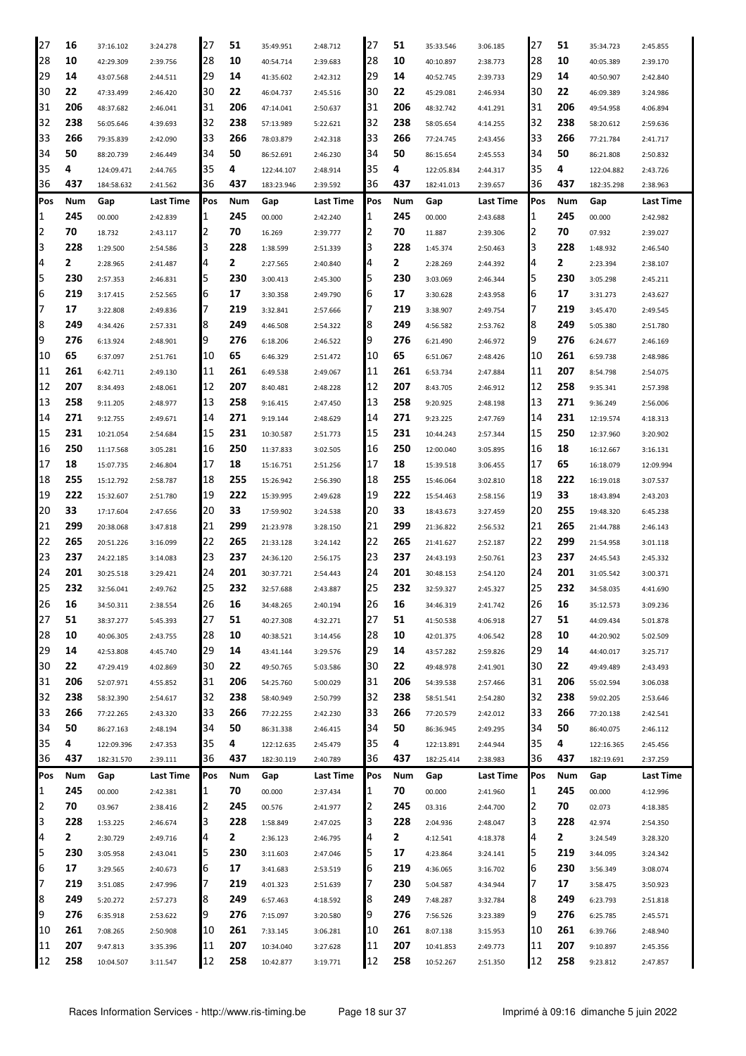| Pos | Num | Gap | Last Time | Pos | Num | Gap | Last Time | Pos | Num | Gap | Last Time | Pos | Num | Gap | Last Time |
|---|---|---|---|---|---|---|---|---|---|---|---|---|---|---|---|
| 27 | 16 | 37:16.102 | 3:24.278 | 27 | 51 | 35:49.951 | 2:48.712 | 27 | 51 | 35:33.546 | 3:06.185 | 27 | 51 | 35:34.723 | 2:45.855 |
| 28 | 10 | 42:29.309 | 2:39.756 | 28 | 10 | 40:54.714 | 2:39.683 | 28 | 10 | 40:10.897 | 2:38.773 | 28 | 10 | 40:05.389 | 2:39.170 |
| 29 | 14 | 43:07.568 | 2:44.511 | 29 | 14 | 41:35.602 | 2:42.312 | 29 | 14 | 40:52.745 | 2:39.733 | 29 | 14 | 40:50.907 | 2:42.840 |
| 30 | 22 | 47:33.499 | 2:46.420 | 30 | 22 | 46:04.737 | 2:45.516 | 30 | 22 | 45:29.081 | 2:46.934 | 30 | 22 | 46:09.389 | 3:24.986 |
| 31 | 206 | 48:37.682 | 2:46.041 | 31 | 206 | 47:14.041 | 2:50.637 | 31 | 206 | 48:32.742 | 4:41.291 | 31 | 206 | 49:54.958 | 4:06.894 |
| 32 | 238 | 56:05.646 | 4:39.693 | 32 | 238 | 57:13.989 | 5:22.621 | 32 | 238 | 58:05.654 | 4:14.255 | 32 | 238 | 58:20.612 | 2:59.636 |
| 33 | 266 | 79:35.839 | 2:42.090 | 33 | 266 | 78:03.879 | 2:42.318 | 33 | 266 | 77:24.745 | 2:43.456 | 33 | 266 | 77:21.784 | 2:41.717 |
| 34 | 50 | 88:20.739 | 2:46.449 | 34 | 50 | 86:52.691 | 2:46.230 | 34 | 50 | 86:15.654 | 2:45.553 | 34 | 50 | 86:21.808 | 2:50.832 |
| 35 | 4 | 124:09.471 | 2:44.765 | 35 | 4 | 122:44.107 | 2:48.914 | 35 | 4 | 122:05.834 | 2:44.317 | 35 | 4 | 122:04.882 | 2:43.726 |
| 36 | 437 | 184:58.632 | 2:41.562 | 36 | 437 | 183:23.946 | 2:39.592 | 36 | 437 | 182:41.013 | 2:39.657 | 36 | 437 | 182:35.298 | 2:38.963 |

| Pos | Num | Gap | Last Time | Pos | Num | Gap | Last Time | Pos | Num | Gap | Last Time | Pos | Num | Gap | Last Time |
|---|---|---|---|---|---|---|---|---|---|---|---|---|---|---|---|
| 1 | 245 | 00.000 | 2:42.839 | 1 | 245 | 00.000 | 2:42.240 | 1 | 245 | 00.000 | 2:43.688 | 1 | 245 | 00.000 | 2:42.982 |
| 2 | 70 | 18.732 | 2:43.117 | 2 | 70 | 16.269 | 2:39.777 | 2 | 70 | 11.887 | 2:39.306 | 2 | 70 | 07.932 | 2:39.027 |
| 3 | 228 | 1:29.500 | 2:54.586 | 3 | 228 | 1:38.599 | 2:51.339 | 3 | 228 | 1:45.374 | 2:50.463 | 3 | 228 | 1:48.932 | 2:46.540 |
| 4 | 2 | 2:28.965 | 2:41.487 | 4 | 2 | 2:27.565 | 2:40.840 | 4 | 2 | 2:28.269 | 2:44.392 | 4 | 2 | 2:23.394 | 2:38.107 |
| 5 | 230 | 2:57.353 | 2:46.831 | 5 | 230 | 3:00.413 | 2:45.300 | 5 | 230 | 3:03.069 | 2:46.344 | 5 | 230 | 3:05.298 | 2:45.211 |
| 6 | 219 | 3:17.415 | 2:52.565 | 6 | 17 | 3:30.358 | 2:49.790 | 6 | 17 | 3:30.628 | 2:43.958 | 6 | 17 | 3:31.273 | 2:43.627 |
| 7 | 17 | 3:22.808 | 2:49.836 | 7 | 219 | 3:32.841 | 2:57.666 | 7 | 219 | 3:38.907 | 2:49.754 | 7 | 219 | 3:45.470 | 2:49.545 |
| 8 | 249 | 4:34.426 | 2:57.331 | 8 | 249 | 4:46.508 | 2:54.322 | 8 | 249 | 4:56.582 | 2:53.762 | 8 | 249 | 5:05.380 | 2:51.780 |
| 9 | 276 | 6:13.924 | 2:48.901 | 9 | 276 | 6:18.206 | 2:46.522 | 9 | 276 | 6:21.490 | 2:46.972 | 9 | 276 | 6:24.677 | 2:46.169 |
| 10 | 65 | 6:37.097 | 2:51.761 | 10 | 65 | 6:46.329 | 2:51.472 | 10 | 65 | 6:51.067 | 2:48.426 | 10 | 261 | 6:59.738 | 2:48.986 |
| 11 | 261 | 6:42.711 | 2:49.130 | 11 | 261 | 6:49.538 | 2:49.067 | 11 | 261 | 6:53.734 | 2:47.884 | 11 | 207 | 8:54.798 | 2:54.075 |
| 12 | 207 | 8:34.493 | 2:48.061 | 12 | 207 | 8:40.481 | 2:48.228 | 12 | 207 | 8:43.705 | 2:46.912 | 12 | 258 | 9:35.341 | 2:57.398 |
| 13 | 258 | 9:11.205 | 2:48.977 | 13 | 258 | 9:16.415 | 2:47.450 | 13 | 258 | 9:20.925 | 2:48.198 | 13 | 271 | 9:36.249 | 2:56.006 |
| 14 | 271 | 9:12.755 | 2:49.671 | 14 | 271 | 9:19.144 | 2:48.629 | 14 | 271 | 9:23.225 | 2:47.769 | 14 | 231 | 12:19.574 | 4:18.313 |
| 15 | 231 | 10:21.054 | 2:54.684 | 15 | 231 | 10:30.587 | 2:51.773 | 15 | 231 | 10:44.243 | 2:57.344 | 15 | 250 | 12:37.960 | 3:20.902 |
| 16 | 250 | 11:17.568 | 3:05.281 | 16 | 250 | 11:37.833 | 3:02.505 | 16 | 250 | 12:00.040 | 3:05.895 | 16 | 18 | 16:12.667 | 3:16.131 |
| 17 | 18 | 15:07.735 | 2:46.804 | 17 | 18 | 15:16.751 | 2:51.256 | 17 | 18 | 15:39.518 | 3:06.455 | 17 | 65 | 16:18.079 | 12:09.994 |
| 18 | 255 | 15:12.792 | 2:58.787 | 18 | 255 | 15:26.942 | 2:56.390 | 18 | 255 | 15:46.064 | 3:02.810 | 18 | 222 | 16:19.018 | 3:07.537 |
| 19 | 222 | 15:32.607 | 2:51.780 | 19 | 222 | 15:39.995 | 2:49.628 | 19 | 222 | 15:54.463 | 2:58.156 | 19 | 33 | 18:43.894 | 2:43.203 |
| 20 | 33 | 17:17.604 | 2:47.656 | 20 | 33 | 17:59.902 | 3:24.538 | 20 | 33 | 18:43.673 | 3:27.459 | 20 | 255 | 19:48.320 | 6:45.238 |
| 21 | 299 | 20:38.068 | 3:47.818 | 21 | 299 | 21:23.978 | 3:28.150 | 21 | 299 | 21:36.822 | 2:56.532 | 21 | 265 | 21:44.788 | 2:46.143 |
| 22 | 265 | 20:51.226 | 3:16.099 | 22 | 265 | 21:33.128 | 3:24.142 | 22 | 265 | 21:41.627 | 2:52.187 | 22 | 299 | 21:54.958 | 3:01.118 |
| 23 | 237 | 24:22.185 | 3:14.083 | 23 | 237 | 24:36.120 | 2:56.175 | 23 | 237 | 24:43.193 | 2:50.761 | 23 | 237 | 24:45.543 | 2:45.332 |
| 24 | 201 | 30:25.518 | 3:29.421 | 24 | 201 | 30:37.721 | 2:54.443 | 24 | 201 | 30:48.153 | 2:54.120 | 24 | 201 | 31:05.542 | 3:00.371 |
| 25 | 232 | 32:56.041 | 2:49.762 | 25 | 232 | 32:57.688 | 2:43.887 | 25 | 232 | 32:59.327 | 2:45.327 | 25 | 232 | 34:58.035 | 4:41.690 |
| 26 | 16 | 34:50.311 | 2:38.554 | 26 | 16 | 34:48.265 | 2:40.194 | 26 | 16 | 34:46.319 | 2:41.742 | 26 | 16 | 35:12.573 | 3:09.236 |
| 27 | 51 | 38:37.277 | 5:45.393 | 27 | 51 | 40:27.308 | 4:32.271 | 27 | 51 | 41:50.538 | 4:06.918 | 27 | 51 | 44:09.434 | 5:01.878 |
| 28 | 10 | 40:06.305 | 2:43.755 | 28 | 10 | 40:38.521 | 3:14.456 | 28 | 10 | 42:01.375 | 4:06.542 | 28 | 10 | 44:20.902 | 5:02.509 |
| 29 | 14 | 42:53.808 | 4:45.740 | 29 | 14 | 43:41.144 | 3:29.576 | 29 | 14 | 43:57.282 | 2:59.826 | 29 | 14 | 44:40.017 | 3:25.717 |
| 30 | 22 | 47:29.419 | 4:02.869 | 30 | 22 | 49:50.765 | 5:03.586 | 30 | 22 | 49:48.978 | 2:41.901 | 30 | 22 | 49:49.489 | 2:43.493 |
| 31 | 206 | 52:07.971 | 4:55.852 | 31 | 206 | 54:25.760 | 5:00.029 | 31 | 206 | 54:39.538 | 2:57.466 | 31 | 206 | 55:02.594 | 3:06.038 |
| 32 | 238 | 58:32.390 | 2:54.617 | 32 | 238 | 58:40.949 | 2:50.799 | 32 | 238 | 58:51.541 | 2:54.280 | 32 | 238 | 59:02.205 | 2:53.646 |
| 33 | 266 | 77:22.265 | 2:43.320 | 33 | 266 | 77:22.255 | 2:42.230 | 33 | 266 | 77:20.579 | 2:42.012 | 33 | 266 | 77:20.138 | 2:42.541 |
| 34 | 50 | 86:27.163 | 2:48.194 | 34 | 50 | 86:31.338 | 2:46.415 | 34 | 50 | 86:36.945 | 2:49.295 | 34 | 50 | 86:40.075 | 2:46.112 |
| 35 | 4 | 122:09.396 | 2:47.353 | 35 | 4 | 122:12.635 | 2:45.479 | 35 | 4 | 122:13.891 | 2:44.944 | 35 | 4 | 122:16.365 | 2:45.456 |
| 36 | 437 | 182:31.570 | 2:39.111 | 36 | 437 | 182:30.119 | 2:40.789 | 36 | 437 | 182:25.414 | 2:38.983 | 36 | 437 | 182:19.691 | 2:37.259 |

| Pos | Num | Gap | Last Time | Pos | Num | Gap | Last Time | Pos | Num | Gap | Last Time | Pos | Num | Gap | Last Time |
|---|---|---|---|---|---|---|---|---|---|---|---|---|---|---|---|
| 1 | 245 | 00.000 | 2:42.381 | 1 | 70 | 00.000 | 2:37.434 | 1 | 70 | 00.000 | 2:41.960 | 1 | 245 | 00.000 | 4:12.996 |
| 2 | 70 | 03.967 | 2:38.416 | 2 | 245 | 00.576 | 2:41.977 | 2 | 245 | 03.316 | 2:44.700 | 2 | 70 | 02.073 | 4:18.385 |
| 3 | 228 | 1:53.225 | 2:46.674 | 3 | 228 | 1:58.849 | 2:47.025 | 3 | 228 | 2:04.936 | 2:48.047 | 3 | 228 | 42.974 | 2:54.350 |
| 4 | 2 | 2:30.729 | 2:49.716 | 4 | 2 | 2:36.123 | 2:46.795 | 4 | 2 | 4:12.541 | 4:18.378 | 4 | 2 | 3:24.549 | 3:28.320 |
| 5 | 230 | 3:05.958 | 2:43.041 | 5 | 230 | 3:11.603 | 2:47.046 | 5 | 17 | 4:23.864 | 3:24.141 | 5 | 219 | 3:44.095 | 3:24.342 |
| 6 | 17 | 3:29.565 | 2:40.673 | 6 | 17 | 3:41.683 | 2:53.519 | 6 | 219 | 4:36.065 | 3:16.702 | 6 | 230 | 3:56.349 | 3:08.074 |
| 7 | 219 | 3:51.085 | 2:47.996 | 7 | 219 | 4:01.323 | 2:51.639 | 7 | 230 | 5:04.587 | 4:34.944 | 7 | 17 | 3:58.475 | 3:50.923 |
| 8 | 249 | 5:20.272 | 2:57.273 | 8 | 249 | 6:57.463 | 4:18.592 | 8 | 249 | 7:48.287 | 3:32.784 | 8 | 249 | 6:23.793 | 2:51.818 |
| 9 | 276 | 6:35.918 | 2:53.622 | 9 | 276 | 7:15.097 | 3:20.580 | 9 | 276 | 7:56.526 | 3:23.389 | 9 | 276 | 6:25.785 | 2:45.571 |
| 10 | 261 | 7:08.265 | 2:50.908 | 10 | 261 | 7:33.145 | 3:06.281 | 10 | 261 | 8:07.138 | 3:15.953 | 10 | 261 | 6:39.766 | 2:48.940 |
| 11 | 207 | 9:47.813 | 3:35.396 | 11 | 207 | 10:34.040 | 3:27.628 | 11 | 207 | 10:41.853 | 2:49.773 | 11 | 207 | 9:10.897 | 2:45.356 |
| 12 | 258 | 10:04.507 | 3:11.547 | 12 | 258 | 10:42.877 | 3:19.771 | 12 | 258 | 10:52.267 | 2:51.350 | 12 | 258 | 9:23.812 | 2:47.857 |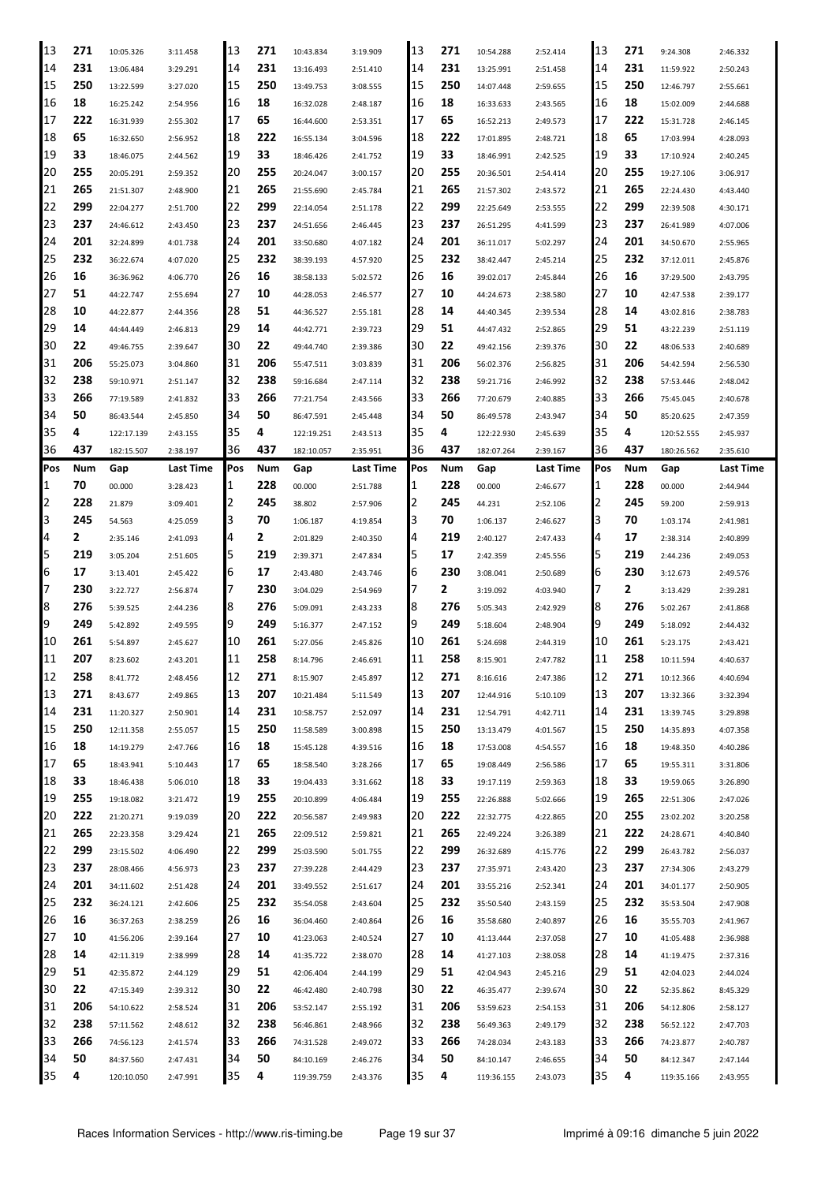| Pos | Num | Gap | Last Time | Pos | Num | Gap | Last Time | Pos | Num | Gap | Last Time | Pos | Num | Gap | Last Time |
|---|---|---|---|---|---|---|---|---|---|---|---|---|---|---|---|
| 13 | 271 | 10:05.326 | 3:11.458 | 13 | 271 | 10:43.834 | 3:19.909 | 13 | 271 | 10:54.288 | 2:52.414 | 13 | 271 | 9:24.308 | 2:46.332 |
| 14 | 231 | 13:06.484 | 3:29.291 | 14 | 231 | 13:16.493 | 2:51.410 | 14 | 231 | 13:25.991 | 2:51.458 | 14 | 231 | 11:59.922 | 2:50.243 |
| 15 | 250 | 13:22.599 | 3:27.020 | 15 | 250 | 13:49.753 | 3:08.555 | 15 | 250 | 14:07.448 | 2:59.655 | 15 | 250 | 12:46.797 | 2:55.661 |
| 16 | 18 | 16:25.242 | 2:54.956 | 16 | 18 | 16:32.028 | 2:48.187 | 16 | 18 | 16:33.633 | 2:43.565 | 16 | 18 | 15:02.009 | 2:44.688 |
| 17 | 222 | 16:31.939 | 2:55.302 | 17 | 65 | 16:44.600 | 2:53.351 | 17 | 65 | 16:52.213 | 2:49.573 | 17 | 222 | 15:31.728 | 2:46.145 |
| 18 | 65 | 16:32.650 | 2:56.952 | 18 | 222 | 16:55.134 | 3:04.596 | 18 | 222 | 17:01.895 | 2:48.721 | 18 | 65 | 17:03.994 | 4:28.093 |
| 19 | 33 | 18:46.075 | 2:44.562 | 19 | 33 | 18:46.426 | 2:41.752 | 19 | 33 | 18:46.991 | 2:42.525 | 19 | 33 | 17:10.924 | 2:40.245 |
| 20 | 255 | 20:05.291 | 2:59.352 | 20 | 255 | 20:24.047 | 3:00.157 | 20 | 255 | 20:36.501 | 2:54.414 | 20 | 255 | 19:27.106 | 3:06.917 |
| 21 | 265 | 21:51.307 | 2:48.900 | 21 | 265 | 21:55.690 | 2:45.784 | 21 | 265 | 21:57.302 | 2:43.572 | 21 | 265 | 22:24.430 | 4:43.440 |
| 22 | 299 | 22:04.277 | 2:51.700 | 22 | 299 | 22:14.054 | 2:51.178 | 22 | 299 | 22:25.649 | 2:53.555 | 22 | 299 | 22:39.508 | 4:30.171 |
| 23 | 237 | 24:46.612 | 2:43.450 | 23 | 237 | 24:51.656 | 2:46.445 | 23 | 237 | 26:51.295 | 4:41.599 | 23 | 237 | 26:41.989 | 4:07.006 |
| 24 | 201 | 32:24.899 | 4:01.738 | 24 | 201 | 33:50.680 | 4:07.182 | 24 | 201 | 36:11.017 | 5:02.297 | 24 | 201 | 34:50.670 | 2:55.965 |
| 25 | 232 | 36:22.674 | 4:07.020 | 25 | 232 | 38:39.193 | 4:57.920 | 25 | 232 | 38:42.447 | 2:45.214 | 25 | 232 | 37:12.011 | 2:45.876 |
| 26 | 16 | 36:36.962 | 4:06.770 | 26 | 16 | 38:58.133 | 5:02.572 | 26 | 16 | 39:02.017 | 2:45.844 | 26 | 16 | 37:29.500 | 2:43.795 |
| 27 | 51 | 44:22.747 | 2:55.694 | 27 | 10 | 44:28.053 | 2:46.577 | 27 | 10 | 44:24.673 | 2:38.580 | 27 | 10 | 42:47.538 | 2:39.177 |
| 28 | 10 | 44:22.877 | 2:44.356 | 28 | 51 | 44:36.527 | 2:55.181 | 28 | 14 | 44:40.345 | 2:39.534 | 28 | 14 | 43:02.816 | 2:38.783 |
| 29 | 14 | 44:44.449 | 2:46.813 | 29 | 14 | 44:42.771 | 2:39.723 | 29 | 51 | 44:47.432 | 2:52.865 | 29 | 51 | 43:22.239 | 2:51.119 |
| 30 | 22 | 49:46.755 | 2:39.647 | 30 | 22 | 49:44.740 | 2:39.386 | 30 | 22 | 49:42.156 | 2:39.376 | 30 | 22 | 48:06.533 | 2:40.689 |
| 31 | 206 | 55:25.073 | 3:04.860 | 31 | 206 | 55:47.511 | 3:03.839 | 31 | 206 | 56:02.376 | 2:56.825 | 31 | 206 | 54:42.594 | 2:56.530 |
| 32 | 238 | 59:10.971 | 2:51.147 | 32 | 238 | 59:16.684 | 2:47.114 | 32 | 238 | 59:21.716 | 2:46.992 | 32 | 238 | 57:53.446 | 2:48.042 |
| 33 | 266 | 77:19.589 | 2:41.832 | 33 | 266 | 77:21.754 | 2:43.566 | 33 | 266 | 77:20.679 | 2:40.885 | 33 | 266 | 75:45.045 | 2:40.678 |
| 34 | 50 | 86:43.544 | 2:45.850 | 34 | 50 | 86:47.591 | 2:45.448 | 34 | 50 | 86:49.578 | 2:43.947 | 34 | 50 | 85:20.625 | 2:47.359 |
| 35 | 4 | 122:17.139 | 2:43.155 | 35 | 4 | 122:19.251 | 2:43.513 | 35 | 4 | 122:22.930 | 2:45.639 | 35 | 4 | 120:52.555 | 2:45.937 |
| 36 | 437 | 182:15.507 | 2:38.197 | 36 | 437 | 182:10.057 | 2:35.951 | 36 | 437 | 182:07.264 | 2:39.167 | 36 | 437 | 180:26.562 | 2:35.610 |

| Pos | Num | Gap | Last Time | Pos | Num | Gap | Last Time | Pos | Num | Gap | Last Time | Pos | Num | Gap | Last Time |
|---|---|---|---|---|---|---|---|---|---|---|---|---|---|---|---|
| 1 | 70 | 00.000 | 3:28.423 | 1 | 228 | 00.000 | 2:51.788 | 1 | 228 | 00.000 | 2:46.677 | 1 | 228 | 00.000 | 2:44.944 |
| 2 | 228 | 21.879 | 3:09.401 | 2 | 245 | 38.802 | 2:57.906 | 2 | 245 | 44.231 | 2:52.106 | 2 | 245 | 59.200 | 2:59.913 |
| 3 | 245 | 54.563 | 4:25.059 | 3 | 70 | 1:06.187 | 4:19.854 | 3 | 70 | 1:06.137 | 2:46.627 | 3 | 70 | 1:03.174 | 2:41.981 |
| 4 | 2 | 2:35.146 | 2:41.093 | 4 | 2 | 2:01.829 | 2:40.350 | 4 | 219 | 2:40.127 | 2:47.433 | 4 | 17 | 2:38.314 | 2:40.899 |
| 5 | 219 | 3:05.204 | 2:51.605 | 5 | 219 | 2:39.371 | 2:47.834 | 5 | 17 | 2:42.359 | 2:45.556 | 5 | 219 | 2:44.236 | 2:49.053 |
| 6 | 17 | 3:13.401 | 2:45.422 | 6 | 17 | 2:43.480 | 2:43.746 | 6 | 230 | 3:08.041 | 2:50.689 | 6 | 230 | 3:12.673 | 2:49.576 |
| 7 | 230 | 3:22.727 | 2:56.874 | 7 | 230 | 3:04.029 | 2:54.969 | 7 | 2 | 3:19.092 | 4:03.940 | 7 | 2 | 3:13.429 | 2:39.281 |
| 8 | 276 | 5:39.525 | 2:44.236 | 8 | 276 | 5:09.091 | 2:43.233 | 8 | 276 | 5:05.343 | 2:42.929 | 8 | 276 | 5:02.267 | 2:41.868 |
| 9 | 249 | 5:42.892 | 2:49.595 | 9 | 249 | 5:16.377 | 2:47.152 | 9 | 249 | 5:18.604 | 2:48.904 | 9 | 249 | 5:18.092 | 2:44.432 |
| 10 | 261 | 5:54.897 | 2:45.627 | 10 | 261 | 5:27.056 | 2:45.826 | 10 | 261 | 5:24.698 | 2:44.319 | 10 | 261 | 5:23.175 | 2:43.421 |
| 11 | 207 | 8:23.602 | 2:43.201 | 11 | 258 | 8:14.796 | 2:46.691 | 11 | 258 | 8:15.901 | 2:47.782 | 11 | 258 | 10:11.594 | 4:40.637 |
| 12 | 258 | 8:41.772 | 2:48.456 | 12 | 271 | 8:15.907 | 2:45.897 | 12 | 271 | 8:16.616 | 2:47.386 | 12 | 271 | 10:12.366 | 4:40.694 |
| 13 | 271 | 8:43.677 | 2:49.865 | 13 | 207 | 10:21.484 | 5:11.549 | 13 | 207 | 12:44.916 | 5:10.109 | 13 | 207 | 13:32.366 | 3:32.394 |
| 14 | 231 | 11:20.327 | 2:50.901 | 14 | 231 | 10:58.757 | 2:52.097 | 14 | 231 | 12:54.791 | 4:42.711 | 14 | 231 | 13:39.745 | 3:29.898 |
| 15 | 250 | 12:11.358 | 2:55.057 | 15 | 250 | 11:58.589 | 3:00.898 | 15 | 250 | 13:13.479 | 4:01.567 | 15 | 250 | 14:35.893 | 4:07.358 |
| 16 | 18 | 14:19.279 | 2:47.766 | 16 | 18 | 15:45.128 | 4:39.516 | 16 | 18 | 17:53.008 | 4:54.557 | 16 | 18 | 19:48.350 | 4:40.286 |
| 17 | 65 | 18:43.941 | 5:10.443 | 17 | 65 | 18:58.540 | 3:28.266 | 17 | 65 | 19:08.449 | 2:56.586 | 17 | 65 | 19:55.311 | 3:31.806 |
| 18 | 33 | 18:46.438 | 5:06.010 | 18 | 33 | 19:04.433 | 3:31.662 | 18 | 33 | 19:17.119 | 2:59.363 | 18 | 33 | 19:59.065 | 3:26.890 |
| 19 | 255 | 19:18.082 | 3:21.472 | 19 | 255 | 20:10.899 | 4:06.484 | 19 | 255 | 22:26.888 | 5:02.666 | 19 | 265 | 22:51.306 | 2:47.026 |
| 20 | 222 | 21:20.271 | 9:19.039 | 20 | 222 | 20:56.587 | 2:49.983 | 20 | 222 | 22:32.775 | 4:22.865 | 20 | 255 | 23:02.202 | 3:20.258 |
| 21 | 265 | 22:23.358 | 3:29.424 | 21 | 265 | 22:09.512 | 2:59.821 | 21 | 265 | 22:49.224 | 3:26.389 | 21 | 222 | 24:28.671 | 4:40.840 |
| 22 | 299 | 23:15.502 | 4:06.490 | 22 | 299 | 25:03.590 | 5:01.755 | 22 | 299 | 26:32.689 | 4:15.776 | 22 | 299 | 26:43.782 | 2:56.037 |
| 23 | 237 | 28:08.466 | 4:56.973 | 23 | 237 | 27:39.228 | 2:44.429 | 23 | 237 | 27:35.971 | 2:43.420 | 23 | 237 | 27:34.306 | 2:43.279 |
| 24 | 201 | 34:11.602 | 2:51.428 | 24 | 201 | 33:49.552 | 2:51.617 | 24 | 201 | 33:55.216 | 2:52.341 | 24 | 201 | 34:01.177 | 2:50.905 |
| 25 | 232 | 36:24.121 | 2:42.606 | 25 | 232 | 35:54.058 | 2:43.604 | 25 | 232 | 35:50.540 | 2:43.159 | 25 | 232 | 35:53.504 | 2:47.908 |
| 26 | 16 | 36:37.263 | 2:38.259 | 26 | 16 | 36:04.460 | 2:40.864 | 26 | 16 | 35:58.680 | 2:40.897 | 26 | 16 | 35:55.703 | 2:41.967 |
| 27 | 10 | 41:56.206 | 2:39.164 | 27 | 10 | 41:23.063 | 2:40.524 | 27 | 10 | 41:13.444 | 2:37.058 | 27 | 10 | 41:05.488 | 2:36.988 |
| 28 | 14 | 42:11.319 | 2:38.999 | 28 | 14 | 41:35.722 | 2:38.070 | 28 | 14 | 41:27.103 | 2:38.058 | 28 | 14 | 41:19.475 | 2:37.316 |
| 29 | 51 | 42:35.872 | 2:44.129 | 29 | 51 | 42:06.404 | 2:44.199 | 29 | 51 | 42:04.943 | 2:45.216 | 29 | 51 | 42:04.023 | 2:44.024 |
| 30 | 22 | 47:15.349 | 2:39.312 | 30 | 22 | 46:42.480 | 2:40.798 | 30 | 22 | 46:35.477 | 2:39.674 | 30 | 22 | 52:35.862 | 8:45.329 |
| 31 | 206 | 54:10.622 | 2:58.524 | 31 | 206 | 53:52.147 | 2:55.192 | 31 | 206 | 53:59.623 | 2:54.153 | 31 | 206 | 54:12.806 | 2:58.127 |
| 32 | 238 | 57:11.562 | 2:48.612 | 32 | 238 | 56:46.861 | 2:48.966 | 32 | 238 | 56:49.363 | 2:49.179 | 32 | 238 | 56:52.122 | 2:47.703 |
| 33 | 266 | 74:56.123 | 2:41.574 | 33 | 266 | 74:31.528 | 2:49.072 | 33 | 266 | 74:28.034 | 2:43.183 | 33 | 266 | 74:23.877 | 2:40.787 |
| 34 | 50 | 84:37.560 | 2:47.431 | 34 | 50 | 84:10.169 | 2:46.276 | 34 | 50 | 84:10.147 | 2:46.655 | 34 | 50 | 84:12.347 | 2:47.144 |
| 35 | 4 | 120:10.050 | 2:47.991 | 35 | 4 | 119:39.759 | 2:43.376 | 35 | 4 | 119:36.155 | 2:43.073 | 35 | 4 | 119:35.166 | 2:43.955 |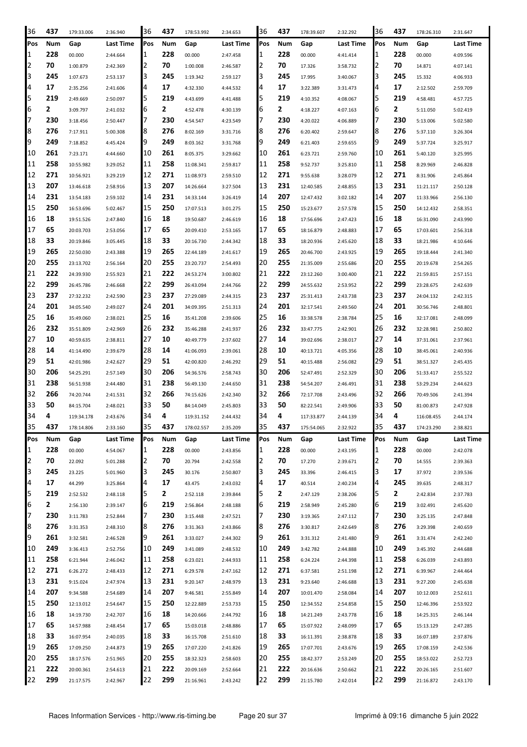| 36 | 437 | 179:33.006 | 2:36.940 | 36 | 437 | 178:53.992 | 2:34.653 | 36 | 437 | 178:39.607 | 2:32.292 | 36 | 437 | 178:26.310 | 2:31.647 |
|---|---|---|---|---|---|---|---|---|---|---|---|---|---|---|---|
| Pos | Num | Gap | Last Time | Pos | Num | Gap | Last Time | Pos | Num | Gap | Last Time | Pos | Num | Gap | Last Time |
| 1 | 228 | 00.000 | 2:44.664 | 1 | 228 | 00.000 | 2:47.458 | 1 | 228 | 00.000 | 4:41.414 | 1 | 228 | 00.000 | 4:09.596 |
| 2 | 70 | 1:00.879 | 2:42.369 | 2 | 70 | 1:00.008 | 2:46.587 | 2 | 70 | 17.326 | 3:58.732 | 2 | 70 | 14.871 | 4:07.141 |
| 3 | 245 | 1:07.673 | 2:53.137 | 3 | 245 | 1:19.342 | 2:59.127 | 3 | 245 | 17.995 | 3:40.067 | 3 | 245 | 15.332 | 4:06.933 |
| 4 | 17 | 2:35.256 | 2:41.606 | 4 | 17 | 4:32.330 | 4:44.532 | 4 | 17 | 3:22.389 | 3:31.473 | 4 | 17 | 2:12.502 | 2:59.709 |
| 5 | 219 | 2:49.669 | 2:50.097 | 5 | 219 | 4:43.699 | 4:41.488 | 5 | 219 | 4:10.352 | 4:08.067 | 5 | 219 | 4:58.481 | 4:57.725 |
| 6 | 2 | 3:09.797 | 2:41.032 | 6 | 2 | 4:52.478 | 4:30.139 | 6 | 2 | 4:18.227 | 4:07.163 | 6 | 2 | 5:11.050 | 5:02.419 |
| 7 | 230 | 3:18.456 | 2:50.447 | 7 | 230 | 4:54.547 | 4:23.549 | 7 | 230 | 4:20.022 | 4:06.889 | 7 | 230 | 5:13.006 | 5:02.580 |
| 8 | 276 | 7:17.911 | 5:00.308 | 8 | 276 | 8:02.169 | 3:31.716 | 8 | 276 | 6:20.402 | 2:59.647 | 8 | 276 | 5:37.110 | 3:26.304 |
| 9 | 249 | 7:18.852 | 4:45.424 | 9 | 249 | 8:03.162 | 3:31.768 | 9 | 249 | 6:21.403 | 2:59.655 | 9 | 249 | 5:37.724 | 3:25.917 |
| 10 | 261 | 7:23.171 | 4:44.660 | 10 | 261 | 8:05.375 | 3:29.662 | 10 | 261 | 6:23.721 | 2:59.760 | 10 | 261 | 5:40.120 | 3:25.995 |
| 11 | 258 | 10:55.982 | 3:29.052 | 11 | 258 | 11:08.341 | 2:59.817 | 11 | 258 | 9:52.737 | 3:25.810 | 11 | 258 | 8:29.969 | 2:46.828 |
| 12 | 271 | 10:56.921 | 3:29.219 | 12 | 271 | 11:08.973 | 2:59.510 | 12 | 271 | 9:55.638 | 3:28.079 | 12 | 271 | 8:31.906 | 2:45.864 |
| 13 | 207 | 13:46.618 | 2:58.916 | 13 | 207 | 14:26.664 | 3:27.504 | 13 | 231 | 12:40.585 | 2:48.855 | 13 | 231 | 11:21.117 | 2:50.128 |
| 14 | 231 | 13:54.183 | 2:59.102 | 14 | 231 | 14:33.144 | 3:26.419 | 14 | 207 | 12:47.432 | 3:02.182 | 14 | 207 | 11:33.966 | 2:56.130 |
| 15 | 250 | 16:53.696 | 5:02.467 | 15 | 250 | 17:07.513 | 3:01.275 | 15 | 250 | 15:23.677 | 2:57.578 | 15 | 250 | 14:12.432 | 2:58.351 |
| 16 | 18 | 19:51.526 | 2:47.840 | 16 | 18 | 19:50.687 | 2:46.619 | 16 | 18 | 17:56.696 | 2:47.423 | 16 | 18 | 16:31.090 | 2:43.990 |
| 17 | 65 | 20:03.703 | 2:53.056 | 17 | 65 | 20:09.410 | 2:53.165 | 17 | 65 | 18:16.879 | 2:48.883 | 17 | 65 | 17:03.601 | 2:56.318 |
| 18 | 33 | 20:19.846 | 3:05.445 | 18 | 33 | 20:16.730 | 2:44.342 | 18 | 33 | 18:20.936 | 2:45.620 | 18 | 33 | 18:21.986 | 4:10.646 |
| 19 | 265 | 22:50.030 | 2:43.388 | 19 | 265 | 22:44.189 | 2:41.617 | 19 | 265 | 20:46.700 | 2:43.925 | 19 | 265 | 19:18.444 | 2:41.340 |
| 20 | 255 | 23:13.702 | 2:56.164 | 20 | 255 | 23:20.737 | 2:54.493 | 20 | 255 | 21:35.009 | 2:55.686 | 20 | 255 | 20:19.678 | 2:54.265 |
| 21 | 222 | 24:39.930 | 2:55.923 | 21 | 222 | 24:53.274 | 3:00.802 | 21 | 222 | 23:12.260 | 3:00.400 | 21 | 222 | 21:59.815 | 2:57.151 |
| 22 | 299 | 26:45.786 | 2:46.668 | 22 | 299 | 26:43.094 | 2:44.766 | 22 | 299 | 24:55.632 | 2:53.952 | 22 | 299 | 23:28.675 | 2:42.639 |
| 23 | 237 | 27:32.232 | 2:42.590 | 23 | 237 | 27:29.089 | 2:44.315 | 23 | 237 | 25:31.413 | 2:43.738 | 23 | 237 | 24:04.132 | 2:42.315 |
| 24 | 201 | 34:05.540 | 2:49.027 | 24 | 201 | 34:09.395 | 2:51.313 | 24 | 201 | 32:17.541 | 2:49.560 | 24 | 201 | 30:56.746 | 2:48.801 |
| 25 | 16 | 35:49.060 | 2:38.021 | 25 | 16 | 35:41.208 | 2:39.606 | 25 | 16 | 33:38.578 | 2:38.784 | 25 | 16 | 32:17.081 | 2:48.099 |
| 26 | 232 | 35:51.809 | 2:42.969 | 26 | 232 | 35:46.288 | 2:41.937 | 26 | 232 | 33:47.775 | 2:42.901 | 26 | 232 | 32:28.981 | 2:50.802 |
| 27 | 10 | 40:59.635 | 2:38.811 | 27 | 10 | 40:49.779 | 2:37.602 | 27 | 14 | 39:02.696 | 2:38.017 | 27 | 14 | 37:31.061 | 2:37.961 |
| 28 | 14 | 41:14.490 | 2:39.679 | 28 | 14 | 41:06.093 | 2:39.061 | 28 | 10 | 40:13.721 | 4:05.356 | 28 | 10 | 38:45.061 | 2:40.936 |
| 29 | 51 | 42:01.986 | 2:42.627 | 29 | 51 | 42:00.820 | 2:46.292 | 29 | 51 | 40:15.488 | 2:56.082 | 29 | 51 | 38:51.327 | 2:45.435 |
| 30 | 206 | 54:25.291 | 2:57.149 | 30 | 206 | 54:36.576 | 2:58.743 | 30 | 206 | 52:47.491 | 2:52.329 | 30 | 206 | 51:33.417 | 2:55.522 |
| 31 | 238 | 56:51.938 | 2:44.480 | 31 | 238 | 56:49.130 | 2:44.650 | 31 | 238 | 54:54.207 | 2:46.491 | 31 | 238 | 53:29.234 | 2:44.623 |
| 32 | 266 | 74:20.744 | 2:41.531 | 32 | 266 | 74:15.626 | 2:42.340 | 32 | 266 | 72:17.708 | 2:43.496 | 32 | 266 | 70:49.506 | 2:41.394 |
| 33 | 50 | 84:15.704 | 2:48.021 | 33 | 50 | 84:14.049 | 2:45.803 | 33 | 50 | 82:22.541 | 2:49.906 | 33 | 50 | 81:00.873 | 2:47.928 |
| 34 | 4 | 119:34.178 | 2:43.676 | 34 | 4 | 119:31.152 | 2:44.432 | 34 | 4 | 117:33.877 | 2:44.139 | 34 | 4 | 116:08.455 | 2:44.174 |
| 35 | 437 | 178:14.806 | 2:33.160 | 35 | 437 | 178:02.557 | 2:35.209 | 35 | 437 | 175:54.065 | 2:32.922 | 35 | 437 | 174:23.290 | 2:38.821 |
| Pos | Num | Gap | Last Time | Pos | Num | Gap | Last Time | Pos | Num | Gap | Last Time | Pos | Num | Gap | Last Time |
| 1 | 228 | 00.000 | 4:54.067 | 1 | 228 | 00.000 | 2:43.856 | 1 | 228 | 00.000 | 2:43.195 | 1 | 228 | 00.000 | 2:42.078 |
| 2 | 70 | 22.092 | 5:01.288 | 2 | 70 | 20.794 | 2:42.558 | 2 | 70 | 17.270 | 2:39.671 | 2 | 70 | 14.555 | 2:39.363 |
| 3 | 245 | 23.225 | 5:01.960 | 3 | 245 | 30.176 | 2:50.807 | 3 | 245 | 33.396 | 2:46.415 | 3 | 17 | 37.972 | 2:39.536 |
| 4 | 17 | 44.299 | 3:25.864 | 4 | 17 | 43.475 | 2:43.032 | 4 | 17 | 40.514 | 2:40.234 | 4 | 245 | 39.635 | 2:48.317 |
| 5 | 219 | 2:52.532 | 2:48.118 | 5 | 2 | 2:52.118 | 2:39.844 | 5 | 2 | 2:47.129 | 2:38.206 | 5 | 2 | 2:42.834 | 2:37.783 |
| 6 | 2 | 2:56.130 | 2:39.147 | 6 | 219 | 2:56.864 | 2:48.188 | 6 | 219 | 2:58.949 | 2:45.280 | 6 | 219 | 3:02.491 | 2:45.620 |
| 7 | 230 | 3:11.783 | 2:52.844 | 7 | 230 | 3:15.448 | 2:47.521 | 7 | 230 | 3:19.365 | 2:47.112 | 7 | 230 | 3:25.135 | 2:47.848 |
| 8 | 276 | 3:31.353 | 2:48.310 | 8 | 276 | 3:31.363 | 2:43.866 | 8 | 276 | 3:30.817 | 2:42.649 | 8 | 276 | 3:29.398 | 2:40.659 |
| 9 | 261 | 3:32.581 | 2:46.528 | 9 | 261 | 3:33.027 | 2:44.302 | 9 | 261 | 3:31.312 | 2:41.480 | 9 | 261 | 3:31.474 | 2:42.240 |
| 10 | 249 | 3:36.413 | 2:52.756 | 10 | 249 | 3:41.089 | 2:48.532 | 10 | 249 | 3:42.782 | 2:44.888 | 10 | 249 | 3:45.392 | 2:44.688 |
| 11 | 258 | 6:21.944 | 2:46.042 | 11 | 258 | 6:23.021 | 2:44.933 | 11 | 258 | 6:24.224 | 2:44.398 | 11 | 258 | 6:26.039 | 2:43.893 |
| 12 | 271 | 6:26.272 | 2:48.433 | 12 | 271 | 6:29.578 | 2:47.162 | 12 | 271 | 6:37.581 | 2:51.198 | 12 | 271 | 6:39.967 | 2:44.464 |
| 13 | 231 | 9:15.024 | 2:47.974 | 13 | 231 | 9:20.147 | 2:48.979 | 13 | 231 | 9:23.640 | 2:46.688 | 13 | 231 | 9:27.200 | 2:45.638 |
| 14 | 207 | 9:34.588 | 2:54.689 | 14 | 207 | 9:46.581 | 2:55.849 | 14 | 207 | 10:01.470 | 2:58.084 | 14 | 207 | 10:12.003 | 2:52.611 |
| 15 | 250 | 12:13.012 | 2:54.647 | 15 | 250 | 12:22.889 | 2:53.733 | 15 | 250 | 12:34.552 | 2:54.858 | 15 | 250 | 12:46.396 | 2:53.922 |
| 16 | 18 | 14:19.730 | 2:42.707 | 16 | 18 | 14:20.666 | 2:44.792 | 16 | 18 | 14:21.249 | 2:43.778 | 16 | 18 | 14:25.315 | 2:46.144 |
| 17 | 65 | 14:57.988 | 2:48.454 | 17 | 65 | 15:03.018 | 2:48.886 | 17 | 65 | 15:07.922 | 2:48.099 | 17 | 65 | 15:13.129 | 2:47.285 |
| 18 | 33 | 16:07.954 | 2:40.035 | 18 | 33 | 16:15.708 | 2:51.610 | 18 | 33 | 16:11.391 | 2:38.878 | 18 | 33 | 16:07.189 | 2:37.876 |
| 19 | 265 | 17:09.250 | 2:44.873 | 19 | 265 | 17:07.220 | 2:41.826 | 19 | 265 | 17:07.701 | 2:43.676 | 19 | 265 | 17:08.159 | 2:42.536 |
| 20 | 255 | 18:17.576 | 2:51.965 | 20 | 255 | 18:32.323 | 2:58.603 | 20 | 255 | 18:42.377 | 2:53.249 | 20 | 255 | 18:53.022 | 2:52.723 |
| 21 | 222 | 20:00.361 | 2:54.613 | 21 | 222 | 20:09.169 | 2:52.664 | 21 | 222 | 20:16.636 | 2:50.662 | 21 | 222 | 20:26.165 | 2:51.607 |
| 22 | 299 | 21:17.575 | 2:42.967 | 22 | 299 | 21:16.961 | 2:43.242 | 22 | 299 | 21:15.780 | 2:42.014 | 22 | 299 | 21:16.872 | 2:43.170 |

Races Information Services - http://www.ris-timing.be    Imprimé à 09:16 dimanche 5 juin 2022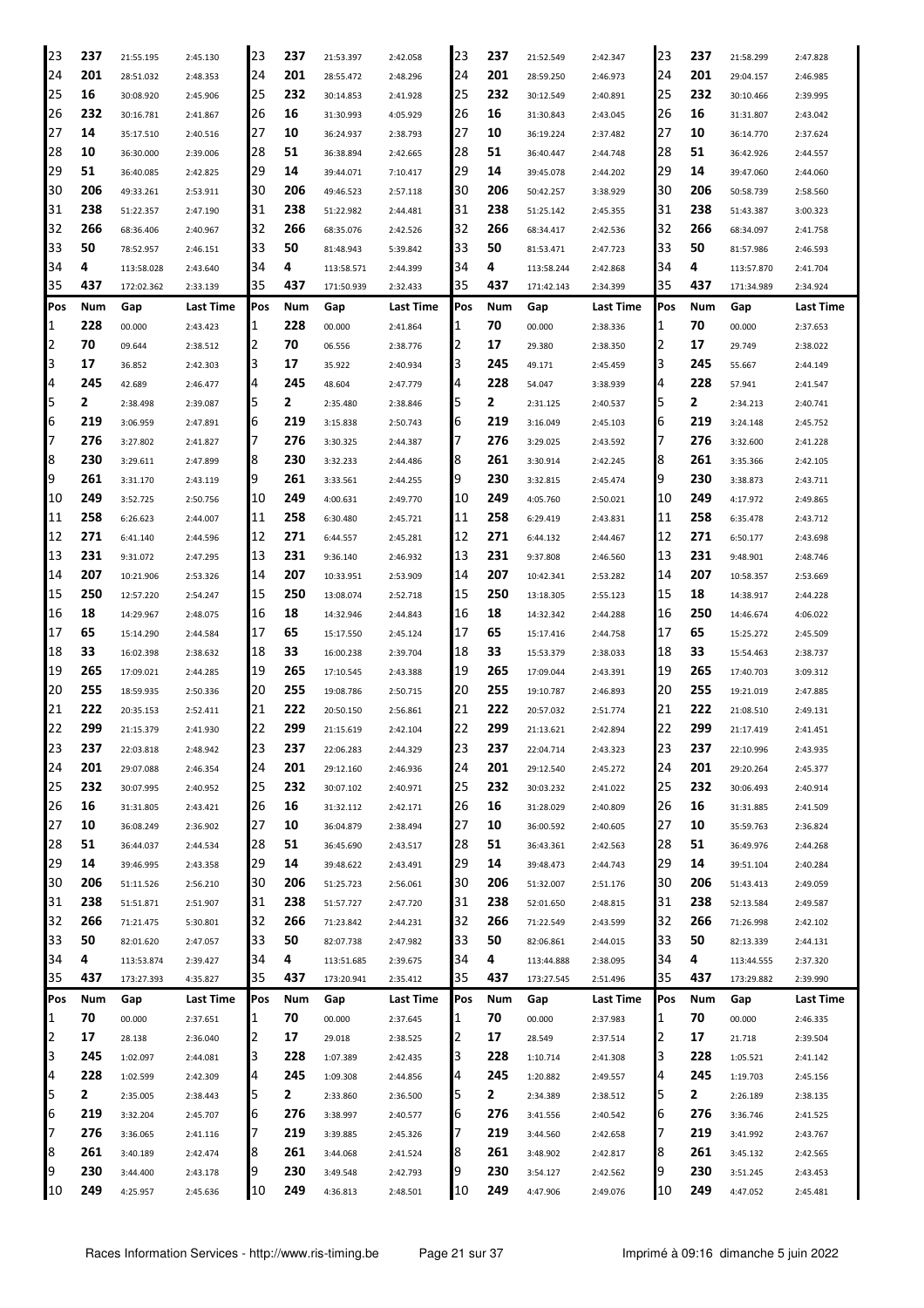| Pos | Num | Gap | Last Time | Pos | Num | Gap | Last Time | Pos | Num | Gap | Last Time | Pos | Num | Gap | Last Time |
|---|---|---|---|---|---|---|---|---|---|---|---|---|---|---|---|
| 23 | 237 | 21:55.195 | 2:45.130 | 23 | 237 | 21:53.397 | 2:42.058 | 23 | 237 | 21:52.549 | 2:42.347 | 23 | 237 | 21:58.299 | 2:47.828 |
| 24 | 201 | 28:51.032 | 2:48.353 | 24 | 201 | 28:55.472 | 2:48.296 | 24 | 201 | 28:59.250 | 2:46.973 | 24 | 201 | 29:04.157 | 2:46.985 |
| 25 | 16 | 30:08.920 | 2:45.906 | 25 | 232 | 30:14.853 | 2:41.928 | 25 | 232 | 30:12.549 | 2:40.891 | 25 | 232 | 30:10.466 | 2:39.995 |
| 26 | 232 | 30:16.781 | 2:41.867 | 26 | 16 | 31:30.993 | 4:05.929 | 26 | 16 | 31:30.843 | 2:43.045 | 26 | 16 | 31:31.807 | 2:43.042 |
| 27 | 14 | 35:17.510 | 2:40.516 | 27 | 10 | 36:24.937 | 2:38.793 | 27 | 10 | 36:19.224 | 2:37.482 | 27 | 10 | 36:14.770 | 2:37.624 |
| 28 | 10 | 36:30.000 | 2:39.006 | 28 | 51 | 36:38.894 | 2:42.665 | 28 | 51 | 36:40.447 | 2:44.748 | 28 | 51 | 36:42.926 | 2:44.557 |
| 29 | 51 | 36:40.085 | 2:42.825 | 29 | 14 | 39:44.071 | 7:10.417 | 29 | 14 | 39:45.078 | 2:44.202 | 29 | 14 | 39:47.060 | 2:44.060 |
| 30 | 206 | 49:33.261 | 2:53.911 | 30 | 206 | 49:46.523 | 2:57.118 | 30 | 206 | 50:42.257 | 3:38.929 | 30 | 206 | 50:58.739 | 2:58.560 |
| 31 | 238 | 51:22.357 | 2:47.190 | 31 | 238 | 51:22.982 | 2:44.481 | 31 | 238 | 51:25.142 | 2:45.355 | 31 | 238 | 51:43.387 | 3:00.323 |
| 32 | 266 | 68:36.406 | 2:40.967 | 32 | 266 | 68:35.076 | 2:42.526 | 32 | 266 | 68:34.417 | 2:42.536 | 32 | 266 | 68:34.097 | 2:41.758 |
| 33 | 50 | 78:52.957 | 2:46.151 | 33 | 50 | 81:48.943 | 5:39.842 | 33 | 50 | 81:53.471 | 2:47.723 | 33 | 50 | 81:57.986 | 2:46.593 |
| 34 | 4 | 113:58.028 | 2:43.640 | 34 | 4 | 113:58.571 | 2:44.399 | 34 | 4 | 113:58.244 | 2:42.868 | 34 | 4 | 113:57.870 | 2:41.704 |
| 35 | 437 | 172:02.362 | 2:33.139 | 35 | 437 | 171:50.939 | 2:32.433 | 35 | 437 | 171:42.143 | 2:34.399 | 35 | 437 | 171:34.989 | 2:34.924 |
| **Pos** | **Num** | **Gap** | **Last Time** | **Pos** | **Num** | **Gap** | **Last Time** | **Pos** | **Num** | **Gap** | **Last Time** | **Pos** | **Num** | **Gap** | **Last Time** |
| 1 | 228 | 00.000 | 2:43.423 | 1 | 228 | 00.000 | 2:41.864 | 1 | 70 | 00.000 | 2:38.336 | 1 | 70 | 00.000 | 2:37.653 |
| 2 | 70 | 09.644 | 2:38.512 | 2 | 70 | 06.556 | 2:38.776 | 2 | 17 | 29.380 | 2:38.350 | 2 | 17 | 29.749 | 2:38.022 |
| 3 | 17 | 36.852 | 2:42.303 | 3 | 17 | 35.922 | 2:40.934 | 3 | 245 | 49.171 | 2:45.459 | 3 | 245 | 55.667 | 2:44.149 |
| 4 | 245 | 42.689 | 2:46.477 | 4 | 245 | 48.604 | 2:47.779 | 4 | 228 | 54.047 | 3:38.939 | 4 | 228 | 57.941 | 2:41.547 |
| 5 | 2 | 2:38.498 | 2:39.087 | 5 | 2 | 2:35.480 | 2:38.846 | 5 | 2 | 2:31.125 | 2:40.537 | 5 | 2 | 2:34.213 | 2:40.741 |
| 6 | 219 | 3:06.959 | 2:47.891 | 6 | 219 | 3:15.838 | 2:50.743 | 6 | 219 | 3:16.049 | 2:45.103 | 6 | 219 | 3:24.148 | 2:45.752 |
| 7 | 276 | 3:27.802 | 2:41.827 | 7 | 276 | 3:30.325 | 2:44.387 | 7 | 276 | 3:29.025 | 2:43.592 | 7 | 276 | 3:32.600 | 2:41.228 |
| 8 | 230 | 3:29.611 | 2:47.899 | 8 | 230 | 3:32.233 | 2:44.486 | 8 | 261 | 3:30.914 | 2:42.245 | 8 | 261 | 3:35.366 | 2:42.105 |
| 9 | 261 | 3:31.170 | 2:43.119 | 9 | 261 | 3:33.561 | 2:44.255 | 9 | 230 | 3:32.815 | 2:45.474 | 9 | 230 | 3:38.873 | 2:43.711 |
| 10 | 249 | 3:52.725 | 2:50.756 | 10 | 249 | 4:00.631 | 2:49.770 | 10 | 249 | 4:05.760 | 2:50.021 | 10 | 249 | 4:17.972 | 2:49.865 |
| 11 | 258 | 6:26.623 | 2:44.007 | 11 | 258 | 6:30.480 | 2:45.721 | 11 | 258 | 6:29.419 | 2:43.831 | 11 | 258 | 6:35.478 | 2:43.712 |
| 12 | 271 | 6:41.140 | 2:44.596 | 12 | 271 | 6:44.557 | 2:45.281 | 12 | 271 | 6:44.132 | 2:44.467 | 12 | 271 | 6:50.177 | 2:43.698 |
| 13 | 231 | 9:31.072 | 2:47.295 | 13 | 231 | 9:36.140 | 2:46.932 | 13 | 231 | 9:37.808 | 2:46.560 | 13 | 231 | 9:48.901 | 2:48.746 |
| 14 | 207 | 10:21.906 | 2:53.326 | 14 | 207 | 10:33.951 | 2:53.909 | 14 | 207 | 10:42.341 | 2:53.282 | 14 | 207 | 10:58.357 | 2:53.669 |
| 15 | 250 | 12:57.220 | 2:54.247 | 15 | 250 | 13:08.074 | 2:52.718 | 15 | 250 | 13:18.305 | 2:55.123 | 15 | 18 | 14:38.917 | 2:44.228 |
| 16 | 18 | 14:29.967 | 2:48.075 | 16 | 18 | 14:32.946 | 2:44.843 | 16 | 18 | 14:32.342 | 2:44.288 | 16 | 250 | 14:46.674 | 4:06.022 |
| 17 | 65 | 15:14.290 | 2:44.584 | 17 | 65 | 15:17.550 | 2:45.124 | 17 | 65 | 15:17.416 | 2:44.758 | 17 | 65 | 15:25.272 | 2:45.509 |
| 18 | 33 | 16:02.398 | 2:38.632 | 18 | 33 | 16:00.238 | 2:39.704 | 18 | 33 | 15:53.379 | 2:38.033 | 18 | 33 | 15:54.463 | 2:38.737 |
| 19 | 265 | 17:09.021 | 2:44.285 | 19 | 265 | 17:10.545 | 2:43.388 | 19 | 265 | 17:09.044 | 2:43.391 | 19 | 265 | 17:40.703 | 3:09.312 |
| 20 | 255 | 18:59.935 | 2:50.336 | 20 | 255 | 19:08.786 | 2:50.715 | 20 | 255 | 19:10.787 | 2:46.893 | 20 | 255 | 19:21.019 | 2:47.885 |
| 21 | 222 | 20:35.153 | 2:52.411 | 21 | 222 | 20:50.150 | 2:56.861 | 21 | 222 | 20:57.032 | 2:51.774 | 21 | 222 | 21:08.510 | 2:49.131 |
| 22 | 299 | 21:15.379 | 2:41.930 | 22 | 299 | 21:15.619 | 2:42.104 | 22 | 299 | 21:13.621 | 2:42.894 | 22 | 299 | 21:17.419 | 2:41.451 |
| 23 | 237 | 22:03.818 | 2:48.942 | 23 | 237 | 22:06.283 | 2:44.329 | 23 | 237 | 22:04.714 | 2:43.323 | 23 | 237 | 22:10.996 | 2:43.935 |
| 24 | 201 | 29:07.088 | 2:46.354 | 24 | 201 | 29:12.160 | 2:46.936 | 24 | 201 | 29:12.540 | 2:45.272 | 24 | 201 | 29:20.264 | 2:45.377 |
| 25 | 232 | 30:07.995 | 2:40.952 | 25 | 232 | 30:07.102 | 2:40.971 | 25 | 232 | 30:03.232 | 2:41.022 | 25 | 232 | 30:06.493 | 2:40.914 |
| 26 | 16 | 31:31.805 | 2:43.421 | 26 | 16 | 31:32.112 | 2:42.171 | 26 | 16 | 31:28.029 | 2:40.809 | 26 | 16 | 31:31.885 | 2:41.509 |
| 27 | 10 | 36:08.249 | 2:36.902 | 27 | 10 | 36:04.879 | 2:38.494 | 27 | 10 | 36:00.592 | 2:40.605 | 27 | 10 | 35:59.763 | 2:36.824 |
| 28 | 51 | 36:44.037 | 2:44.534 | 28 | 51 | 36:45.690 | 2:43.517 | 28 | 51 | 36:43.361 | 2:42.563 | 28 | 51 | 36:49.976 | 2:44.268 |
| 29 | 14 | 39:46.995 | 2:43.358 | 29 | 14 | 39:48.622 | 2:43.491 | 29 | 14 | 39:48.473 | 2:44.743 | 29 | 14 | 39:51.104 | 2:40.284 |
| 30 | 206 | 51:11.526 | 2:56.210 | 30 | 206 | 51:25.723 | 2:56.061 | 30 | 206 | 51:32.007 | 2:51.176 | 30 | 206 | 51:43.413 | 2:49.059 |
| 31 | 238 | 51:51.871 | 2:51.907 | 31 | 238 | 51:57.727 | 2:47.720 | 31 | 238 | 52:01.650 | 2:48.815 | 31 | 238 | 52:13.584 | 2:49.587 |
| 32 | 266 | 71:21.475 | 5:30.801 | 32 | 266 | 71:23.842 | 2:44.231 | 32 | 266 | 71:22.549 | 2:43.599 | 32 | 266 | 71:26.998 | 2:42.102 |
| 33 | 50 | 82:01.620 | 2:47.057 | 33 | 50 | 82:07.738 | 2:47.982 | 33 | 50 | 82:06.861 | 2:44.015 | 33 | 50 | 82:13.339 | 2:44.131 |
| 34 | 4 | 113:53.874 | 2:39.427 | 34 | 4 | 113:51.685 | 2:39.675 | 34 | 4 | 113:44.888 | 2:38.095 | 34 | 4 | 113:44.555 | 2:37.320 |
| 35 | 437 | 173:27.393 | 4:35.827 | 35 | 437 | 173:20.941 | 2:35.412 | 35 | 437 | 173:27.545 | 2:51.496 | 35 | 437 | 173:29.882 | 2:39.990 |
| **Pos** | **Num** | **Gap** | **Last Time** | **Pos** | **Num** | **Gap** | **Last Time** | **Pos** | **Num** | **Gap** | **Last Time** | **Pos** | **Num** | **Gap** | **Last Time** |
| 1 | 70 | 00.000 | 2:37.651 | 1 | 70 | 00.000 | 2:37.645 | 1 | 70 | 00.000 | 2:37.983 | 1 | 70 | 00.000 | 2:46.335 |
| 2 | 17 | 28.138 | 2:36.040 | 2 | 17 | 29.018 | 2:38.525 | 2 | 17 | 28.549 | 2:37.514 | 2 | 17 | 21.718 | 2:39.504 |
| 3 | 245 | 1:02.097 | 2:44.081 | 3 | 228 | 1:07.389 | 2:42.435 | 3 | 228 | 1:10.714 | 2:41.308 | 3 | 228 | 1:05.521 | 2:41.142 |
| 4 | 228 | 1:02.599 | 2:42.309 | 4 | 245 | 1:09.308 | 2:44.856 | 4 | 245 | 1:20.882 | 2:49.557 | 4 | 245 | 1:19.703 | 2:45.156 |
| 5 | 2 | 2:35.005 | 2:38.443 | 5 | 2 | 2:33.860 | 2:36.500 | 5 | 2 | 2:34.389 | 2:38.512 | 5 | 2 | 2:26.189 | 2:38.135 |
| 6 | 219 | 3:32.204 | 2:45.707 | 6 | 276 | 3:38.997 | 2:40.577 | 6 | 276 | 3:41.556 | 2:40.542 | 6 | 276 | 3:36.746 | 2:41.525 |
| 7 | 276 | 3:36.065 | 2:41.116 | 7 | 219 | 3:39.885 | 2:45.326 | 7 | 219 | 3:44.560 | 2:42.658 | 7 | 219 | 3:41.992 | 2:43.767 |
| 8 | 261 | 3:40.189 | 2:42.474 | 8 | 261 | 3:44.068 | 2:41.524 | 8 | 261 | 3:48.902 | 2:42.817 | 8 | 261 | 3:45.132 | 2:42.565 |
| 9 | 230 | 3:44.400 | 2:43.178 | 9 | 230 | 3:49.548 | 2:42.793 | 9 | 230 | 3:54.127 | 2:42.562 | 9 | 230 | 3:51.245 | 2:43.453 |
| 10 | 249 | 4:25.957 | 2:45.636 | 10 | 249 | 4:36.813 | 2:48.501 | 10 | 249 | 4:47.906 | 2:49.076 | 10 | 249 | 4:47.052 | 2:45.481 |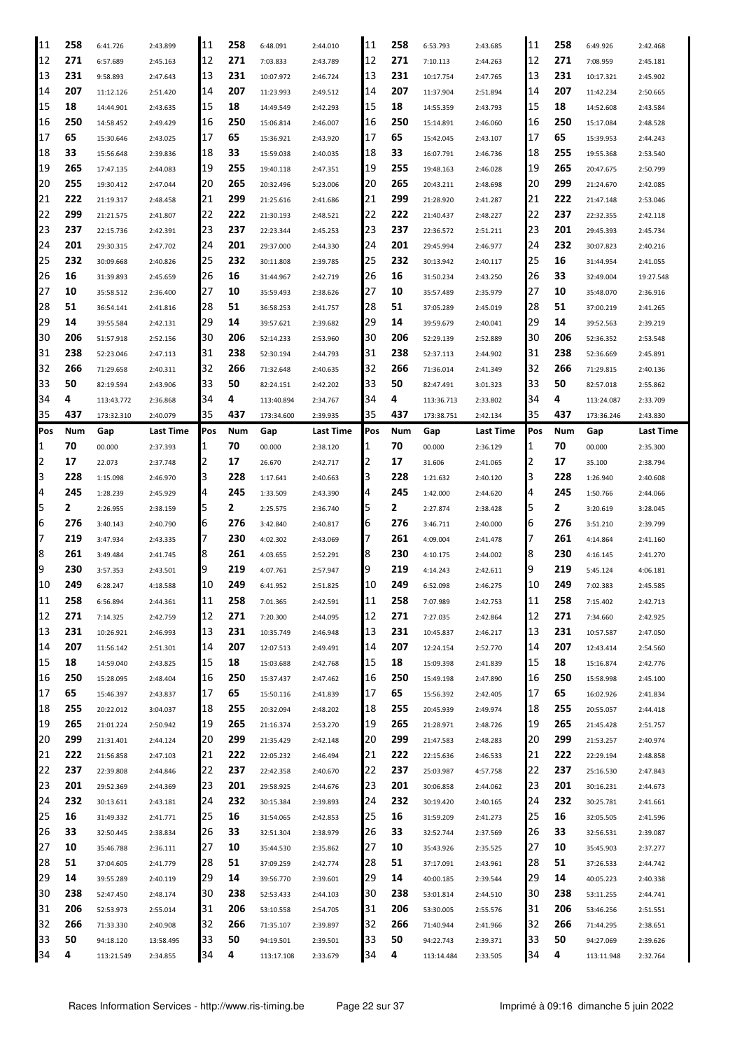| Pos | Num | Gap | Last Time | Pos | Num | Gap | Last Time | Pos | Num | Gap | Last Time | Pos | Num | Gap | Last Time |
|---|---|---|---|---|---|---|---|---|---|---|---|---|---|---|---|
| 11 | 258 | 6:41.726 | 2:43.899 | 11 | 258 | 6:48.091 | 2:44.010 | 11 | 258 | 6:53.793 | 2:43.685 | 11 | 258 | 6:49.926 | 2:42.468 |
| 12 | 271 | 6:57.689 | 2:45.163 | 12 | 271 | 7:03.833 | 2:43.789 | 12 | 271 | 7:10.113 | 2:44.263 | 12 | 271 | 7:08.959 | 2:45.181 |
| 13 | 231 | 9:58.893 | 2:47.643 | 13 | 231 | 10:07.972 | 2:46.724 | 13 | 231 | 10:17.754 | 2:47.765 | 13 | 231 | 10:17.321 | 2:45.902 |
| 14 | 207 | 11:12.126 | 2:51.420 | 14 | 207 | 11:23.993 | 2:49.512 | 14 | 207 | 11:37.904 | 2:51.894 | 14 | 207 | 11:42.234 | 2:50.665 |
| 15 | 18 | 14:44.901 | 2:43.635 | 15 | 18 | 14:49.549 | 2:42.293 | 15 | 18 | 14:55.359 | 2:43.793 | 15 | 18 | 14:52.608 | 2:43.584 |
| 16 | 250 | 14:58.452 | 2:49.429 | 16 | 250 | 15:06.814 | 2:46.007 | 16 | 250 | 15:14.891 | 2:46.060 | 16 | 250 | 15:17.084 | 2:48.528 |
| 17 | 65 | 15:30.646 | 2:43.025 | 17 | 65 | 15:36.921 | 2:43.920 | 17 | 65 | 15:42.045 | 2:43.107 | 17 | 65 | 15:39.953 | 2:44.243 |
| 18 | 33 | 15:56.648 | 2:39.836 | 18 | 33 | 15:59.038 | 2:40.035 | 18 | 33 | 16:07.791 | 2:46.736 | 18 | 255 | 19:55.368 | 2:53.540 |
| 19 | 265 | 17:47.135 | 2:44.083 | 19 | 255 | 19:40.118 | 2:47.351 | 19 | 255 | 19:48.163 | 2:46.028 | 19 | 265 | 20:47.675 | 2:50.799 |
| 20 | 255 | 19:30.412 | 2:47.044 | 20 | 265 | 20:32.496 | 5:23.006 | 20 | 265 | 20:43.211 | 2:48.698 | 20 | 299 | 21:24.670 | 2:42.085 |
| 21 | 222 | 21:19.317 | 2:48.458 | 21 | 299 | 21:25.616 | 2:41.686 | 21 | 299 | 21:28.920 | 2:41.287 | 21 | 222 | 21:47.148 | 2:53.046 |
| 22 | 299 | 21:21.575 | 2:41.807 | 22 | 222 | 21:30.193 | 2:48.521 | 22 | 222 | 21:40.437 | 2:48.227 | 22 | 237 | 22:32.355 | 2:42.118 |
| 23 | 237 | 22:15.736 | 2:42.391 | 23 | 237 | 22:23.344 | 2:45.253 | 23 | 237 | 22:36.572 | 2:51.211 | 23 | 201 | 29:45.393 | 2:45.734 |
| 24 | 201 | 29:30.315 | 2:47.702 | 24 | 201 | 29:37.000 | 2:44.330 | 24 | 201 | 29:45.994 | 2:46.977 | 24 | 232 | 30:07.823 | 2:40.216 |
| 25 | 232 | 30:09.668 | 2:40.826 | 25 | 232 | 30:11.808 | 2:39.785 | 25 | 232 | 30:13.942 | 2:40.117 | 25 | 16 | 31:44.954 | 2:41.055 |
| 26 | 16 | 31:39.893 | 2:45.659 | 26 | 16 | 31:44.967 | 2:42.719 | 26 | 16 | 31:50.234 | 2:43.250 | 26 | 33 | 32:49.004 | 19:27.548 |
| 27 | 10 | 35:58.512 | 2:36.400 | 27 | 10 | 35:59.493 | 2:38.626 | 27 | 10 | 35:57.489 | 2:35.979 | 27 | 10 | 35:48.070 | 2:36.916 |
| 28 | 51 | 36:54.141 | 2:41.816 | 28 | 51 | 36:58.253 | 2:41.757 | 28 | 51 | 37:05.289 | 2:45.019 | 28 | 51 | 37:00.219 | 2:41.265 |
| 29 | 14 | 39:55.584 | 2:42.131 | 29 | 14 | 39:57.621 | 2:39.682 | 29 | 14 | 39:59.679 | 2:40.041 | 29 | 14 | 39:52.563 | 2:39.219 |
| 30 | 206 | 51:57.918 | 2:52.156 | 30 | 206 | 52:14.233 | 2:53.960 | 30 | 206 | 52:29.139 | 2:52.889 | 30 | 206 | 52:36.352 | 2:53.548 |
| 31 | 238 | 52:23.046 | 2:47.113 | 31 | 238 | 52:30.194 | 2:44.793 | 31 | 238 | 52:37.113 | 2:44.902 | 31 | 238 | 52:36.669 | 2:45.891 |
| 32 | 266 | 71:29.658 | 2:40.311 | 32 | 266 | 71:32.648 | 2:40.635 | 32 | 266 | 71:36.014 | 2:41.349 | 32 | 266 | 71:29.815 | 2:40.136 |
| 33 | 50 | 82:19.594 | 2:43.906 | 33 | 50 | 82:24.151 | 2:42.202 | 33 | 50 | 82:47.491 | 3:01.323 | 33 | 50 | 82:57.018 | 2:55.862 |
| 34 | 4 | 113:43.772 | 2:36.868 | 34 | 4 | 113:40.894 | 2:34.767 | 34 | 4 | 113:36.713 | 2:33.802 | 34 | 4 | 113:24.087 | 2:33.709 |
| 35 | 437 | 173:32.310 | 2:40.079 | 35 | 437 | 173:34.600 | 2:39.935 | 35 | 437 | 173:38.751 | 2:42.134 | 35 | 437 | 173:36.246 | 2:43.830 |

| Pos | Num | Gap | Last Time | Pos | Num | Gap | Last Time | Pos | Num | Gap | Last Time | Pos | Num | Gap | Last Time |
|---|---|---|---|---|---|---|---|---|---|---|---|---|---|---|---|
| 1 | 70 | 00.000 | 2:37.393 | 1 | 70 | 00.000 | 2:38.120 | 1 | 70 | 00.000 | 2:36.129 | 1 | 70 | 00.000 | 2:35.300 |
| 2 | 17 | 22.073 | 2:37.748 | 2 | 17 | 26.670 | 2:42.717 | 2 | 17 | 31.606 | 2:41.065 | 2 | 17 | 35.100 | 2:38.794 |
| 3 | 228 | 1:15.098 | 2:46.970 | 3 | 228 | 1:17.641 | 2:40.663 | 3 | 228 | 1:21.632 | 2:40.120 | 3 | 228 | 1:26.940 | 2:40.608 |
| 4 | 245 | 1:28.239 | 2:45.929 | 4 | 245 | 1:33.509 | 2:43.390 | 4 | 245 | 1:42.000 | 2:44.620 | 4 | 245 | 1:50.766 | 2:44.066 |
| 5 | 2 | 2:26.955 | 2:38.159 | 5 | 2 | 2:25.575 | 2:36.740 | 5 | 2 | 2:27.874 | 2:38.428 | 5 | 2 | 3:20.619 | 3:28.045 |
| 6 | 276 | 3:40.143 | 2:40.790 | 6 | 276 | 3:42.840 | 2:40.817 | 6 | 276 | 3:46.711 | 2:40.000 | 6 | 276 | 3:51.210 | 2:39.799 |
| 7 | 219 | 3:47.934 | 2:43.335 | 7 | 230 | 4:02.302 | 2:43.069 | 7 | 261 | 4:09.004 | 2:41.478 | 7 | 261 | 4:14.864 | 2:41.160 |
| 8 | 261 | 3:49.484 | 2:41.745 | 8 | 261 | 4:03.655 | 2:52.291 | 8 | 230 | 4:10.175 | 2:44.002 | 8 | 230 | 4:16.145 | 2:41.270 |
| 9 | 230 | 3:57.353 | 2:43.501 | 9 | 219 | 4:07.761 | 2:57.947 | 9 | 219 | 4:14.243 | 2:42.611 | 9 | 219 | 5:45.124 | 4:06.181 |
| 10 | 249 | 6:28.247 | 4:18.588 | 10 | 249 | 6:41.952 | 2:51.825 | 10 | 249 | 6:52.098 | 2:46.275 | 10 | 249 | 7:02.383 | 2:45.585 |
| 11 | 258 | 6:56.894 | 2:44.361 | 11 | 258 | 7:01.365 | 2:42.591 | 11 | 258 | 7:07.989 | 2:42.753 | 11 | 258 | 7:15.402 | 2:42.713 |
| 12 | 271 | 7:14.325 | 2:42.759 | 12 | 271 | 7:20.300 | 2:44.095 | 12 | 271 | 7:27.035 | 2:42.864 | 12 | 271 | 7:34.660 | 2:42.925 |
| 13 | 231 | 10:26.921 | 2:46.993 | 13 | 231 | 10:35.749 | 2:46.948 | 13 | 231 | 10:45.837 | 2:46.217 | 13 | 231 | 10:57.587 | 2:47.050 |
| 14 | 207 | 11:56.142 | 2:51.301 | 14 | 207 | 12:07.513 | 2:49.491 | 14 | 207 | 12:24.154 | 2:52.770 | 14 | 207 | 12:43.414 | 2:54.560 |
| 15 | 18 | 14:59.040 | 2:43.825 | 15 | 18 | 15:03.688 | 2:42.768 | 15 | 18 | 15:09.398 | 2:41.839 | 15 | 18 | 15:16.874 | 2:42.776 |
| 16 | 250 | 15:28.095 | 2:48.404 | 16 | 250 | 15:37.437 | 2:47.462 | 16 | 250 | 15:49.198 | 2:47.890 | 16 | 250 | 15:58.998 | 2:45.100 |
| 17 | 65 | 15:46.397 | 2:43.837 | 17 | 65 | 15:50.116 | 2:41.839 | 17 | 65 | 15:56.392 | 2:42.405 | 17 | 65 | 16:02.926 | 2:41.834 |
| 18 | 255 | 20:22.012 | 3:04.037 | 18 | 255 | 20:32.094 | 2:48.202 | 18 | 255 | 20:45.939 | 2:49.974 | 18 | 255 | 20:55.057 | 2:44.418 |
| 19 | 265 | 21:01.224 | 2:50.942 | 19 | 265 | 21:16.374 | 2:53.270 | 19 | 265 | 21:28.971 | 2:48.726 | 19 | 265 | 21:45.428 | 2:51.757 |
| 20 | 299 | 21:31.401 | 2:44.124 | 20 | 299 | 21:35.429 | 2:42.148 | 20 | 299 | 21:47.583 | 2:48.283 | 20 | 299 | 21:53.257 | 2:40.974 |
| 21 | 222 | 21:56.858 | 2:47.103 | 21 | 222 | 22:05.232 | 2:46.494 | 21 | 222 | 22:15.636 | 2:46.533 | 21 | 222 | 22:29.194 | 2:48.858 |
| 22 | 237 | 22:39.808 | 2:44.846 | 22 | 237 | 22:42.358 | 2:40.670 | 22 | 237 | 25:03.987 | 4:57.758 | 22 | 237 | 25:16.530 | 2:47.843 |
| 23 | 201 | 29:52.369 | 2:44.369 | 23 | 201 | 29:58.925 | 2:44.676 | 23 | 201 | 30:06.858 | 2:44.062 | 23 | 201 | 30:16.231 | 2:44.673 |
| 24 | 232 | 30:13.611 | 2:43.181 | 24 | 232 | 30:15.384 | 2:39.893 | 24 | 232 | 30:19.420 | 2:40.165 | 24 | 232 | 30:25.781 | 2:41.661 |
| 25 | 16 | 31:49.332 | 2:41.771 | 25 | 16 | 31:54.065 | 2:42.853 | 25 | 16 | 31:59.209 | 2:41.273 | 25 | 16 | 32:05.505 | 2:41.596 |
| 26 | 33 | 32:50.445 | 2:38.834 | 26 | 33 | 32:51.304 | 2:38.979 | 26 | 33 | 32:52.744 | 2:37.569 | 26 | 33 | 32:56.531 | 2:39.087 |
| 27 | 10 | 35:46.788 | 2:36.111 | 27 | 10 | 35:44.530 | 2:35.862 | 27 | 10 | 35:43.926 | 2:35.525 | 27 | 10 | 35:45.903 | 2:37.277 |
| 28 | 51 | 37:04.605 | 2:41.779 | 28 | 51 | 37:09.259 | 2:42.774 | 28 | 51 | 37:17.091 | 2:43.961 | 28 | 51 | 37:26.533 | 2:44.742 |
| 29 | 14 | 39:55.289 | 2:40.119 | 29 | 14 | 39:56.770 | 2:39.601 | 29 | 14 | 40:00.185 | 2:39.544 | 29 | 14 | 40:05.223 | 2:40.338 |
| 30 | 238 | 52:47.450 | 2:48.174 | 30 | 238 | 52:53.433 | 2:44.103 | 30 | 238 | 53:01.814 | 2:44.510 | 30 | 238 | 53:11.255 | 2:44.741 |
| 31 | 206 | 52:53.973 | 2:55.014 | 31 | 206 | 53:10.558 | 2:54.705 | 31 | 206 | 53:30.005 | 2:55.576 | 31 | 206 | 53:46.256 | 2:51.551 |
| 32 | 266 | 71:33.330 | 2:40.908 | 32 | 266 | 71:35.107 | 2:39.897 | 32 | 266 | 71:40.944 | 2:41.966 | 32 | 266 | 71:44.295 | 2:38.651 |
| 33 | 50 | 94:18.120 | 13:58.495 | 33 | 50 | 94:19.501 | 2:39.501 | 33 | 50 | 94:22.743 | 2:39.371 | 33 | 50 | 94:27.069 | 2:39.626 |
| 34 | 4 | 113:21.549 | 2:34.855 | 34 | 4 | 113:17.108 | 2:33.679 | 34 | 4 | 113:14.484 | 2:33.505 | 34 | 4 | 113:11.948 | 2:32.764 |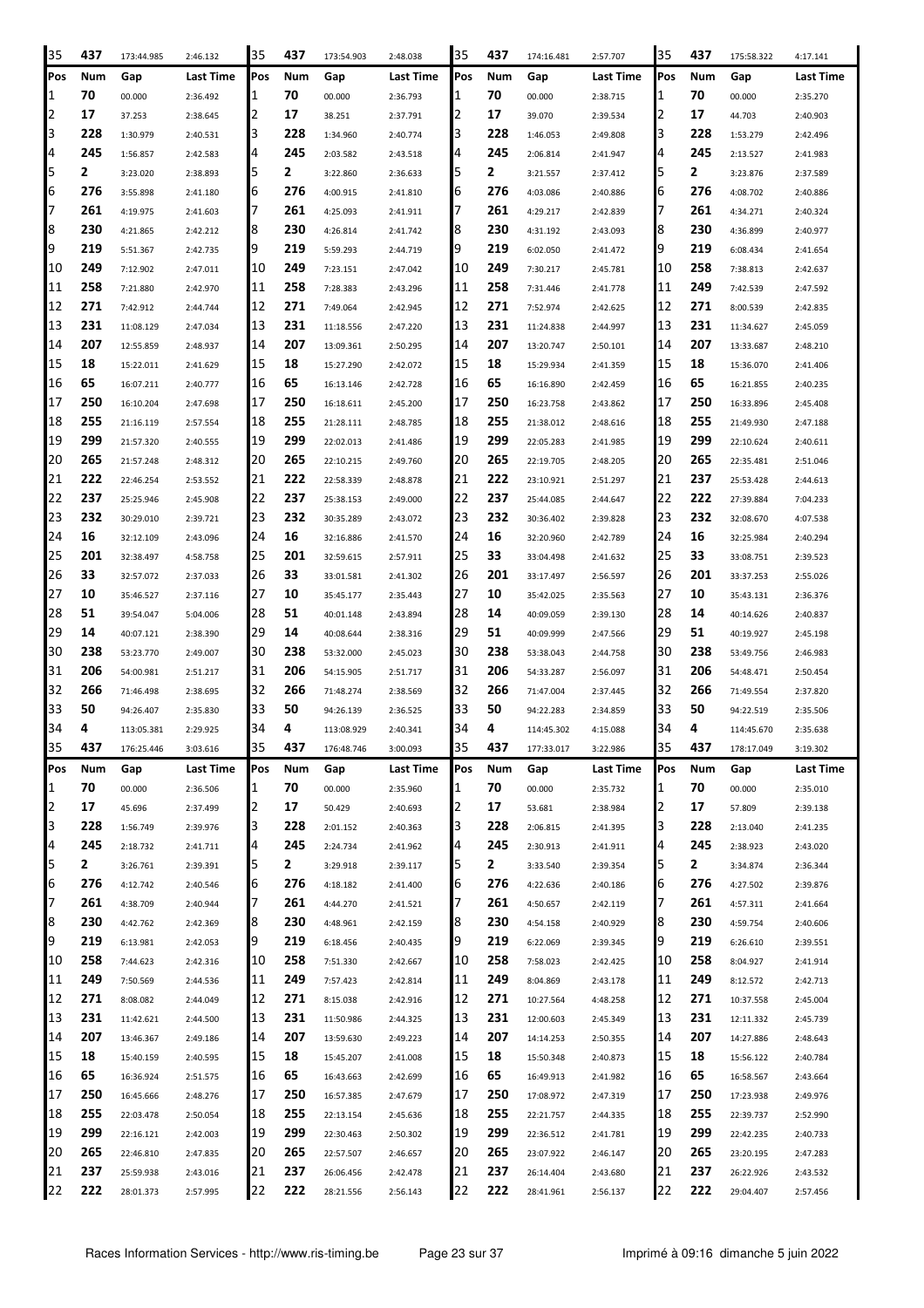| 35 | 437 | 173:44.985 | 2:46.132 | 35 | 437 | 173:54.903 | 2:48.038 | 35 | 437 | 174:16.481 | 2:57.707 | 35 | 437 | 175:58.322 | 4:17.141 |
|---|---|---|---|---|---|---|---|---|---|---|---|---|---|---|---|
| **Pos** | **Num** | **Gap** | **Last Time** | **Pos** | **Num** | **Gap** | **Last Time** | **Pos** | **Num** | **Gap** | **Last Time** | **Pos** | **Num** | **Gap** | **Last Time** |
| 1 | 70 | 00.000 | 2:36.492 | 1 | 70 | 00.000 | 2:36.793 | 1 | 70 | 00.000 | 2:38.715 | 1 | 70 | 00.000 | 2:35.270 |
| 2 | 17 | 37.253 | 2:38.645 | 2 | 17 | 38.251 | 2:37.791 | 2 | 17 | 39.070 | 2:39.534 | 2 | 17 | 44.703 | 2:40.903 |
| 3 | 228 | 1:30.979 | 2:40.531 | 3 | 228 | 1:34.960 | 2:40.774 | 3 | 228 | 1:46.053 | 2:49.808 | 3 | 228 | 1:53.279 | 2:42.496 |
| 4 | 245 | 1:56.857 | 2:42.583 | 4 | 245 | 2:03.582 | 2:43.518 | 4 | 245 | 2:06.814 | 2:41.947 | 4 | 245 | 2:13.527 | 2:41.983 |
| 5 | 2 | 3:23.020 | 2:38.893 | 5 | 2 | 3:22.860 | 2:36.633 | 5 | 2 | 3:21.557 | 2:37.412 | 5 | 2 | 3:23.876 | 2:37.589 |
| 6 | 276 | 3:55.898 | 2:41.180 | 6 | 276 | 4:00.915 | 2:41.810 | 6 | 276 | 4:03.086 | 2:40.886 | 6 | 276 | 4:08.702 | 2:40.886 |
| 7 | 261 | 4:19.975 | 2:41.603 | 7 | 261 | 4:25.093 | 2:41.911 | 7 | 261 | 4:29.217 | 2:42.839 | 7 | 261 | 4:34.271 | 2:40.324 |
| 8 | 230 | 4:21.865 | 2:42.212 | 8 | 230 | 4:26.814 | 2:41.742 | 8 | 230 | 4:31.192 | 2:43.093 | 8 | 230 | 4:36.899 | 2:40.977 |
| 9 | 219 | 5:51.367 | 2:42.735 | 9 | 219 | 5:59.293 | 2:44.719 | 9 | 219 | 6:02.050 | 2:41.472 | 9 | 219 | 6:08.434 | 2:41.654 |
| 10 | 249 | 7:12.902 | 2:47.011 | 10 | 249 | 7:23.151 | 2:47.042 | 10 | 249 | 7:30.217 | 2:45.781 | 10 | 258 | 7:38.813 | 2:42.637 |
| 11 | 258 | 7:21.880 | 2:42.970 | 11 | 258 | 7:28.383 | 2:43.296 | 11 | 258 | 7:31.446 | 2:41.778 | 11 | 249 | 7:42.539 | 2:47.592 |
| 12 | 271 | 7:42.912 | 2:44.744 | 12 | 271 | 7:49.064 | 2:42.945 | 12 | 271 | 7:52.974 | 2:42.625 | 12 | 271 | 8:00.539 | 2:42.835 |
| 13 | 231 | 11:08.129 | 2:47.034 | 13 | 231 | 11:18.556 | 2:47.220 | 13 | 231 | 11:24.838 | 2:44.997 | 13 | 231 | 11:34.627 | 2:45.059 |
| 14 | 207 | 12:55.859 | 2:48.937 | 14 | 207 | 13:09.361 | 2:50.295 | 14 | 207 | 13:20.747 | 2:50.101 | 14 | 207 | 13:33.687 | 2:48.210 |
| 15 | 18 | 15:22.011 | 2:41.629 | 15 | 18 | 15:27.290 | 2:42.072 | 15 | 18 | 15:29.934 | 2:41.359 | 15 | 18 | 15:36.070 | 2:41.406 |
| 16 | 65 | 16:07.211 | 2:40.777 | 16 | 65 | 16:13.146 | 2:42.728 | 16 | 65 | 16:16.890 | 2:42.459 | 16 | 65 | 16:21.855 | 2:40.235 |
| 17 | 250 | 16:10.204 | 2:47.698 | 17 | 250 | 16:18.611 | 2:45.200 | 17 | 250 | 16:23.758 | 2:43.862 | 17 | 250 | 16:33.896 | 2:45.408 |
| 18 | 255 | 21:16.119 | 2:57.554 | 18 | 255 | 21:28.111 | 2:48.785 | 18 | 255 | 21:38.012 | 2:48.616 | 18 | 255 | 21:49.930 | 2:47.188 |
| 19 | 299 | 21:57.320 | 2:40.555 | 19 | 299 | 22:02.013 | 2:41.486 | 19 | 299 | 22:05.283 | 2:41.985 | 19 | 299 | 22:10.624 | 2:40.611 |
| 20 | 265 | 21:57.248 | 2:48.312 | 20 | 265 | 22:10.215 | 2:49.760 | 20 | 265 | 22:19.705 | 2:48.205 | 20 | 265 | 22:35.481 | 2:51.046 |
| 21 | 222 | 22:46.254 | 2:53.552 | 21 | 222 | 22:58.339 | 2:48.878 | 21 | 222 | 23:10.921 | 2:51.297 | 21 | 237 | 25:53.428 | 2:44.613 |
| 22 | 237 | 25:25.946 | 2:45.908 | 22 | 237 | 25:38.153 | 2:49.000 | 22 | 237 | 25:44.085 | 2:44.647 | 22 | 222 | 27:39.884 | 7:04.233 |
| 23 | 232 | 30:29.010 | 2:39.721 | 23 | 232 | 30:35.289 | 2:43.072 | 23 | 232 | 30:36.402 | 2:39.828 | 23 | 232 | 32:08.670 | 4:07.538 |
| 24 | 16 | 32:12.109 | 2:43.096 | 24 | 16 | 32:16.886 | 2:41.570 | 24 | 16 | 32:20.960 | 2:42.789 | 24 | 16 | 32:25.984 | 2:40.294 |
| 25 | 201 | 32:38.497 | 4:58.758 | 25 | 201 | 32:59.615 | 2:57.911 | 25 | 33 | 33:04.498 | 2:41.632 | 25 | 33 | 33:08.751 | 2:39.523 |
| 26 | 33 | 32:57.072 | 2:37.033 | 26 | 33 | 33:01.581 | 2:41.302 | 26 | 201 | 33:17.497 | 2:56.597 | 26 | 201 | 33:37.253 | 2:55.026 |
| 27 | 10 | 35:46.527 | 2:37.116 | 27 | 10 | 35:45.177 | 2:35.443 | 27 | 10 | 35:42.025 | 2:35.563 | 27 | 10 | 35:43.131 | 2:36.376 |
| 28 | 51 | 39:54.047 | 5:04.006 | 28 | 51 | 40:01.148 | 2:43.894 | 28 | 14 | 40:09.059 | 2:39.130 | 28 | 14 | 40:14.626 | 2:40.837 |
| 29 | 14 | 40:07.121 | 2:38.390 | 29 | 14 | 40:08.644 | 2:38.316 | 29 | 51 | 40:09.999 | 2:47.566 | 29 | 51 | 40:19.927 | 2:45.198 |
| 30 | 238 | 53:23.770 | 2:49.007 | 30 | 238 | 53:32.000 | 2:45.023 | 30 | 238 | 53:38.043 | 2:44.758 | 30 | 238 | 53:49.756 | 2:46.983 |
| 31 | 206 | 54:00.981 | 2:51.217 | 31 | 206 | 54:15.905 | 2:51.717 | 31 | 206 | 54:33.287 | 2:56.097 | 31 | 206 | 54:48.471 | 2:50.454 |
| 32 | 266 | 71:46.498 | 2:38.695 | 32 | 266 | 71:48.274 | 2:38.569 | 32 | 266 | 71:47.004 | 2:37.445 | 32 | 266 | 71:49.554 | 2:37.820 |
| 33 | 50 | 94:26.407 | 2:35.830 | 33 | 50 | 94:26.139 | 2:36.525 | 33 | 50 | 94:22.283 | 2:34.859 | 33 | 50 | 94:22.519 | 2:35.506 |
| 34 | 4 | 113:05.381 | 2:29.925 | 34 | 4 | 113:08.929 | 2:40.341 | 34 | 4 | 114:45.302 | 4:15.088 | 34 | 4 | 114:45.670 | 2:35.638 |
| 35 | 437 | 176:25.446 | 3:03.616 | 35 | 437 | 176:48.746 | 3:00.093 | 35 | 437 | 177:33.017 | 3:22.986 | 35 | 437 | 178:17.049 | 3:19.302 |
| **Pos** | **Num** | **Gap** | **Last Time** | **Pos** | **Num** | **Gap** | **Last Time** | **Pos** | **Num** | **Gap** | **Last Time** | **Pos** | **Num** | **Gap** | **Last Time** |
| 1 | 70 | 00.000 | 2:36.506 | 1 | 70 | 00.000 | 2:35.960 | 1 | 70 | 00.000 | 2:35.732 | 1 | 70 | 00.000 | 2:35.010 |
| 2 | 17 | 45.696 | 2:37.499 | 2 | 17 | 50.429 | 2:40.693 | 2 | 17 | 53.681 | 2:38.984 | 2 | 17 | 57.809 | 2:39.138 |
| 3 | 228 | 1:56.749 | 2:39.976 | 3 | 228 | 2:01.152 | 2:40.363 | 3 | 228 | 2:06.815 | 2:41.395 | 3 | 228 | 2:13.040 | 2:41.235 |
| 4 | 245 | 2:18.732 | 2:41.711 | 4 | 245 | 2:24.734 | 2:41.962 | 4 | 245 | 2:30.913 | 2:41.911 | 4 | 245 | 2:38.923 | 2:43.020 |
| 5 | 2 | 3:26.761 | 2:39.391 | 5 | 2 | 3:29.918 | 2:39.117 | 5 | 2 | 3:33.540 | 2:39.354 | 5 | 2 | 3:34.874 | 2:36.344 |
| 6 | 276 | 4:12.742 | 2:40.546 | 6 | 276 | 4:18.182 | 2:41.400 | 6 | 276 | 4:22.636 | 2:40.186 | 6 | 276 | 4:27.502 | 2:39.876 |
| 7 | 261 | 4:38.709 | 2:40.944 | 7 | 261 | 4:44.270 | 2:41.521 | 7 | 261 | 4:50.657 | 2:42.119 | 7 | 261 | 4:57.311 | 2:41.664 |
| 8 | 230 | 4:42.762 | 2:42.369 | 8 | 230 | 4:48.961 | 2:42.159 | 8 | 230 | 4:54.158 | 2:40.929 | 8 | 230 | 4:59.754 | 2:40.606 |
| 9 | 219 | 6:13.981 | 2:42.053 | 9 | 219 | 6:18.456 | 2:40.435 | 9 | 219 | 6:22.069 | 2:39.345 | 9 | 219 | 6:26.610 | 2:39.551 |
| 10 | 258 | 7:44.623 | 2:42.316 | 10 | 258 | 7:51.330 | 2:42.667 | 10 | 258 | 7:58.023 | 2:42.425 | 10 | 258 | 8:04.927 | 2:41.914 |
| 11 | 249 | 7:50.569 | 2:44.536 | 11 | 249 | 7:57.423 | 2:42.814 | 11 | 249 | 8:04.869 | 2:43.178 | 11 | 249 | 8:12.572 | 2:42.713 |
| 12 | 271 | 8:08.082 | 2:44.049 | 12 | 271 | 8:15.038 | 2:42.916 | 12 | 271 | 10:27.564 | 4:48.258 | 12 | 271 | 10:37.558 | 2:45.004 |
| 13 | 231 | 11:42.621 | 2:44.500 | 13 | 231 | 11:50.986 | 2:44.325 | 13 | 231 | 12:00.603 | 2:45.349 | 13 | 231 | 12:11.332 | 2:45.739 |
| 14 | 207 | 13:46.367 | 2:49.186 | 14 | 207 | 13:59.630 | 2:49.223 | 14 | 207 | 14:14.253 | 2:50.355 | 14 | 207 | 14:27.886 | 2:48.643 |
| 15 | 18 | 15:40.159 | 2:40.595 | 15 | 18 | 15:45.207 | 2:41.008 | 15 | 18 | 15:50.348 | 2:40.873 | 15 | 18 | 15:56.122 | 2:40.784 |
| 16 | 65 | 16:36.924 | 2:51.575 | 16 | 65 | 16:43.663 | 2:42.699 | 16 | 65 | 16:49.913 | 2:41.982 | 16 | 65 | 16:58.567 | 2:43.664 |
| 17 | 250 | 16:45.666 | 2:48.276 | 17 | 250 | 16:57.385 | 2:47.679 | 17 | 250 | 17:08.972 | 2:47.319 | 17 | 250 | 17:23.938 | 2:49.976 |
| 18 | 255 | 22:03.478 | 2:50.054 | 18 | 255 | 22:13.154 | 2:45.636 | 18 | 255 | 22:21.757 | 2:44.335 | 18 | 255 | 22:39.737 | 2:52.990 |
| 19 | 299 | 22:16.121 | 2:42.003 | 19 | 299 | 22:30.463 | 2:50.302 | 19 | 299 | 22:36.512 | 2:41.781 | 19 | 299 | 22:42.235 | 2:40.733 |
| 20 | 265 | 22:46.810 | 2:47.835 | 20 | 265 | 22:57.507 | 2:46.657 | 20 | 265 | 23:07.922 | 2:46.147 | 20 | 265 | 23:20.195 | 2:47.283 |
| 21 | 237 | 25:59.938 | 2:43.016 | 21 | 237 | 26:06.456 | 2:42.478 | 21 | 237 | 26:14.404 | 2:43.680 | 21 | 237 | 26:22.926 | 2:43.532 |
| 22 | 222 | 28:01.373 | 2:57.995 | 22 | 222 | 28:21.556 | 2:56.143 | 22 | 222 | 28:41.961 | 2:56.137 | 22 | 222 | 29:04.407 | 2:57.456 |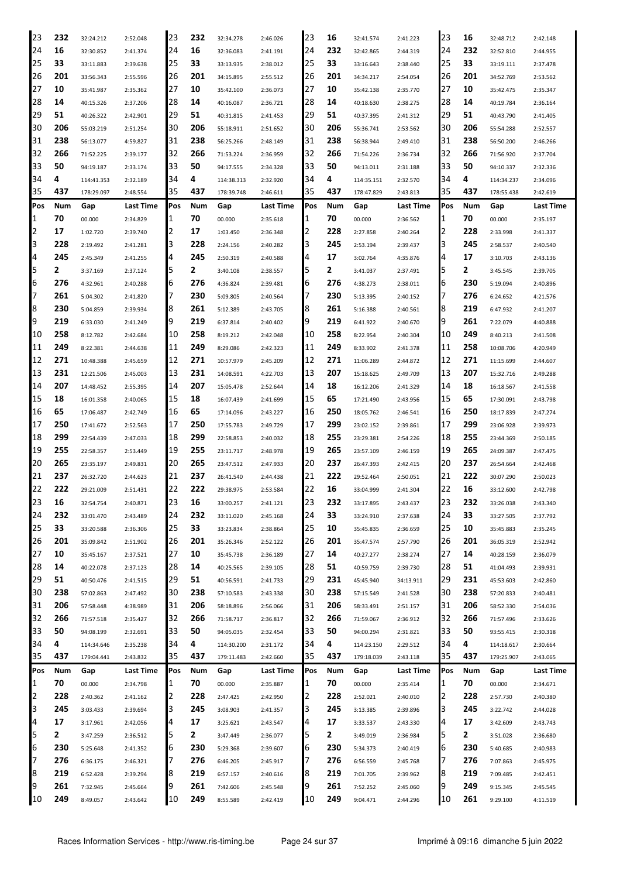| Pos | Num | Gap | Last Time | Pos | Num | Gap | Last Time | Pos | Num | Gap | Last Time | Pos | Num | Gap | Last Time |
|---|---|---|---|---|---|---|---|---|---|---|---|---|---|---|---|
| 23 | 232 | 32:24.212 | 2:52.048 | 23 | 232 | 32:34.278 | 2:46.026 | 23 | 16 | 32:41.574 | 2:41.223 | 23 | 16 | 32:48.712 | 2:42.148 |
| 24 | 16 | 32:30.852 | 2:41.374 | 24 | 16 | 32:36.083 | 2:41.191 | 24 | 232 | 32:42.865 | 2:44.319 | 24 | 232 | 32:52.810 | 2:44.955 |
| 25 | 33 | 33:11.883 | 2:39.638 | 25 | 33 | 33:13.935 | 2:38.012 | 25 | 33 | 33:16.643 | 2:38.440 | 25 | 33 | 33:19.111 | 2:37.478 |
| 26 | 201 | 33:56.343 | 2:55.596 | 26 | 201 | 34:15.895 | 2:55.512 | 26 | 201 | 34:34.217 | 2:54.054 | 26 | 201 | 34:52.769 | 2:53.562 |
| 27 | 10 | 35:41.987 | 2:35.362 | 27 | 10 | 35:42.100 | 2:36.073 | 27 | 10 | 35:42.138 | 2:35.770 | 27 | 10 | 35:42.475 | 2:35.347 |
| 28 | 14 | 40:15.326 | 2:37.206 | 28 | 14 | 40:16.087 | 2:36.721 | 28 | 14 | 40:18.630 | 2:38.275 | 28 | 14 | 40:19.784 | 2:36.164 |
| 29 | 51 | 40:26.322 | 2:42.901 | 29 | 51 | 40:31.815 | 2:41.453 | 29 | 51 | 40:37.395 | 2:41.312 | 29 | 51 | 40:43.790 | 2:41.405 |
| 30 | 206 | 55:03.219 | 2:51.254 | 30 | 206 | 55:18.911 | 2:51.652 | 30 | 206 | 55:36.741 | 2:53.562 | 30 | 206 | 55:54.288 | 2:52.557 |
| 31 | 238 | 56:13.077 | 4:59.827 | 31 | 238 | 56:25.266 | 2:48.149 | 31 | 238 | 56:38.944 | 2:49.410 | 31 | 238 | 56:50.200 | 2:46.266 |
| 32 | 266 | 71:52.225 | 2:39.177 | 32 | 266 | 71:53.224 | 2:36.959 | 32 | 266 | 71:54.226 | 2:36.734 | 32 | 266 | 71:56.920 | 2:37.704 |
| 33 | 50 | 94:19.187 | 2:33.174 | 33 | 50 | 94:17.555 | 2:34.328 | 33 | 50 | 94:13.011 | 2:31.188 | 33 | 50 | 94:10.337 | 2:32.336 |
| 34 | 4 | 114:41.353 | 2:32.189 | 34 | 4 | 114:38.313 | 2:32.920 | 34 | 4 | 114:35.151 | 2:32.570 | 34 | 4 | 114:34.237 | 2:34.096 |
| 35 | 437 | 178:29.097 | 2:48.554 | 35 | 437 | 178:39.748 | 2:46.611 | 35 | 437 | 178:47.829 | 2:43.813 | 35 | 437 | 178:55.438 | 2:42.619 |

| Pos | Num | Gap | Last Time | Pos | Num | Gap | Last Time | Pos | Num | Gap | Last Time | Pos | Num | Gap | Last Time |
|---|---|---|---|---|---|---|---|---|---|---|---|---|---|---|---|
| 1 | 70 | 00.000 | 2:34.829 | 1 | 70 | 00.000 | 2:35.618 | 1 | 70 | 00.000 | 2:36.562 | 1 | 70 | 00.000 | 2:35.197 |
| 2 | 17 | 1:02.720 | 2:39.740 | 2 | 17 | 1:03.450 | 2:36.348 | 2 | 228 | 2:27.858 | 2:40.264 | 2 | 228 | 2:33.998 | 2:41.337 |
| 3 | 228 | 2:19.492 | 2:41.281 | 3 | 228 | 2:24.156 | 2:40.282 | 3 | 245 | 2:53.194 | 2:39.437 | 3 | 245 | 2:58.537 | 2:40.540 |
| 4 | 245 | 2:45.349 | 2:41.255 | 4 | 245 | 2:50.319 | 2:40.588 | 4 | 17 | 3:02.764 | 4:35.876 | 4 | 17 | 3:10.703 | 2:43.136 |
| 5 | 2 | 3:37.169 | 2:37.124 | 5 | 2 | 3:40.108 | 2:38.557 | 5 | 2 | 3:41.037 | 2:37.491 | 5 | 2 | 3:45.545 | 2:39.705 |
| 6 | 276 | 4:32.961 | 2:40.288 | 6 | 276 | 4:36.824 | 2:39.481 | 6 | 276 | 4:38.273 | 2:38.011 | 6 | 230 | 5:19.094 | 2:40.896 |
| 7 | 261 | 5:04.302 | 2:41.820 | 7 | 230 | 5:09.805 | 2:40.564 | 7 | 230 | 5:13.395 | 2:40.152 | 7 | 276 | 6:24.652 | 4:21.576 |
| 8 | 230 | 5:04.859 | 2:39.934 | 8 | 261 | 5:12.389 | 2:43.705 | 8 | 261 | 5:16.388 | 2:40.561 | 8 | 219 | 6:47.932 | 2:41.207 |
| 9 | 219 | 6:33.030 | 2:41.249 | 9 | 219 | 6:37.814 | 2:40.402 | 9 | 219 | 6:41.922 | 2:40.670 | 9 | 261 | 7:22.079 | 4:40.888 |
| 10 | 258 | 8:12.782 | 2:42.684 | 10 | 258 | 8:19.212 | 2:42.048 | 10 | 258 | 8:22.954 | 2:40.304 | 10 | 249 | 8:40.213 | 2:41.508 |
| 11 | 249 | 8:22.381 | 2:44.638 | 11 | 249 | 8:29.086 | 2:42.323 | 11 | 249 | 8:33.902 | 2:41.378 | 11 | 258 | 10:08.706 | 4:20.949 |
| 12 | 271 | 10:48.388 | 2:45.659 | 12 | 271 | 10:57.979 | 2:45.209 | 12 | 271 | 11:06.289 | 2:44.872 | 12 | 271 | 11:15.699 | 2:44.607 |
| 13 | 231 | 12:21.506 | 2:45.003 | 13 | 231 | 14:08.591 | 4:22.703 | 13 | 207 | 15:18.625 | 2:49.709 | 13 | 207 | 15:32.716 | 2:49.288 |
| 14 | 207 | 14:48.452 | 2:55.395 | 14 | 207 | 15:05.478 | 2:52.644 | 14 | 18 | 16:12.206 | 2:41.329 | 14 | 18 | 16:18.567 | 2:41.558 |
| 15 | 18 | 16:01.358 | 2:40.065 | 15 | 18 | 16:07.439 | 2:41.699 | 15 | 65 | 17:21.490 | 2:43.956 | 15 | 65 | 17:30.091 | 2:43.798 |
| 16 | 65 | 17:06.487 | 2:42.749 | 16 | 65 | 17:14.096 | 2:43.227 | 16 | 250 | 18:05.762 | 2:46.541 | 16 | 250 | 18:17.839 | 2:47.274 |
| 17 | 250 | 17:41.672 | 2:52.563 | 17 | 250 | 17:55.783 | 2:49.729 | 17 | 299 | 23:02.152 | 2:39.861 | 17 | 299 | 23:06.928 | 2:39.973 |
| 18 | 299 | 22:54.439 | 2:47.033 | 18 | 299 | 22:58.853 | 2:40.032 | 18 | 255 | 23:29.381 | 2:54.226 | 18 | 255 | 23:44.369 | 2:50.185 |
| 19 | 255 | 22:58.357 | 2:53.449 | 19 | 255 | 23:11.717 | 2:48.978 | 19 | 265 | 23:57.109 | 2:46.159 | 19 | 265 | 24:09.387 | 2:47.475 |
| 20 | 265 | 23:35.197 | 2:49.831 | 20 | 265 | 23:47.512 | 2:47.933 | 20 | 237 | 26:47.393 | 2:42.415 | 20 | 237 | 26:54.664 | 2:42.468 |
| 21 | 237 | 26:32.720 | 2:44.623 | 21 | 237 | 26:41.540 | 2:44.438 | 21 | 222 | 29:52.464 | 2:50.051 | 21 | 222 | 30:07.290 | 2:50.023 |
| 22 | 222 | 29:21.009 | 2:51.431 | 22 | 222 | 29:38.975 | 2:53.584 | 22 | 16 | 33:04.999 | 2:41.304 | 22 | 16 | 33:12.600 | 2:42.798 |
| 23 | 16 | 32:54.754 | 2:40.871 | 23 | 16 | 33:00.257 | 2:41.121 | 23 | 232 | 33:17.895 | 2:43.437 | 23 | 232 | 33:26.038 | 2:43.340 |
| 24 | 232 | 33:01.470 | 2:43.489 | 24 | 232 | 33:11.020 | 2:45.168 | 24 | 33 | 33:24.910 | 2:37.638 | 24 | 33 | 33:27.505 | 2:37.792 |
| 25 | 33 | 33:20.588 | 2:36.306 | 25 | 33 | 33:23.834 | 2:38.864 | 25 | 10 | 35:45.835 | 2:36.659 | 25 | 10 | 35:45.883 | 2:35.245 |
| 26 | 201 | 35:09.842 | 2:51.902 | 26 | 201 | 35:26.346 | 2:52.122 | 26 | 201 | 35:47.574 | 2:57.790 | 26 | 201 | 36:05.319 | 2:52.942 |
| 27 | 10 | 35:45.167 | 2:37.521 | 27 | 10 | 35:45.738 | 2:36.189 | 27 | 14 | 40:27.277 | 2:38.274 | 27 | 14 | 40:28.159 | 2:36.079 |
| 28 | 14 | 40:22.078 | 2:37.123 | 28 | 14 | 40:25.565 | 2:39.105 | 28 | 51 | 40:59.759 | 2:39.730 | 28 | 51 | 41:04.493 | 2:39.931 |
| 29 | 51 | 40:50.476 | 2:41.515 | 29 | 51 | 40:56.591 | 2:41.733 | 29 | 231 | 45:45.940 | 34:13.911 | 29 | 231 | 45:53.603 | 2:42.860 |
| 30 | 238 | 57:02.863 | 2:47.492 | 30 | 238 | 57:10.583 | 2:43.338 | 30 | 238 | 57:15.549 | 2:41.528 | 30 | 238 | 57:20.833 | 2:40.481 |
| 31 | 206 | 57:58.448 | 4:38.989 | 31 | 206 | 58:18.896 | 2:56.066 | 31 | 206 | 58:33.491 | 2:51.157 | 31 | 206 | 58:52.330 | 2:54.036 |
| 32 | 266 | 71:57.518 | 2:35.427 | 32 | 266 | 71:58.717 | 2:36.817 | 32 | 266 | 71:59.067 | 2:36.912 | 32 | 266 | 71:57.496 | 2:33.626 |
| 33 | 50 | 94:08.199 | 2:32.691 | 33 | 50 | 94:05.035 | 2:32.454 | 33 | 50 | 94:00.294 | 2:31.821 | 33 | 50 | 93:55.415 | 2:30.318 |
| 34 | 4 | 114:34.646 | 2:35.238 | 34 | 4 | 114:30.200 | 2:31.172 | 34 | 4 | 114:23.150 | 2:29.512 | 34 | 4 | 114:18.617 | 2:30.664 |
| 35 | 437 | 179:04.441 | 2:43.832 | 35 | 437 | 179:11.483 | 2:42.660 | 35 | 437 | 179:18.039 | 2:43.118 | 35 | 437 | 179:25.907 | 2:43.065 |

| Pos | Num | Gap | Last Time | Pos | Num | Gap | Last Time | Pos | Num | Gap | Last Time | Pos | Num | Gap | Last Time |
|---|---|---|---|---|---|---|---|---|---|---|---|---|---|---|---|
| 1 | 70 | 00.000 | 2:34.798 | 1 | 70 | 00.000 | 2:35.887 | 1 | 70 | 00.000 | 2:35.414 | 1 | 70 | 00.000 | 2:34.671 |
| 2 | 228 | 2:40.362 | 2:41.162 | 2 | 228 | 2:47.425 | 2:42.950 | 2 | 228 | 2:52.021 | 2:40.010 | 2 | 228 | 2:57.730 | 2:40.380 |
| 3 | 245 | 3:03.433 | 2:39.694 | 3 | 245 | 3:08.903 | 2:41.357 | 3 | 245 | 3:13.385 | 2:39.896 | 3 | 245 | 3:22.742 | 2:44.028 |
| 4 | 17 | 3:17.961 | 2:42.056 | 4 | 17 | 3:25.621 | 2:43.547 | 4 | 17 | 3:33.537 | 2:43.330 | 4 | 17 | 3:42.609 | 2:43.743 |
| 5 | 2 | 3:47.259 | 2:36.512 | 5 | 2 | 3:47.449 | 2:36.077 | 5 | 2 | 3:49.019 | 2:36.984 | 5 | 2 | 3:51.028 | 2:36.680 |
| 6 | 230 | 5:25.648 | 2:41.352 | 6 | 230 | 5:29.368 | 2:39.607 | 6 | 230 | 5:34.373 | 2:40.419 | 6 | 230 | 5:40.685 | 2:40.983 |
| 7 | 276 | 6:36.175 | 2:46.321 | 7 | 276 | 6:46.205 | 2:45.917 | 7 | 276 | 6:56.559 | 2:45.768 | 7 | 276 | 7:07.863 | 2:45.975 |
| 8 | 219 | 6:52.428 | 2:39.294 | 8 | 219 | 6:57.157 | 2:40.616 | 8 | 219 | 7:01.705 | 2:39.962 | 8 | 219 | 7:09.485 | 2:42.451 |
| 9 | 261 | 7:32.945 | 2:45.664 | 9 | 261 | 7:42.606 | 2:45.548 | 9 | 261 | 7:52.252 | 2:45.060 | 9 | 249 | 9:15.345 | 2:45.545 |
| 10 | 249 | 8:49.057 | 2:43.642 | 10 | 249 | 8:55.589 | 2:42.419 | 10 | 249 | 9:04.471 | 2:44.296 | 10 | 261 | 9:29.100 | 4:11.519 |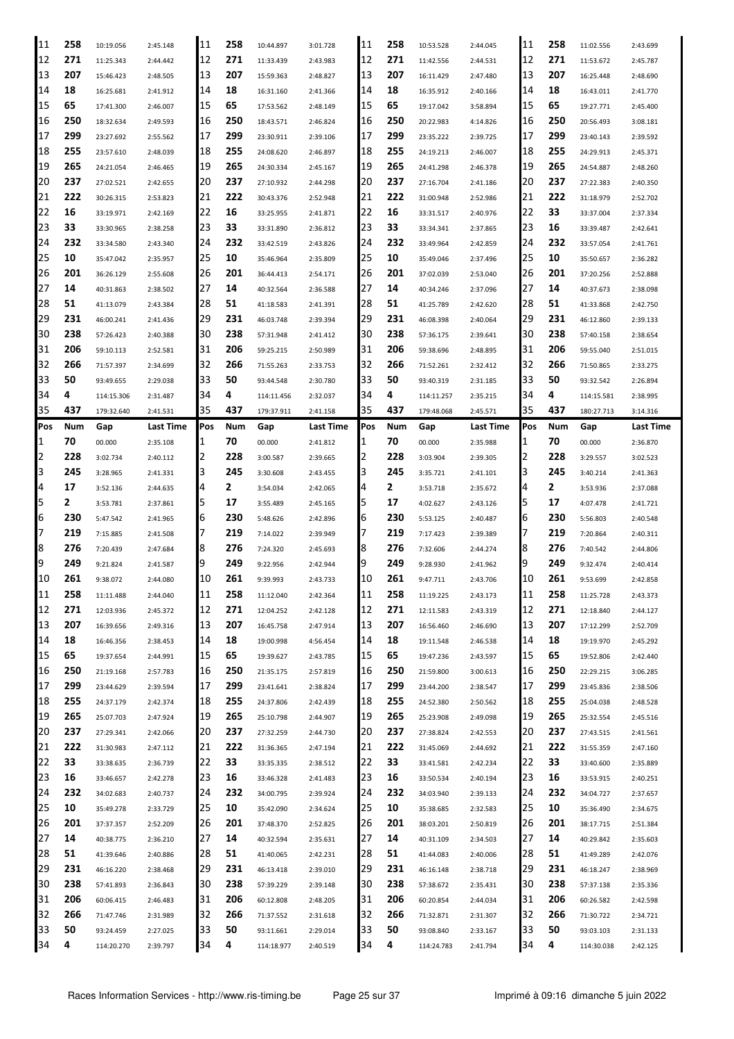| Pos | Num | Gap | Last Time | Pos | Num | Gap | Last Time | Pos | Num | Gap | Last Time | Pos | Num | Gap | Last Time |
|---|---|---|---|---|---|---|---|---|---|---|---|---|---|---|---|
| 11 | 258 | 10:19.056 | 2:45.148 | 11 | 258 | 10:44.897 | 3:01.728 | 11 | 258 | 10:53.528 | 2:44.045 | 11 | 258 | 11:02.556 | 2:43.699 |
| 12 | 271 | 11:25.343 | 2:44.442 | 12 | 271 | 11:33.439 | 2:43.983 | 12 | 271 | 11:42.556 | 2:44.531 | 12 | 271 | 11:53.672 | 2:45.787 |
| 13 | 207 | 15:46.423 | 2:48.505 | 13 | 207 | 15:59.363 | 2:48.827 | 13 | 207 | 16:11.429 | 2:47.480 | 13 | 207 | 16:25.448 | 2:48.690 |
| 14 | 18 | 16:25.681 | 2:41.912 | 14 | 18 | 16:31.160 | 2:41.366 | 14 | 18 | 16:35.912 | 2:40.166 | 14 | 18 | 16:43.011 | 2:41.770 |
| 15 | 65 | 17:41.300 | 2:46.007 | 15 | 65 | 17:53.562 | 2:48.149 | 15 | 65 | 19:17.042 | 3:58.894 | 15 | 65 | 19:27.771 | 2:45.400 |
| 16 | 250 | 18:32.634 | 2:49.593 | 16 | 250 | 18:43.571 | 2:46.824 | 16 | 250 | 20:22.983 | 4:14.826 | 16 | 250 | 20:56.493 | 3:08.181 |
| 17 | 299 | 23:27.692 | 2:55.562 | 17 | 299 | 23:30.911 | 2:39.106 | 17 | 299 | 23:35.222 | 2:39.725 | 17 | 299 | 23:40.143 | 2:39.592 |
| 18 | 255 | 23:57.610 | 2:48.039 | 18 | 255 | 24:08.620 | 2:46.897 | 18 | 255 | 24:19.213 | 2:46.007 | 18 | 255 | 24:29.913 | 2:45.371 |
| 19 | 265 | 24:21.054 | 2:46.465 | 19 | 265 | 24:30.334 | 2:45.167 | 19 | 265 | 24:41.298 | 2:46.378 | 19 | 265 | 24:54.887 | 2:48.260 |
| 20 | 237 | 27:02.521 | 2:42.655 | 20 | 237 | 27:10.932 | 2:44.298 | 20 | 237 | 27:16.704 | 2:41.186 | 20 | 237 | 27:22.383 | 2:40.350 |
| 21 | 222 | 30:26.315 | 2:53.823 | 21 | 222 | 30:43.376 | 2:52.948 | 21 | 222 | 31:00.948 | 2:52.986 | 21 | 222 | 31:18.979 | 2:52.702 |
| 22 | 16 | 33:19.971 | 2:42.169 | 22 | 16 | 33:25.955 | 2:41.871 | 22 | 16 | 33:31.517 | 2:40.976 | 22 | 33 | 33:37.004 | 2:37.334 |
| 23 | 33 | 33:30.965 | 2:38.258 | 23 | 33 | 33:31.890 | 2:36.812 | 23 | 33 | 33:34.341 | 2:37.865 | 23 | 16 | 33:39.487 | 2:42.641 |
| 24 | 232 | 33:34.580 | 2:43.340 | 24 | 232 | 33:42.519 | 2:43.826 | 24 | 232 | 33:49.964 | 2:42.859 | 24 | 232 | 33:57.054 | 2:41.761 |
| 25 | 10 | 35:47.042 | 2:35.957 | 25 | 10 | 35:46.964 | 2:35.809 | 25 | 10 | 35:49.046 | 2:37.496 | 25 | 10 | 35:50.657 | 2:36.282 |
| 26 | 201 | 36:26.129 | 2:55.608 | 26 | 201 | 36:44.413 | 2:54.171 | 26 | 201 | 37:02.039 | 2:53.040 | 26 | 201 | 37:20.256 | 2:52.888 |
| 27 | 14 | 40:31.863 | 2:38.502 | 27 | 14 | 40:32.564 | 2:36.588 | 27 | 14 | 40:34.246 | 2:37.096 | 27 | 14 | 40:37.673 | 2:38.098 |
| 28 | 51 | 41:13.079 | 2:43.384 | 28 | 51 | 41:18.583 | 2:41.391 | 28 | 51 | 41:25.789 | 2:42.620 | 28 | 51 | 41:33.868 | 2:42.750 |
| 29 | 231 | 46:00.241 | 2:41.436 | 29 | 231 | 46:03.748 | 2:39.394 | 29 | 231 | 46:08.398 | 2:40.064 | 29 | 231 | 46:12.860 | 2:39.133 |
| 30 | 238 | 57:26.423 | 2:40.388 | 30 | 238 | 57:31.948 | 2:41.412 | 30 | 238 | 57:36.175 | 2:39.641 | 30 | 238 | 57:40.158 | 2:38.654 |
| 31 | 206 | 59:10.113 | 2:52.581 | 31 | 206 | 59:25.215 | 2:50.989 | 31 | 206 | 59:38.696 | 2:48.895 | 31 | 206 | 59:55.040 | 2:51.015 |
| 32 | 266 | 71:57.397 | 2:34.699 | 32 | 266 | 71:55.263 | 2:33.753 | 32 | 266 | 71:52.261 | 2:32.412 | 32 | 266 | 71:50.865 | 2:33.275 |
| 33 | 50 | 93:49.655 | 2:29.038 | 33 | 50 | 93:44.548 | 2:30.780 | 33 | 50 | 93:40.319 | 2:31.185 | 33 | 50 | 93:32.542 | 2:26.894 |
| 34 | 4 | 114:15.306 | 2:31.487 | 34 | 4 | 114:11.456 | 2:32.037 | 34 | 4 | 114:11.257 | 2:35.215 | 34 | 4 | 114:15.581 | 2:38.995 |
| 35 | 437 | 179:32.640 | 2:41.531 | 35 | 437 | 179:37.911 | 2:41.158 | 35 | 437 | 179:48.068 | 2:45.571 | 35 | 437 | 180:27.713 | 3:14.316 |

| Pos | Num | Gap | Last Time | Pos | Num | Gap | Last Time | Pos | Num | Gap | Last Time | Pos | Num | Gap | Last Time |
|---|---|---|---|---|---|---|---|---|---|---|---|---|---|---|---|
| 1 | 70 | 00.000 | 2:35.108 | 1 | 70 | 00.000 | 2:41.812 | 1 | 70 | 00.000 | 2:35.988 | 1 | 70 | 00.000 | 2:36.870 |
| 2 | 228 | 3:02.734 | 2:40.112 | 2 | 228 | 3:00.587 | 2:39.665 | 2 | 228 | 3:03.904 | 2:39.305 | 2 | 228 | 3:29.557 | 3:02.523 |
| 3 | 245 | 3:28.965 | 2:41.331 | 3 | 245 | 3:30.608 | 2:43.455 | 3 | 245 | 3:35.721 | 2:41.101 | 3 | 245 | 3:40.214 | 2:41.363 |
| 4 | 17 | 3:52.136 | 2:44.635 | 4 | 2 | 3:54.034 | 2:42.065 | 4 | 2 | 3:53.718 | 2:35.672 | 4 | 2 | 3:53.936 | 2:37.088 |
| 5 | 2 | 3:53.781 | 2:37.861 | 5 | 17 | 3:55.489 | 2:45.165 | 5 | 17 | 4:02.627 | 2:43.126 | 5 | 17 | 4:07.478 | 2:41.721 |
| 6 | 230 | 5:47.542 | 2:41.965 | 6 | 230 | 5:48.626 | 2:42.896 | 6 | 230 | 5:53.125 | 2:40.487 | 6 | 230 | 5:56.803 | 2:40.548 |
| 7 | 219 | 7:15.885 | 2:41.508 | 7 | 219 | 7:14.022 | 2:39.949 | 7 | 219 | 7:17.423 | 2:39.389 | 7 | 219 | 7:20.864 | 2:40.311 |
| 8 | 276 | 7:20.439 | 2:47.684 | 8 | 276 | 7:24.320 | 2:45.693 | 8 | 276 | 7:32.606 | 2:44.274 | 8 | 276 | 7:40.542 | 2:44.806 |
| 9 | 249 | 9:21.824 | 2:41.587 | 9 | 249 | 9:22.956 | 2:42.944 | 9 | 249 | 9:28.930 | 2:41.962 | 9 | 249 | 9:32.474 | 2:40.414 |
| 10 | 261 | 9:38.072 | 2:44.080 | 10 | 261 | 9:39.993 | 2:43.733 | 10 | 261 | 9:47.711 | 2:43.706 | 10 | 261 | 9:53.699 | 2:42.858 |
| 11 | 258 | 11:11.488 | 2:44.040 | 11 | 258 | 11:12.040 | 2:42.364 | 11 | 258 | 11:19.225 | 2:43.173 | 11 | 258 | 11:25.728 | 2:43.373 |
| 12 | 271 | 12:03.936 | 2:45.372 | 12 | 271 | 12:04.252 | 2:42.128 | 12 | 271 | 12:11.583 | 2:43.319 | 12 | 271 | 12:18.840 | 2:44.127 |
| 13 | 207 | 16:39.656 | 2:49.316 | 13 | 207 | 16:45.758 | 2:47.914 | 13 | 207 | 16:56.460 | 2:46.690 | 13 | 207 | 17:12.299 | 2:52.709 |
| 14 | 18 | 16:46.356 | 2:38.453 | 14 | 18 | 19:00.998 | 4:56.454 | 14 | 18 | 19:11.548 | 2:46.538 | 14 | 18 | 19:19.970 | 2:45.292 |
| 15 | 65 | 19:37.654 | 2:44.991 | 15 | 65 | 19:39.627 | 2:43.785 | 15 | 65 | 19:47.236 | 2:43.597 | 15 | 65 | 19:52.806 | 2:42.440 |
| 16 | 250 | 21:19.168 | 2:57.783 | 16 | 250 | 21:35.175 | 2:57.819 | 16 | 250 | 21:59.800 | 3:00.613 | 16 | 250 | 22:29.215 | 3:06.285 |
| 17 | 299 | 23:44.629 | 2:39.594 | 17 | 299 | 23:41.641 | 2:38.824 | 17 | 299 | 23:44.200 | 2:38.547 | 17 | 299 | 23:45.836 | 2:38.506 |
| 18 | 255 | 24:37.179 | 2:42.374 | 18 | 255 | 24:37.806 | 2:42.439 | 18 | 255 | 24:52.380 | 2:50.562 | 18 | 255 | 25:04.038 | 2:48.528 |
| 19 | 265 | 25:07.703 | 2:47.924 | 19 | 265 | 25:10.798 | 2:44.907 | 19 | 265 | 25:23.908 | 2:49.098 | 19 | 265 | 25:32.554 | 2:45.516 |
| 20 | 237 | 27:29.341 | 2:42.066 | 20 | 237 | 27:32.259 | 2:44.730 | 20 | 237 | 27:38.824 | 2:42.553 | 20 | 237 | 27:43.515 | 2:41.561 |
| 21 | 222 | 31:30.983 | 2:47.112 | 21 | 222 | 31:36.365 | 2:47.194 | 21 | 222 | 31:45.069 | 2:44.692 | 21 | 222 | 31:55.359 | 2:47.160 |
| 22 | 33 | 33:38.635 | 2:36.739 | 22 | 33 | 33:35.335 | 2:38.512 | 22 | 33 | 33:41.581 | 2:42.234 | 22 | 33 | 33:40.600 | 2:35.889 |
| 23 | 16 | 33:46.657 | 2:42.278 | 23 | 16 | 33:46.328 | 2:41.483 | 23 | 16 | 33:50.534 | 2:40.194 | 23 | 16 | 33:53.915 | 2:40.251 |
| 24 | 232 | 34:02.683 | 2:40.737 | 24 | 232 | 34:00.795 | 2:39.924 | 24 | 232 | 34:03.940 | 2:39.133 | 24 | 232 | 34:04.727 | 2:37.657 |
| 25 | 10 | 35:49.278 | 2:33.729 | 25 | 10 | 35:42.090 | 2:34.624 | 25 | 10 | 35:38.685 | 2:32.583 | 25 | 10 | 35:36.490 | 2:34.675 |
| 26 | 201 | 37:37.357 | 2:52.209 | 26 | 201 | 37:48.370 | 2:52.825 | 26 | 201 | 38:03.201 | 2:50.819 | 26 | 201 | 38:17.715 | 2:51.384 |
| 27 | 14 | 40:38.775 | 2:36.210 | 27 | 14 | 40:32.594 | 2:35.631 | 27 | 14 | 40:31.109 | 2:34.503 | 27 | 14 | 40:29.842 | 2:35.603 |
| 28 | 51 | 41:39.646 | 2:40.886 | 28 | 51 | 41:40.065 | 2:42.231 | 28 | 51 | 41:44.083 | 2:40.006 | 28 | 51 | 41:49.289 | 2:42.076 |
| 29 | 231 | 46:16.220 | 2:38.468 | 29 | 231 | 46:13.418 | 2:39.010 | 29 | 231 | 46:16.148 | 2:38.718 | 29 | 231 | 46:18.247 | 2:38.969 |
| 30 | 238 | 57:41.893 | 2:36.843 | 30 | 238 | 57:39.229 | 2:39.148 | 30 | 238 | 57:38.672 | 2:35.431 | 30 | 238 | 57:37.138 | 2:35.336 |
| 31 | 206 | 60:06.415 | 2:46.483 | 31 | 206 | 60:12.808 | 2:48.205 | 31 | 206 | 60:20.874 | 2:44.034 | 31 | 206 | 60:26.582 | 2:42.598 |
| 32 | 266 | 71:47.746 | 2:31.989 | 32 | 266 | 71:37.552 | 2:31.618 | 32 | 266 | 71:32.871 | 2:31.307 | 32 | 266 | 71:30.722 | 2:34.721 |
| 33 | 50 | 93:24.459 | 2:27.025 | 33 | 50 | 93:11.661 | 2:29.014 | 33 | 50 | 93:08.840 | 2:33.167 | 33 | 50 | 93:03.103 | 2:31.133 |
| 34 | 4 | 114:20.270 | 2:39.797 | 34 | 4 | 114:18.977 | 2:40.519 | 34 | 4 | 114:24.783 | 2:41.794 | 34 | 4 | 114:30.038 | 2:42.125 |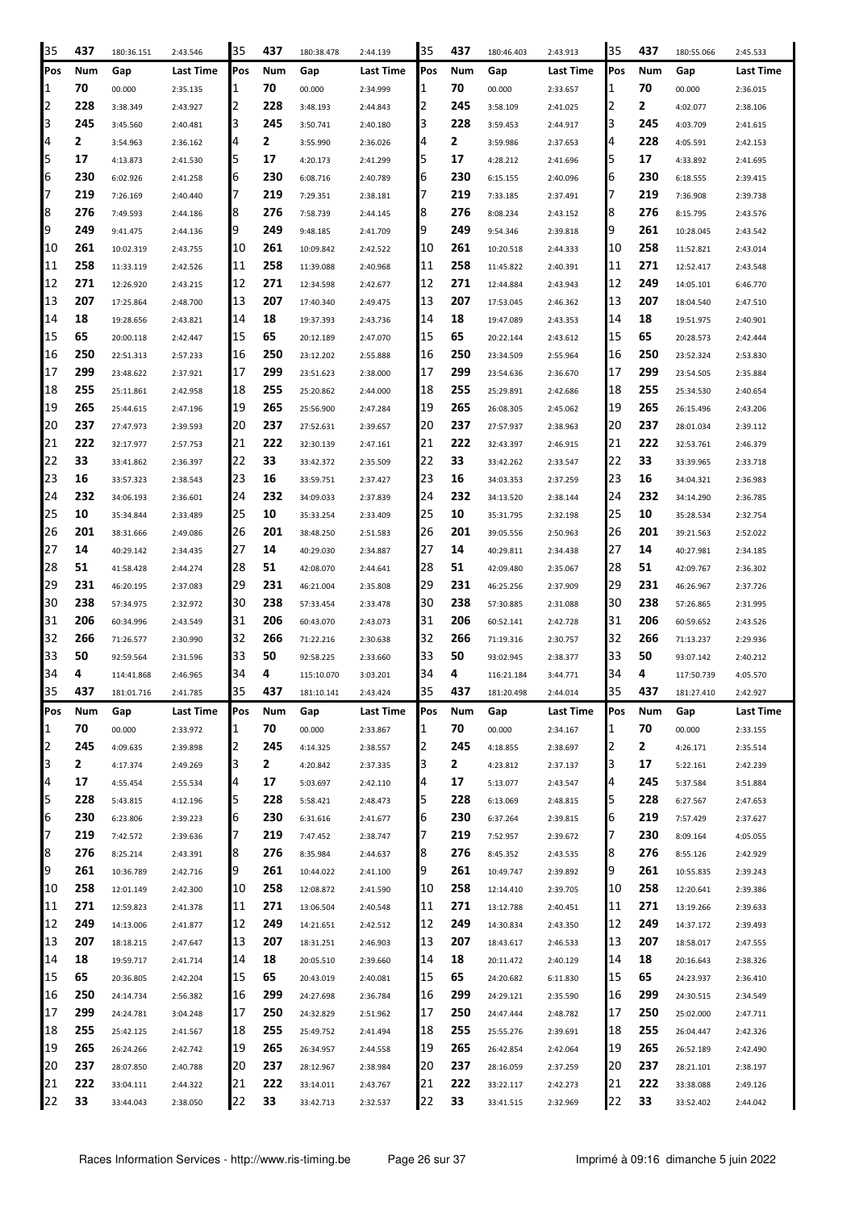| Pos | Num | Gap | Last Time | Pos | Num | Gap | Last Time | Pos | Num | Gap | Last Time | Pos | Num | Gap | Last Time |
|---|---|---|---|---|---|---|---|---|---|---|---|---|---|---|---|
| 35 | 437 | 180:36.151 | 2:43.546 | 35 | 437 | 180:38.478 | 2:44.139 | 35 | 437 | 180:46.403 | 2:43.913 | 35 | 437 | 180:55.066 | 2:45.533 |

| Pos | Num | Gap | Last Time | Pos | Num | Gap | Last Time | Pos | Num | Gap | Last Time | Pos | Num | Gap | Last Time |
|---|---|---|---|---|---|---|---|---|---|---|---|---|---|---|---|
| 1 | 70 | 00.000 | 2:35.135 | 1 | 70 | 00.000 | 2:34.999 | 1 | 70 | 00.000 | 2:33.657 | 1 | 70 | 00.000 | 2:36.015 |
| 2 | 228 | 3:38.349 | 2:43.927 | 2 | 228 | 3:48.193 | 2:44.843 | 2 | 245 | 3:58.109 | 2:41.025 | 2 | 2 | 4:02.077 | 2:38.106 |
| 3 | 245 | 3:45.560 | 2:40.481 | 3 | 245 | 3:50.741 | 2:40.180 | 3 | 228 | 3:59.453 | 2:44.917 | 3 | 245 | 4:03.709 | 2:41.615 |
| 4 | 2 | 3:54.963 | 2:36.162 | 4 | 2 | 3:55.990 | 2:36.026 | 4 | 2 | 3:59.986 | 2:37.653 | 4 | 228 | 4:05.591 | 2:42.153 |
| 5 | 17 | 4:13.873 | 2:41.530 | 5 | 17 | 4:20.173 | 2:41.299 | 5 | 17 | 4:28.212 | 2:41.696 | 5 | 17 | 4:33.892 | 2:41.695 |
| 6 | 230 | 6:02.926 | 2:41.258 | 6 | 230 | 6:08.716 | 2:40.789 | 6 | 230 | 6:15.155 | 2:40.096 | 6 | 230 | 6:18.555 | 2:39.415 |
| 7 | 219 | 7:26.169 | 2:40.440 | 7 | 219 | 7:29.351 | 2:38.181 | 7 | 219 | 7:33.185 | 2:37.491 | 7 | 219 | 7:36.908 | 2:39.738 |
| 8 | 276 | 7:49.593 | 2:44.186 | 8 | 276 | 7:58.739 | 2:44.145 | 8 | 276 | 8:08.234 | 2:43.152 | 8 | 276 | 8:15.795 | 2:43.576 |
| 9 | 249 | 9:41.475 | 2:44.136 | 9 | 249 | 9:48.185 | 2:41.709 | 9 | 249 | 9:54.346 | 2:39.818 | 9 | 261 | 10:28.045 | 2:43.542 |
| 10 | 261 | 10:02.319 | 2:43.755 | 10 | 261 | 10:09.842 | 2:42.522 | 10 | 261 | 10:20.518 | 2:44.333 | 10 | 258 | 11:52.821 | 2:43.014 |
| 11 | 258 | 11:33.119 | 2:42.526 | 11 | 258 | 11:39.088 | 2:40.968 | 11 | 258 | 11:45.822 | 2:40.391 | 11 | 271 | 12:52.417 | 2:43.548 |
| 12 | 271 | 12:26.920 | 2:43.215 | 12 | 271 | 12:34.598 | 2:42.677 | 12 | 271 | 12:44.884 | 2:43.943 | 12 | 249 | 14:05.101 | 6:46.770 |
| 13 | 207 | 17:25.864 | 2:48.700 | 13 | 207 | 17:40.340 | 2:49.475 | 13 | 207 | 17:53.045 | 2:46.362 | 13 | 207 | 18:04.540 | 2:47.510 |
| 14 | 18 | 19:28.656 | 2:43.821 | 14 | 18 | 19:37.393 | 2:43.736 | 14 | 18 | 19:47.089 | 2:43.353 | 14 | 18 | 19:51.975 | 2:40.901 |
| 15 | 65 | 20:00.118 | 2:42.447 | 15 | 65 | 20:12.189 | 2:47.070 | 15 | 65 | 20:22.144 | 2:43.612 | 15 | 65 | 20:28.573 | 2:42.444 |
| 16 | 250 | 22:51.313 | 2:57.233 | 16 | 250 | 23:12.202 | 2:55.888 | 16 | 250 | 23:34.509 | 2:55.964 | 16 | 250 | 23:52.324 | 2:53.830 |
| 17 | 299 | 23:48.622 | 2:37.921 | 17 | 299 | 23:51.623 | 2:38.000 | 17 | 299 | 23:54.636 | 2:36.670 | 17 | 299 | 23:54.505 | 2:35.884 |
| 18 | 255 | 25:11.861 | 2:42.958 | 18 | 255 | 25:20.862 | 2:44.000 | 18 | 255 | 25:29.891 | 2:42.686 | 18 | 255 | 25:34.530 | 2:40.654 |
| 19 | 265 | 25:44.615 | 2:47.196 | 19 | 265 | 25:56.900 | 2:47.284 | 19 | 265 | 26:08.305 | 2:45.062 | 19 | 265 | 26:15.496 | 2:43.206 |
| 20 | 237 | 27:47.973 | 2:39.593 | 20 | 237 | 27:52.631 | 2:39.657 | 20 | 237 | 27:57.937 | 2:38.963 | 20 | 237 | 28:01.034 | 2:39.112 |
| 21 | 222 | 32:17.977 | 2:57.753 | 21 | 222 | 32:30.139 | 2:47.161 | 21 | 222 | 32:43.397 | 2:46.915 | 21 | 222 | 32:53.761 | 2:46.379 |
| 22 | 33 | 33:41.862 | 2:36.397 | 22 | 33 | 33:42.372 | 2:35.509 | 22 | 33 | 33:42.262 | 2:33.547 | 22 | 33 | 33:39.965 | 2:33.718 |
| 23 | 16 | 33:57.323 | 2:38.543 | 23 | 16 | 33:59.751 | 2:37.427 | 23 | 16 | 34:03.353 | 2:37.259 | 23 | 16 | 34:04.321 | 2:36.983 |
| 24 | 232 | 34:06.193 | 2:36.601 | 24 | 232 | 34:09.033 | 2:37.839 | 24 | 232 | 34:13.520 | 2:38.144 | 24 | 232 | 34:14.290 | 2:36.785 |
| 25 | 10 | 35:34.844 | 2:33.489 | 25 | 10 | 35:33.254 | 2:33.409 | 25 | 10 | 35:31.795 | 2:32.198 | 25 | 10 | 35:28.534 | 2:32.754 |
| 26 | 201 | 38:31.666 | 2:49.086 | 26 | 201 | 38:48.250 | 2:51.583 | 26 | 201 | 39:05.556 | 2:50.963 | 26 | 201 | 39:21.563 | 2:52.022 |
| 27 | 14 | 40:29.142 | 2:34.435 | 27 | 14 | 40:29.030 | 2:34.887 | 27 | 14 | 40:29.811 | 2:34.438 | 27 | 14 | 40:27.981 | 2:34.185 |
| 28 | 51 | 41:58.428 | 2:44.274 | 28 | 51 | 42:08.070 | 2:44.641 | 28 | 51 | 42:09.480 | 2:35.067 | 28 | 51 | 42:09.767 | 2:36.302 |
| 29 | 231 | 46:20.195 | 2:37.083 | 29 | 231 | 46:21.004 | 2:35.808 | 29 | 231 | 46:25.256 | 2:37.909 | 29 | 231 | 46:26.967 | 2:37.726 |
| 30 | 238 | 57:34.975 | 2:32.972 | 30 | 238 | 57:33.454 | 2:33.478 | 30 | 238 | 57:30.885 | 2:31.088 | 30 | 238 | 57:26.865 | 2:31.995 |
| 31 | 206 | 60:34.996 | 2:43.549 | 31 | 206 | 60:43.070 | 2:43.073 | 31 | 206 | 60:52.141 | 2:42.728 | 31 | 206 | 60:59.652 | 2:43.526 |
| 32 | 266 | 71:26.577 | 2:30.990 | 32 | 266 | 71:22.216 | 2:30.638 | 32 | 266 | 71:19.316 | 2:30.757 | 32 | 266 | 71:13.237 | 2:29.936 |
| 33 | 50 | 92:59.564 | 2:31.596 | 33 | 50 | 92:58.225 | 2:33.660 | 33 | 50 | 93:02.945 | 2:38.377 | 33 | 50 | 93:07.142 | 2:40.212 |
| 34 | 4 | 114:41.868 | 2:46.965 | 34 | 4 | 115:10.070 | 3:03.201 | 34 | 4 | 116:21.184 | 3:44.771 | 34 | 4 | 117:50.739 | 4:05.570 |
| 35 | 437 | 181:01.716 | 2:41.785 | 35 | 437 | 181:10.141 | 2:43.424 | 35 | 437 | 181:20.498 | 2:44.014 | 35 | 437 | 181:27.410 | 2:42.927 |

| Pos | Num | Gap | Last Time | Pos | Num | Gap | Last Time | Pos | Num | Gap | Last Time | Pos | Num | Gap | Last Time |
|---|---|---|---|---|---|---|---|---|---|---|---|---|---|---|---|
| 1 | 70 | 00.000 | 2:33.972 | 1 | 70 | 00.000 | 2:33.867 | 1 | 70 | 00.000 | 2:34.167 | 1 | 70 | 00.000 | 2:33.155 |
| 2 | 245 | 4:09.635 | 2:39.898 | 2 | 245 | 4:14.325 | 2:38.557 | 2 | 245 | 4:18.855 | 2:38.697 | 2 | 2 | 4:26.171 | 2:35.514 |
| 3 | 2 | 4:17.374 | 2:49.269 | 3 | 2 | 4:20.842 | 2:37.335 | 3 | 2 | 4:23.812 | 2:37.137 | 3 | 17 | 5:22.161 | 2:42.239 |
| 4 | 17 | 4:55.454 | 2:55.534 | 4 | 17 | 5:03.697 | 2:42.110 | 4 | 17 | 5:13.077 | 2:43.547 | 4 | 245 | 5:37.584 | 3:51.884 |
| 5 | 228 | 5:43.815 | 4:12.196 | 5 | 228 | 5:58.421 | 2:48.473 | 5 | 228 | 6:13.069 | 2:48.815 | 5 | 228 | 6:27.567 | 2:47.653 |
| 6 | 230 | 6:23.806 | 2:39.223 | 6 | 230 | 6:31.616 | 2:41.677 | 6 | 230 | 6:37.264 | 2:39.815 | 6 | 219 | 7:57.429 | 2:37.627 |
| 7 | 219 | 7:42.572 | 2:39.636 | 7 | 219 | 7:47.452 | 2:38.747 | 7 | 219 | 7:52.957 | 2:39.672 | 7 | 230 | 8:09.164 | 4:05.055 |
| 8 | 276 | 8:25.214 | 2:43.391 | 8 | 276 | 8:35.984 | 2:44.637 | 8 | 276 | 8:45.352 | 2:43.535 | 8 | 276 | 8:55.126 | 2:42.929 |
| 9 | 261 | 10:36.789 | 2:42.716 | 9 | 261 | 10:44.022 | 2:41.100 | 9 | 261 | 10:49.747 | 2:39.892 | 9 | 261 | 10:55.835 | 2:39.243 |
| 10 | 258 | 12:01.149 | 2:42.300 | 10 | 258 | 12:08.872 | 2:41.590 | 10 | 258 | 12:14.410 | 2:39.705 | 10 | 258 | 12:20.641 | 2:39.386 |
| 11 | 271 | 12:59.823 | 2:41.378 | 11 | 271 | 13:06.504 | 2:40.548 | 11 | 271 | 13:12.788 | 2:40.451 | 11 | 271 | 13:19.266 | 2:39.633 |
| 12 | 249 | 14:13.006 | 2:41.877 | 12 | 249 | 14:21.651 | 2:42.512 | 12 | 249 | 14:30.834 | 2:43.350 | 12 | 249 | 14:37.172 | 2:39.493 |
| 13 | 207 | 18:18.215 | 2:47.647 | 13 | 207 | 18:31.251 | 2:46.903 | 13 | 207 | 18:43.617 | 2:46.533 | 13 | 207 | 18:58.017 | 2:47.555 |
| 14 | 18 | 19:59.717 | 2:41.714 | 14 | 18 | 20:05.510 | 2:39.660 | 14 | 18 | 20:11.472 | 2:40.129 | 14 | 18 | 20:16.643 | 2:38.326 |
| 15 | 65 | 20:36.805 | 2:42.204 | 15 | 65 | 20:43.019 | 2:40.081 | 15 | 65 | 24:20.682 | 6:11.830 | 15 | 65 | 24:23.937 | 2:36.410 |
| 16 | 250 | 24:14.734 | 2:56.382 | 16 | 299 | 24:27.698 | 2:36.784 | 16 | 299 | 24:29.121 | 2:35.590 | 16 | 299 | 24:30.515 | 2:34.549 |
| 17 | 299 | 24:24.781 | 3:04.248 | 17 | 250 | 24:32.829 | 2:51.962 | 17 | 250 | 24:47.444 | 2:48.782 | 17 | 250 | 25:02.000 | 2:47.711 |
| 18 | 255 | 25:42.125 | 2:41.567 | 18 | 255 | 25:49.752 | 2:41.494 | 18 | 255 | 25:55.276 | 2:39.691 | 18 | 255 | 26:04.447 | 2:42.326 |
| 19 | 265 | 26:24.266 | 2:42.742 | 19 | 265 | 26:34.957 | 2:44.558 | 19 | 265 | 26:42.854 | 2:42.064 | 19 | 265 | 26:52.189 | 2:42.490 |
| 20 | 237 | 28:07.850 | 2:40.788 | 20 | 237 | 28:12.967 | 2:38.984 | 20 | 237 | 28:16.059 | 2:37.259 | 20 | 237 | 28:21.101 | 2:38.197 |
| 21 | 222 | 33:04.111 | 2:44.322 | 21 | 222 | 33:14.011 | 2:43.767 | 21 | 222 | 33:22.117 | 2:42.273 | 21 | 222 | 33:38.088 | 2:49.126 |
| 22 | 33 | 33:44.043 | 2:38.050 | 22 | 33 | 33:42.713 | 2:32.537 | 22 | 33 | 33:41.515 | 2:32.969 | 22 | 33 | 33:52.402 | 2:44.042 |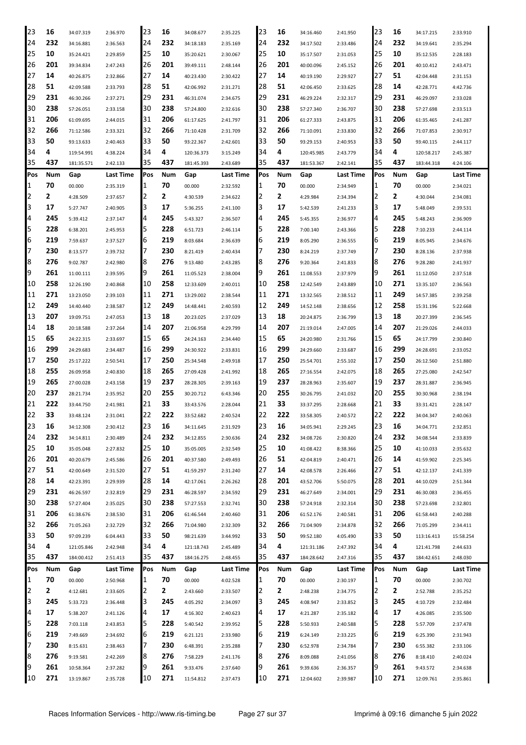| 23 | 16 | 34:07.319 | 2:36.970 | 23 | 16 | 34:08.677 | 2:35.225 | 23 | 16 | 34:16.460 | 2:41.950 | 23 | 16 | 34:17.215 | 2:33.910 |
|---|---|---|---|---|---|---|---|---|---|---|---|---|---|---|---|
| 24 | 232 | 34:16.881 | 2:36.563 | 24 | 232 | 34:18.183 | 2:35.169 | 24 | 232 | 34:17.502 | 2:33.486 | 24 | 232 | 34:19.641 | 2:35.294 |
| 25 | 10 | 35:24.421 | 2:29.859 | 25 | 10 | 35:20.621 | 2:30.067 | 25 | 10 | 35:17.507 | 2:31.053 | 25 | 10 | 35:12.535 | 2:28.183 |
| 26 | 201 | 39:34.834 | 2:47.243 | 26 | 201 | 39:49.111 | 2:48.144 | 26 | 201 | 40:00.096 | 2:45.152 | 26 | 201 | 40:10.412 | 2:43.471 |
| 27 | 14 | 40:26.875 | 2:32.866 | 27 | 14 | 40:23.430 | 2:30.422 | 27 | 14 | 40:19.190 | 2:29.927 | 27 | 51 | 42:04.448 | 2:31.153 |
| 28 | 51 | 42:09.588 | 2:33.793 | 28 | 51 | 42:06.992 | 2:31.271 | 28 | 51 | 42:06.450 | 2:33.625 | 28 | 14 | 42:28.771 | 4:42.736 |
| 29 | 231 | 46:30.266 | 2:37.271 | 29 | 231 | 46:31.074 | 2:34.675 | 29 | 231 | 46:29.224 | 2:32.317 | 29 | 231 | 46:29.097 | 2:33.028 |
| 30 | 238 | 57:26.051 | 2:33.158 | 30 | 238 | 57:24.800 | 2:32.616 | 30 | 238 | 57:27.340 | 2:36.707 | 30 | 238 | 57:27.698 | 2:33.513 |
| 31 | 206 | 61:09.695 | 2:44.015 | 31 | 206 | 61:17.625 | 2:41.797 | 31 | 206 | 61:27.333 | 2:43.875 | 31 | 206 | 61:35.465 | 2:41.287 |
| 32 | 266 | 71:12.586 | 2:33.321 | 32 | 266 | 71:10.428 | 2:31.709 | 32 | 266 | 71:10.091 | 2:33.830 | 32 | 266 | 71:07.853 | 2:30.917 |
| 33 | 50 | 93:13.633 | 2:40.463 | 33 | 50 | 93:22.367 | 2:42.601 | 33 | 50 | 93:29.153 | 2:40.953 | 33 | 50 | 93:40.115 | 2:44.117 |
| 34 | 4 | 119:54.991 | 4:38.224 | 34 | 4 | 120:36.373 | 3:15.249 | 34 | 4 | 120:45.985 | 2:43.779 | 34 | 4 | 120:58.217 | 2:45.387 |
| 35 | 437 | 181:35.571 | 2:42.133 | 35 | 437 | 181:45.393 | 2:43.689 | 35 | 437 | 181:53.367 | 2:42.141 | 35 | 437 | 183:44.318 | 4:24.106 |
| **Pos** | **Num** | **Gap** | **Last Time** | **Pos** | **Num** | **Gap** | **Last Time** | **Pos** | **Num** | **Gap** | **Last Time** | **Pos** | **Num** | **Gap** | **Last Time** |
| 1 | 70 | 00.000 | 2:35.319 | 1 | 70 | 00.000 | 2:32.592 | 1 | 70 | 00.000 | 2:34.949 | 1 | 70 | 00.000 | 2:34.021 |
| 2 | 2 | 4:28.509 | 2:37.657 | 2 | 2 | 4:30.539 | 2:34.622 | 2 | 2 | 4:29.984 | 2:34.394 | 2 | 2 | 4:30.044 | 2:34.081 |
| 3 | 17 | 5:27.747 | 2:40.905 | 3 | 17 | 5:36.255 | 2:41.100 | 3 | 17 | 5:42.539 | 2:41.233 | 3 | 17 | 5:48.049 | 2:39.531 |
| 4 | 245 | 5:39.412 | 2:37.147 | 4 | 245 | 5:43.327 | 2:36.507 | 4 | 245 | 5:45.355 | 2:36.977 | 4 | 245 | 5:48.243 | 2:36.909 |
| 5 | 228 | 6:38.201 | 2:45.953 | 5 | 228 | 6:51.723 | 2:46.114 | 5 | 228 | 7:00.140 | 2:43.366 | 5 | 228 | 7:10.233 | 2:44.114 |
| 6 | 219 | 7:59.637 | 2:37.527 | 6 | 219 | 8:03.684 | 2:36.639 | 6 | 219 | 8:05.290 | 2:36.555 | 6 | 219 | 8:05.945 | 2:34.676 |
| 7 | 230 | 8:13.577 | 2:39.732 | 7 | 230 | 8:21.419 | 2:40.434 | 7 | 230 | 8:24.219 | 2:37.749 | 7 | 230 | 8:28.136 | 2:37.938 |
| 8 | 276 | 9:02.787 | 2:42.980 | 8 | 276 | 9:13.480 | 2:43.285 | 8 | 276 | 9:20.364 | 2:41.833 | 8 | 276 | 9:28.280 | 2:41.937 |
| 9 | 261 | 11:00.111 | 2:39.595 | 9 | 261 | 11:05.523 | 2:38.004 | 9 | 261 | 11:08.553 | 2:37.979 | 9 | 261 | 11:12.050 | 2:37.518 |
| 10 | 258 | 12:26.190 | 2:40.868 | 10 | 258 | 12:33.609 | 2:40.011 | 10 | 258 | 12:42.549 | 2:43.889 | 10 | 271 | 13:35.107 | 2:36.563 |
| 11 | 271 | 13:23.050 | 2:39.103 | 11 | 271 | 13:29.002 | 2:38.544 | 11 | 271 | 13:32.565 | 2:38.512 | 11 | 249 | 14:57.385 | 2:39.258 |
| 12 | 249 | 14:40.440 | 2:38.587 | 12 | 249 | 14:48.441 | 2:40.593 | 12 | 249 | 14:52.148 | 2:38.656 | 12 | 258 | 15:31.196 | 5:22.668 |
| 13 | 207 | 19:09.751 | 2:47.053 | 13 | 18 | 20:23.025 | 2:37.029 | 13 | 18 | 20:24.875 | 2:36.799 | 13 | 18 | 20:27.399 | 2:36.545 |
| 14 | 18 | 20:18.588 | 2:37.264 | 14 | 207 | 21:06.958 | 4:29.799 | 14 | 207 | 21:19.014 | 2:47.005 | 14 | 207 | 21:29.026 | 2:44.033 |
| 15 | 65 | 24:22.315 | 2:33.697 | 15 | 65 | 24:24.163 | 2:34.440 | 15 | 65 | 24:20.980 | 2:31.766 | 15 | 65 | 24:17.799 | 2:30.840 |
| 16 | 299 | 24:29.683 | 2:34.487 | 16 | 299 | 24:30.922 | 2:33.831 | 16 | 299 | 24:29.660 | 2:33.687 | 16 | 299 | 24:28.691 | 2:33.052 |
| 17 | 250 | 25:17.222 | 2:50.541 | 17 | 250 | 25:34.548 | 2:49.918 | 17 | 250 | 25:54.701 | 2:55.102 | 17 | 250 | 26:12.560 | 2:51.880 |
| 18 | 255 | 26:09.958 | 2:40.830 | 18 | 265 | 27:09.428 | 2:41.992 | 18 | 265 | 27:16.554 | 2:42.075 | 18 | 265 | 27:25.080 | 2:42.547 |
| 19 | 265 | 27:00.028 | 2:43.158 | 19 | 237 | 28:28.305 | 2:39.163 | 19 | 237 | 28:28.963 | 2:35.607 | 19 | 237 | 28:31.887 | 2:36.945 |
| 20 | 237 | 28:21.734 | 2:35.952 | 20 | 255 | 30:20.712 | 6:43.346 | 20 | 255 | 30:26.795 | 2:41.032 | 20 | 255 | 30:30.968 | 2:38.194 |
| 21 | 222 | 33:44.750 | 2:41.981 | 21 | 33 | 33:43.576 | 2:28.044 | 21 | 33 | 33:37.295 | 2:28.668 | 21 | 33 | 33:31.421 | 2:28.147 |
| 22 | 33 | 33:48.124 | 2:31.041 | 22 | 222 | 33:52.682 | 2:40.524 | 22 | 222 | 33:58.305 | 2:40.572 | 22 | 222 | 34:04.347 | 2:40.063 |
| 23 | 16 | 34:12.308 | 2:30.412 | 23 | 16 | 34:11.645 | 2:31.929 | 23 | 16 | 34:05.941 | 2:29.245 | 23 | 16 | 34:04.771 | 2:32.851 |
| 24 | 232 | 34:14.811 | 2:30.489 | 24 | 232 | 34:12.855 | 2:30.636 | 24 | 232 | 34:08.726 | 2:30.820 | 24 | 232 | 34:08.544 | 2:33.839 |
| 25 | 10 | 35:05.048 | 2:27.832 | 25 | 10 | 35:05.005 | 2:32.549 | 25 | 10 | 41:08.422 | 8:38.366 | 25 | 10 | 41:10.033 | 2:35.632 |
| 26 | 201 | 40:20.679 | 2:45.586 | 26 | 201 | 40:37.580 | 2:49.493 | 26 | 51 | 42:04.819 | 2:40.471 | 26 | 14 | 41:59.902 | 2:25.345 |
| 27 | 51 | 42:00.649 | 2:31.520 | 27 | 51 | 41:59.297 | 2:31.240 | 27 | 14 | 42:08.578 | 2:26.466 | 27 | 51 | 42:12.137 | 2:41.339 |
| 28 | 14 | 42:23.391 | 2:29.939 | 28 | 14 | 42:17.061 | 2:26.262 | 28 | 201 | 43:52.706 | 5:50.075 | 28 | 201 | 44:10.029 | 2:51.344 |
| 29 | 231 | 46:26.597 | 2:32.819 | 29 | 231 | 46:28.597 | 2:34.592 | 29 | 231 | 46:27.649 | 2:34.001 | 29 | 231 | 46:30.083 | 2:36.455 |
| 30 | 238 | 57:27.404 | 2:35.025 | 30 | 238 | 57:27.553 | 2:32.741 | 30 | 238 | 57:24.918 | 2:32.314 | 30 | 238 | 57:23.698 | 2:32.801 |
| 31 | 206 | 61:38.676 | 2:38.530 | 31 | 206 | 61:46.544 | 2:40.460 | 31 | 206 | 61:52.176 | 2:40.581 | 31 | 206 | 61:58.443 | 2:40.288 |
| 32 | 266 | 71:05.263 | 2:32.729 | 32 | 266 | 71:04.980 | 2:32.309 | 32 | 266 | 71:04.909 | 2:34.878 | 32 | 266 | 71:05.299 | 2:34.411 |
| 33 | 50 | 97:09.239 | 6:04.443 | 33 | 50 | 98:21.639 | 3:44.992 | 33 | 50 | 99:52.180 | 4:05.490 | 33 | 50 | 113:16.413 | 15:58.254 |
| 34 | 4 | 121:05.846 | 2:42.948 | 34 | 4 | 121:18.743 | 2:45.489 | 34 | 4 | 121:31.186 | 2:47.392 | 34 | 4 | 121:41.798 | 2:44.633 |
| 35 | 437 | 184:00.412 | 2:51.413 | 35 | 437 | 184:16.275 | 2:48.455 | 35 | 437 | 184:28.642 | 2:47.316 | 35 | 437 | 184:42.651 | 2:48.030 |
| **Pos** | **Num** | **Gap** | **Last Time** | **Pos** | **Num** | **Gap** | **Last Time** | **Pos** | **Num** | **Gap** | **Last Time** | **Pos** | **Num** | **Gap** | **Last Time** |
| 1 | 70 | 00.000 | 2:50.968 | 1 | 70 | 00.000 | 4:02.528 | 1 | 70 | 00.000 | 2:30.197 | 1 | 70 | 00.000 | 2:30.702 |
| 2 | 2 | 4:12.681 | 2:33.605 | 2 | 2 | 2:43.660 | 2:33.507 | 2 | 2 | 2:48.238 | 2:34.775 | 2 | 2 | 2:52.788 | 2:35.252 |
| 3 | 245 | 5:33.723 | 2:36.448 | 3 | 245 | 4:05.292 | 2:34.097 | 3 | 245 | 4:08.947 | 2:33.852 | 3 | 245 | 4:10.729 | 2:32.484 |
| 4 | 17 | 5:38.207 | 2:41.126 | 4 | 17 | 4:16.302 | 2:40.623 | 4 | 17 | 4:21.287 | 2:35.182 | 4 | 17 | 4:26.085 | 2:35.500 |
| 5 | 228 | 7:03.118 | 2:43.853 | 5 | 228 | 5:40.542 | 2:39.952 | 5 | 228 | 5:50.933 | 2:40.588 | 5 | 228 | 5:57.709 | 2:37.478 |
| 6 | 219 | 7:49.669 | 2:34.692 | 6 | 219 | 6:21.121 | 2:33.980 | 6 | 219 | 6:24.149 | 2:33.225 | 6 | 219 | 6:25.390 | 2:31.943 |
| 7 | 230 | 8:15.631 | 2:38.463 | 7 | 230 | 6:48.391 | 2:35.288 | 7 | 230 | 6:52.978 | 2:34.784 | 7 | 230 | 6:55.382 | 2:33.106 |
| 8 | 276 | 9:19.581 | 2:42.269 | 8 | 276 | 7:58.229 | 2:41.176 | 8 | 276 | 8:09.088 | 2:41.056 | 8 | 276 | 8:18.410 | 2:40.024 |
| 9 | 261 | 10:58.364 | 2:37.282 | 9 | 261 | 9:33.476 | 2:37.640 | 9 | 261 | 9:39.636 | 2:36.357 | 9 | 261 | 9:43.572 | 2:34.638 |
| 10 | 271 | 13:19.867 | 2:35.728 | 10 | 271 | 11:54.812 | 2:37.473 | 10 | 271 | 12:04.602 | 2:39.987 | 10 | 271 | 12:09.761 | 2:35.861 |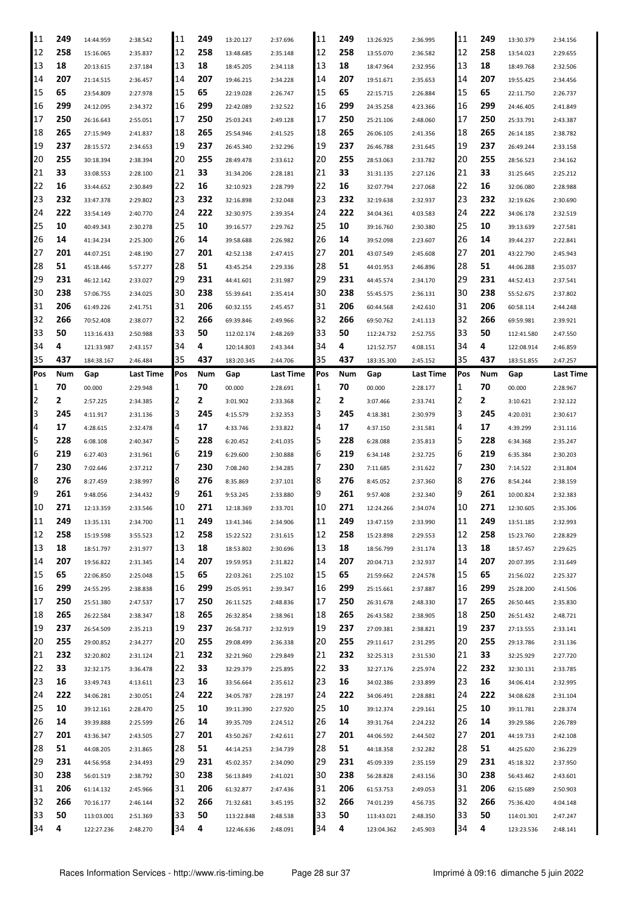| Pos | Num | Gap | Last Time | Pos | Num | Gap | Last Time | Pos | Num | Gap | Last Time | Pos | Num | Gap | Last Time |
|---|---|---|---|---|---|---|---|---|---|---|---|---|---|---|---|
| 11 | 249 | 14:44.959 | 2:38.542 | 11 | 249 | 13:20.127 | 2:37.696 | 11 | 249 | 13:26.925 | 2:36.995 | 11 | 249 | 13:30.379 | 2:34.156 |
| 12 | 258 | 15:16.065 | 2:35.837 | 12 | 258 | 13:48.685 | 2:35.148 | 12 | 258 | 13:55.070 | 2:36.582 | 12 | 258 | 13:54.023 | 2:29.655 |
| 13 | 18 | 20:13.615 | 2:37.184 | 13 | 18 | 18:45.205 | 2:34.118 | 13 | 18 | 18:47.964 | 2:32.956 | 13 | 18 | 18:49.768 | 2:32.506 |
| 14 | 207 | 21:14.515 | 2:36.457 | 14 | 207 | 19:46.215 | 2:34.228 | 14 | 207 | 19:51.671 | 2:35.653 | 14 | 207 | 19:55.425 | 2:34.456 |
| 15 | 65 | 23:54.809 | 2:27.978 | 15 | 65 | 22:19.028 | 2:26.747 | 15 | 65 | 22:15.715 | 2:26.884 | 15 | 65 | 22:11.750 | 2:26.737 |
| 16 | 299 | 24:12.095 | 2:34.372 | 16 | 299 | 22:42.089 | 2:32.522 | 16 | 299 | 24:35.258 | 4:23.366 | 16 | 299 | 24:46.405 | 2:41.849 |
| 17 | 250 | 26:16.643 | 2:55.051 | 17 | 250 | 25:03.243 | 2:49.128 | 17 | 250 | 25:21.106 | 2:48.060 | 17 | 250 | 25:33.791 | 2:43.387 |
| 18 | 265 | 27:15.949 | 2:41.837 | 18 | 265 | 25:54.946 | 2:41.525 | 18 | 265 | 26:06.105 | 2:41.356 | 18 | 265 | 26:14.185 | 2:38.782 |
| 19 | 237 | 28:15.572 | 2:34.653 | 19 | 237 | 26:45.340 | 2:32.296 | 19 | 237 | 26:46.788 | 2:31.645 | 19 | 237 | 26:49.244 | 2:33.158 |
| 20 | 255 | 30:18.394 | 2:38.394 | 20 | 255 | 28:49.478 | 2:33.612 | 20 | 255 | 28:53.063 | 2:33.782 | 20 | 255 | 28:56.523 | 2:34.162 |
| 21 | 33 | 33:08.553 | 2:28.100 | 21 | 33 | 31:34.206 | 2:28.181 | 21 | 33 | 31:31.135 | 2:27.126 | 21 | 33 | 31:25.645 | 2:25.212 |
| 22 | 16 | 33:44.652 | 2:30.849 | 22 | 16 | 32:10.923 | 2:28.799 | 22 | 16 | 32:07.794 | 2:27.068 | 22 | 16 | 32:06.080 | 2:28.988 |
| 23 | 232 | 33:47.378 | 2:29.802 | 23 | 232 | 32:16.898 | 2:32.048 | 23 | 232 | 32:19.638 | 2:32.937 | 23 | 232 | 32:19.626 | 2:30.690 |
| 24 | 222 | 33:54.149 | 2:40.770 | 24 | 222 | 32:30.975 | 2:39.354 | 24 | 222 | 34:04.361 | 4:03.583 | 24 | 222 | 34:06.178 | 2:32.519 |
| 25 | 10 | 40:49.343 | 2:30.278 | 25 | 10 | 39:16.577 | 2:29.762 | 25 | 10 | 39:16.760 | 2:30.380 | 25 | 10 | 39:13.639 | 2:27.581 |
| 26 | 14 | 41:34.234 | 2:25.300 | 26 | 14 | 39:58.688 | 2:26.982 | 26 | 14 | 39:52.098 | 2:23.607 | 26 | 14 | 39:44.237 | 2:22.841 |
| 27 | 201 | 44:07.251 | 2:48.190 | 27 | 201 | 42:52.138 | 2:47.415 | 27 | 201 | 43:07.549 | 2:45.608 | 27 | 201 | 43:22.790 | 2:45.943 |
| 28 | 51 | 45:18.446 | 5:57.277 | 28 | 51 | 43:45.254 | 2:29.336 | 28 | 51 | 44:01.953 | 2:46.896 | 28 | 51 | 44:06.288 | 2:35.037 |
| 29 | 231 | 46:12.142 | 2:33.027 | 29 | 231 | 44:41.601 | 2:31.987 | 29 | 231 | 44:45.574 | 2:34.170 | 29 | 231 | 44:52.413 | 2:37.541 |
| 30 | 238 | 57:06.755 | 2:34.025 | 30 | 238 | 55:39.641 | 2:35.414 | 30 | 238 | 55:45.575 | 2:36.131 | 30 | 238 | 55:52.675 | 2:37.802 |
| 31 | 206 | 61:49.226 | 2:41.751 | 31 | 206 | 60:32.155 | 2:45.457 | 31 | 206 | 60:44.568 | 2:42.610 | 31 | 206 | 60:58.114 | 2:44.248 |
| 32 | 266 | 70:52.408 | 2:38.077 | 32 | 266 | 69:39.846 | 2:49.966 | 32 | 266 | 69:50.762 | 2:41.113 | 32 | 266 | 69:59.981 | 2:39.921 |
| 33 | 50 | 113:16.433 | 2:50.988 | 33 | 50 | 112:02.174 | 2:48.269 | 33 | 50 | 112:24.732 | 2:52.755 | 33 | 50 | 112:41.580 | 2:47.550 |
| 34 | 4 | 121:33.987 | 2:43.157 | 34 | 4 | 120:14.803 | 2:43.344 | 34 | 4 | 121:52.757 | 4:08.151 | 34 | 4 | 122:08.914 | 2:46.859 |
| 35 | 437 | 184:38.167 | 2:46.484 | 35 | 437 | 183:20.345 | 2:44.706 | 35 | 437 | 183:35.300 | 2:45.152 | 35 | 437 | 183:51.855 | 2:47.257 |

| Pos | Num | Gap | Last Time | Pos | Num | Gap | Last Time | Pos | Num | Gap | Last Time | Pos | Num | Gap | Last Time |
|---|---|---|---|---|---|---|---|---|---|---|---|---|---|---|---|
| 1 | 70 | 00.000 | 2:29.948 | 1 | 70 | 00.000 | 2:28.691 | 1 | 70 | 00.000 | 2:28.177 | 1 | 70 | 00.000 | 2:28.967 |
| 2 | 2 | 2:57.225 | 2:34.385 | 2 | 2 | 3:01.902 | 2:33.368 | 2 | 2 | 3:07.466 | 2:33.741 | 2 | 2 | 3:10.621 | 2:32.122 |
| 3 | 245 | 4:11.917 | 2:31.136 | 3 | 245 | 4:15.579 | 2:32.353 | 3 | 245 | 4:18.381 | 2:30.979 | 3 | 245 | 4:20.031 | 2:30.617 |
| 4 | 17 | 4:28.615 | 2:32.478 | 4 | 17 | 4:33.746 | 2:33.822 | 4 | 17 | 4:37.150 | 2:31.581 | 4 | 17 | 4:39.299 | 2:31.116 |
| 5 | 228 | 6:08.108 | 2:40.347 | 5 | 228 | 6:20.452 | 2:41.035 | 5 | 228 | 6:28.088 | 2:35.813 | 5 | 228 | 6:34.368 | 2:35.247 |
| 6 | 219 | 6:27.403 | 2:31.961 | 6 | 219 | 6:29.600 | 2:30.888 | 6 | 219 | 6:34.148 | 2:32.725 | 6 | 219 | 6:35.384 | 2:30.203 |
| 7 | 230 | 7:02.646 | 2:37.212 | 7 | 230 | 7:08.240 | 2:34.285 | 7 | 230 | 7:11.685 | 2:31.622 | 7 | 230 | 7:14.522 | 2:31.804 |
| 8 | 276 | 8:27.459 | 2:38.997 | 8 | 276 | 8:35.869 | 2:37.101 | 8 | 276 | 8:45.052 | 2:37.360 | 8 | 276 | 8:54.244 | 2:38.159 |
| 9 | 261 | 9:48.056 | 2:34.432 | 9 | 261 | 9:53.245 | 2:33.880 | 9 | 261 | 9:57.408 | 2:32.340 | 9 | 261 | 10:00.824 | 2:32.383 |
| 10 | 271 | 12:13.359 | 2:33.546 | 10 | 271 | 12:18.369 | 2:33.701 | 10 | 271 | 12:24.266 | 2:34.074 | 10 | 271 | 12:30.605 | 2:35.306 |
| 11 | 249 | 13:35.131 | 2:34.700 | 11 | 249 | 13:41.346 | 2:34.906 | 11 | 249 | 13:47.159 | 2:33.990 | 11 | 249 | 13:51.185 | 2:32.993 |
| 12 | 258 | 15:19.598 | 3:55.523 | 12 | 258 | 15:22.522 | 2:31.615 | 12 | 258 | 15:23.898 | 2:29.553 | 12 | 258 | 15:23.760 | 2:28.829 |
| 13 | 18 | 18:51.797 | 2:31.977 | 13 | 18 | 18:53.802 | 2:30.696 | 13 | 18 | 18:56.799 | 2:31.174 | 13 | 18 | 18:57.457 | 2:29.625 |
| 14 | 207 | 19:56.822 | 2:31.345 | 14 | 207 | 19:59.953 | 2:31.822 | 14 | 207 | 20:04.713 | 2:32.937 | 14 | 207 | 20:07.395 | 2:31.649 |
| 15 | 65 | 22:06.850 | 2:25.048 | 15 | 65 | 22:03.261 | 2:25.102 | 15 | 65 | 21:59.662 | 2:24.578 | 15 | 65 | 21:56.022 | 2:25.327 |
| 16 | 299 | 24:55.295 | 2:38.838 | 16 | 299 | 25:05.951 | 2:39.347 | 16 | 299 | 25:15.661 | 2:37.887 | 16 | 299 | 25:28.200 | 2:41.506 |
| 17 | 250 | 25:51.380 | 2:47.537 | 17 | 250 | 26:11.525 | 2:48.836 | 17 | 250 | 26:31.678 | 2:48.330 | 17 | 265 | 26:50.445 | 2:35.830 |
| 18 | 265 | 26:22.584 | 2:38.347 | 18 | 265 | 26:32.854 | 2:38.961 | 18 | 265 | 26:43.582 | 2:38.905 | 18 | 250 | 26:51.432 | 2:48.721 |
| 19 | 237 | 26:54.509 | 2:35.213 | 19 | 237 | 26:58.737 | 2:32.919 | 19 | 237 | 27:09.381 | 2:38.821 | 19 | 237 | 27:13.555 | 2:33.141 |
| 20 | 255 | 29:00.852 | 2:34.277 | 20 | 255 | 29:08.499 | 2:36.338 | 20 | 255 | 29:11.617 | 2:31.295 | 20 | 255 | 29:13.786 | 2:31.136 |
| 21 | 232 | 32:20.802 | 2:31.124 | 21 | 232 | 32:21.960 | 2:29.849 | 21 | 232 | 32:25.313 | 2:31.530 | 21 | 33 | 32:25.929 | 2:27.720 |
| 22 | 33 | 32:32.175 | 3:36.478 | 22 | 33 | 32:29.379 | 2:25.895 | 22 | 33 | 32:27.176 | 2:25.974 | 22 | 232 | 32:30.131 | 2:33.785 |
| 23 | 16 | 33:49.743 | 4:13.611 | 23 | 16 | 33:56.664 | 2:35.612 | 23 | 16 | 34:02.386 | 2:33.899 | 23 | 16 | 34:06.414 | 2:32.995 |
| 24 | 222 | 34:06.281 | 2:30.051 | 24 | 222 | 34:05.787 | 2:28.197 | 24 | 222 | 34:06.491 | 2:28.881 | 24 | 222 | 34:08.628 | 2:31.104 |
| 25 | 10 | 39:12.161 | 2:28.470 | 25 | 10 | 39:11.390 | 2:27.920 | 25 | 10 | 39:12.374 | 2:29.161 | 25 | 10 | 39:11.781 | 2:28.374 |
| 26 | 14 | 39:39.888 | 2:25.599 | 26 | 14 | 39:35.709 | 2:24.512 | 26 | 14 | 39:31.764 | 2:24.232 | 26 | 14 | 39:29.586 | 2:26.789 |
| 27 | 201 | 43:36.347 | 2:43.505 | 27 | 201 | 43:50.267 | 2:42.611 | 27 | 201 | 44:06.592 | 2:44.502 | 27 | 201 | 44:19.733 | 2:42.108 |
| 28 | 51 | 44:08.205 | 2:31.865 | 28 | 51 | 44:14.253 | 2:34.739 | 28 | 51 | 44:18.358 | 2:32.282 | 28 | 51 | 44:25.620 | 2:36.229 |
| 29 | 231 | 44:56.958 | 2:34.493 | 29 | 231 | 45:02.357 | 2:34.090 | 29 | 231 | 45:09.339 | 2:35.159 | 29 | 231 | 45:18.322 | 2:37.950 |
| 30 | 238 | 56:01.519 | 2:38.792 | 30 | 238 | 56:13.849 | 2:41.021 | 30 | 238 | 56:28.828 | 2:43.156 | 30 | 238 | 56:43.462 | 2:43.601 |
| 31 | 206 | 61:14.132 | 2:45.966 | 31 | 206 | 61:32.877 | 2:47.436 | 31 | 206 | 61:53.753 | 2:49.053 | 31 | 206 | 62:15.689 | 2:50.903 |
| 32 | 266 | 70:16.177 | 2:46.144 | 32 | 266 | 71:32.681 | 3:45.195 | 32 | 266 | 74:01.239 | 4:56.735 | 32 | 266 | 75:36.420 | 4:04.148 |
| 33 | 50 | 113:03.001 | 2:51.369 | 33 | 50 | 113:22.848 | 2:48.538 | 33 | 50 | 113:43.021 | 2:48.350 | 33 | 50 | 114:01.301 | 2:47.247 |
| 34 | 4 | 122:27.236 | 2:48.270 | 34 | 4 | 122:46.636 | 2:48.091 | 34 | 4 | 123:04.362 | 2:45.903 | 34 | 4 | 123:23.536 | 2:48.141 |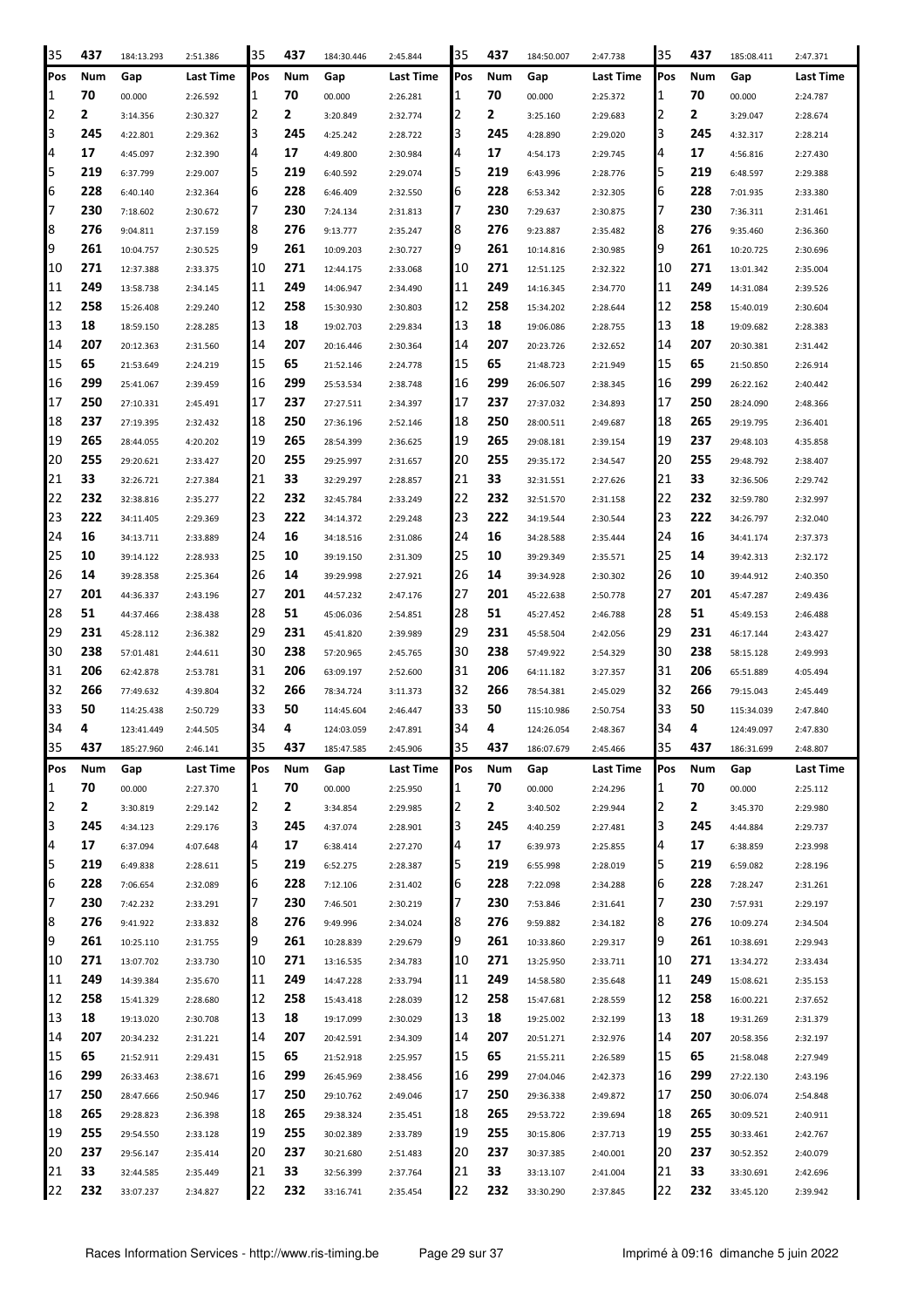| Pos | Num | Gap | Last Time | Pos | Num | Gap | Last Time | Pos | Num | Gap | Last Time | Pos | Num | Gap | Last Time |
|---|---|---|---|---|---|---|---|---|---|---|---|---|---|---|---|
| 35 | 437 | 184:13.293 | 2:51.386 | 35 | 437 | 184:30.446 | 2:45.844 | 35 | 437 | 184:50.007 | 2:47.738 | 35 | 437 | 185:08.411 | 2:47.371 |

| Pos | Num | Gap | Last Time | Pos | Num | Gap | Last Time | Pos | Num | Gap | Last Time | Pos | Num | Gap | Last Time |
|---|---|---|---|---|---|---|---|---|---|---|---|---|---|---|---|
| 1 | 70 | 00.000 | 2:26.592 | 1 | 70 | 00.000 | 2:26.281 | 1 | 70 | 00.000 | 2:25.372 | 1 | 70 | 00.000 | 2:24.787 |
| 2 | 2 | 3:14.356 | 2:30.327 | 2 | 2 | 3:20.849 | 2:32.774 | 2 | 2 | 3:25.160 | 2:29.683 | 2 | 2 | 3:29.047 | 2:28.674 |
| 3 | 245 | 4:22.801 | 2:29.362 | 3 | 245 | 4:25.242 | 2:28.722 | 3 | 245 | 4:28.890 | 2:29.020 | 3 | 245 | 4:32.317 | 2:28.214 |
| 4 | 17 | 4:45.097 | 2:32.390 | 4 | 17 | 4:49.800 | 2:30.984 | 4 | 17 | 4:54.173 | 2:29.745 | 4 | 17 | 4:56.816 | 2:27.430 |
| 5 | 219 | 6:37.799 | 2:29.007 | 5 | 219 | 6:40.592 | 2:29.074 | 5 | 219 | 6:43.996 | 2:28.776 | 5 | 219 | 6:48.597 | 2:29.388 |
| 6 | 228 | 6:40.140 | 2:32.364 | 6 | 228 | 6:46.409 | 2:32.550 | 6 | 228 | 6:53.342 | 2:32.305 | 6 | 228 | 7:01.935 | 2:33.380 |
| 7 | 230 | 7:18.602 | 2:30.672 | 7 | 230 | 7:24.134 | 2:31.813 | 7 | 230 | 7:29.637 | 2:30.875 | 7 | 230 | 7:36.311 | 2:31.461 |
| 8 | 276 | 9:04.811 | 2:37.159 | 8 | 276 | 9:13.777 | 2:35.247 | 8 | 276 | 9:23.887 | 2:35.482 | 8 | 276 | 9:35.460 | 2:36.360 |
| 9 | 261 | 10:04.757 | 2:30.525 | 9 | 261 | 10:09.203 | 2:30.727 | 9 | 261 | 10:14.816 | 2:30.985 | 9 | 261 | 10:20.725 | 2:30.696 |
| 10 | 271 | 12:37.388 | 2:33.375 | 10 | 271 | 12:44.175 | 2:33.068 | 10 | 271 | 12:51.125 | 2:32.322 | 10 | 271 | 13:01.342 | 2:35.004 |
| 11 | 249 | 13:58.738 | 2:34.145 | 11 | 249 | 14:06.947 | 2:34.490 | 11 | 249 | 14:16.345 | 2:34.770 | 11 | 249 | 14:31.084 | 2:39.526 |
| 12 | 258 | 15:26.408 | 2:29.240 | 12 | 258 | 15:30.930 | 2:30.803 | 12 | 258 | 15:34.202 | 2:28.644 | 12 | 258 | 15:40.019 | 2:30.604 |
| 13 | 18 | 18:59.150 | 2:28.285 | 13 | 18 | 19:02.703 | 2:29.834 | 13 | 18 | 19:06.086 | 2:28.755 | 13 | 18 | 19:09.682 | 2:28.383 |
| 14 | 207 | 20:12.363 | 2:31.560 | 14 | 207 | 20:16.446 | 2:30.364 | 14 | 207 | 20:23.726 | 2:32.652 | 14 | 207 | 20:30.381 | 2:31.442 |
| 15 | 65 | 21:53.649 | 2:24.219 | 15 | 65 | 21:52.146 | 2:24.778 | 15 | 65 | 21:48.723 | 2:21.949 | 15 | 65 | 21:50.850 | 2:26.914 |
| 16 | 299 | 25:41.067 | 2:39.459 | 16 | 299 | 25:53.534 | 2:38.748 | 16 | 299 | 26:06.507 | 2:38.345 | 16 | 299 | 26:22.162 | 2:40.442 |
| 17 | 250 | 27:10.331 | 2:45.491 | 17 | 237 | 27:27.511 | 2:34.397 | 17 | 237 | 27:37.032 | 2:34.893 | 17 | 250 | 28:24.090 | 2:48.366 |
| 18 | 237 | 27:19.395 | 2:32.432 | 18 | 250 | 27:36.196 | 2:52.146 | 18 | 250 | 28:00.511 | 2:49.687 | 18 | 265 | 29:19.795 | 2:36.401 |
| 19 | 265 | 28:44.055 | 4:20.202 | 19 | 265 | 28:54.399 | 2:36.625 | 19 | 265 | 29:08.181 | 2:39.154 | 19 | 237 | 29:48.103 | 4:35.858 |
| 20 | 255 | 29:20.621 | 2:33.427 | 20 | 255 | 29:25.997 | 2:31.657 | 20 | 255 | 29:35.172 | 2:34.547 | 20 | 255 | 29:48.792 | 2:38.407 |
| 21 | 33 | 32:26.721 | 2:27.384 | 21 | 33 | 32:29.297 | 2:28.857 | 21 | 33 | 32:31.551 | 2:27.626 | 21 | 33 | 32:36.506 | 2:29.742 |
| 22 | 232 | 32:38.816 | 2:35.277 | 22 | 232 | 32:45.784 | 2:33.249 | 22 | 232 | 32:51.570 | 2:31.158 | 22 | 232 | 32:59.780 | 2:32.997 |
| 23 | 222 | 34:11.405 | 2:29.369 | 23 | 222 | 34:14.372 | 2:29.248 | 23 | 222 | 34:19.544 | 2:30.544 | 23 | 222 | 34:26.797 | 2:32.040 |
| 24 | 16 | 34:13.711 | 2:33.889 | 24 | 16 | 34:18.516 | 2:31.086 | 24 | 16 | 34:28.588 | 2:35.444 | 24 | 16 | 34:41.174 | 2:37.373 |
| 25 | 10 | 39:14.122 | 2:28.933 | 25 | 10 | 39:19.150 | 2:31.309 | 25 | 10 | 39:29.349 | 2:35.571 | 25 | 14 | 39:42.313 | 2:32.172 |
| 26 | 14 | 39:28.358 | 2:25.364 | 26 | 14 | 39:29.998 | 2:27.921 | 26 | 14 | 39:34.928 | 2:30.302 | 26 | 10 | 39:44.912 | 2:40.350 |
| 27 | 201 | 44:36.337 | 2:43.196 | 27 | 201 | 44:57.232 | 2:47.176 | 27 | 201 | 45:22.638 | 2:50.778 | 27 | 201 | 45:47.287 | 2:49.436 |
| 28 | 51 | 44:37.466 | 2:38.438 | 28 | 51 | 45:06.036 | 2:54.851 | 28 | 51 | 45:27.452 | 2:46.788 | 28 | 51 | 45:49.153 | 2:46.488 |
| 29 | 231 | 45:28.112 | 2:36.382 | 29 | 231 | 45:41.820 | 2:39.989 | 29 | 231 | 45:58.504 | 2:42.056 | 29 | 231 | 46:17.144 | 2:43.427 |
| 30 | 238 | 57:01.481 | 2:44.611 | 30 | 238 | 57:20.965 | 2:45.765 | 30 | 238 | 57:49.922 | 2:54.329 | 30 | 238 | 58:15.128 | 2:49.993 |
| 31 | 206 | 62:42.878 | 2:53.781 | 31 | 206 | 63:09.197 | 2:52.600 | 31 | 206 | 64:11.182 | 3:27.357 | 31 | 206 | 65:51.889 | 4:05.494 |
| 32 | 266 | 77:49.632 | 4:39.804 | 32 | 266 | 78:34.724 | 3:11.373 | 32 | 266 | 78:54.381 | 2:45.029 | 32 | 266 | 79:15.043 | 2:45.449 |
| 33 | 50 | 114:25.438 | 2:50.729 | 33 | 50 | 114:45.604 | 2:46.447 | 33 | 50 | 115:10.986 | 2:50.754 | 33 | 50 | 115:34.039 | 2:47.840 |
| 34 | 4 | 123:41.449 | 2:44.505 | 34 | 4 | 124:03.059 | 2:47.891 | 34 | 4 | 124:26.054 | 2:48.367 | 34 | 4 | 124:49.097 | 2:47.830 |
| 35 | 437 | 185:27.960 | 2:46.141 | 35 | 437 | 185:47.585 | 2:45.906 | 35 | 437 | 186:07.679 | 2:45.466 | 35 | 437 | 186:31.699 | 2:48.807 |

| Pos | Num | Gap | Last Time | Pos | Num | Gap | Last Time | Pos | Num | Gap | Last Time | Pos | Num | Gap | Last Time |
|---|---|---|---|---|---|---|---|---|---|---|---|---|---|---|---|
| 1 | 70 | 00.000 | 2:27.370 | 1 | 70 | 00.000 | 2:25.950 | 1 | 70 | 00.000 | 2:24.296 | 1 | 70 | 00.000 | 2:25.112 |
| 2 | 2 | 3:30.819 | 2:29.142 | 2 | 2 | 3:34.854 | 2:29.985 | 2 | 2 | 3:40.502 | 2:29.944 | 2 | 2 | 3:45.370 | 2:29.980 |
| 3 | 245 | 4:34.123 | 2:29.176 | 3 | 245 | 4:37.074 | 2:28.901 | 3 | 245 | 4:40.259 | 2:27.481 | 3 | 245 | 4:44.884 | 2:29.737 |
| 4 | 17 | 6:37.094 | 4:07.648 | 4 | 17 | 6:38.414 | 2:27.270 | 4 | 17 | 6:39.973 | 2:25.855 | 4 | 17 | 6:38.859 | 2:23.998 |
| 5 | 219 | 6:49.838 | 2:28.611 | 5 | 219 | 6:52.275 | 2:28.387 | 5 | 219 | 6:55.998 | 2:28.019 | 5 | 219 | 6:59.082 | 2:28.196 |
| 6 | 228 | 7:06.654 | 2:32.089 | 6 | 228 | 7:12.106 | 2:31.402 | 6 | 228 | 7:22.098 | 2:34.288 | 6 | 228 | 7:28.247 | 2:31.261 |
| 7 | 230 | 7:42.232 | 2:33.291 | 7 | 230 | 7:46.501 | 2:30.219 | 7 | 230 | 7:53.846 | 2:31.641 | 7 | 230 | 7:57.931 | 2:29.197 |
| 8 | 276 | 9:41.922 | 2:33.832 | 8 | 276 | 9:49.996 | 2:34.024 | 8 | 276 | 9:59.882 | 2:34.182 | 8 | 276 | 10:09.274 | 2:34.504 |
| 9 | 261 | 10:25.110 | 2:31.755 | 9 | 261 | 10:28.839 | 2:29.679 | 9 | 261 | 10:33.860 | 2:29.317 | 9 | 261 | 10:38.691 | 2:29.943 |
| 10 | 271 | 13:07.702 | 2:33.730 | 10 | 271 | 13:16.535 | 2:34.783 | 10 | 271 | 13:25.950 | 2:33.711 | 10 | 271 | 13:34.272 | 2:33.434 |
| 11 | 249 | 14:39.384 | 2:35.670 | 11 | 249 | 14:47.228 | 2:33.794 | 11 | 249 | 14:58.580 | 2:35.648 | 11 | 249 | 15:08.621 | 2:35.153 |
| 12 | 258 | 15:41.329 | 2:28.680 | 12 | 258 | 15:43.418 | 2:28.039 | 12 | 258 | 15:47.681 | 2:28.559 | 12 | 258 | 16:00.221 | 2:37.652 |
| 13 | 18 | 19:13.020 | 2:30.708 | 13 | 18 | 19:17.099 | 2:30.029 | 13 | 18 | 19:25.002 | 2:32.199 | 13 | 18 | 19:31.269 | 2:31.379 |
| 14 | 207 | 20:34.232 | 2:31.221 | 14 | 207 | 20:42.591 | 2:34.309 | 14 | 207 | 20:51.271 | 2:32.976 | 14 | 207 | 20:58.356 | 2:32.197 |
| 15 | 65 | 21:52.911 | 2:29.431 | 15 | 65 | 21:52.918 | 2:25.957 | 15 | 65 | 21:55.211 | 2:26.589 | 15 | 65 | 21:58.048 | 2:27.949 |
| 16 | 299 | 26:33.463 | 2:38.671 | 16 | 299 | 26:45.969 | 2:38.456 | 16 | 299 | 27:04.046 | 2:42.373 | 16 | 299 | 27:22.130 | 2:43.196 |
| 17 | 250 | 28:47.666 | 2:50.946 | 17 | 250 | 29:10.762 | 2:49.046 | 17 | 250 | 29:36.338 | 2:49.872 | 17 | 250 | 30:06.074 | 2:54.848 |
| 18 | 265 | 29:28.823 | 2:36.398 | 18 | 265 | 29:38.324 | 2:35.451 | 18 | 265 | 29:53.722 | 2:39.694 | 18 | 265 | 30:09.521 | 2:40.911 |
| 19 | 255 | 29:54.550 | 2:33.128 | 19 | 255 | 30:02.389 | 2:33.789 | 19 | 255 | 30:15.806 | 2:37.713 | 19 | 255 | 30:33.461 | 2:42.767 |
| 20 | 237 | 29:56.147 | 2:35.414 | 20 | 237 | 30:21.680 | 2:51.483 | 20 | 237 | 30:37.385 | 2:40.001 | 20 | 237 | 30:52.352 | 2:40.079 |
| 21 | 33 | 32:44.585 | 2:35.449 | 21 | 33 | 32:56.399 | 2:37.764 | 21 | 33 | 33:13.107 | 2:41.004 | 21 | 33 | 33:30.691 | 2:42.696 |
| 22 | 232 | 33:07.237 | 2:34.827 | 22 | 232 | 33:16.741 | 2:35.454 | 22 | 232 | 33:30.290 | 2:37.845 | 22 | 232 | 33:45.120 | 2:39.942 |

Races Information Services - http://www.ris-timing.be    Imprimé à 09:16 dimanche 5 juin 2022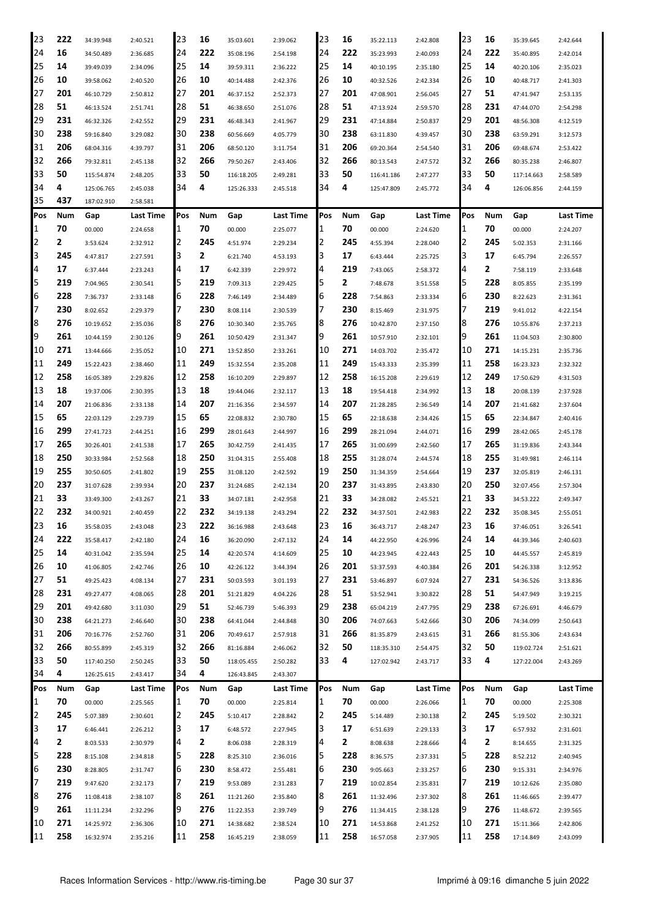| Pos | Num | Gap | Last Time | Pos | Num | Gap | Last Time | Pos | Num | Gap | Last Time | Pos | Num | Gap | Last Time |
|---|---|---|---|---|---|---|---|---|---|---|---|---|---|---|---|
| 23 | 222 | 34:39.948 | 2:40.521 | 23 | 16 | 35:03.601 | 2:39.062 | 23 | 16 | 35:22.113 | 2:42.808 | 23 | 16 | 35:39.645 | 2:42.644 |
| 24 | 16 | 34:50.489 | 2:36.685 | 24 | 222 | 35:08.196 | 2:54.198 | 24 | 222 | 35:23.993 | 2:40.093 | 24 | 222 | 35:40.895 | 2:42.014 |
| 25 | 14 | 39:49.039 | 2:34.096 | 25 | 14 | 39:59.311 | 2:36.222 | 25 | 14 | 40:10.195 | 2:35.180 | 25 | 14 | 40:20.106 | 2:35.023 |
| 26 | 10 | 39:58.062 | 2:40.520 | 26 | 10 | 40:14.488 | 2:42.376 | 26 | 10 | 40:32.526 | 2:42.334 | 26 | 10 | 40:48.717 | 2:41.303 |
| 27 | 201 | 46:10.729 | 2:50.812 | 27 | 201 | 46:37.152 | 2:52.373 | 27 | 201 | 47:08.901 | 2:56.045 | 27 | 51 | 47:41.947 | 2:53.135 |
| 28 | 51 | 46:13.524 | 2:51.741 | 28 | 51 | 46:38.650 | 2:51.076 | 28 | 51 | 47:13.924 | 2:59.570 | 28 | 231 | 47:44.070 | 2:54.298 |
| 29 | 231 | 46:32.326 | 2:42.552 | 29 | 231 | 46:48.343 | 2:41.967 | 29 | 231 | 47:14.884 | 2:50.837 | 29 | 201 | 48:56.308 | 4:12.519 |
| 30 | 238 | 59:16.840 | 3:29.082 | 30 | 238 | 60:56.669 | 4:05.779 | 30 | 238 | 63:11.830 | 4:39.457 | 30 | 238 | 63:59.291 | 3:12.573 |
| 31 | 206 | 68:04.316 | 4:39.797 | 31 | 206 | 68:50.120 | 3:11.754 | 31 | 206 | 69:20.364 | 2:54.540 | 31 | 206 | 69:48.674 | 2:53.422 |
| 32 | 266 | 79:32.811 | 2:45.138 | 32 | 266 | 79:50.267 | 2:43.406 | 32 | 266 | 80:13.543 | 2:47.572 | 32 | 266 | 80:35.238 | 2:46.807 |
| 33 | 50 | 115:54.874 | 2:48.205 | 33 | 50 | 116:18.205 | 2:49.281 | 33 | 50 | 116:41.186 | 2:47.277 | 33 | 50 | 117:14.663 | 2:58.589 |
| 34 | 4 | 125:06.765 | 2:45.038 | 34 | 4 | 125:26.333 | 2:45.518 | 34 | 4 | 125:47.809 | 2:45.772 | 34 | 4 | 126:06.856 | 2:44.159 |
| 35 | 437 | 187:02.910 | 2:58.581 | | | | | | | | | | | | |

| Pos | Num | Gap | Last Time | Pos | Num | Gap | Last Time | Pos | Num | Gap | Last Time | Pos | Num | Gap | Last Time |
|---|---|---|---|---|---|---|---|---|---|---|---|---|---|---|---|
| 1 | 70 | 00.000 | 2:24.658 | 1 | 70 | 00.000 | 2:25.077 | 1 | 70 | 00.000 | 2:24.620 | 1 | 70 | 00.000 | 2:24.207 |
| 2 | 2 | 3:53.624 | 2:32.912 | 2 | 245 | 4:51.974 | 2:29.234 | 2 | 245 | 4:55.394 | 2:28.040 | 2 | 245 | 5:02.353 | 2:31.166 |
| 3 | 245 | 4:47.817 | 2:27.591 | 3 | 2 | 6:21.740 | 4:53.193 | 3 | 17 | 6:43.444 | 2:25.725 | 3 | 17 | 6:45.794 | 2:26.557 |
| 4 | 17 | 6:37.444 | 2:23.243 | 4 | 17 | 6:42.339 | 2:29.972 | 4 | 219 | 7:43.065 | 2:58.372 | 4 | 2 | 7:58.119 | 2:33.648 |
| 5 | 219 | 7:04.965 | 2:30.541 | 5 | 219 | 7:09.313 | 2:29.425 | 5 | 2 | 7:48.678 | 3:51.558 | 5 | 228 | 8:05.855 | 2:35.199 |
| 6 | 228 | 7:36.737 | 2:33.148 | 6 | 228 | 7:46.149 | 2:34.489 | 6 | 228 | 7:54.863 | 2:33.334 | 6 | 230 | 8:22.623 | 2:31.361 |
| 7 | 230 | 8:02.652 | 2:29.379 | 7 | 230 | 8:08.114 | 2:30.539 | 7 | 230 | 8:15.469 | 2:31.975 | 7 | 219 | 9:41.012 | 4:22.154 |
| 8 | 276 | 10:19.652 | 2:35.036 | 8 | 276 | 10:30.340 | 2:35.765 | 8 | 276 | 10:42.870 | 2:37.150 | 8 | 276 | 10:55.876 | 2:37.213 |
| 9 | 261 | 10:44.159 | 2:30.126 | 9 | 261 | 10:50.429 | 2:31.347 | 9 | 261 | 10:57.910 | 2:32.101 | 9 | 261 | 11:04.503 | 2:30.800 |
| 10 | 271 | 13:44.666 | 2:35.052 | 10 | 271 | 13:52.850 | 2:33.261 | 10 | 271 | 14:03.702 | 2:35.472 | 10 | 271 | 14:15.231 | 2:35.736 |
| 11 | 249 | 15:22.423 | 2:38.460 | 11 | 249 | 15:32.554 | 2:35.208 | 11 | 249 | 15:43.333 | 2:35.399 | 11 | 258 | 16:23.323 | 2:32.322 |
| 12 | 258 | 16:05.389 | 2:29.826 | 12 | 258 | 16:10.209 | 2:29.897 | 12 | 258 | 16:15.208 | 2:29.619 | 12 | 249 | 17:50.629 | 4:31.503 |
| 13 | 18 | 19:37.006 | 2:30.395 | 13 | 18 | 19:44.046 | 2:32.117 | 13 | 18 | 19:54.418 | 2:34.992 | 13 | 18 | 20:08.139 | 2:37.928 |
| 14 | 207 | 21:06.836 | 2:33.138 | 14 | 207 | 21:16.356 | 2:34.597 | 14 | 207 | 21:28.285 | 2:36.549 | 14 | 207 | 21:41.682 | 2:37.604 |
| 15 | 65 | 22:03.129 | 2:29.739 | 15 | 65 | 22:08.832 | 2:30.780 | 15 | 65 | 22:18.638 | 2:34.426 | 15 | 65 | 22:34.847 | 2:40.416 |
| 16 | 299 | 27:41.723 | 2:44.251 | 16 | 299 | 28:01.643 | 2:44.997 | 16 | 299 | 28:21.094 | 2:44.071 | 16 | 299 | 28:42.065 | 2:45.178 |
| 17 | 265 | 30:26.401 | 2:41.538 | 17 | 265 | 30:42.759 | 2:41.435 | 17 | 265 | 31:00.699 | 2:42.560 | 17 | 265 | 31:19.836 | 2:43.344 |
| 18 | 250 | 30:33.984 | 2:52.568 | 18 | 250 | 31:04.315 | 2:55.408 | 18 | 255 | 31:28.074 | 2:44.574 | 18 | 255 | 31:49.981 | 2:46.114 |
| 19 | 255 | 30:50.605 | 2:41.802 | 19 | 255 | 31:08.120 | 2:42.592 | 19 | 250 | 31:34.359 | 2:54.664 | 19 | 237 | 32:05.819 | 2:46.131 |
| 20 | 237 | 31:07.628 | 2:39.934 | 20 | 237 | 31:24.685 | 2:42.134 | 20 | 237 | 31:43.895 | 2:43.830 | 20 | 250 | 32:07.456 | 2:57.304 |
| 21 | 33 | 33:49.300 | 2:43.267 | 21 | 33 | 34:07.181 | 2:42.958 | 21 | 33 | 34:28.082 | 2:45.521 | 21 | 33 | 34:53.222 | 2:49.347 |
| 22 | 232 | 34:00.921 | 2:40.459 | 22 | 232 | 34:19.138 | 2:43.294 | 22 | 232 | 34:37.501 | 2:42.983 | 22 | 232 | 35:08.345 | 2:55.051 |
| 23 | 16 | 35:58.035 | 2:43.048 | 23 | 222 | 36:16.988 | 2:43.648 | 23 | 16 | 36:43.717 | 2:48.247 | 23 | 16 | 37:46.051 | 3:26.541 |
| 24 | 222 | 35:58.417 | 2:42.180 | 24 | 16 | 36:20.090 | 2:47.132 | 24 | 14 | 44:22.950 | 4:26.996 | 24 | 14 | 44:39.346 | 2:40.603 |
| 25 | 14 | 40:31.042 | 2:35.594 | 25 | 14 | 42:20.574 | 4:14.609 | 25 | 10 | 44:23.945 | 4:22.443 | 25 | 10 | 44:45.557 | 2:45.819 |
| 26 | 10 | 41:06.805 | 2:42.746 | 26 | 10 | 42:26.122 | 3:44.394 | 26 | 201 | 53:37.593 | 4:40.384 | 26 | 201 | 54:26.338 | 3:12.952 |
| 27 | 51 | 49:25.423 | 4:08.134 | 27 | 231 | 50:03.593 | 3:01.193 | 27 | 231 | 53:46.897 | 6:07.924 | 27 | 231 | 54:36.526 | 3:13.836 |
| 28 | 231 | 49:27.477 | 4:08.065 | 28 | 201 | 51:21.829 | 4:04.226 | 28 | 51 | 53:52.941 | 3:30.822 | 28 | 51 | 54:47.949 | 3:19.215 |
| 29 | 201 | 49:42.680 | 3:11.030 | 29 | 51 | 52:46.739 | 5:46.393 | 29 | 238 | 65:04.219 | 2:47.795 | 29 | 238 | 67:26.691 | 4:46.679 |
| 30 | 238 | 64:21.273 | 2:46.640 | 30 | 238 | 64:41.044 | 2:44.848 | 30 | 206 | 74:07.663 | 5:42.666 | 30 | 206 | 74:34.099 | 2:50.643 |
| 31 | 206 | 70:16.776 | 2:52.760 | 31 | 206 | 70:49.617 | 2:57.918 | 31 | 266 | 81:35.879 | 2:43.615 | 31 | 266 | 81:55.306 | 2:43.634 |
| 32 | 266 | 80:55.899 | 2:45.319 | 32 | 266 | 81:16.884 | 2:46.062 | 32 | 50 | 118:35.310 | 2:54.475 | 32 | 50 | 119:02.724 | 2:51.621 |
| 33 | 50 | 117:40.250 | 2:50.245 | 33 | 50 | 118:05.455 | 2:50.282 | 33 | 4 | 127:02.942 | 2:43.717 | 33 | 4 | 127:22.004 | 2:43.269 |
| 34 | 4 | 126:25.615 | 2:43.417 | 34 | 4 | 126:43.845 | 2:43.307 | | | | | | | | |

| Pos | Num | Gap | Last Time | Pos | Num | Gap | Last Time | Pos | Num | Gap | Last Time | Pos | Num | Gap | Last Time |
|---|---|---|---|---|---|---|---|---|---|---|---|---|---|---|---|
| 1 | 70 | 00.000 | 2:25.565 | 1 | 70 | 00.000 | 2:25.814 | 1 | 70 | 00.000 | 2:26.066 | 1 | 70 | 00.000 | 2:25.308 |
| 2 | 245 | 5:07.389 | 2:30.601 | 2 | 245 | 5:10.417 | 2:28.842 | 2 | 245 | 5:14.489 | 2:30.138 | 2 | 245 | 5:19.502 | 2:30.321 |
| 3 | 17 | 6:46.441 | 2:26.212 | 3 | 17 | 6:48.572 | 2:27.945 | 3 | 17 | 6:51.639 | 2:29.133 | 3 | 17 | 6:57.932 | 2:31.601 |
| 4 | 2 | 8:03.533 | 2:30.979 | 4 | 2 | 8:06.038 | 2:28.319 | 4 | 2 | 8:08.638 | 2:28.666 | 4 | 2 | 8:14.655 | 2:31.325 |
| 5 | 228 | 8:15.108 | 2:34.818 | 5 | 228 | 8:25.310 | 2:36.016 | 5 | 228 | 8:36.575 | 2:37.331 | 5 | 228 | 8:52.212 | 2:40.945 |
| 6 | 230 | 8:28.805 | 2:31.747 | 6 | 230 | 8:58.472 | 2:55.481 | 6 | 230 | 9:05.663 | 2:33.257 | 6 | 230 | 9:15.331 | 2:34.976 |
| 7 | 219 | 9:47.620 | 2:32.173 | 7 | 219 | 9:53.089 | 2:31.283 | 7 | 219 | 10:02.854 | 2:35.831 | 7 | 219 | 10:12.626 | 2:35.080 |
| 8 | 276 | 11:08.418 | 2:38.107 | 8 | 261 | 11:21.260 | 2:35.840 | 8 | 261 | 11:32.496 | 2:37.302 | 8 | 261 | 11:46.665 | 2:39.477 |
| 9 | 261 | 11:11.234 | 2:32.296 | 9 | 276 | 11:22.353 | 2:39.749 | 9 | 276 | 11:34.415 | 2:38.128 | 9 | 276 | 11:48.672 | 2:39.565 |
| 10 | 271 | 14:25.972 | 2:36.306 | 10 | 271 | 14:38.682 | 2:38.524 | 10 | 271 | 14:53.868 | 2:41.252 | 10 | 271 | 15:11.366 | 2:42.806 |
| 11 | 258 | 16:32.974 | 2:35.216 | 11 | 258 | 16:45.219 | 2:38.059 | 11 | 258 | 16:57.058 | 2:37.905 | 11 | 258 | 17:14.849 | 2:43.099 |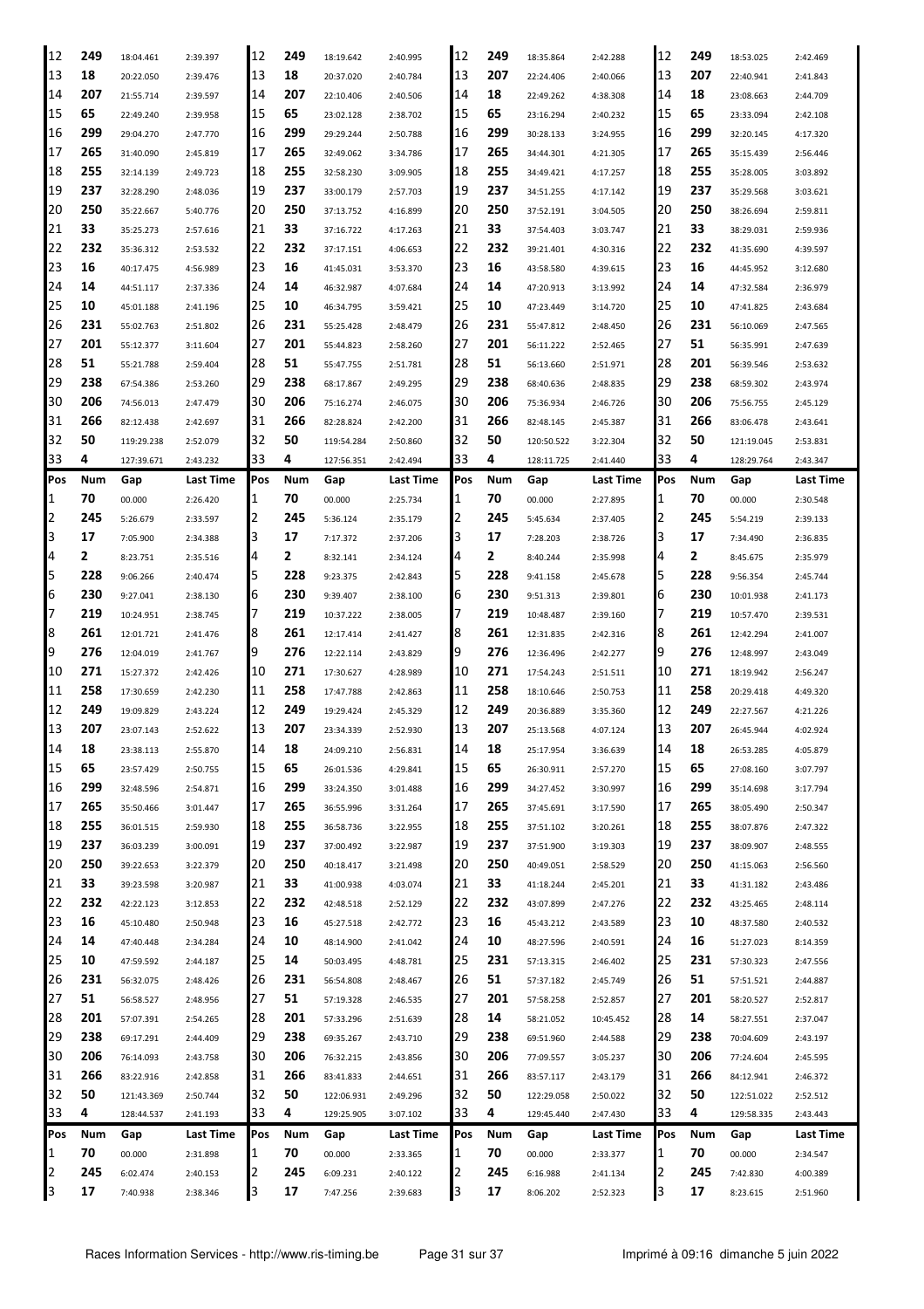| Pos | Num | Gap | Last Time | Pos | Num | Gap | Last Time | Pos | Num | Gap | Last Time | Pos | Num | Gap | Last Time |
|---|---|---|---|---|---|---|---|---|---|---|---|---|---|---|---|
| 12 | 249 | 18:04.461 | 2:39.397 | 12 | 249 | 18:19.642 | 2:40.995 | 12 | 249 | 18:35.864 | 2:42.288 | 12 | 249 | 18:53.025 | 2:42.469 |
| 13 | 18 | 20:22.050 | 2:39.476 | 13 | 18 | 20:37.020 | 2:40.784 | 13 | 207 | 22:24.406 | 2:40.066 | 13 | 207 | 22:40.941 | 2:41.843 |
| 14 | 207 | 21:55.714 | 2:39.597 | 14 | 207 | 22:10.406 | 2:40.506 | 14 | 18 | 22:49.262 | 4:38.308 | 14 | 18 | 23:08.663 | 2:44.709 |
| 15 | 65 | 22:49.240 | 2:39.958 | 15 | 65 | 23:02.128 | 2:38.702 | 15 | 65 | 23:16.294 | 2:40.232 | 15 | 65 | 23:33.094 | 2:42.108 |
| 16 | 299 | 29:04.270 | 2:47.770 | 16 | 299 | 29:29.244 | 2:50.788 | 16 | 299 | 30:28.133 | 3:24.955 | 16 | 299 | 32:20.145 | 4:17.320 |
| 17 | 265 | 31:40.090 | 2:45.819 | 17 | 265 | 32:49.062 | 3:34.786 | 17 | 265 | 34:44.301 | 4:21.305 | 17 | 265 | 35:15.439 | 2:56.446 |
| 18 | 255 | 32:14.139 | 2:49.723 | 18 | 255 | 32:58.230 | 3:09.905 | 18 | 255 | 34:49.421 | 4:17.257 | 18 | 255 | 35:28.005 | 3:03.892 |
| 19 | 237 | 32:28.290 | 2:48.036 | 19 | 237 | 33:00.179 | 2:57.703 | 19 | 237 | 34:51.255 | 4:17.142 | 19 | 237 | 35:29.568 | 3:03.621 |
| 20 | 250 | 35:22.667 | 5:40.776 | 20 | 250 | 37:13.752 | 4:16.899 | 20 | 250 | 37:52.191 | 3:04.505 | 20 | 250 | 38:26.694 | 2:59.811 |
| 21 | 33 | 35:25.273 | 2:57.616 | 21 | 33 | 37:16.722 | 4:17.263 | 21 | 33 | 37:54.403 | 3:03.747 | 21 | 33 | 38:29.031 | 2:59.936 |
| 22 | 232 | 35:36.312 | 2:53.532 | 22 | 232 | 37:17.151 | 4:06.653 | 22 | 232 | 39:21.401 | 4:30.316 | 22 | 232 | 41:35.690 | 4:39.597 |
| 23 | 16 | 40:17.475 | 4:56.989 | 23 | 16 | 41:45.031 | 3:53.370 | 23 | 16 | 43:58.580 | 4:39.615 | 23 | 16 | 44:45.952 | 3:12.680 |
| 24 | 14 | 44:51.117 | 2:37.336 | 24 | 14 | 46:32.987 | 4:07.684 | 24 | 14 | 47:20.913 | 3:13.992 | 24 | 14 | 47:32.584 | 2:36.979 |
| 25 | 10 | 45:01.188 | 2:41.196 | 25 | 10 | 46:34.795 | 3:59.421 | 25 | 10 | 47:23.449 | 3:14.720 | 25 | 10 | 47:41.825 | 2:43.684 |
| 26 | 231 | 55:02.763 | 2:51.802 | 26 | 231 | 55:25.428 | 2:48.479 | 26 | 231 | 55:47.812 | 2:48.450 | 26 | 231 | 56:10.069 | 2:47.565 |
| 27 | 201 | 55:12.377 | 3:11.604 | 27 | 201 | 55:44.823 | 2:58.260 | 27 | 201 | 56:11.222 | 2:52.465 | 27 | 51 | 56:35.991 | 2:47.639 |
| 28 | 51 | 55:21.788 | 2:59.404 | 28 | 51 | 55:47.755 | 2:51.781 | 28 | 51 | 56:13.660 | 2:51.971 | 28 | 201 | 56:39.546 | 2:53.632 |
| 29 | 238 | 67:54.386 | 2:53.260 | 29 | 238 | 68:17.867 | 2:49.295 | 29 | 238 | 68:40.636 | 2:48.835 | 29 | 238 | 68:59.302 | 2:43.974 |
| 30 | 206 | 74:56.013 | 2:47.479 | 30 | 206 | 75:16.274 | 2:46.075 | 30 | 206 | 75:36.934 | 2:46.726 | 30 | 206 | 75:56.755 | 2:45.129 |
| 31 | 266 | 82:12.438 | 2:42.697 | 31 | 266 | 82:28.824 | 2:42.200 | 31 | 266 | 82:48.145 | 2:45.387 | 31 | 266 | 83:06.478 | 2:43.641 |
| 32 | 50 | 119:29.238 | 2:52.079 | 32 | 50 | 119:54.284 | 2:50.860 | 32 | 50 | 120:50.522 | 3:22.304 | 32 | 50 | 121:19.045 | 2:53.831 |
| 33 | 4 | 127:39.671 | 2:43.232 | 33 | 4 | 127:56.351 | 2:42.494 | 33 | 4 | 128:11.725 | 2:41.440 | 33 | 4 | 128:29.764 | 2:43.347 |

| Pos | Num | Gap | Last Time | Pos | Num | Gap | Last Time | Pos | Num | Gap | Last Time | Pos | Num | Gap | Last Time |
|---|---|---|---|---|---|---|---|---|---|---|---|---|---|---|---|
| 1 | 70 | 00.000 | 2:26.420 | 1 | 70 | 00.000 | 2:25.734 | 1 | 70 | 00.000 | 2:27.895 | 1 | 70 | 00.000 | 2:30.548 |
| 2 | 245 | 5:26.679 | 2:33.597 | 2 | 245 | 5:36.124 | 2:35.179 | 2 | 245 | 5:45.634 | 2:37.405 | 2 | 245 | 5:54.219 | 2:39.133 |
| 3 | 17 | 7:05.900 | 2:34.388 | 3 | 17 | 7:17.372 | 2:37.206 | 3 | 17 | 7:28.203 | 2:38.726 | 3 | 17 | 7:34.490 | 2:36.835 |
| 4 | 2 | 8:23.751 | 2:35.516 | 4 | 2 | 8:32.141 | 2:34.124 | 4 | 2 | 8:40.244 | 2:35.998 | 4 | 2 | 8:45.675 | 2:35.979 |
| 5 | 228 | 9:06.266 | 2:40.474 | 5 | 228 | 9:23.375 | 2:42.843 | 5 | 228 | 9:41.158 | 2:45.678 | 5 | 228 | 9:56.354 | 2:45.744 |
| 6 | 230 | 9:27.041 | 2:38.130 | 6 | 230 | 9:39.407 | 2:38.100 | 6 | 230 | 9:51.313 | 2:39.801 | 6 | 230 | 10:01.938 | 2:41.173 |
| 7 | 219 | 10:24.951 | 2:38.745 | 7 | 219 | 10:37.222 | 2:38.005 | 7 | 219 | 10:48.487 | 2:39.160 | 7 | 219 | 10:57.470 | 2:39.531 |
| 8 | 261 | 12:01.721 | 2:41.476 | 8 | 261 | 12:17.414 | 2:41.427 | 8 | 261 | 12:31.835 | 2:42.316 | 8 | 261 | 12:42.294 | 2:41.007 |
| 9 | 276 | 12:04.019 | 2:41.767 | 9 | 276 | 12:22.114 | 2:43.829 | 9 | 276 | 12:36.496 | 2:42.277 | 9 | 276 | 12:48.997 | 2:43.049 |
| 10 | 271 | 15:27.372 | 2:42.426 | 10 | 271 | 17:30.627 | 4:28.989 | 10 | 271 | 17:54.243 | 2:51.511 | 10 | 271 | 18:19.942 | 2:56.247 |
| 11 | 258 | 17:30.659 | 2:42.230 | 11 | 258 | 17:47.788 | 2:42.863 | 11 | 258 | 18:10.646 | 2:50.753 | 11 | 258 | 20:29.418 | 4:49.320 |
| 12 | 249 | 19:09.829 | 2:43.224 | 12 | 249 | 19:29.424 | 2:45.329 | 12 | 249 | 20:36.889 | 3:35.360 | 12 | 249 | 22:27.567 | 4:21.226 |
| 13 | 207 | 23:07.143 | 2:52.622 | 13 | 207 | 23:34.339 | 2:52.930 | 13 | 207 | 25:13.568 | 4:07.124 | 13 | 207 | 26:45.944 | 4:02.924 |
| 14 | 18 | 23:38.113 | 2:55.870 | 14 | 18 | 24:09.210 | 2:56.831 | 14 | 18 | 25:17.954 | 3:36.639 | 14 | 18 | 26:53.285 | 4:05.879 |
| 15 | 65 | 23:57.429 | 2:50.755 | 15 | 65 | 26:01.536 | 4:29.841 | 15 | 65 | 26:30.911 | 2:57.270 | 15 | 65 | 27:08.160 | 3:07.797 |
| 16 | 299 | 32:48.596 | 2:54.871 | 16 | 299 | 33:24.350 | 3:01.488 | 16 | 299 | 34:27.452 | 3:30.997 | 16 | 299 | 35:14.698 | 3:17.794 |
| 17 | 265 | 35:50.466 | 3:01.447 | 17 | 265 | 36:55.996 | 3:31.264 | 17 | 265 | 37:45.691 | 3:17.590 | 17 | 265 | 38:05.490 | 2:50.347 |
| 18 | 255 | 36:01.515 | 2:59.930 | 18 | 255 | 36:58.736 | 3:22.955 | 18 | 255 | 37:51.102 | 3:20.261 | 18 | 255 | 38:07.876 | 2:47.322 |
| 19 | 237 | 36:03.239 | 3:00.091 | 19 | 237 | 37:00.492 | 3:22.987 | 19 | 237 | 37:51.900 | 3:19.303 | 19 | 237 | 38:09.907 | 2:48.555 |
| 20 | 250 | 39:22.653 | 3:22.379 | 20 | 250 | 40:18.417 | 3:21.498 | 20 | 250 | 40:49.051 | 2:58.529 | 20 | 250 | 41:15.063 | 2:56.560 |
| 21 | 33 | 39:23.598 | 3:20.987 | 21 | 33 | 41:00.938 | 4:03.074 | 21 | 33 | 41:18.244 | 2:45.201 | 21 | 33 | 41:31.182 | 2:43.486 |
| 22 | 232 | 42:22.123 | 3:12.853 | 22 | 232 | 42:48.518 | 2:52.129 | 22 | 232 | 43:07.899 | 2:47.276 | 22 | 232 | 43:25.465 | 2:48.114 |
| 23 | 16 | 45:10.480 | 2:50.948 | 23 | 16 | 45:27.518 | 2:42.772 | 23 | 16 | 45:43.212 | 2:43.589 | 23 | 10 | 48:37.580 | 2:40.532 |
| 24 | 14 | 47:40.448 | 2:34.284 | 24 | 10 | 48:14.900 | 2:41.042 | 24 | 10 | 48:27.596 | 2:40.591 | 24 | 16 | 51:27.023 | 8:14.359 |
| 25 | 10 | 47:59.592 | 2:44.187 | 25 | 14 | 50:03.495 | 4:48.781 | 25 | 231 | 57:13.315 | 2:46.402 | 25 | 231 | 57:30.323 | 2:47.556 |
| 26 | 231 | 56:32.075 | 2:48.426 | 26 | 231 | 56:54.808 | 2:48.467 | 26 | 51 | 57:37.182 | 2:45.749 | 26 | 51 | 57:51.521 | 2:44.887 |
| 27 | 51 | 56:58.527 | 2:48.956 | 27 | 51 | 57:19.328 | 2:46.535 | 27 | 201 | 57:58.258 | 2:52.857 | 27 | 201 | 58:20.527 | 2:52.817 |
| 28 | 201 | 57:07.391 | 2:54.265 | 28 | 201 | 57:33.296 | 2:51.639 | 28 | 14 | 58:21.052 | 10:45.452 | 28 | 14 | 58:27.551 | 2:37.047 |
| 29 | 238 | 69:17.291 | 2:44.409 | 29 | 238 | 69:35.267 | 2:43.710 | 29 | 238 | 69:51.960 | 2:44.588 | 29 | 238 | 70:04.609 | 2:43.197 |
| 30 | 206 | 76:14.093 | 2:43.758 | 30 | 206 | 76:32.215 | 2:43.856 | 30 | 206 | 77:09.557 | 3:05.237 | 30 | 206 | 77:24.604 | 2:45.595 |
| 31 | 266 | 83:22.916 | 2:42.858 | 31 | 266 | 83:41.833 | 2:44.651 | 31 | 266 | 83:57.117 | 2:43.179 | 31 | 266 | 84:12.941 | 2:46.372 |
| 32 | 50 | 121:43.369 | 2:50.744 | 32 | 50 | 122:06.931 | 2:49.296 | 32 | 50 | 122:29.058 | 2:50.022 | 32 | 50 | 122:51.022 | 2:52.512 |
| 33 | 4 | 128:44.537 | 2:41.193 | 33 | 4 | 129:25.905 | 3:07.102 | 33 | 4 | 129:45.440 | 2:47.430 | 33 | 4 | 129:58.335 | 2:43.443 |

| Pos | Num | Gap | Last Time | Pos | Num | Gap | Last Time | Pos | Num | Gap | Last Time | Pos | Num | Gap | Last Time |
|---|---|---|---|---|---|---|---|---|---|---|---|---|---|---|---|
| 1 | 70 | 00.000 | 2:31.898 | 1 | 70 | 00.000 | 2:33.365 | 1 | 70 | 00.000 | 2:33.377 | 1 | 70 | 00.000 | 2:34.547 |
| 2 | 245 | 6:02.474 | 2:40.153 | 2 | 245 | 6:09.231 | 2:40.122 | 2 | 245 | 6:16.988 | 2:41.134 | 2 | 245 | 7:42.830 | 4:00.389 |
| 3 | 17 | 7:40.938 | 2:38.346 | 3 | 17 | 7:47.256 | 2:39.683 | 3 | 17 | 8:06.202 | 2:52.323 | 3 | 17 | 8:23.615 | 2:51.960 |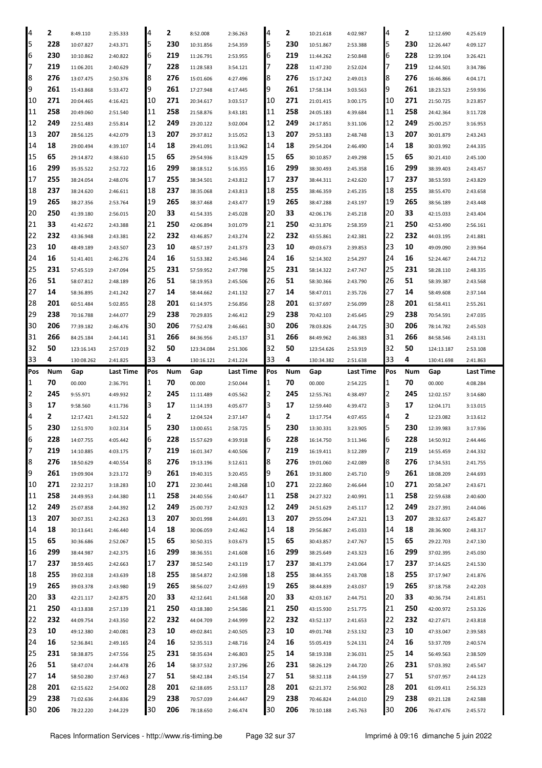| Pos | Num | Gap | Last Time | Pos | Num | Gap | Last Time | Pos | Num | Gap | Last Time | Pos | Num | Gap | Last Time |
|---|---|---|---|---|---|---|---|---|---|---|---|---|---|---|---|
| 4 | 2 | 8:49.110 | 2:35.333 | 4 | 2 | 8:52.008 | 2:36.263 | 4 | 2 | 10:21.618 | 4:02.987 | 4 | 2 | 12:12.690 | 4:25.619 |
| 5 | 228 | 10:07.827 | 2:43.371 | 5 | 230 | 10:31.856 | 2:54.359 | 5 | 230 | 10:51.867 | 2:53.388 | 5 | 230 | 12:26.447 | 4:09.127 |
| 6 | 230 | 10:10.862 | 2:40.822 | 6 | 219 | 11:26.791 | 2:53.955 | 6 | 219 | 11:44.262 | 2:50.848 | 6 | 228 | 12:39.104 | 3:26.421 |
| 7 | 219 | 11:06.201 | 2:40.629 | 7 | 228 | 11:28.583 | 3:54.121 | 7 | 228 | 11:47.230 | 2:52.024 | 7 | 219 | 12:44.501 | 3:34.786 |
| 8 | 276 | 13:07.475 | 2:50.376 | 8 | 276 | 15:01.606 | 4:27.496 | 8 | 276 | 15:17.242 | 2:49.013 | 8 | 276 | 16:46.866 | 4:04.171 |
| 9 | 261 | 15:43.868 | 5:33.472 | 9 | 261 | 17:27.948 | 4:17.445 | 9 | 261 | 17:58.134 | 3:03.563 | 9 | 261 | 18:23.523 | 2:59.936 |
| 10 | 271 | 20:04.465 | 4:16.421 | 10 | 271 | 20:34.617 | 3:03.517 | 10 | 271 | 21:01.415 | 3:00.175 | 10 | 271 | 21:50.725 | 3:23.857 |
| 11 | 258 | 20:49.060 | 2:51.540 | 11 | 258 | 21:58.876 | 3:43.181 | 11 | 258 | 24:05.183 | 4:39.684 | 11 | 258 | 24:42.364 | 3:11.728 |
| 12 | 249 | 22:51.483 | 2:55.814 | 12 | 249 | 23:20.122 | 3:02.004 | 12 | 249 | 24:17.851 | 3:31.106 | 12 | 249 | 25:00.257 | 3:16.953 |
| 13 | 207 | 28:56.125 | 4:42.079 | 13 | 207 | 29:37.812 | 3:15.052 | 13 | 207 | 29:53.183 | 2:48.748 | 13 | 207 | 30:01.879 | 2:43.243 |
| 14 | 18 | 29:00.494 | 4:39.107 | 14 | 18 | 29:41.091 | 3:13.962 | 14 | 18 | 29:54.204 | 2:46.490 | 14 | 18 | 30:03.992 | 2:44.335 |
| 15 | 65 | 29:14.872 | 4:38.610 | 15 | 65 | 29:54.936 | 3:13.429 | 15 | 65 | 30:10.857 | 2:49.298 | 15 | 65 | 30:21.410 | 2:45.100 |
| 16 | 299 | 35:35.522 | 2:52.722 | 16 | 299 | 38:18.512 | 5:16.355 | 16 | 299 | 38:30.493 | 2:45.358 | 16 | 299 | 38:39.403 | 2:43.457 |
| 17 | 255 | 38:24.054 | 2:48.076 | 17 | 255 | 38:34.501 | 2:43.812 | 17 | 237 | 38:44.311 | 2:42.620 | 17 | 237 | 38:53.593 | 2:43.829 |
| 18 | 237 | 38:24.620 | 2:46.611 | 18 | 237 | 38:35.068 | 2:43.813 | 18 | 255 | 38:46.359 | 2:45.235 | 18 | 255 | 38:55.470 | 2:43.658 |
| 19 | 265 | 38:27.356 | 2:53.764 | 19 | 265 | 38:37.468 | 2:43.477 | 19 | 265 | 38:47.288 | 2:43.197 | 19 | 265 | 38:56.189 | 2:43.448 |
| 20 | 250 | 41:39.180 | 2:56.015 | 20 | 33 | 41:54.335 | 2:45.028 | 20 | 33 | 42:06.176 | 2:45.218 | 20 | 33 | 42:15.033 | 2:43.404 |
| 21 | 33 | 41:42.672 | 2:43.388 | 21 | 250 | 42:06.894 | 3:01.079 | 21 | 250 | 42:31.876 | 2:58.359 | 21 | 250 | 42:53.490 | 2:56.161 |
| 22 | 232 | 43:36.948 | 2:43.381 | 22 | 232 | 43:46.857 | 2:43.274 | 22 | 232 | 43:55.861 | 2:42.381 | 22 | 232 | 44:03.195 | 2:41.881 |
| 23 | 10 | 48:49.189 | 2:43.507 | 23 | 10 | 48:57.197 | 2:41.373 | 23 | 10 | 49:03.673 | 2:39.853 | 23 | 10 | 49:09.090 | 2:39.964 |
| 24 | 16 | 51:41.401 | 2:46.276 | 24 | 16 | 51:53.382 | 2:45.346 | 24 | 16 | 52:14.302 | 2:54.297 | 24 | 16 | 52:24.467 | 2:44.712 |
| 25 | 231 | 57:45.519 | 2:47.094 | 25 | 231 | 57:59.952 | 2:47.798 | 25 | 231 | 58:14.322 | 2:47.747 | 25 | 231 | 58:28.110 | 2:48.335 |
| 26 | 51 | 58:07.812 | 2:48.189 | 26 | 51 | 58:19.953 | 2:45.506 | 26 | 51 | 58:30.366 | 2:43.790 | 26 | 51 | 58:39.387 | 2:43.568 |
| 27 | 14 | 58:36.895 | 2:41.242 | 27 | 14 | 58:44.662 | 2:41.132 | 27 | 14 | 58:47.011 | 2:35.726 | 27 | 14 | 58:49.608 | 2:37.144 |
| 28 | 201 | 60:51.484 | 5:02.855 | 28 | 201 | 61:14.975 | 2:56.856 | 28 | 201 | 61:37.697 | 2:56.099 | 28 | 201 | 61:58.411 | 2:55.261 |
| 29 | 238 | 70:16.788 | 2:44.077 | 29 | 238 | 70:29.835 | 2:46.412 | 29 | 238 | 70:42.103 | 2:45.645 | 29 | 238 | 70:54.591 | 2:47.035 |
| 30 | 206 | 77:39.182 | 2:46.476 | 30 | 206 | 77:52.478 | 2:46.661 | 30 | 206 | 78:03.826 | 2:44.725 | 30 | 206 | 78:14.782 | 2:45.503 |
| 31 | 266 | 84:25.184 | 2:44.141 | 31 | 266 | 84:36.956 | 2:45.137 | 31 | 266 | 84:49.962 | 2:46.383 | 31 | 266 | 84:58.546 | 2:43.131 |
| 32 | 50 | 123:16.143 | 2:57.019 | 32 | 50 | 123:34.084 | 2:51.306 | 32 | 50 | 123:54.626 | 2:53.919 | 32 | 50 | 124:13.187 | 2:53.108 |
| 33 | 4 | 130:08.262 | 2:41.825 | 33 | 4 | 130:16.121 | 2:41.224 | 33 | 4 | 130:34.382 | 2:51.638 | 33 | 4 | 130:41.698 | 2:41.863 |

| Pos | Num | Gap | Last Time | Pos | Num | Gap | Last Time | Pos | Num | Gap | Last Time | Pos | Num | Gap | Last Time |
|---|---|---|---|---|---|---|---|---|---|---|---|---|---|---|---|
| 1 | 70 | 00.000 | 2:36.791 | 1 | 70 | 00.000 | 2:50.044 | 1 | 70 | 00.000 | 2:54.225 | 1 | 70 | 00.000 | 4:08.284 |
| 2 | 245 | 9:55.971 | 4:49.932 | 2 | 245 | 11:11.489 | 4:05.562 | 2 | 245 | 12:55.761 | 4:38.497 | 2 | 245 | 12:02.157 | 3:14.680 |
| 3 | 17 | 9:58.560 | 4:11.736 | 3 | 17 | 11:14.193 | 4:05.677 | 3 | 17 | 12:59.440 | 4:39.472 | 3 | 17 | 12:04.171 | 3:13.015 |
| 4 | 2 | 12:17.421 | 2:41.522 | 4 | 2 | 12:04.524 | 2:37.147 | 4 | 2 | 13:17.754 | 4:07.455 | 4 | 2 | 12:23.082 | 3:13.612 |
| 5 | 230 | 12:51.970 | 3:02.314 | 5 | 230 | 13:00.651 | 2:58.725 | 5 | 230 | 13:30.331 | 3:23.905 | 5 | 230 | 12:39.983 | 3:17.936 |
| 6 | 228 | 14:07.755 | 4:05.442 | 6 | 228 | 15:57.629 | 4:39.918 | 6 | 228 | 16:14.750 | 3:11.346 | 6 | 228 | 14:50.912 | 2:44.446 |
| 7 | 219 | 14:10.885 | 4:03.175 | 7 | 219 | 16:01.347 | 4:40.506 | 7 | 219 | 16:19.411 | 3:12.289 | 7 | 219 | 14:55.459 | 2:44.332 |
| 8 | 276 | 18:50.629 | 4:40.554 | 8 | 276 | 19:13.196 | 3:12.611 | 8 | 276 | 19:01.060 | 2:42.089 | 8 | 276 | 17:34.531 | 2:41.755 |
| 9 | 261 | 19:09.904 | 3:23.172 | 9 | 261 | 19:40.315 | 3:20.455 | 9 | 261 | 19:31.800 | 2:45.710 | 9 | 261 | 18:08.209 | 2:44.693 |
| 10 | 271 | 22:32.217 | 3:18.283 | 10 | 271 | 22:30.441 | 2:48.268 | 10 | 271 | 22:22.860 | 2:46.644 | 10 | 271 | 20:58.247 | 2:43.671 |
| 11 | 258 | 24:49.953 | 2:44.380 | 11 | 258 | 24:40.556 | 2:40.647 | 11 | 258 | 24:27.322 | 2:40.991 | 11 | 258 | 22:59.638 | 2:40.600 |
| 12 | 249 | 25:07.858 | 2:44.392 | 12 | 249 | 25:00.737 | 2:42.923 | 12 | 249 | 24:51.629 | 2:45.117 | 12 | 249 | 23:27.391 | 2:44.046 |
| 13 | 207 | 30:07.351 | 2:42.263 | 13 | 207 | 30:01.998 | 2:44.691 | 13 | 207 | 29:55.094 | 2:47.321 | 13 | 207 | 28:32.637 | 2:45.827 |
| 14 | 18 | 30:13.641 | 2:46.440 | 14 | 18 | 30:06.059 | 2:42.462 | 14 | 18 | 29:56.867 | 2:45.033 | 14 | 18 | 28:36.900 | 2:48.317 |
| 15 | 65 | 30:36.686 | 2:52.067 | 15 | 65 | 30:50.315 | 3:03.673 | 15 | 65 | 30:43.857 | 2:47.767 | 15 | 65 | 29:22.703 | 2:47.130 |
| 16 | 299 | 38:44.987 | 2:42.375 | 16 | 299 | 38:36.551 | 2:41.608 | 16 | 299 | 38:25.649 | 2:43.323 | 16 | 299 | 37:02.395 | 2:45.030 |
| 17 | 237 | 38:59.465 | 2:42.663 | 17 | 237 | 38:52.540 | 2:43.119 | 17 | 237 | 38:41.379 | 2:43.064 | 17 | 237 | 37:14.625 | 2:41.530 |
| 18 | 255 | 39:02.318 | 2:43.639 | 18 | 255 | 38:54.872 | 2:42.598 | 18 | 255 | 38:44.355 | 2:43.708 | 18 | 255 | 37:17.947 | 2:41.876 |
| 19 | 265 | 39:03.378 | 2:43.980 | 19 | 265 | 38:56.027 | 2:42.693 | 19 | 265 | 38:44.839 | 2:43.037 | 19 | 265 | 37:18.758 | 2:42.203 |
| 20 | 33 | 42:21.117 | 2:42.875 | 20 | 33 | 42:12.641 | 2:41.568 | 20 | 33 | 42:03.167 | 2:44.751 | 20 | 33 | 40:36.734 | 2:41.851 |
| 21 | 250 | 43:13.838 | 2:57.139 | 21 | 250 | 43:18.380 | 2:54.586 | 21 | 250 | 43:15.930 | 2:51.775 | 21 | 250 | 42:00.972 | 2:53.326 |
| 22 | 232 | 44:09.754 | 2:43.350 | 22 | 232 | 44:04.709 | 2:44.999 | 22 | 232 | 43:52.137 | 2:41.653 | 22 | 232 | 42:27.671 | 2:43.818 |
| 23 | 10 | 49:12.380 | 2:40.081 | 23 | 10 | 49:02.841 | 2:40.505 | 23 | 10 | 49:01.748 | 2:53.132 | 23 | 10 | 47:33.047 | 2:39.583 |
| 24 | 16 | 52:36.841 | 2:49.165 | 24 | 16 | 52:35.513 | 2:48.716 | 24 | 16 | 55:05.419 | 5:24.131 | 24 | 16 | 53:37.709 | 2:40.574 |
| 25 | 231 | 58:38.875 | 2:47.556 | 25 | 231 | 58:35.634 | 2:46.803 | 25 | 14 | 58:19.338 | 2:36.031 | 25 | 14 | 56:49.563 | 2:38.509 |
| 26 | 51 | 58:47.074 | 2:44.478 | 26 | 14 | 58:37.532 | 2:37.296 | 26 | 231 | 58:26.129 | 2:44.720 | 26 | 231 | 57:03.392 | 2:45.547 |
| 27 | 14 | 58:50.280 | 2:37.463 | 27 | 51 | 58:42.184 | 2:45.154 | 27 | 51 | 58:32.118 | 2:44.159 | 27 | 51 | 57:07.957 | 2:44.123 |
| 28 | 201 | 62:15.622 | 2:54.002 | 28 | 201 | 62:18.695 | 2:53.117 | 28 | 201 | 62:21.372 | 2:56.902 | 28 | 201 | 61:09.411 | 2:56.323 |
| 29 | 238 | 71:02.636 | 2:44.836 | 29 | 238 | 70:57.039 | 2:44.447 | 29 | 238 | 70:46.824 | 2:44.010 | 29 | 238 | 69:21.128 | 2:42.588 |
| 30 | 206 | 78:22.220 | 2:44.229 | 30 | 206 | 78:18.650 | 2:46.474 | 30 | 206 | 78:10.188 | 2:45.763 | 30 | 206 | 76:47.476 | 2:45.572 |

Races Information Services - http://www.ris-timing.be    Imprimé à 09:16 dimanche 5 juin 2022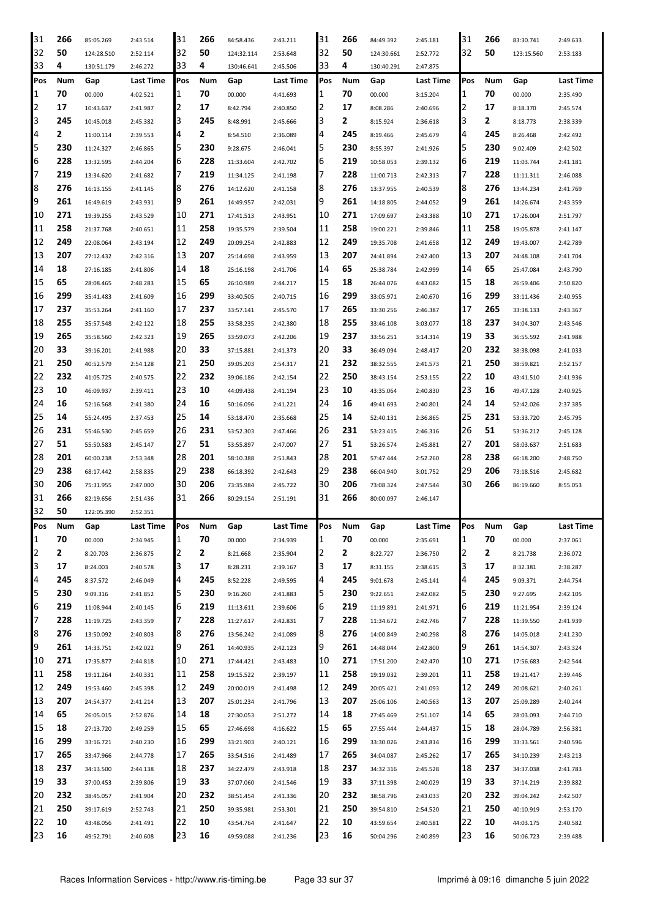| Pos | Num | Gap | Last Time | Pos | Num | Gap | Last Time | Pos | Num | Gap | Last Time | Pos | Num | Gap | Last Time |
|---|---|---|---|---|---|---|---|---|---|---|---|---|---|---|---|
| 31 | **266** | 85:05.269 | 2:43.514 | 31 | **266** | 84:58.436 | 2:43.211 | 31 | **266** | 84:49.392 | 2:45.181 | 31 | **266** | 83:30.741 | 2:49.633 |
| 32 | **50** | 124:28.510 | 2:52.114 | 32 | **50** | 124:32.114 | 2:53.648 | 32 | **50** | 124:30.661 | 2:52.772 | 32 | **50** | 123:15.560 | 2:53.183 |
| 33 | **4** | 130:51.179 | 2:46.272 | 33 | **4** | 130:46.641 | 2:45.506 | 33 | **4** | 130:40.291 | 2:47.875 | | | | |

| Pos | Num | Gap | Last Time | Pos | Num | Gap | Last Time | Pos | Num | Gap | Last Time | Pos | Num | Gap | Last Time |
|---|---|---|---|---|---|---|---|---|---|---|---|---|---|---|---|
| 1 | **70** | 00.000 | 4:02.521 | 1 | **70** | 00.000 | 4:41.693 | 1 | **70** | 00.000 | 3:15.204 | 1 | **70** | 00.000 | 2:35.490 |
| 2 | **17** | 10:43.637 | 2:41.987 | 2 | **17** | 8:42.794 | 2:40.850 | 2 | **17** | 8:08.286 | 2:40.696 | 2 | **17** | 8:18.370 | 2:45.574 |
| 3 | **245** | 10:45.018 | 2:45.382 | 3 | **245** | 8:48.991 | 2:45.666 | 3 | **2** | 8:15.924 | 2:36.618 | 3 | **2** | 8:18.773 | 2:38.339 |
| 4 | **2** | 11:00.114 | 2:39.553 | 4 | **2** | 8:54.510 | 2:36.089 | 4 | **245** | 8:19.466 | 2:45.679 | 4 | **245** | 8:26.468 | 2:42.492 |
| 5 | **230** | 11:24.327 | 2:46.865 | 5 | **230** | 9:28.675 | 2:46.041 | 5 | **230** | 8:55.397 | 2:41.926 | 5 | **230** | 9:02.409 | 2:42.502 |
| 6 | **228** | 13:32.595 | 2:44.204 | 6 | **228** | 11:33.604 | 2:42.702 | 6 | **219** | 10:58.053 | 2:39.132 | 6 | **219** | 11:03.744 | 2:41.181 |
| 7 | **219** | 13:34.620 | 2:41.682 | 7 | **219** | 11:34.125 | 2:41.198 | 7 | **228** | 11:00.713 | 2:42.313 | 7 | **228** | 11:11.311 | 2:46.088 |
| 8 | **276** | 16:13.155 | 2:41.145 | 8 | **276** | 14:12.620 | 2:41.158 | 8 | **276** | 13:37.955 | 2:40.539 | 8 | **276** | 13:44.234 | 2:41.769 |
| 9 | **261** | 16:49.619 | 2:43.931 | 9 | **261** | 14:49.957 | 2:42.031 | 9 | **261** | 14:18.805 | 2:44.052 | 9 | **261** | 14:26.674 | 2:43.359 |
| 10 | **271** | 19:39.255 | 2:43.529 | 10 | **271** | 17:41.513 | 2:43.951 | 10 | **271** | 17:09.697 | 2:43.388 | 10 | **271** | 17:26.004 | 2:51.797 |
| 11 | **258** | 21:37.768 | 2:40.651 | 11 | **258** | 19:35.579 | 2:39.504 | 11 | **258** | 19:00.221 | 2:39.846 | 11 | **258** | 19:05.878 | 2:41.147 |
| 12 | **249** | 22:08.064 | 2:43.194 | 12 | **249** | 20:09.254 | 2:42.883 | 12 | **249** | 19:35.708 | 2:41.658 | 12 | **249** | 19:43.007 | 2:42.789 |
| 13 | **207** | 27:12.432 | 2:42.316 | 13 | **207** | 25:14.698 | 2:43.959 | 13 | **207** | 24:41.894 | 2:42.400 | 13 | **207** | 24:48.108 | 2:41.704 |
| 14 | **18** | 27:16.185 | 2:41.806 | 14 | **18** | 25:16.198 | 2:41.706 | 14 | **65** | 25:38.784 | 2:42.999 | 14 | **65** | 25:47.084 | 2:43.790 |
| 15 | **65** | 28:08.465 | 2:48.283 | 15 | **65** | 26:10.989 | 2:44.217 | 15 | **18** | 26:44.076 | 4:43.082 | 15 | **18** | 26:59.406 | 2:50.820 |
| 16 | **299** | 35:41.483 | 2:41.609 | 16 | **299** | 33:40.505 | 2:40.715 | 16 | **299** | 33:05.971 | 2:40.670 | 16 | **299** | 33:11.436 | 2:40.955 |
| 17 | **237** | 35:53.264 | 2:41.160 | 17 | **237** | 33:57.141 | 2:45.570 | 17 | **265** | 33:30.256 | 2:46.387 | 17 | **265** | 33:38.133 | 2:43.367 |
| 18 | **255** | 35:57.548 | 2:42.122 | 18 | **255** | 33:58.235 | 2:42.380 | 18 | **255** | 33:46.108 | 3:03.077 | 18 | **237** | 34:04.307 | 2:43.546 |
| 19 | **265** | 35:58.560 | 2:42.323 | 19 | **265** | 33:59.073 | 2:42.206 | 19 | **237** | 33:56.251 | 3:14.314 | 19 | **33** | 36:55.592 | 2:41.988 |
| 20 | **33** | 39:16.201 | 2:41.988 | 20 | **33** | 37:15.881 | 2:41.373 | 20 | **33** | 36:49.094 | 2:48.417 | 20 | **232** | 38:38.098 | 2:41.033 |
| 21 | **250** | 40:52.579 | 2:54.128 | 21 | **250** | 39:05.203 | 2:54.317 | 21 | **232** | 38:32.555 | 2:41.573 | 21 | **250** | 38:59.821 | 2:52.157 |
| 22 | **232** | 41:05.725 | 2:40.575 | 22 | **232** | 39:06.186 | 2:42.154 | 22 | **250** | 38:43.154 | 2:53.155 | 22 | **10** | 43:41.510 | 2:41.936 |
| 23 | **10** | 46:09.937 | 2:39.411 | 23 | **10** | 44:09.438 | 2:41.194 | 23 | **10** | 43:35.064 | 2:40.830 | 23 | **16** | 49:47.128 | 2:40.925 |
| 24 | **16** | 52:16.568 | 2:41.380 | 24 | **16** | 50:16.096 | 2:41.221 | 24 | **16** | 49:41.693 | 2:40.801 | 24 | **14** | 52:42.026 | 2:37.385 |
| 25 | **14** | 55:24.495 | 2:37.453 | 25 | **14** | 53:18.470 | 2:35.668 | 25 | **14** | 52:40.131 | 2:36.865 | 25 | **231** | 53:33.720 | 2:45.795 |
| 26 | **231** | 55:46.530 | 2:45.659 | 26 | **231** | 53:52.303 | 2:47.466 | 26 | **231** | 53:23.415 | 2:46.316 | 26 | **51** | 53:36.212 | 2:45.128 |
| 27 | **51** | 55:50.583 | 2:45.147 | 27 | **51** | 53:55.897 | 2:47.007 | 27 | **51** | 53:26.574 | 2:45.881 | 27 | **201** | 58:03.637 | 2:51.683 |
| 28 | **201** | 60:00.238 | 2:53.348 | 28 | **201** | 58:10.388 | 2:51.843 | 28 | **201** | 57:47.444 | 2:52.260 | 28 | **238** | 66:18.200 | 2:48.750 |
| 29 | **238** | 68:17.442 | 2:58.835 | 29 | **238** | 66:18.392 | 2:42.643 | 29 | **238** | 66:04.940 | 3:01.752 | 29 | **206** | 73:18.516 | 2:45.682 |
| 30 | **206** | 75:31.955 | 2:47.000 | 30 | **206** | 73:35.984 | 2:45.722 | 30 | **206** | 73:08.324 | 2:47.544 | 30 | **266** | 86:19.660 | 8:55.053 |
| 31 | **266** | 82:19.656 | 2:51.436 | 31 | **266** | 80:29.154 | 2:51.191 | 31 | **266** | 80:00.097 | 2:46.147 | | | | |
| 32 | **50** | 122:05.390 | 2:52.351 | | | | | | | | | | | | |

| Pos | Num | Gap | Last Time | Pos | Num | Gap | Last Time | Pos | Num | Gap | Last Time | Pos | Num | Gap | Last Time |
|---|---|---|---|---|---|---|---|---|---|---|---|---|---|---|---|
| 1 | **70** | 00.000 | 2:34.945 | 1 | **70** | 00.000 | 2:34.939 | 1 | **70** | 00.000 | 2:35.691 | 1 | **70** | 00.000 | 2:37.061 |
| 2 | **2** | 8:20.703 | 2:36.875 | 2 | **2** | 8:21.668 | 2:35.904 | 2 | **2** | 8:22.727 | 2:36.750 | 2 | **2** | 8:21.738 | 2:36.072 |
| 3 | **17** | 8:24.003 | 2:40.578 | 3 | **17** | 8:28.231 | 2:39.167 | 3 | **17** | 8:31.155 | 2:38.615 | 3 | **17** | 8:32.381 | 2:38.287 |
| 4 | **245** | 8:37.572 | 2:46.049 | 4 | **245** | 8:52.228 | 2:49.595 | 4 | **245** | 9:01.678 | 2:45.141 | 4 | **245** | 9:09.371 | 2:44.754 |
| 5 | **230** | 9:09.316 | 2:41.852 | 5 | **230** | 9:16.260 | 2:41.883 | 5 | **230** | 9:22.651 | 2:42.082 | 5 | **230** | 9:27.695 | 2:42.105 |
| 6 | **219** | 11:08.944 | 2:40.145 | 6 | **219** | 11:13.611 | 2:39.606 | 6 | **219** | 11:19.891 | 2:41.971 | 6 | **219** | 11:21.954 | 2:39.124 |
| 7 | **228** | 11:19.725 | 2:43.359 | 7 | **228** | 11:27.617 | 2:42.831 | 7 | **228** | 11:34.672 | 2:42.746 | 7 | **228** | 11:39.550 | 2:41.939 |
| 8 | **276** | 13:50.092 | 2:40.803 | 8 | **276** | 13:56.242 | 2:41.089 | 8 | **276** | 14:00.849 | 2:40.298 | 8 | **276** | 14:05.018 | 2:41.230 |
| 9 | **261** | 14:33.751 | 2:42.022 | 9 | **261** | 14:40.935 | 2:42.123 | 9 | **261** | 14:48.044 | 2:42.800 | 9 | **261** | 14:54.307 | 2:43.324 |
| 10 | **271** | 17:35.877 | 2:44.818 | 10 | **271** | 17:44.421 | 2:43.483 | 10 | **271** | 17:51.200 | 2:42.470 | 10 | **271** | 17:56.683 | 2:42.544 |
| 11 | **258** | 19:11.264 | 2:40.331 | 11 | **258** | 19:15.522 | 2:39.197 | 11 | **258** | 19:19.032 | 2:39.201 | 11 | **258** | 19:21.417 | 2:39.446 |
| 12 | **249** | 19:53.460 | 2:45.398 | 12 | **249** | 20:00.019 | 2:41.498 | 12 | **249** | 20:05.421 | 2:41.093 | 12 | **249** | 20:08.621 | 2:40.261 |
| 13 | **207** | 24:54.377 | 2:41.214 | 13 | **207** | 25:01.234 | 2:41.796 | 13 | **207** | 25:06.106 | 2:40.563 | 13 | **207** | 25:09.289 | 2:40.244 |
| 14 | **65** | 26:05.015 | 2:52.876 | 14 | **18** | 27:30.053 | 2:51.272 | 14 | **18** | 27:45.469 | 2:51.107 | 14 | **65** | 28:03.093 | 2:44.710 |
| 15 | **18** | 27:13.720 | 2:49.259 | 15 | **65** | 27:46.698 | 4:16.622 | 15 | **65** | 27:55.444 | 2:44.437 | 15 | **18** | 28:04.789 | 2:56.381 |
| 16 | **299** | 33:16.721 | 2:40.230 | 16 | **299** | 33:21.903 | 2:40.121 | 16 | **299** | 33:30.026 | 2:43.814 | 16 | **299** | 33:33.561 | 2:40.596 |
| 17 | **265** | 33:47.966 | 2:44.778 | 17 | **265** | 33:54.516 | 2:41.489 | 17 | **265** | 34:04.087 | 2:45.262 | 17 | **265** | 34:10.239 | 2:43.213 |
| 18 | **237** | 34:13.500 | 2:44.138 | 18 | **237** | 34:22.479 | 2:43.918 | 18 | **237** | 34:32.316 | 2:45.528 | 18 | **237** | 34:37.038 | 2:41.783 |
| 19 | **33** | 37:00.453 | 2:39.806 | 19 | **33** | 37:07.060 | 2:41.546 | 19 | **33** | 37:11.398 | 2:40.029 | 19 | **33** | 37:14.219 | 2:39.882 |
| 20 | **232** | 38:45.057 | 2:41.904 | 20 | **232** | 38:51.454 | 2:41.336 | 20 | **232** | 38:58.796 | 2:43.033 | 20 | **232** | 39:04.242 | 2:42.507 |
| 21 | **250** | 39:17.619 | 2:52.743 | 21 | **250** | 39:35.981 | 2:53.301 | 21 | **250** | 39:54.810 | 2:54.520 | 21 | **250** | 40:10.919 | 2:53.170 |
| 22 | **10** | 43:48.056 | 2:41.491 | 22 | **10** | 43:54.764 | 2:41.647 | 22 | **10** | 43:59.654 | 2:40.581 | 22 | **10** | 44:03.175 | 2:40.582 |
| 23 | **16** | 49:52.791 | 2:40.608 | 23 | **16** | 49:59.088 | 2:41.236 | 23 | **16** | 50:04.296 | 2:40.899 | 23 | **16** | 50:06.723 | 2:39.488 |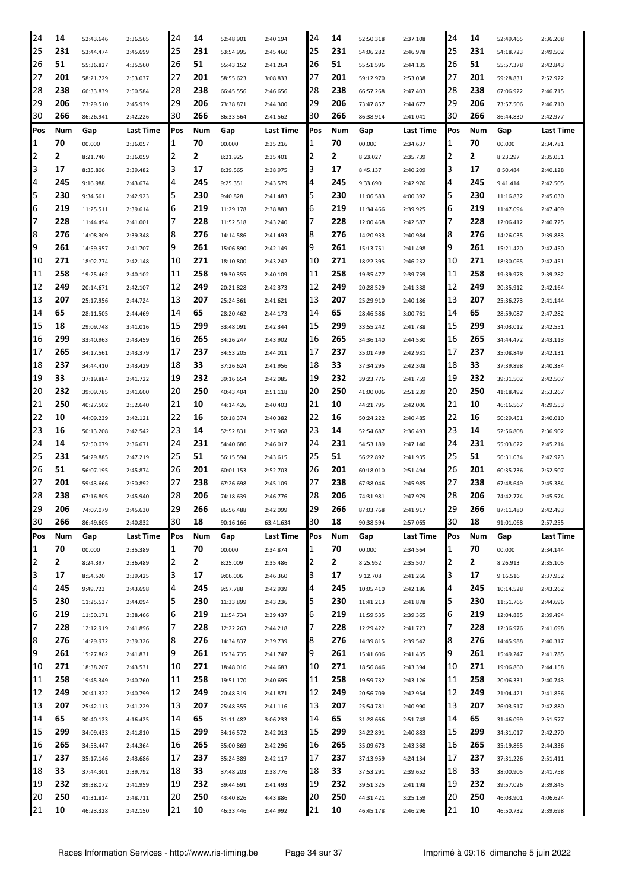| Pos | Num | Gap | Last Time | Pos | Num | Gap | Last Time | Pos | Num | Gap | Last Time | Pos | Num | Gap | Last Time |
|---|---|---|---|---|---|---|---|---|---|---|---|---|---|---|---|
| 24 | 14 | 52:43.646 | 2:36.565 | 24 | 14 | 52:48.901 | 2:40.194 | 24 | 14 | 52:50.318 | 2:37.108 | 24 | 14 | 52:49.465 | 2:36.208 |
| 25 | 231 | 53:44.474 | 2:45.699 | 25 | 231 | 53:54.995 | 2:45.460 | 25 | 231 | 54:06.282 | 2:46.978 | 25 | 231 | 54:18.723 | 2:49.502 |
| 26 | 51 | 55:36.827 | 4:35.560 | 26 | 51 | 55:43.152 | 2:41.264 | 26 | 51 | 55:51.596 | 2:44.135 | 26 | 51 | 55:57.378 | 2:42.843 |
| 27 | 201 | 58:21.729 | 2:53.037 | 27 | 201 | 58:55.623 | 3:08.833 | 27 | 201 | 59:12.970 | 2:53.038 | 27 | 201 | 59:28.831 | 2:52.922 |
| 28 | 238 | 66:33.839 | 2:50.584 | 28 | 238 | 66:45.556 | 2:46.656 | 28 | 238 | 66:57.268 | 2:47.403 | 28 | 238 | 67:06.922 | 2:46.715 |
| 29 | 206 | 73:29.510 | 2:45.939 | 29 | 206 | 73:38.871 | 2:44.300 | 29 | 206 | 73:47.857 | 2:44.677 | 29 | 206 | 73:57.506 | 2:46.710 |
| 30 | 266 | 86:26.941 | 2:42.226 | 30 | 266 | 86:33.564 | 2:41.562 | 30 | 266 | 86:38.914 | 2:41.041 | 30 | 266 | 86:44.830 | 2:42.977 |

| Pos | Num | Gap | Last Time | Pos | Num | Gap | Last Time | Pos | Num | Gap | Last Time | Pos | Num | Gap | Last Time |
|---|---|---|---|---|---|---|---|---|---|---|---|---|---|---|---|
| 1 | 70 | 00.000 | 2:36.057 | 1 | 70 | 00.000 | 2:35.216 | 1 | 70 | 00.000 | 2:34.637 | 1 | 70 | 00.000 | 2:34.781 |
| 2 | 2 | 8:21.740 | 2:36.059 | 2 | 2 | 8:21.925 | 2:35.401 | 2 | 2 | 8:23.027 | 2:35.739 | 2 | 2 | 8:23.297 | 2:35.051 |
| 3 | 17 | 8:35.806 | 2:39.482 | 3 | 17 | 8:39.565 | 2:38.975 | 3 | 17 | 8:45.137 | 2:40.209 | 3 | 17 | 8:50.484 | 2:40.128 |
| 4 | 245 | 9:16.988 | 2:43.674 | 4 | 245 | 9:25.351 | 2:43.579 | 4 | 245 | 9:33.690 | 2:42.976 | 4 | 245 | 9:41.414 | 2:42.505 |
| 5 | 230 | 9:34.561 | 2:42.923 | 5 | 230 | 9:40.828 | 2:41.483 | 5 | 230 | 11:06.583 | 4:00.392 | 5 | 230 | 11:16.832 | 2:45.030 |
| 6 | 219 | 11:25.511 | 2:39.614 | 6 | 219 | 11:29.178 | 2:38.883 | 6 | 219 | 11:34.466 | 2:39.925 | 6 | 219 | 11:47.094 | 2:47.409 |
| 7 | 228 | 11:44.494 | 2:41.001 | 7 | 228 | 11:52.518 | 2:43.240 | 7 | 228 | 12:00.468 | 2:42.587 | 7 | 228 | 12:06.412 | 2:40.725 |
| 8 | 276 | 14:08.309 | 2:39.348 | 8 | 276 | 14:14.586 | 2:41.493 | 8 | 276 | 14:20.933 | 2:40.984 | 8 | 276 | 14:26.035 | 2:39.883 |
| 9 | 261 | 14:59.957 | 2:41.707 | 9 | 261 | 15:06.890 | 2:42.149 | 9 | 261 | 15:13.751 | 2:41.498 | 9 | 261 | 15:21.420 | 2:42.450 |
| 10 | 271 | 18:02.774 | 2:42.148 | 10 | 271 | 18:10.800 | 2:43.242 | 10 | 271 | 18:22.395 | 2:46.232 | 10 | 271 | 18:30.065 | 2:42.451 |
| 11 | 258 | 19:25.462 | 2:40.102 | 11 | 258 | 19:30.355 | 2:40.109 | 11 | 258 | 19:35.477 | 2:39.759 | 11 | 258 | 19:39.978 | 2:39.282 |
| 12 | 249 | 20:14.671 | 2:42.107 | 12 | 249 | 20:21.828 | 2:42.373 | 12 | 249 | 20:28.529 | 2:41.338 | 12 | 249 | 20:35.912 | 2:42.164 |
| 13 | 207 | 25:17.956 | 2:44.724 | 13 | 207 | 25:24.361 | 2:41.621 | 13 | 207 | 25:29.910 | 2:40.186 | 13 | 207 | 25:36.273 | 2:41.144 |
| 14 | 65 | 28:11.505 | 2:44.469 | 14 | 65 | 28:20.462 | 2:44.173 | 14 | 65 | 28:46.586 | 3:00.761 | 14 | 65 | 28:59.087 | 2:47.282 |
| 15 | 18 | 29:09.748 | 3:41.016 | 15 | 299 | 33:48.091 | 2:42.344 | 15 | 299 | 33:55.242 | 2:41.788 | 15 | 299 | 34:03.012 | 2:42.551 |
| 16 | 299 | 33:40.963 | 2:43.459 | 16 | 265 | 34:26.247 | 2:43.902 | 16 | 265 | 34:36.140 | 2:44.530 | 16 | 265 | 34:44.472 | 2:43.113 |
| 17 | 265 | 34:17.561 | 2:43.379 | 17 | 237 | 34:53.205 | 2:44.011 | 17 | 237 | 35:01.499 | 2:42.931 | 17 | 237 | 35:08.849 | 2:42.131 |
| 18 | 237 | 34:44.410 | 2:43.429 | 18 | 33 | 37:26.624 | 2:41.956 | 18 | 33 | 37:34.295 | 2:42.308 | 18 | 33 | 37:39.898 | 2:40.384 |
| 19 | 33 | 37:19.884 | 2:41.722 | 19 | 232 | 39:16.654 | 2:42.085 | 19 | 232 | 39:23.776 | 2:41.759 | 19 | 232 | 39:31.502 | 2:42.507 |
| 20 | 232 | 39:09.785 | 2:41.600 | 20 | 250 | 40:43.404 | 2:51.118 | 20 | 250 | 41:00.006 | 2:51.239 | 20 | 250 | 41:18.492 | 2:53.267 |
| 21 | 250 | 40:27.502 | 2:52.640 | 21 | 10 | 44:14.426 | 2:40.403 | 21 | 10 | 44:21.795 | 2:42.006 | 21 | 10 | 46:16.567 | 4:29.553 |
| 22 | 10 | 44:09.239 | 2:42.121 | 22 | 16 | 50:18.374 | 2:40.382 | 22 | 16 | 50:24.222 | 2:40.485 | 22 | 16 | 50:29.451 | 2:40.010 |
| 23 | 16 | 50:13.208 | 2:42.542 | 23 | 14 | 52:52.831 | 2:37.968 | 23 | 14 | 52:54.687 | 2:36.493 | 23 | 14 | 52:56.808 | 2:36.902 |
| 24 | 14 | 52:50.079 | 2:36.671 | 24 | 231 | 54:40.686 | 2:46.017 | 24 | 231 | 54:53.189 | 2:47.140 | 24 | 231 | 55:03.622 | 2:45.214 |
| 25 | 231 | 54:29.885 | 2:47.219 | 25 | 51 | 56:15.594 | 2:43.615 | 25 | 51 | 56:22.892 | 2:41.935 | 25 | 51 | 56:31.034 | 2:42.923 |
| 26 | 51 | 56:07.195 | 2:45.874 | 26 | 201 | 60:01.153 | 2:52.703 | 26 | 201 | 60:18.010 | 2:51.494 | 26 | 201 | 60:35.736 | 2:52.507 |
| 27 | 201 | 59:43.666 | 2:50.892 | 27 | 238 | 67:26.698 | 2:45.109 | 27 | 238 | 67:38.046 | 2:45.985 | 27 | 238 | 67:48.649 | 2:45.384 |
| 28 | 238 | 67:16.805 | 2:45.940 | 28 | 206 | 74:18.639 | 2:46.776 | 28 | 206 | 74:31.981 | 2:47.979 | 28 | 206 | 74:42.774 | 2:45.574 |
| 29 | 206 | 74:07.079 | 2:45.630 | 29 | 266 | 86:56.488 | 2:42.099 | 29 | 266 | 87:03.768 | 2:41.917 | 29 | 266 | 87:11.480 | 2:42.493 |
| 30 | 266 | 86:49.605 | 2:40.832 | 30 | 18 | 90:16.166 | 63:41.634 | 30 | 18 | 90:38.594 | 2:57.065 | 30 | 18 | 91:01.068 | 2:57.255 |

| Pos | Num | Gap | Last Time | Pos | Num | Gap | Last Time | Pos | Num | Gap | Last Time | Pos | Num | Gap | Last Time |
|---|---|---|---|---|---|---|---|---|---|---|---|---|---|---|---|
| 1 | 70 | 00.000 | 2:35.389 | 1 | 70 | 00.000 | 2:34.874 | 1 | 70 | 00.000 | 2:34.564 | 1 | 70 | 00.000 | 2:34.144 |
| 2 | 2 | 8:24.397 | 2:36.489 | 2 | 2 | 8:25.009 | 2:35.486 | 2 | 2 | 8:25.952 | 2:35.507 | 2 | 2 | 8:26.913 | 2:35.105 |
| 3 | 17 | 8:54.520 | 2:39.425 | 3 | 17 | 9:06.006 | 2:46.360 | 3 | 17 | 9:12.708 | 2:41.266 | 3 | 17 | 9:16.516 | 2:37.952 |
| 4 | 245 | 9:49.723 | 2:43.698 | 4 | 245 | 9:57.788 | 2:42.939 | 4 | 245 | 10:05.410 | 2:42.186 | 4 | 245 | 10:14.528 | 2:43.262 |
| 5 | 230 | 11:25.537 | 2:44.094 | 5 | 230 | 11:33.899 | 2:43.236 | 5 | 230 | 11:41.213 | 2:41.878 | 5 | 230 | 11:51.765 | 2:44.696 |
| 6 | 219 | 11:50.171 | 2:38.466 | 6 | 219 | 11:54.734 | 2:39.437 | 6 | 219 | 11:59.535 | 2:39.365 | 6 | 219 | 12:04.885 | 2:39.494 |
| 7 | 228 | 12:12.919 | 2:41.896 | 7 | 228 | 12:22.263 | 2:44.218 | 7 | 228 | 12:29.422 | 2:41.723 | 7 | 228 | 12:36.976 | 2:41.698 |
| 8 | 276 | 14:29.972 | 2:39.326 | 8 | 276 | 14:34.837 | 2:39.739 | 8 | 276 | 14:39.815 | 2:39.542 | 8 | 276 | 14:45.988 | 2:40.317 |
| 9 | 261 | 15:27.862 | 2:41.831 | 9 | 261 | 15:34.735 | 2:41.747 | 9 | 261 | 15:41.606 | 2:41.435 | 9 | 261 | 15:49.247 | 2:41.785 |
| 10 | 271 | 18:38.207 | 2:43.531 | 10 | 271 | 18:48.016 | 2:44.683 | 10 | 271 | 18:56.846 | 2:43.394 | 10 | 271 | 19:06.860 | 2:44.158 |
| 11 | 258 | 19:45.349 | 2:40.760 | 11 | 258 | 19:51.170 | 2:40.695 | 11 | 258 | 19:59.732 | 2:43.126 | 11 | 258 | 20:06.331 | 2:40.743 |
| 12 | 249 | 20:41.322 | 2:40.799 | 12 | 249 | 20:48.319 | 2:41.871 | 12 | 249 | 20:56.709 | 2:42.954 | 12 | 249 | 21:04.421 | 2:41.856 |
| 13 | 207 | 25:42.113 | 2:41.229 | 13 | 207 | 25:48.355 | 2:41.116 | 13 | 207 | 25:54.781 | 2:40.990 | 13 | 207 | 26:03.517 | 2:42.880 |
| 14 | 65 | 30:40.123 | 4:16.425 | 14 | 65 | 31:11.482 | 3:06.233 | 14 | 65 | 31:28.666 | 2:51.748 | 14 | 65 | 31:46.099 | 2:51.577 |
| 15 | 299 | 34:09.433 | 2:41.810 | 15 | 299 | 34:16.572 | 2:42.013 | 15 | 299 | 34:22.891 | 2:40.883 | 15 | 299 | 34:31.017 | 2:42.270 |
| 16 | 265 | 34:53.447 | 2:44.364 | 16 | 265 | 35:00.869 | 2:42.296 | 16 | 265 | 35:09.673 | 2:43.368 | 16 | 265 | 35:19.865 | 2:44.336 |
| 17 | 237 | 35:17.146 | 2:43.686 | 17 | 237 | 35:24.389 | 2:42.117 | 17 | 237 | 37:13.959 | 4:24.134 | 17 | 237 | 37:31.226 | 2:51.411 |
| 18 | 33 | 37:44.301 | 2:39.792 | 18 | 33 | 37:48.203 | 2:38.776 | 18 | 33 | 37:53.291 | 2:39.652 | 18 | 33 | 38:00.905 | 2:41.758 |
| 19 | 232 | 39:38.072 | 2:41.959 | 19 | 232 | 39:44.691 | 2:41.493 | 19 | 232 | 39:51.325 | 2:41.198 | 19 | 232 | 39:57.026 | 2:39.845 |
| 20 | 250 | 41:31.814 | 2:48.711 | 20 | 250 | 43:40.826 | 4:43.886 | 20 | 250 | 44:31.421 | 3:25.159 | 20 | 250 | 46:03.901 | 4:06.624 |
| 21 | 10 | 46:23.328 | 2:42.150 | 21 | 10 | 46:33.446 | 2:44.992 | 21 | 10 | 46:45.178 | 2:46.296 | 21 | 10 | 46:50.732 | 2:39.698 |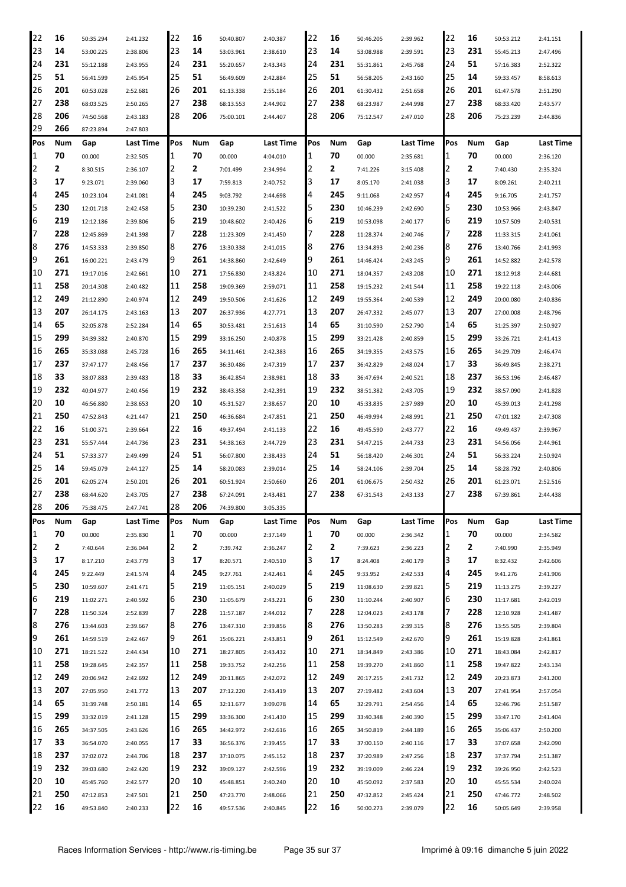| Pos | Num | Gap | Last Time | Pos | Num | Gap | Last Time | Pos | Num | Gap | Last Time | Pos | Num | Gap | Last Time |
|---|---|---|---|---|---|---|---|---|---|---|---|---|---|---|---|
| 22 | 16 | 50:35.294 | 2:41.232 | 22 | 16 | 50:40.807 | 2:40.387 | 22 | 16 | 50:46.205 | 2:39.962 | 22 | 16 | 50:53.212 | 2:41.151 |
| 23 | 14 | 53:00.225 | 2:38.806 | 23 | 14 | 53:03.961 | 2:38.610 | 23 | 14 | 53:08.988 | 2:39.591 | 23 | 231 | 55:45.213 | 2:47.496 |
| 24 | 231 | 55:12.188 | 2:43.955 | 24 | 231 | 55:20.657 | 2:43.343 | 24 | 231 | 55:31.861 | 2:45.768 | 24 | 51 | 57:16.383 | 2:52.322 |
| 25 | 51 | 56:41.599 | 2:45.954 | 25 | 51 | 56:49.609 | 2:42.884 | 25 | 51 | 56:58.205 | 2:43.160 | 25 | 14 | 59:33.457 | 8:58.613 |
| 26 | 201 | 60:53.028 | 2:52.681 | 26 | 201 | 61:13.338 | 2:55.184 | 26 | 201 | 61:30.432 | 2:51.658 | 26 | 201 | 61:47.578 | 2:51.290 |
| 27 | 238 | 68:03.525 | 2:50.265 | 27 | 238 | 68:13.553 | 2:44.902 | 27 | 238 | 68:23.987 | 2:44.998 | 27 | 238 | 68:33.420 | 2:43.577 |
| 28 | 206 | 74:50.568 | 2:43.183 | 28 | 206 | 75:00.101 | 2:44.407 | 28 | 206 | 75:12.547 | 2:47.010 | 28 | 206 | 75:23.239 | 2:44.836 |
| 29 | 266 | 87:23.894 | 2:47.803 | | | | | | | | | | | | |

| Pos | Num | Gap | Last Time | Pos | Num | Gap | Last Time | Pos | Num | Gap | Last Time | Pos | Num | Gap | Last Time |
|---|---|---|---|---|---|---|---|---|---|---|---|---|---|---|---|
| 1 | 70 | 00.000 | 2:32.505 | 1 | 70 | 00.000 | 4:04.010 | 1 | 70 | 00.000 | 2:35.681 | 1 | 70 | 00.000 | 2:36.120 |
| 2 | 2 | 8:30.515 | 2:36.107 | 2 | 2 | 7:01.499 | 2:34.994 | 2 | 2 | 7:41.226 | 3:15.408 | 2 | 2 | 7:40.430 | 2:35.324 |
| 3 | 17 | 9:23.071 | 2:39.060 | 3 | 17 | 7:59.813 | 2:40.752 | 3 | 17 | 8:05.170 | 2:41.038 | 3 | 17 | 8:09.261 | 2:40.211 |
| 4 | 245 | 10:23.104 | 2:41.081 | 4 | 245 | 9:03.792 | 2:44.698 | 4 | 245 | 9:11.068 | 2:42.957 | 4 | 245 | 9:16.705 | 2:41.757 |
| 5 | 230 | 12:01.718 | 2:42.458 | 5 | 230 | 10:39.230 | 2:41.522 | 5 | 230 | 10:46.239 | 2:42.690 | 5 | 230 | 10:53.966 | 2:43.847 |
| 6 | 219 | 12:12.186 | 2:39.806 | 6 | 219 | 10:48.602 | 2:40.426 | 6 | 219 | 10:53.098 | 2:40.177 | 6 | 219 | 10:57.509 | 2:40.531 |
| 7 | 228 | 12:45.869 | 2:41.398 | 7 | 228 | 11:23.309 | 2:41.450 | 7 | 228 | 11:28.374 | 2:40.746 | 7 | 228 | 11:33.315 | 2:41.061 |
| 8 | 276 | 14:53.333 | 2:39.850 | 8 | 276 | 13:30.338 | 2:41.015 | 8 | 276 | 13:34.893 | 2:40.236 | 8 | 276 | 13:40.766 | 2:41.993 |
| 9 | 261 | 16:00.221 | 2:43.479 | 9 | 261 | 14:38.860 | 2:42.649 | 9 | 261 | 14:46.424 | 2:43.245 | 9 | 261 | 14:52.882 | 2:42.578 |
| 10 | 271 | 19:17.016 | 2:42.661 | 10 | 271 | 17:56.830 | 2:43.824 | 10 | 271 | 18:04.357 | 2:43.208 | 10 | 271 | 18:12.918 | 2:44.681 |
| 11 | 258 | 20:14.308 | 2:40.482 | 11 | 258 | 19:09.369 | 2:59.071 | 11 | 258 | 19:15.232 | 2:41.544 | 11 | 258 | 19:22.118 | 2:43.006 |
| 12 | 249 | 21:12.890 | 2:40.974 | 12 | 249 | 19:50.506 | 2:41.626 | 12 | 249 | 19:55.364 | 2:40.539 | 12 | 249 | 20:00.080 | 2:40.836 |
| 13 | 207 | 26:14.175 | 2:43.163 | 13 | 207 | 26:37.936 | 4:27.771 | 13 | 207 | 26:47.332 | 2:45.077 | 13 | 207 | 27:00.008 | 2:48.796 |
| 14 | 65 | 32:05.878 | 2:52.284 | 14 | 65 | 30:53.481 | 2:51.613 | 14 | 65 | 31:10.590 | 2:52.790 | 14 | 65 | 31:25.397 | 2:50.927 |
| 15 | 299 | 34:39.382 | 2:40.870 | 15 | 299 | 33:16.250 | 2:40.878 | 15 | 299 | 33:21.428 | 2:40.859 | 15 | 299 | 33:26.721 | 2:41.413 |
| 16 | 265 | 35:33.088 | 2:45.728 | 16 | 265 | 34:11.461 | 2:42.383 | 16 | 265 | 34:19.355 | 2:43.575 | 16 | 265 | 34:29.709 | 2:46.474 |
| 17 | 237 | 37:47.177 | 2:48.456 | 17 | 237 | 36:30.486 | 2:47.319 | 17 | 237 | 36:42.829 | 2:48.024 | 17 | 33 | 36:49.845 | 2:38.271 |
| 18 | 33 | 38:07.883 | 2:39.483 | 18 | 33 | 36:42.854 | 2:38.981 | 18 | 33 | 36:47.694 | 2:40.521 | 18 | 237 | 36:53.196 | 2:46.487 |
| 19 | 232 | 40:04.977 | 2:40.456 | 19 | 232 | 38:43.358 | 2:42.391 | 19 | 232 | 38:51.382 | 2:43.705 | 19 | 232 | 38:57.090 | 2:41.828 |
| 20 | 10 | 46:56.880 | 2:38.653 | 20 | 10 | 45:31.527 | 2:38.657 | 20 | 10 | 45:33.835 | 2:37.989 | 20 | 10 | 45:39.013 | 2:41.298 |
| 21 | 250 | 47:52.843 | 4:21.447 | 21 | 250 | 46:36.684 | 2:47.851 | 21 | 250 | 46:49.994 | 2:48.991 | 21 | 250 | 47:01.182 | 2:47.308 |
| 22 | 16 | 51:00.371 | 2:39.664 | 22 | 16 | 49:37.494 | 2:41.133 | 22 | 16 | 49:45.590 | 2:43.777 | 22 | 16 | 49:49.437 | 2:39.967 |
| 23 | 231 | 55:57.444 | 2:44.736 | 23 | 231 | 54:38.163 | 2:44.729 | 23 | 231 | 54:47.215 | 2:44.733 | 23 | 231 | 54:56.056 | 2:44.961 |
| 24 | 51 | 57:33.377 | 2:49.499 | 24 | 51 | 56:07.800 | 2:38.433 | 24 | 51 | 56:18.420 | 2:46.301 | 24 | 51 | 56:33.224 | 2:50.924 |
| 25 | 14 | 59:45.079 | 2:44.127 | 25 | 14 | 58:20.083 | 2:39.014 | 25 | 14 | 58:24.106 | 2:39.704 | 25 | 14 | 58:28.792 | 2:40.806 |
| 26 | 201 | 62:05.274 | 2:50.201 | 26 | 201 | 60:51.924 | 2:50.660 | 26 | 201 | 61:06.675 | 2:50.432 | 26 | 201 | 61:23.071 | 2:52.516 |
| 27 | 238 | 68:44.620 | 2:43.705 | 27 | 238 | 67:24.091 | 2:43.481 | 27 | 238 | 67:31.543 | 2:43.133 | 27 | 238 | 67:39.861 | 2:44.438 |
| 28 | 206 | 75:38.475 | 2:47.741 | 28 | 206 | 74:39.800 | 3:05.335 | | | | | | | | |

| Pos | Num | Gap | Last Time | Pos | Num | Gap | Last Time | Pos | Num | Gap | Last Time | Pos | Num | Gap | Last Time |
|---|---|---|---|---|---|---|---|---|---|---|---|---|---|---|---|
| 1 | 70 | 00.000 | 2:35.830 | 1 | 70 | 00.000 | 2:37.149 | 1 | 70 | 00.000 | 2:36.342 | 1 | 70 | 00.000 | 2:34.582 |
| 2 | 2 | 7:40.644 | 2:36.044 | 2 | 2 | 7:39.742 | 2:36.247 | 2 | 2 | 7:39.623 | 2:36.223 | 2 | 2 | 7:40.990 | 2:35.949 |
| 3 | 17 | 8:17.210 | 2:43.779 | 3 | 17 | 8:20.571 | 2:40.510 | 3 | 17 | 8:24.408 | 2:40.179 | 3 | 17 | 8:32.432 | 2:42.606 |
| 4 | 245 | 9:22.449 | 2:41.574 | 4 | 245 | 9:27.761 | 2:42.461 | 4 | 245 | 9:33.952 | 2:42.533 | 4 | 245 | 9:41.276 | 2:41.906 |
| 5 | 230 | 10:59.607 | 2:41.471 | 5 | 219 | 11:05.151 | 2:40.029 | 5 | 219 | 11:08.630 | 2:39.821 | 5 | 219 | 11:13.275 | 2:39.227 |
| 6 | 219 | 11:02.271 | 2:40.592 | 6 | 230 | 11:05.679 | 2:43.221 | 6 | 230 | 11:10.244 | 2:40.907 | 6 | 230 | 11:17.681 | 2:42.019 |
| 7 | 228 | 11:50.324 | 2:52.839 | 7 | 228 | 11:57.187 | 2:44.012 | 7 | 228 | 12:04.023 | 2:43.178 | 7 | 228 | 12:10.928 | 2:41.487 |
| 8 | 276 | 13:44.603 | 2:39.667 | 8 | 276 | 13:47.310 | 2:39.856 | 8 | 276 | 13:50.283 | 2:39.315 | 8 | 276 | 13:55.505 | 2:39.804 |
| 9 | 261 | 14:59.519 | 2:42.467 | 9 | 261 | 15:06.221 | 2:43.851 | 9 | 261 | 15:12.549 | 2:42.670 | 9 | 261 | 15:19.828 | 2:41.861 |
| 10 | 271 | 18:21.522 | 2:44.434 | 10 | 271 | 18:27.805 | 2:43.432 | 10 | 271 | 18:34.849 | 2:43.386 | 10 | 271 | 18:43.084 | 2:42.817 |
| 11 | 258 | 19:28.645 | 2:42.357 | 11 | 258 | 19:33.752 | 2:42.256 | 11 | 258 | 19:39.270 | 2:41.860 | 11 | 258 | 19:47.822 | 2:43.134 |
| 12 | 249 | 20:06.942 | 2:42.692 | 12 | 249 | 20:11.865 | 2:42.072 | 12 | 249 | 20:17.255 | 2:41.732 | 12 | 249 | 20:23.873 | 2:41.200 |
| 13 | 207 | 27:05.950 | 2:41.772 | 13 | 207 | 27:12.220 | 2:43.419 | 13 | 207 | 27:19.482 | 2:43.604 | 13 | 207 | 27:41.954 | 2:57.054 |
| 14 | 65 | 31:39.748 | 2:50.181 | 14 | 65 | 32:11.677 | 3:09.078 | 14 | 65 | 32:29.791 | 2:54.456 | 14 | 65 | 32:46.796 | 2:51.587 |
| 15 | 299 | 33:32.019 | 2:41.128 | 15 | 299 | 33:36.300 | 2:41.430 | 15 | 299 | 33:40.348 | 2:40.390 | 15 | 299 | 33:47.170 | 2:41.404 |
| 16 | 265 | 34:37.505 | 2:43.626 | 16 | 265 | 34:42.972 | 2:42.616 | 16 | 265 | 34:50.819 | 2:44.189 | 16 | 265 | 35:06.437 | 2:50.200 |
| 17 | 33 | 36:54.070 | 2:40.055 | 17 | 33 | 36:56.376 | 2:39.455 | 17 | 33 | 37:00.150 | 2:40.116 | 17 | 33 | 37:07.658 | 2:42.090 |
| 18 | 237 | 37:02.072 | 2:44.706 | 18 | 237 | 37:10.075 | 2:45.152 | 18 | 237 | 37:20.989 | 2:47.256 | 18 | 237 | 37:37.794 | 2:51.387 |
| 19 | 232 | 39:03.680 | 2:42.420 | 19 | 232 | 39:09.127 | 2:42.596 | 19 | 232 | 39:19.009 | 2:46.224 | 19 | 232 | 39:26.950 | 2:42.523 |
| 20 | 10 | 45:45.760 | 2:42.577 | 20 | 10 | 45:48.851 | 2:40.240 | 20 | 10 | 45:50.092 | 2:37.583 | 20 | 10 | 45:55.534 | 2:40.024 |
| 21 | 250 | 47:12.853 | 2:47.501 | 21 | 250 | 47:23.770 | 2:48.066 | 21 | 250 | 47:32.852 | 2:45.424 | 21 | 250 | 47:46.772 | 2:48.502 |
| 22 | 16 | 49:53.840 | 2:40.233 | 22 | 16 | 49:57.536 | 2:40.845 | 22 | 16 | 50:00.273 | 2:39.079 | 22 | 16 | 50:05.649 | 2:39.958 |

Races Information Services - http://www.ris-timing.be    Imprimé à 09:16 dimanche 5 juin 2022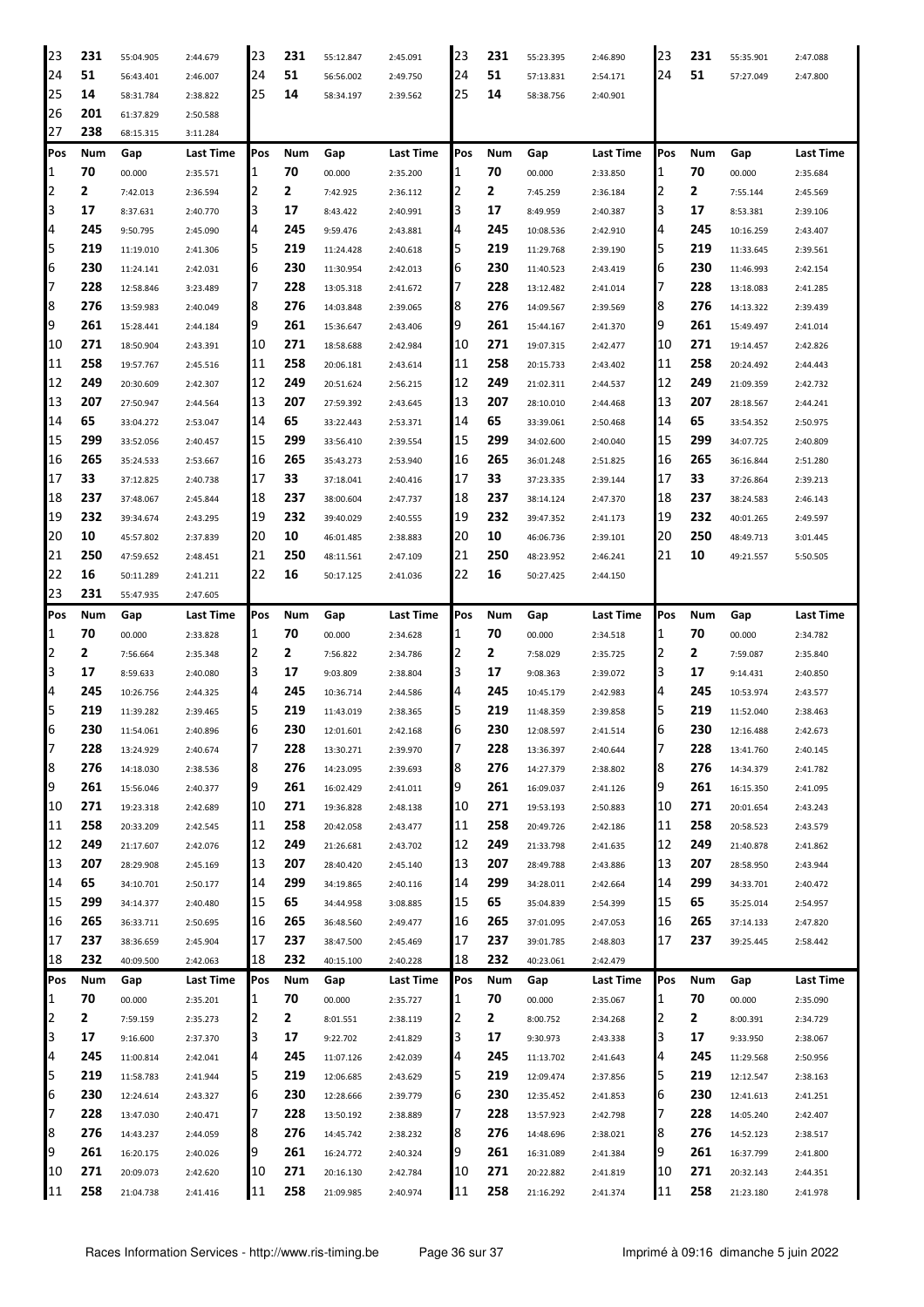| Pos | Num | Gap | Last Time | Pos | Num | Gap | Last Time | Pos | Num | Gap | Last Time | Pos | Num | Gap | Last Time |
|---|---|---|---|---|---|---|---|---|---|---|---|---|---|---|---|
| 23 | 231 | 55:04.905 | 2:44.679 | 23 | 231 | 55:12.847 | 2:45.091 | 23 | 231 | 55:23.395 | 2:46.890 | 23 | 231 | 55:35.901 | 2:47.088 |
| 24 | 51 | 56:43.401 | 2:46.007 | 24 | 51 | 56:56.002 | 2:49.750 | 24 | 51 | 57:13.831 | 2:54.171 | 24 | 51 | 57:27.049 | 2:47.800 |
| 25 | 14 | 58:31.784 | 2:38.822 | 25 | 14 | 58:34.197 | 2:39.562 | 25 | 14 | 58:38.756 | 2:40.901 | | | | |
| 26 | 201 | 61:37.829 | 2:50.588 | | | | | | | | | | | | |
| 27 | 238 | 68:15.315 | 3:11.284 | | | | | | | | | | | | |

| Pos | Num | Gap | Last Time | Pos | Num | Gap | Last Time | Pos | Num | Gap | Last Time | Pos | Num | Gap | Last Time |
|---|---|---|---|---|---|---|---|---|---|---|---|---|---|---|---|
| 1 | 70 | 00.000 | 2:35.571 | 1 | 70 | 00.000 | 2:35.200 | 1 | 70 | 00.000 | 2:33.850 | 1 | 70 | 00.000 | 2:35.684 |
| 2 | 2 | 7:42.013 | 2:36.594 | 2 | 2 | 7:42.925 | 2:36.112 | 2 | 2 | 7:45.259 | 2:36.184 | 2 | 2 | 7:55.144 | 2:45.569 |
| 3 | 17 | 8:37.631 | 2:40.770 | 3 | 17 | 8:43.422 | 2:40.991 | 3 | 17 | 8:49.959 | 2:40.387 | 3 | 17 | 8:53.381 | 2:39.106 |
| 4 | 245 | 9:50.795 | 2:45.090 | 4 | 245 | 9:59.476 | 2:43.881 | 4 | 245 | 10:08.536 | 2:42.910 | 4 | 245 | 10:16.259 | 2:43.407 |
| 5 | 219 | 11:19.010 | 2:41.306 | 5 | 219 | 11:24.428 | 2:40.618 | 5 | 219 | 11:29.768 | 2:39.190 | 5 | 219 | 11:33.645 | 2:39.561 |
| 6 | 230 | 11:24.141 | 2:42.031 | 6 | 230 | 11:30.954 | 2:42.013 | 6 | 230 | 11:40.523 | 2:43.419 | 6 | 230 | 11:46.993 | 2:42.154 |
| 7 | 228 | 12:58.846 | 3:23.489 | 7 | 228 | 13:05.318 | 2:41.672 | 7 | 228 | 13:12.482 | 2:41.014 | 7 | 228 | 13:18.083 | 2:41.285 |
| 8 | 276 | 13:59.983 | 2:40.049 | 8 | 276 | 14:03.848 | 2:39.065 | 8 | 276 | 14:09.567 | 2:39.569 | 8 | 276 | 14:13.322 | 2:39.439 |
| 9 | 261 | 15:28.441 | 2:44.184 | 9 | 261 | 15:36.647 | 2:43.406 | 9 | 261 | 15:44.167 | 2:41.370 | 9 | 261 | 15:49.497 | 2:41.014 |
| 10 | 271 | 18:50.904 | 2:43.391 | 10 | 271 | 18:58.688 | 2:42.984 | 10 | 271 | 19:07.315 | 2:42.477 | 10 | 271 | 19:14.457 | 2:42.826 |
| 11 | 258 | 19:57.767 | 2:45.516 | 11 | 258 | 20:06.181 | 2:43.614 | 11 | 258 | 20:15.733 | 2:43.402 | 11 | 258 | 20:24.492 | 2:44.443 |
| 12 | 249 | 20:30.609 | 2:42.307 | 12 | 249 | 20:51.624 | 2:56.215 | 12 | 249 | 21:02.311 | 2:44.537 | 12 | 249 | 21:09.359 | 2:42.732 |
| 13 | 207 | 27:50.947 | 2:44.564 | 13 | 207 | 27:59.392 | 2:43.645 | 13 | 207 | 28:10.010 | 2:44.468 | 13 | 207 | 28:18.567 | 2:44.241 |
| 14 | 65 | 33:04.272 | 2:53.047 | 14 | 65 | 33:22.443 | 2:53.371 | 14 | 65 | 33:39.061 | 2:50.468 | 14 | 65 | 33:54.352 | 2:50.975 |
| 15 | 299 | 33:52.056 | 2:40.457 | 15 | 299 | 33:56.410 | 2:39.554 | 15 | 299 | 34:02.600 | 2:40.040 | 15 | 299 | 34:07.725 | 2:40.809 |
| 16 | 265 | 35:24.533 | 2:53.667 | 16 | 265 | 35:43.273 | 2:53.940 | 16 | 265 | 36:01.248 | 2:51.825 | 16 | 265 | 36:16.844 | 2:51.280 |
| 17 | 33 | 37:12.825 | 2:40.738 | 17 | 33 | 37:18.041 | 2:40.416 | 17 | 33 | 37:23.335 | 2:39.144 | 17 | 33 | 37:26.864 | 2:39.213 |
| 18 | 237 | 37:48.067 | 2:45.844 | 18 | 237 | 38:00.604 | 2:47.737 | 18 | 237 | 38:14.124 | 2:47.370 | 18 | 237 | 38:24.583 | 2:46.143 |
| 19 | 232 | 39:34.674 | 2:43.295 | 19 | 232 | 39:40.029 | 2:40.555 | 19 | 232 | 39:47.352 | 2:41.173 | 19 | 232 | 40:01.265 | 2:49.597 |
| 20 | 10 | 45:57.802 | 2:37.839 | 20 | 10 | 46:01.485 | 2:38.883 | 20 | 10 | 46:06.736 | 2:39.101 | 20 | 250 | 48:49.713 | 3:01.445 |
| 21 | 250 | 47:59.652 | 2:48.451 | 21 | 250 | 48:11.561 | 2:47.109 | 21 | 250 | 48:23.952 | 2:46.241 | 21 | 10 | 49:21.557 | 5:50.505 |
| 22 | 16 | 50:11.289 | 2:41.211 | 22 | 16 | 50:17.125 | 2:41.036 | 22 | 16 | 50:27.425 | 2:44.150 | | | | |
| 23 | 231 | 55:47.935 | 2:47.605 | | | | | | | | | | | | |

| Pos | Num | Gap | Last Time | Pos | Num | Gap | Last Time | Pos | Num | Gap | Last Time | Pos | Num | Gap | Last Time |
|---|---|---|---|---|---|---|---|---|---|---|---|---|---|---|---|
| 1 | 70 | 00.000 | 2:33.828 | 1 | 70 | 00.000 | 2:34.628 | 1 | 70 | 00.000 | 2:34.518 | 1 | 70 | 00.000 | 2:34.782 |
| 2 | 2 | 7:56.664 | 2:35.348 | 2 | 2 | 7:56.822 | 2:34.786 | 2 | 2 | 7:58.029 | 2:35.725 | 2 | 2 | 7:59.087 | 2:35.840 |
| 3 | 17 | 8:59.633 | 2:40.080 | 3 | 17 | 9:03.809 | 2:38.804 | 3 | 17 | 9:08.363 | 2:39.072 | 3 | 17 | 9:14.431 | 2:40.850 |
| 4 | 245 | 10:26.756 | 2:44.325 | 4 | 245 | 10:36.714 | 2:44.586 | 4 | 245 | 10:45.179 | 2:42.983 | 4 | 245 | 10:53.974 | 2:43.577 |
| 5 | 219 | 11:39.282 | 2:39.465 | 5 | 219 | 11:43.019 | 2:38.365 | 5 | 219 | 11:48.359 | 2:39.858 | 5 | 219 | 11:52.040 | 2:38.463 |
| 6 | 230 | 11:54.061 | 2:40.896 | 6 | 230 | 12:01.601 | 2:42.168 | 6 | 230 | 12:08.597 | 2:41.514 | 6 | 230 | 12:16.488 | 2:42.673 |
| 7 | 228 | 13:24.929 | 2:40.674 | 7 | 228 | 13:30.271 | 2:39.970 | 7 | 228 | 13:36.397 | 2:40.644 | 7 | 228 | 13:41.760 | 2:40.145 |
| 8 | 276 | 14:18.030 | 2:38.536 | 8 | 276 | 14:23.095 | 2:39.693 | 8 | 276 | 14:27.379 | 2:38.802 | 8 | 276 | 14:34.379 | 2:41.782 |
| 9 | 261 | 15:56.046 | 2:40.377 | 9 | 261 | 16:02.429 | 2:41.011 | 9 | 261 | 16:09.037 | 2:41.126 | 9 | 261 | 16:15.350 | 2:41.095 |
| 10 | 271 | 19:23.318 | 2:42.689 | 10 | 271 | 19:36.828 | 2:48.138 | 10 | 271 | 19:53.193 | 2:50.883 | 10 | 271 | 20:01.654 | 2:43.243 |
| 11 | 258 | 20:33.209 | 2:42.545 | 11 | 258 | 20:42.058 | 2:43.477 | 11 | 258 | 20:49.726 | 2:42.186 | 11 | 258 | 20:58.523 | 2:43.579 |
| 12 | 249 | 21:17.607 | 2:42.076 | 12 | 249 | 21:26.681 | 2:43.702 | 12 | 249 | 21:33.798 | 2:41.635 | 12 | 249 | 21:40.878 | 2:41.862 |
| 13 | 207 | 28:29.908 | 2:45.169 | 13 | 207 | 28:40.420 | 2:45.140 | 13 | 207 | 28:49.788 | 2:43.886 | 13 | 207 | 28:58.950 | 2:43.944 |
| 14 | 65 | 34:10.701 | 2:50.177 | 14 | 299 | 34:19.865 | 2:40.116 | 14 | 299 | 34:28.011 | 2:42.664 | 14 | 299 | 34:33.701 | 2:40.472 |
| 15 | 299 | 34:14.377 | 2:40.480 | 15 | 65 | 34:44.958 | 3:08.885 | 15 | 65 | 35:04.839 | 2:54.399 | 15 | 65 | 35:25.014 | 2:54.957 |
| 16 | 265 | 36:33.711 | 2:50.695 | 16 | 265 | 36:48.560 | 2:49.477 | 16 | 265 | 37:01.095 | 2:47.053 | 16 | 265 | 37:14.133 | 2:47.820 |
| 17 | 237 | 38:36.659 | 2:45.904 | 17 | 237 | 38:47.500 | 2:45.469 | 17 | 237 | 39:01.785 | 2:48.803 | 17 | 237 | 39:25.445 | 2:58.442 |
| 18 | 232 | 40:09.500 | 2:42.063 | 18 | 232 | 40:15.100 | 2:40.228 | 18 | 232 | 40:23.061 | 2:42.479 | | | | |

| Pos | Num | Gap | Last Time | Pos | Num | Gap | Last Time | Pos | Num | Gap | Last Time | Pos | Num | Gap | Last Time |
|---|---|---|---|---|---|---|---|---|---|---|---|---|---|---|---|
| 1 | 70 | 00.000 | 2:35.201 | 1 | 70 | 00.000 | 2:35.727 | 1 | 70 | 00.000 | 2:35.067 | 1 | 70 | 00.000 | 2:35.090 |
| 2 | 2 | 7:59.159 | 2:35.273 | 2 | 2 | 8:01.551 | 2:38.119 | 2 | 2 | 8:00.752 | 2:34.268 | 2 | 2 | 8:00.391 | 2:34.729 |
| 3 | 17 | 9:16.600 | 2:37.370 | 3 | 17 | 9:22.702 | 2:41.829 | 3 | 17 | 9:30.973 | 2:43.338 | 3 | 17 | 9:33.950 | 2:38.067 |
| 4 | 245 | 11:00.814 | 2:42.041 | 4 | 245 | 11:07.126 | 2:42.039 | 4 | 245 | 11:13.702 | 2:41.643 | 4 | 245 | 11:29.568 | 2:50.956 |
| 5 | 219 | 11:58.783 | 2:41.944 | 5 | 219 | 12:06.685 | 2:43.629 | 5 | 219 | 12:09.474 | 2:37.856 | 5 | 219 | 12:12.547 | 2:38.163 |
| 6 | 230 | 12:24.614 | 2:43.327 | 6 | 230 | 12:28.666 | 2:39.779 | 6 | 230 | 12:35.452 | 2:41.853 | 6 | 230 | 12:41.613 | 2:41.251 |
| 7 | 228 | 13:47.030 | 2:40.471 | 7 | 228 | 13:50.192 | 2:38.889 | 7 | 228 | 13:57.923 | 2:42.798 | 7 | 228 | 14:05.240 | 2:42.407 |
| 8 | 276 | 14:43.237 | 2:44.059 | 8 | 276 | 14:45.742 | 2:38.232 | 8 | 276 | 14:48.696 | 2:38.021 | 8 | 276 | 14:52.123 | 2:38.517 |
| 9 | 261 | 16:20.175 | 2:40.026 | 9 | 261 | 16:24.772 | 2:40.324 | 9 | 261 | 16:31.089 | 2:41.384 | 9 | 261 | 16:37.799 | 2:41.800 |
| 10 | 271 | 20:09.073 | 2:42.620 | 10 | 271 | 20:16.130 | 2:42.784 | 10 | 271 | 20:22.882 | 2:41.819 | 10 | 271 | 20:32.143 | 2:44.351 |
| 11 | 258 | 21:04.738 | 2:41.416 | 11 | 258 | 21:09.985 | 2:40.974 | 11 | 258 | 21:16.292 | 2:41.374 | 11 | 258 | 21:23.180 | 2:41.978 |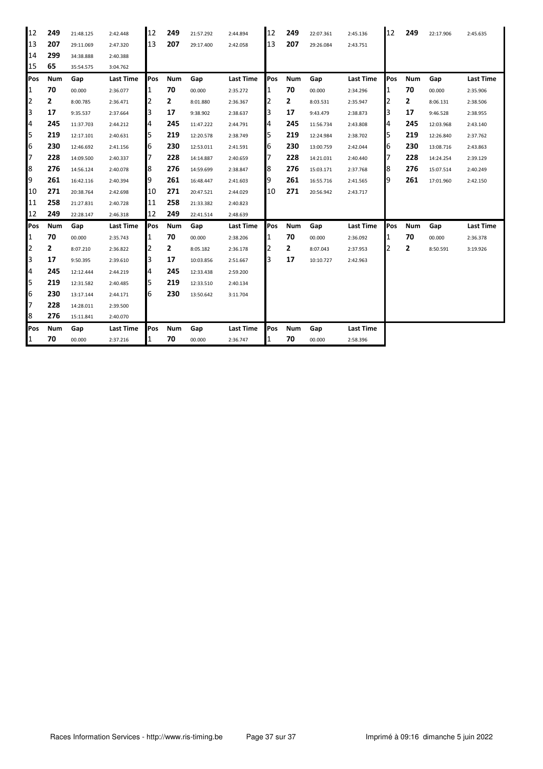| | | | | | | | | | | | | | | | |
|---|---|---|---|---|---|---|---|---|---|---|---|---|---|---|---|
| 12 | 249 | 21:48.125 | 2:42.448 | 12 | 249 | 21:57.292 | 2:44.894 | 12 | 249 | 22:07.361 | 2:45.136 | 12 | 249 | 22:17.906 | 2:45.635 |
| 13 | 207 | 29:11.069 | 2:47.320 | 13 | 207 | 29:17.400 | 2:42.058 | 13 | 207 | 29:26.084 | 2:43.751 | | | | |
| 14 | 299 | 34:38.888 | 2:40.388 | | | | | | | | | | | | |
| 15 | 65 | 35:54.575 | 3:04.762 | | | | | | | | | | | | |

| Pos | Num | Gap | Last Time | Pos | Num | Gap | Last Time | Pos | Num | Gap | Last Time | Pos | Num | Gap | Last Time |
|---|---|---|---|---|---|---|---|---|---|---|---|---|---|---|---|
| 1 | 70 | 00.000 | 2:36.077 | 1 | 70 | 00.000 | 2:35.272 | 1 | 70 | 00.000 | 2:34.296 | 1 | 70 | 00.000 | 2:35.906 |
| 2 | 2 | 8:00.785 | 2:36.471 | 2 | 2 | 8:01.880 | 2:36.367 | 2 | 2 | 8:03.531 | 2:35.947 | 2 | 2 | 8:06.131 | 2:38.506 |
| 3 | 17 | 9:35.537 | 2:37.664 | 3 | 17 | 9:38.902 | 2:38.637 | 3 | 17 | 9:43.479 | 2:38.873 | 3 | 17 | 9:46.528 | 2:38.955 |
| 4 | 245 | 11:37.703 | 2:44.212 | 4 | 245 | 11:47.222 | 2:44.791 | 4 | 245 | 11:56.734 | 2:43.808 | 4 | 245 | 12:03.968 | 2:43.140 |
| 5 | 219 | 12:17.101 | 2:40.631 | 5 | 219 | 12:20.578 | 2:38.749 | 5 | 219 | 12:24.984 | 2:38.702 | 5 | 219 | 12:26.840 | 2:37.762 |
| 6 | 230 | 12:46.692 | 2:41.156 | 6 | 230 | 12:53.011 | 2:41.591 | 6 | 230 | 13:00.759 | 2:42.044 | 6 | 230 | 13:08.716 | 2:43.863 |
| 7 | 228 | 14:09.500 | 2:40.337 | 7 | 228 | 14:14.887 | 2:40.659 | 7 | 228 | 14:21.031 | 2:40.440 | 7 | 228 | 14:24.254 | 2:39.129 |
| 8 | 276 | 14:56.124 | 2:40.078 | 8 | 276 | 14:59.699 | 2:38.847 | 8 | 276 | 15:03.171 | 2:37.768 | 8 | 276 | 15:07.514 | 2:40.249 |
| 9 | 261 | 16:42.116 | 2:40.394 | 9 | 261 | 16:48.447 | 2:41.603 | 9 | 261 | 16:55.716 | 2:41.565 | 9 | 261 | 17:01.960 | 2:42.150 |
| 10 | 271 | 20:38.764 | 2:42.698 | 10 | 271 | 20:47.521 | 2:44.029 | 10 | 271 | 20:56.942 | 2:43.717 | | | | |
| 11 | 258 | 21:27.831 | 2:40.728 | 11 | 258 | 21:33.382 | 2:40.823 | | | | | | | | |
| 12 | 249 | 22:28.147 | 2:46.318 | 12 | 249 | 22:41.514 | 2:48.639 | | | | | | | | |

| Pos | Num | Gap | Last Time | Pos | Num | Gap | Last Time | Pos | Num | Gap | Last Time | Pos | Num | Gap | Last Time |
|---|---|---|---|---|---|---|---|---|---|---|---|---|---|---|---|
| 1 | 70 | 00.000 | 2:35.743 | 1 | 70 | 00.000 | 2:38.206 | 1 | 70 | 00.000 | 2:36.092 | 1 | 70 | 00.000 | 2:36.378 |
| 2 | 2 | 8:07.210 | 2:36.822 | 2 | 2 | 8:05.182 | 2:36.178 | 2 | 2 | 8:07.043 | 2:37.953 | 2 | 2 | 8:50.591 | 3:19.926 |
| 3 | 17 | 9:50.395 | 2:39.610 | 3 | 17 | 10:03.856 | 2:51.667 | 3 | 17 | 10:10.727 | 2:42.963 | | | | |
| 4 | 245 | 12:12.444 | 2:44.219 | 4 | 245 | 12:33.438 | 2:59.200 | | | | | | | | |
| 5 | 219 | 12:31.582 | 2:40.485 | 5 | 219 | 12:33.510 | 2:40.134 | | | | | | | | |
| 6 | 230 | 13:17.144 | 2:44.171 | 6 | 230 | 13:50.642 | 3:11.704 | | | | | | | | |
| 7 | 228 | 14:28.011 | 2:39.500 | | | | | | | | | | | | |
| 8 | 276 | 15:11.841 | 2:40.070 | | | | | | | | | | | | |

| Pos | Num | Gap | Last Time | Pos | Num | Gap | Last Time | Pos | Num | Gap | Last Time |
|---|---|---|---|---|---|---|---|---|---|---|---|
| 1 | 70 | 00.000 | 2:37.216 | 1 | 70 | 00.000 | 2:36.747 | 1 | 70 | 00.000 | 2:58.396 |

Races Information Services - http://www.ris-timing.be Imprimé à 09:16 dimanche 5 juin 2022